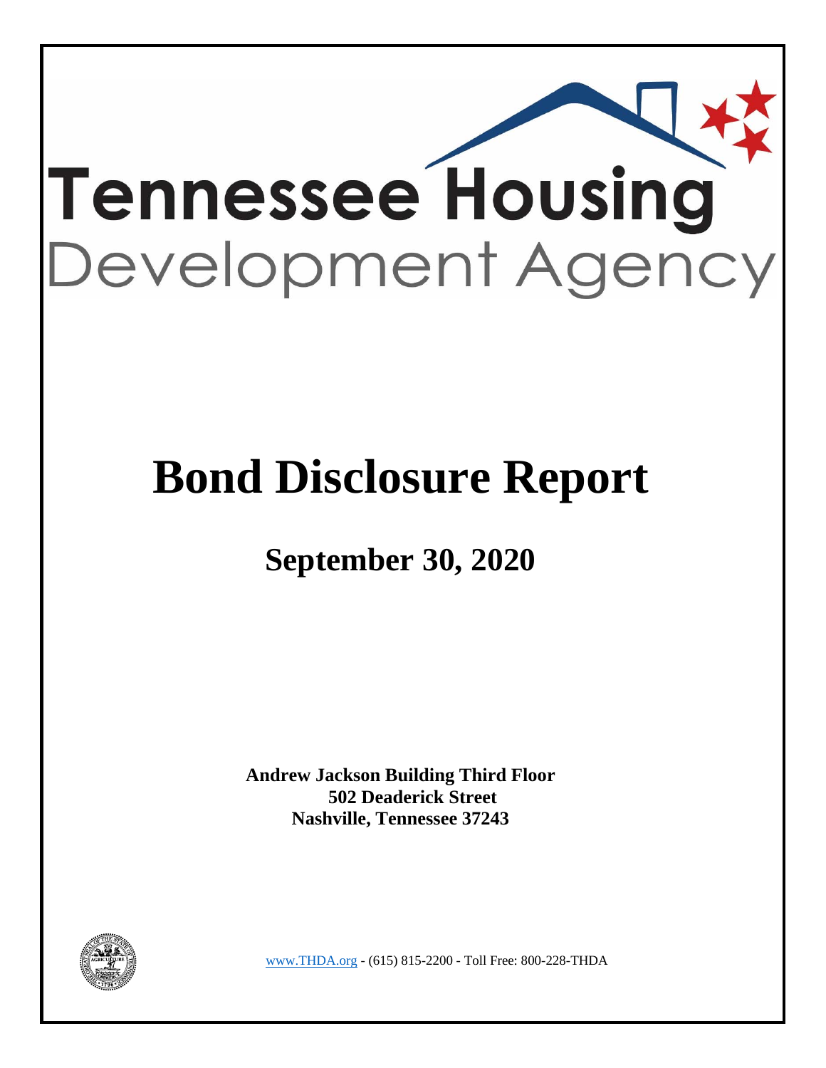# Tennessee Housing Development Agency

# Bond Disclosure Report

## September 30, 2020

**Andrew Jackson Building Third Floor**
**502 Deaderick Street**
**Nashville, Tennessee 37243**

www.THDA.org - (615) 815-2200 - Toll Free: 800-228-THDA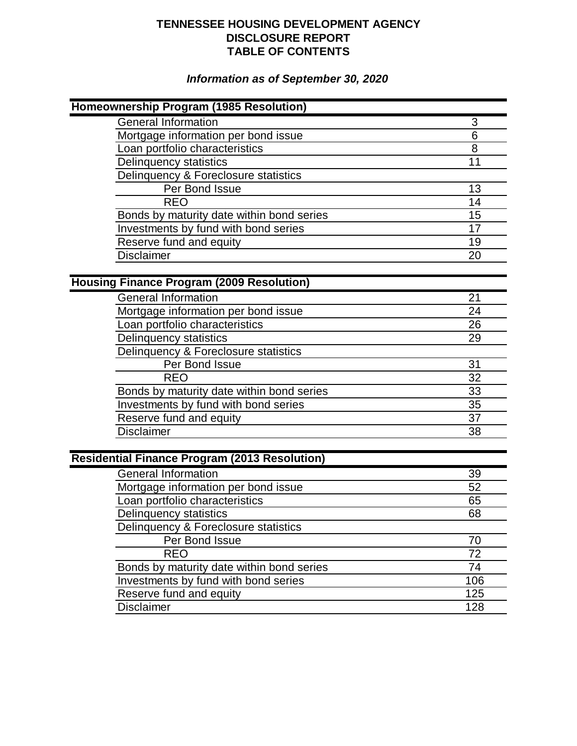# TENNESSEE HOUSING DEVELOPMENT AGENCY
# DISCLOSURE REPORT
# TABLE OF CONTENTS

***Information as of September 30, 2020***

| **Homeownership Program (1985 Resolution)** | |
|---|---|
| General Information | 3 |
| Mortgage information per bond issue | 6 |
| Loan portfolio characteristics | 8 |
| Delinquency statistics | 11 |
| Delinquency & Foreclosure statistics | |
| Per Bond Issue | 13 |
| REO | 14 |
| Bonds by maturity date within bond series | 15 |
| Investments by fund with bond series | 17 |
| Reserve fund and equity | 19 |
| Disclaimer | 20 |

| **Housing Finance Program (2009 Resolution)** | |
|---|---|
| General Information | 21 |
| Mortgage information per bond issue | 24 |
| Loan portfolio characteristics | 26 |
| Delinquency statistics | 29 |
| Delinquency & Foreclosure statistics | |
| Per Bond Issue | 31 |
| REO | 32 |
| Bonds by maturity date within bond series | 33 |
| Investments by fund with bond series | 35 |
| Reserve fund and equity | 37 |
| Disclaimer | 38 |

| **Residential Finance Program (2013 Resolution)** | |
|---|---|
| General Information | 39 |
| Mortgage information per bond issue | 52 |
| Loan portfolio characteristics | 65 |
| Delinquency statistics | 68 |
| Delinquency & Foreclosure statistics | |
| Per Bond Issue | 70 |
| REO | 72 |
| Bonds by maturity date within bond series | 74 |
| Investments by fund with bond series | 106 |
| Reserve fund and equity | 125 |
| Disclaimer | 128 |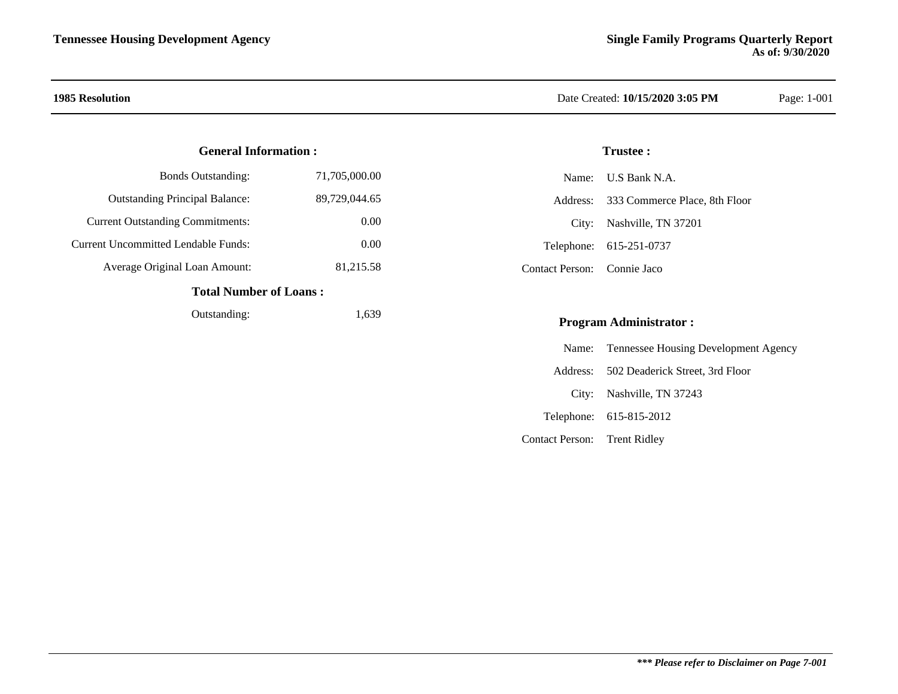**1985 Resolution**

Date Created: **10/15/2020 3:05 PM**

### General Information :

| | |
|---|---|
| Bonds Outstanding: | 71,705,000.00 |
| Outstanding Principal Balance: | 89,729,044.65 |
| Current Outstanding Commitments: | 0.00 |
| Current Uncommitted Lendable Funds: | 0.00 |
| Average Original Loan Amount: | 81,215.58 |

### Total Number of Loans :

| | |
|---|---|
| Outstanding: | 1,639 |

### Trustee :

| | |
|---|---|
| Name: | U.S Bank N.A. |
| Address: | 333 Commerce Place, 8th Floor |
| City: | Nashville, TN 37201 |
| Telephone: | 615-251-0737 |
| Contact Person: | Connie Jaco |

### Program Administrator :

| | |
|---|---|
| Name: | Tennessee Housing Development Agency |
| Address: | 502 Deaderick Street, 3rd Floor |
| City: | Nashville, TN 37243 |
| Telephone: | 615-815-2012 |
| Contact Person: | Trent Ridley |

***\*\*\* Please refer to Disclaimer on Page 7-001***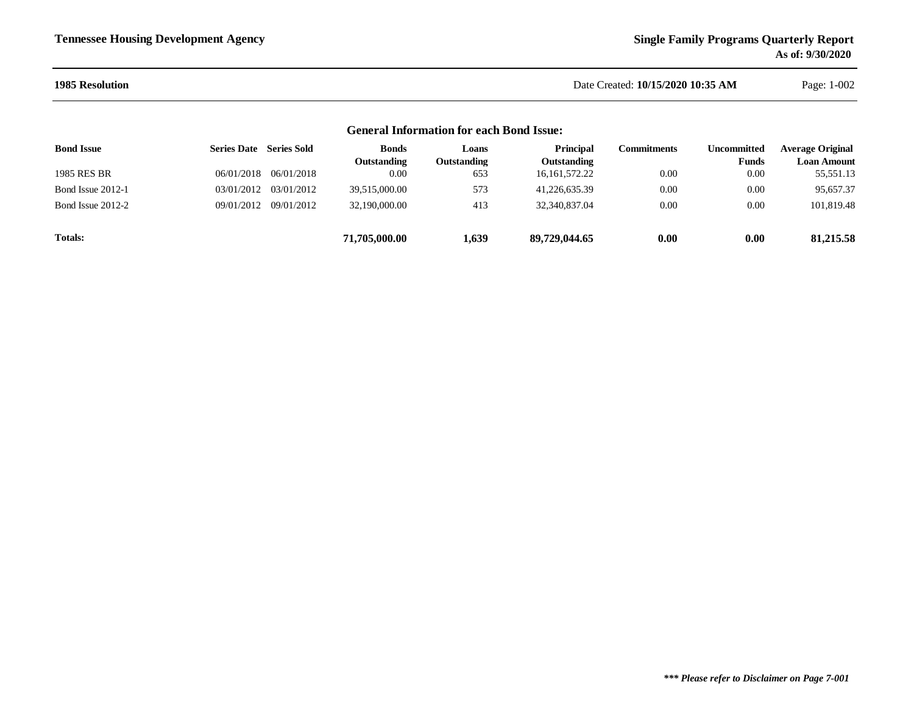**1985 Resolution**

## General Information for each Bond Issue:

| Bond Issue | Series Date | Series Sold | Bonds Outstanding | Loans Outstanding | Principal Outstanding | Commitments | Uncommitted Funds | Average Original Loan Amount |
|---|---|---|---|---|---|---|---|---|
| 1985 RES BR | 06/01/2018 | 06/01/2018 | 0.00 | 653 | 16,161,572.22 | 0.00 | 0.00 | 55,551.13 |
| Bond Issue 2012-1 | 03/01/2012 | 03/01/2012 | 39,515,000.00 | 573 | 41,226,635.39 | 0.00 | 0.00 | 95,657.37 |
| Bond Issue 2012-2 | 09/01/2012 | 09/01/2012 | 32,190,000.00 | 413 | 32,340,837.04 | 0.00 | 0.00 | 101,819.48 |
| **Totals:** | | | **71,705,000.00** | **1,639** | **89,729,044.65** | **0.00** | **0.00** | **81,215.58** |

***\*\*\* Please refer to Disclaimer on Page 7-001***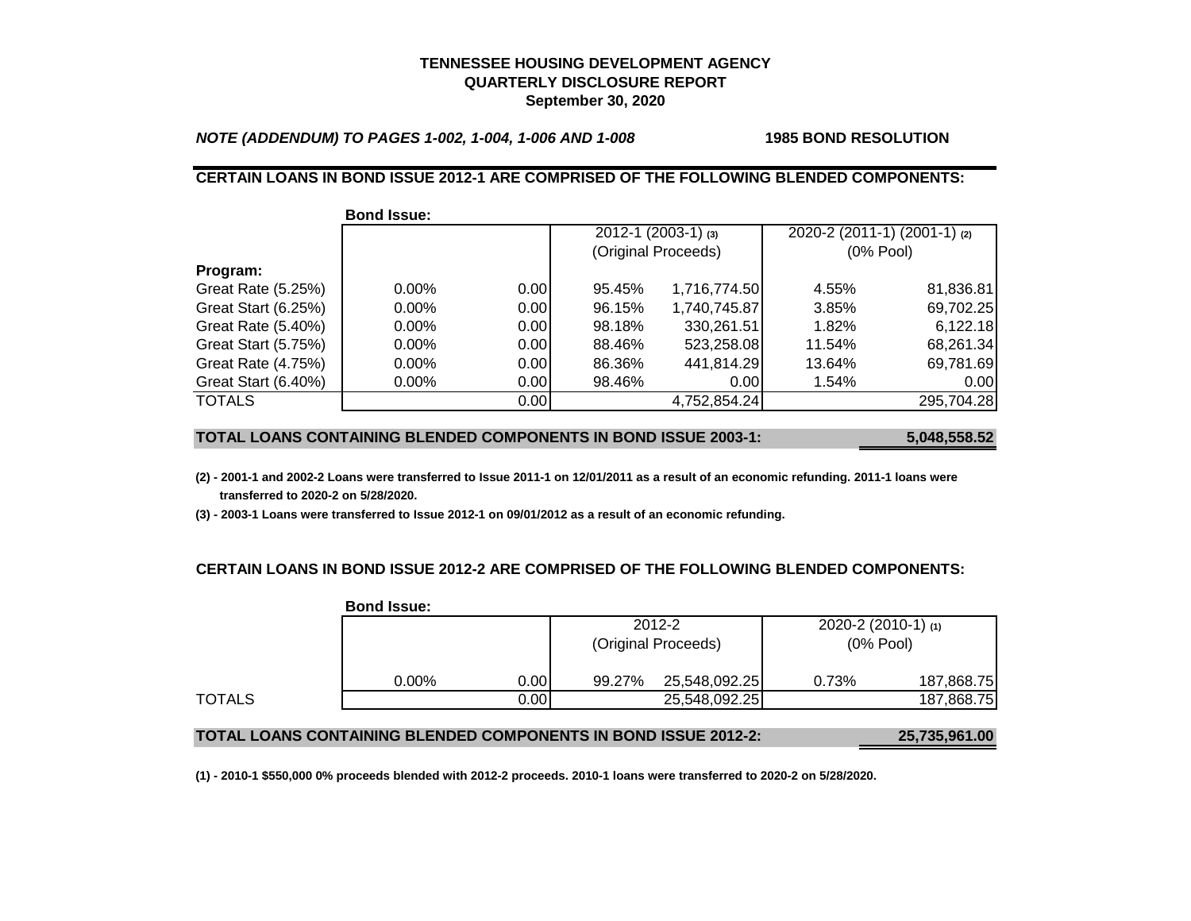**TENNESSEE HOUSING DEVELOPMENT AGENCY**
**QUARTERLY DISCLOSURE REPORT**
**September 30, 2020**

***NOTE (ADDENDUM) TO PAGES 1-002, 1-004, 1-006 AND 1-008*** **1985 BOND RESOLUTION**

**CERTAIN LOANS IN BOND ISSUE 2012-1 ARE COMPRISED OF THE FOLLOWING BLENDED COMPONENTS:**

| **Bond Issue:** | | | 2012-1 (2003-1) (3) (Original Proceeds) | | 2020-2 (2011-1) (2001-1) (2) (0% Pool) | |
|---|---|---|---|---|---|---|
| **Program:** | | | | | | |
| Great Rate (5.25%) | 0.00% | 0.00 | 95.45% | 1,716,774.50 | 4.55% | 81,836.81 |
| Great Start (6.25%) | 0.00% | 0.00 | 96.15% | 1,740,745.87 | 3.85% | 69,702.25 |
| Great Rate (5.40%) | 0.00% | 0.00 | 98.18% | 330,261.51 | 1.82% | 6,122.18 |
| Great Start (5.75%) | 0.00% | 0.00 | 88.46% | 523,258.08 | 11.54% | 68,261.34 |
| Great Rate (4.75%) | 0.00% | 0.00 | 86.36% | 441,814.29 | 13.64% | 69,781.69 |
| Great Start (6.40%) | 0.00% | 0.00 | 98.46% | 0.00 | 1.54% | 0.00 |
| TOTALS | | 0.00 | | 4,752,854.24 | | 295,704.28 |

**TOTAL LOANS CONTAINING BLENDED COMPONENTS IN BOND ISSUE 2003-1: 5,048,558.52**

**(2) - 2001-1 and 2002-2 Loans were transferred to Issue 2011-1 on 12/01/2011 as a result of an economic refunding. 2011-1 loans were transferred to 2020-2 on 5/28/2020.**

**(3) - 2003-1 Loans were transferred to Issue 2012-1 on 09/01/2012 as a result of an economic refunding.**

**CERTAIN LOANS IN BOND ISSUE 2012-2 ARE COMPRISED OF THE FOLLOWING BLENDED COMPONENTS:**

| **Bond Issue:** | | | 2012-2 (Original Proceeds) | | 2020-2 (2010-1) (1) (0% Pool) | |
|---|---|---|---|---|---|---|
| | 0.00% | 0.00 | 99.27% | 25,548,092.25 | 0.73% | 187,868.75 |
| TOTALS | | 0.00 | | 25,548,092.25 | | 187,868.75 |

**TOTAL LOANS CONTAINING BLENDED COMPONENTS IN BOND ISSUE 2012-2: 25,735,961.00**

**(1) - 2010-1 $550,000 0% proceeds blended with 2012-2 proceeds. 2010-1 loans were transferred to 2020-2 on 5/28/2020.**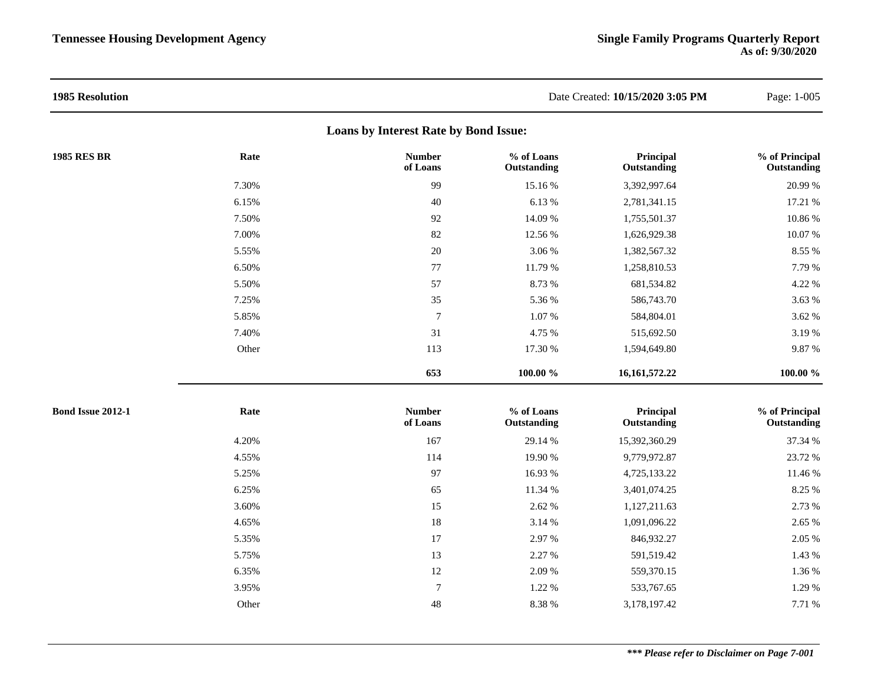**1985 Resolution** Date Created: **10/15/2020 3:05 PM**

## Loans by Interest Rate by Bond Issue:

**1985 RES BR**

| Rate | Number of Loans | % of Loans Outstanding | Principal Outstanding | % of Principal Outstanding |
|---|---|---|---|---|
| 7.30% | 99 | 15.16 % | 3,392,997.64 | 20.99 % |
| 6.15% | 40 | 6.13 % | 2,781,341.15 | 17.21 % |
| 7.50% | 92 | 14.09 % | 1,755,501.37 | 10.86 % |
| 7.00% | 82 | 12.56 % | 1,626,929.38 | 10.07 % |
| 5.55% | 20 | 3.06 % | 1,382,567.32 | 8.55 % |
| 6.50% | 77 | 11.79 % | 1,258,810.53 | 7.79 % |
| 5.50% | 57 | 8.73 % | 681,534.82 | 4.22 % |
| 7.25% | 35 | 5.36 % | 586,743.70 | 3.63 % |
| 5.85% | 7 | 1.07 % | 584,804.01 | 3.62 % |
| 7.40% | 31 | 4.75 % | 515,692.50 | 3.19 % |
| Other | 113 | 17.30 % | 1,594,649.80 | 9.87 % |
| | **653** | **100.00 %** | **16,161,572.22** | **100.00 %** |

**Bond Issue 2012-1**

| Rate | Number of Loans | % of Loans Outstanding | Principal Outstanding | % of Principal Outstanding |
|---|---|---|---|---|
| 4.20% | 167 | 29.14 % | 15,392,360.29 | 37.34 % |
| 4.55% | 114 | 19.90 % | 9,779,972.87 | 23.72 % |
| 5.25% | 97 | 16.93 % | 4,725,133.22 | 11.46 % |
| 6.25% | 65 | 11.34 % | 3,401,074.25 | 8.25 % |
| 3.60% | 15 | 2.62 % | 1,127,211.63 | 2.73 % |
| 4.65% | 18 | 3.14 % | 1,091,096.22 | 2.65 % |
| 5.35% | 17 | 2.97 % | 846,932.27 | 2.05 % |
| 5.75% | 13 | 2.27 % | 591,519.42 | 1.43 % |
| 6.35% | 12 | 2.09 % | 559,370.15 | 1.36 % |
| 3.95% | 7 | 1.22 % | 533,767.65 | 1.29 % |
| Other | 48 | 8.38 % | 3,178,197.42 | 7.71 % |

***\*\*\* Please refer to Disclaimer on Page 7-001***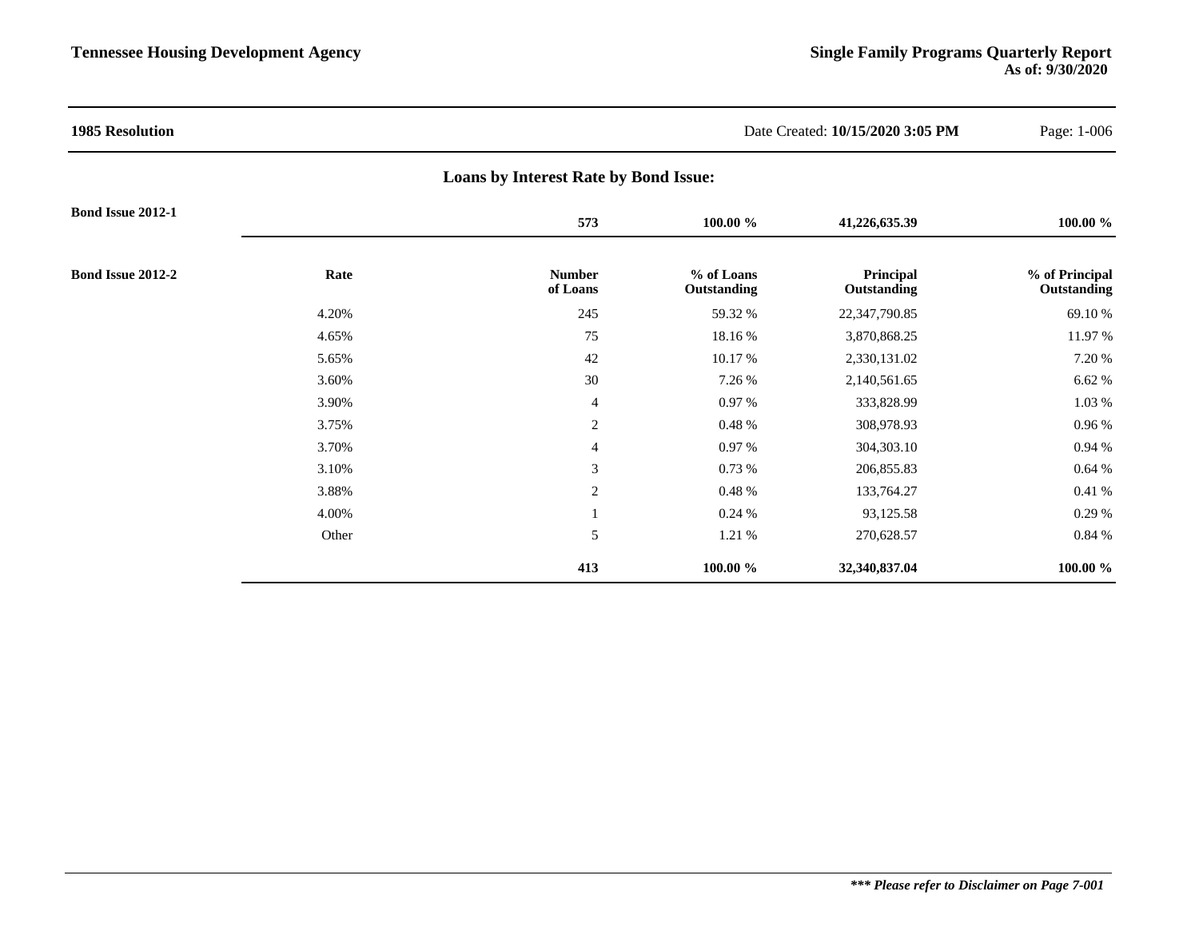**1985 Resolution**

Date Created: **10/15/2020 3:05 PM**

## Loans by Interest Rate by Bond Issue:

**Bond Issue 2012-1**

| | Number of Loans | % of Loans Outstanding | Principal Outstanding | % of Principal Outstanding |
|---|---|---|---|---|
| | **573** | **100.00 %** | **41,226,635.39** | **100.00 %** |

**Bond Issue 2012-2**

| Rate | Number of Loans | % of Loans Outstanding | Principal Outstanding | % of Principal Outstanding |
|---|---|---|---|---|
| 4.20% | 245 | 59.32 % | 22,347,790.85 | 69.10 % |
| 4.65% | 75 | 18.16 % | 3,870,868.25 | 11.97 % |
| 5.65% | 42 | 10.17 % | 2,330,131.02 | 7.20 % |
| 3.60% | 30 | 7.26 % | 2,140,561.65 | 6.62 % |
| 3.90% | 4 | 0.97 % | 333,828.99 | 1.03 % |
| 3.75% | 2 | 0.48 % | 308,978.93 | 0.96 % |
| 3.70% | 4 | 0.97 % | 304,303.10 | 0.94 % |
| 3.10% | 3 | 0.73 % | 206,855.83 | 0.64 % |
| 3.88% | 2 | 0.48 % | 133,764.27 | 0.41 % |
| 4.00% | 1 | 0.24 % | 93,125.58 | 0.29 % |
| Other | 5 | 1.21 % | 270,628.57 | 0.84 % |
| | **413** | **100.00 %** | **32,340,837.04** | **100.00 %** |

***\*\*\* Please refer to Disclaimer on Page 7-001***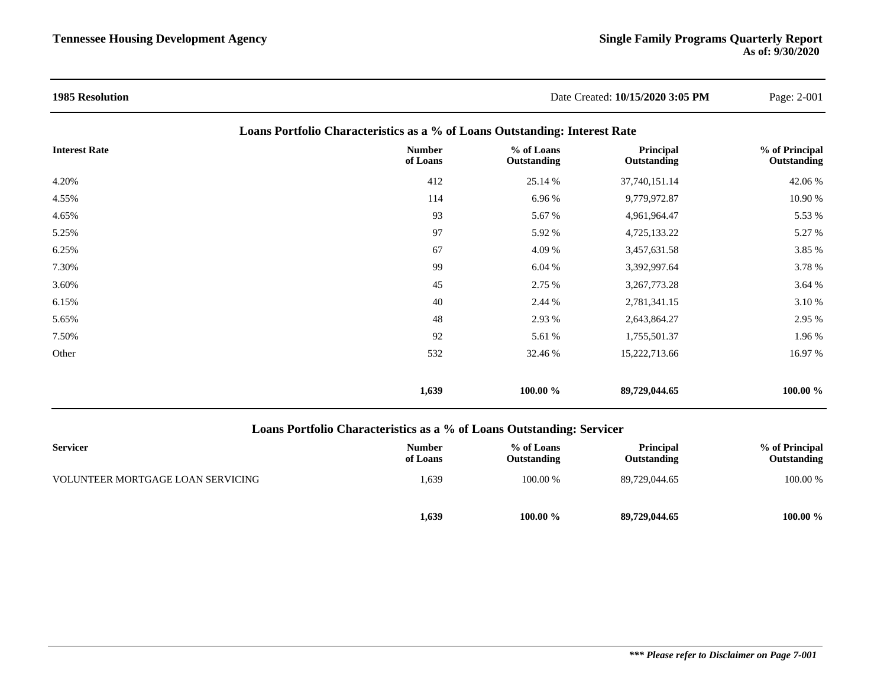**1985 Resolution** Date Created: **10/15/2020 3:05 PM** Page: 2-001

## Loans Portfolio Characteristics as a % of Loans Outstanding: Interest Rate

| Interest Rate | Number of Loans | % of Loans Outstanding | Principal Outstanding | % of Principal Outstanding |
|---|---|---|---|---|
| 4.20% | 412 | 25.14 % | 37,740,151.14 | 42.06 % |
| 4.55% | 114 | 6.96 % | 9,779,972.87 | 10.90 % |
| 4.65% | 93 | 5.67 % | 4,961,964.47 | 5.53 % |
| 5.25% | 97 | 5.92 % | 4,725,133.22 | 5.27 % |
| 6.25% | 67 | 4.09 % | 3,457,631.58 | 3.85 % |
| 7.30% | 99 | 6.04 % | 3,392,997.64 | 3.78 % |
| 3.60% | 45 | 2.75 % | 3,267,773.28 | 3.64 % |
| 6.15% | 40 | 2.44 % | 2,781,341.15 | 3.10 % |
| 5.65% | 48 | 2.93 % | 2,643,864.27 | 2.95 % |
| 7.50% | 92 | 5.61 % | 1,755,501.37 | 1.96 % |
| Other | 532 | 32.46 % | 15,222,713.66 | 16.97 % |
| | **1,639** | **100.00 %** | **89,729,044.65** | **100.00 %** |

## Loans Portfolio Characteristics as a % of Loans Outstanding: Servicer

| Servicer | Number of Loans | % of Loans Outstanding | Principal Outstanding | % of Principal Outstanding |
|---|---|---|---|---|
| VOLUNTEER MORTGAGE LOAN SERVICING | 1,639 | 100.00 % | 89,729,044.65 | 100.00 % |
| | **1,639** | **100.00 %** | **89,729,044.65** | **100.00 %** |

***\*\*\* Please refer to Disclaimer on Page 7-001***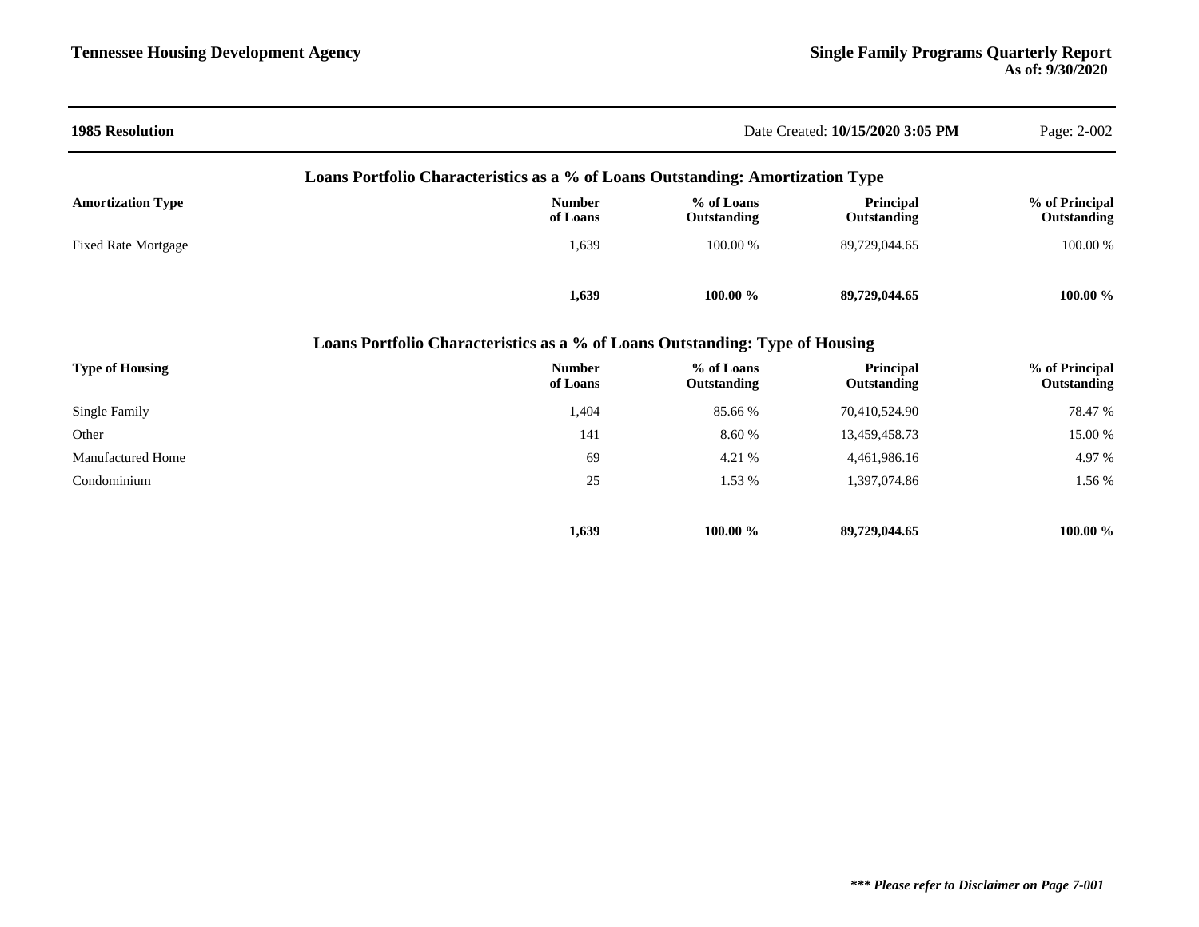**1985 Resolution**

Date Created: **10/15/2020 3:05 PM**

## Loans Portfolio Characteristics as a % of Loans Outstanding: Amortization Type

| Amortization Type | Number of Loans | % of Loans Outstanding | Principal Outstanding | % of Principal Outstanding |
|---|---|---|---|---|
| Fixed Rate Mortgage | 1,639 | 100.00 % | 89,729,044.65 | 100.00 % |
| | **1,639** | **100.00 %** | **89,729,044.65** | **100.00 %** |

## Loans Portfolio Characteristics as a % of Loans Outstanding: Type of Housing

| Type of Housing | Number of Loans | % of Loans Outstanding | Principal Outstanding | % of Principal Outstanding |
|---|---|---|---|---|
| Single Family | 1,404 | 85.66 % | 70,410,524.90 | 78.47 % |
| Other | 141 | 8.60 % | 13,459,458.73 | 15.00 % |
| Manufactured Home | 69 | 4.21 % | 4,461,986.16 | 4.97 % |
| Condominium | 25 | 1.53 % | 1,397,074.86 | 1.56 % |
| | **1,639** | **100.00 %** | **89,729,044.65** | **100.00 %** |

***\*\*\* Please refer to Disclaimer on Page 7-001***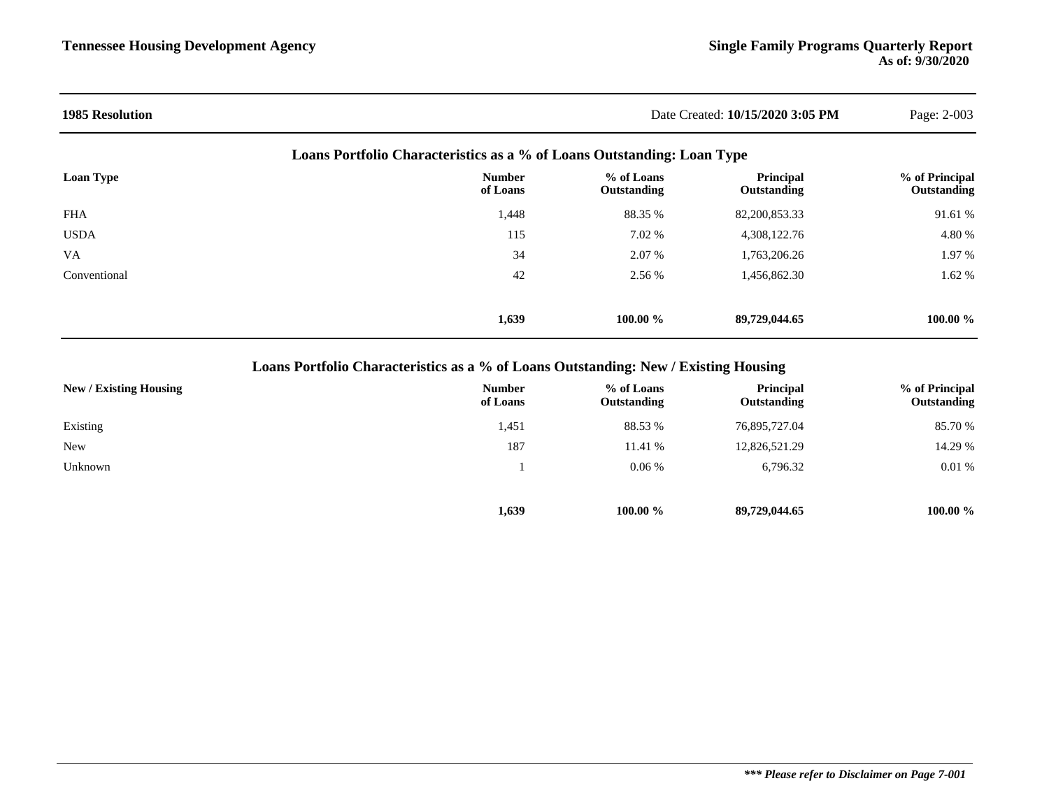## 1985 Resolution

Date Created: **10/15/2020 3:05 PM**

### Loans Portfolio Characteristics as a % of Loans Outstanding: Loan Type

| Loan Type | Number of Loans | % of Loans Outstanding | Principal Outstanding | % of Principal Outstanding |
|---|---|---|---|---|
| FHA | 1,448 | 88.35 % | 82,200,853.33 | 91.61 % |
| USDA | 115 | 7.02 % | 4,308,122.76 | 4.80 % |
| VA | 34 | 2.07 % | 1,763,206.26 | 1.97 % |
| Conventional | 42 | 2.56 % | 1,456,862.30 | 1.62 % |
| | **1,639** | **100.00 %** | **89,729,044.65** | **100.00 %** |

### Loans Portfolio Characteristics as a % of Loans Outstanding: New / Existing Housing

| New / Existing Housing | Number of Loans | % of Loans Outstanding | Principal Outstanding | % of Principal Outstanding |
|---|---|---|---|---|
| Existing | 1,451 | 88.53 % | 76,895,727.04 | 85.70 % |
| New | 187 | 11.41 % | 12,826,521.29 | 14.29 % |
| Unknown | 1 | 0.06 % | 6,796.32 | 0.01 % |
| | **1,639** | **100.00 %** | **89,729,044.65** | **100.00 %** |

***\*\*\* Please refer to Disclaimer on Page 7-001***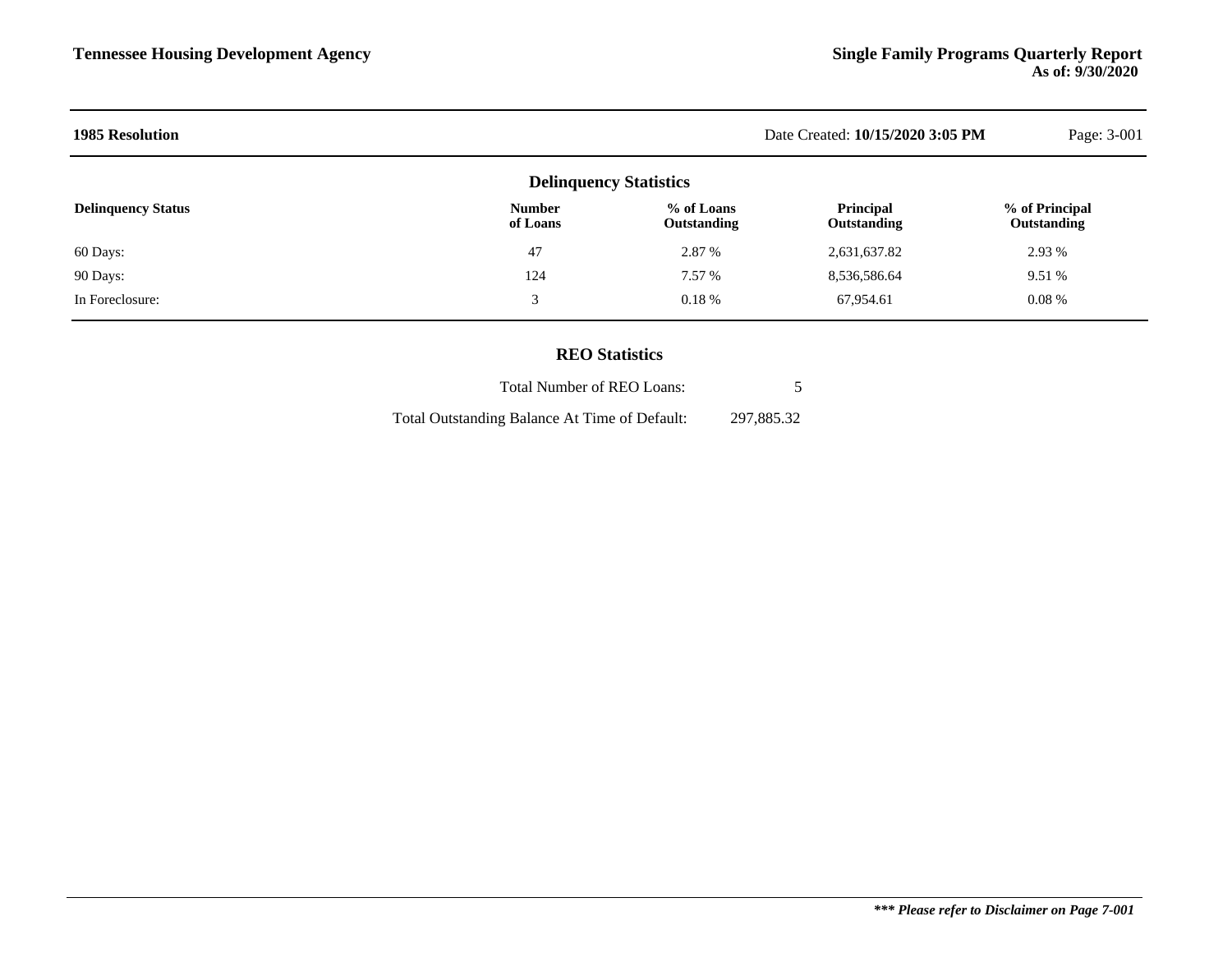## 1985 Resolution

Date Created: **10/15/2020 3:05 PM**

### Delinquency Statistics

| Delinquency Status | Number of Loans | % of Loans Outstanding | Principal Outstanding | % of Principal Outstanding |
|---|---|---|---|---|
| 60 Days: | 47 | 2.87 % | 2,631,637.82 | 2.93 % |
| 90 Days: | 124 | 7.57 % | 8,536,586.64 | 9.51 % |
| In Foreclosure: | 3 | 0.18 % | 67,954.61 | 0.08 % |

### REO Statistics

| | |
|---|---|
| Total Number of REO Loans: | 5 |
| Total Outstanding Balance At Time of Default: | 297,885.32 |

***\*\*\* Please refer to Disclaimer on Page 7-001***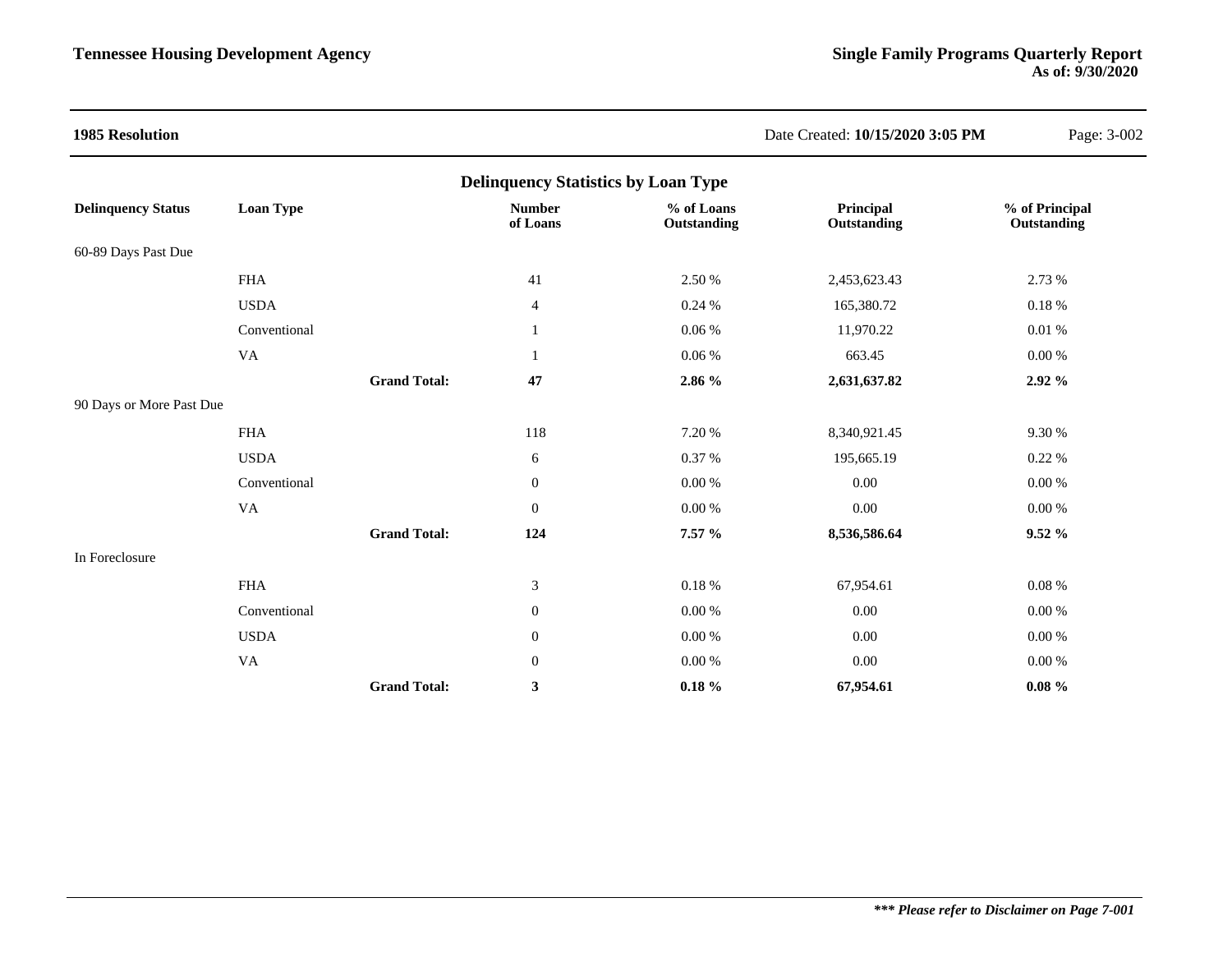## 1985 Resolution

Date Created: **10/15/2020 3:05 PM**

### Delinquency Statistics by Loan Type

| Delinquency Status | Loan Type | | Number of Loans | % of Loans Outstanding | Principal Outstanding | % of Principal Outstanding |
|---|---|---|---|---|---|---|
| 60-89 Days Past Due | | | | | | |
| | FHA | | 41 | 2.50 % | 2,453,623.43 | 2.73 % |
| | USDA | | 4 | 0.24 % | 165,380.72 | 0.18 % |
| | Conventional | | 1 | 0.06 % | 11,970.22 | 0.01 % |
| | VA | | 1 | 0.06 % | 663.45 | 0.00 % |
| | | **Grand Total:** | **47** | **2.86 %** | **2,631,637.82** | **2.92 %** |
| 90 Days or More Past Due | | | | | | |
| | FHA | | 118 | 7.20 % | 8,340,921.45 | 9.30 % |
| | USDA | | 6 | 0.37 % | 195,665.19 | 0.22 % |
| | Conventional | | 0 | 0.00 % | 0.00 | 0.00 % |
| | VA | | 0 | 0.00 % | 0.00 | 0.00 % |
| | | **Grand Total:** | **124** | **7.57 %** | **8,536,586.64** | **9.52 %** |
| In Foreclosure | | | | | | |
| | FHA | | 3 | 0.18 % | 67,954.61 | 0.08 % |
| | Conventional | | 0 | 0.00 % | 0.00 | 0.00 % |
| | USDA | | 0 | 0.00 % | 0.00 | 0.00 % |
| | VA | | 0 | 0.00 % | 0.00 | 0.00 % |
| | | **Grand Total:** | **3** | **0.18 %** | **67,954.61** | **0.08 %** |

***\*\*\* Please refer to Disclaimer on Page 7-001***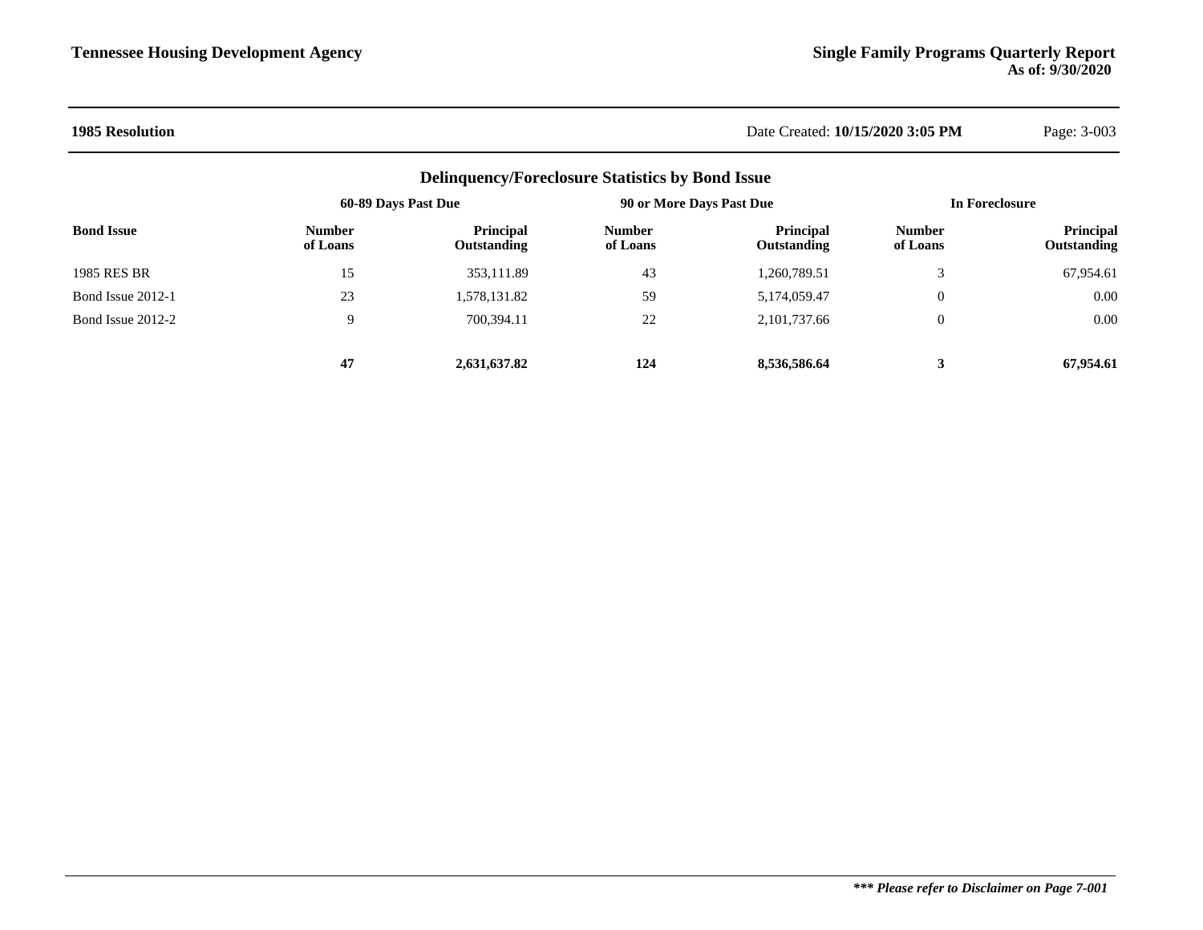## 1985 Resolution

Date Created: **10/15/2020 3:05 PM**

### Delinquency/Foreclosure Statistics by Bond Issue

| Bond Issue | 60-89 Days Past Due | | 90 or More Days Past Due | | In Foreclosure | |
|---|---|---|---|---|---|---|
| | Number of Loans | Principal Outstanding | Number of Loans | Principal Outstanding | Number of Loans | Principal Outstanding |
| 1985 RES BR | 15 | 353,111.89 | 43 | 1,260,789.51 | 3 | 67,954.61 |
| Bond Issue 2012-1 | 23 | 1,578,131.82 | 59 | 5,174,059.47 | 0 | 0.00 |
| Bond Issue 2012-2 | 9 | 700,394.11 | 22 | 2,101,737.66 | 0 | 0.00 |
| | **47** | **2,631,637.82** | **124** | **8,536,586.64** | **3** | **67,954.61** |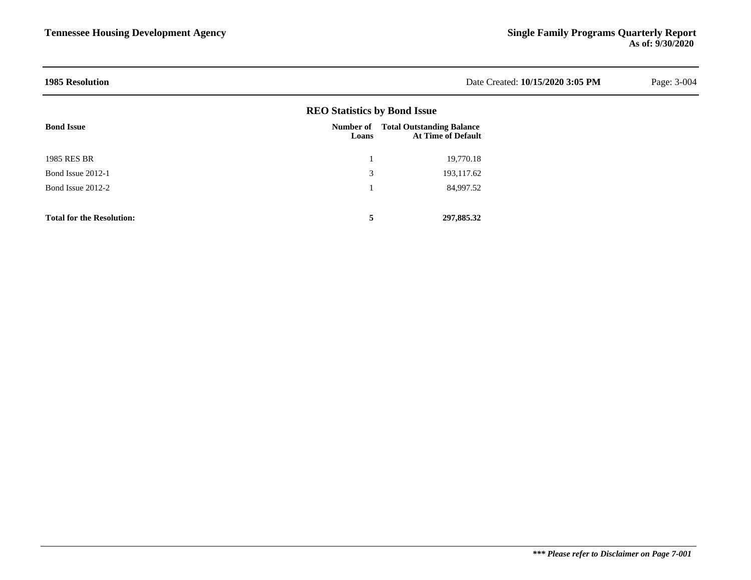## 1985 Resolution

### REO Statistics by Bond Issue

| Bond Issue | Number of Loans | Total Outstanding Balance At Time of Default |
|---|---|---|
| 1985 RES BR | 1 | 19,770.18 |
| Bond Issue 2012-1 | 3 | 193,117.62 |
| Bond Issue 2012-2 | 1 | 84,997.52 |
| **Total for the Resolution:** | **5** | **297,885.32** |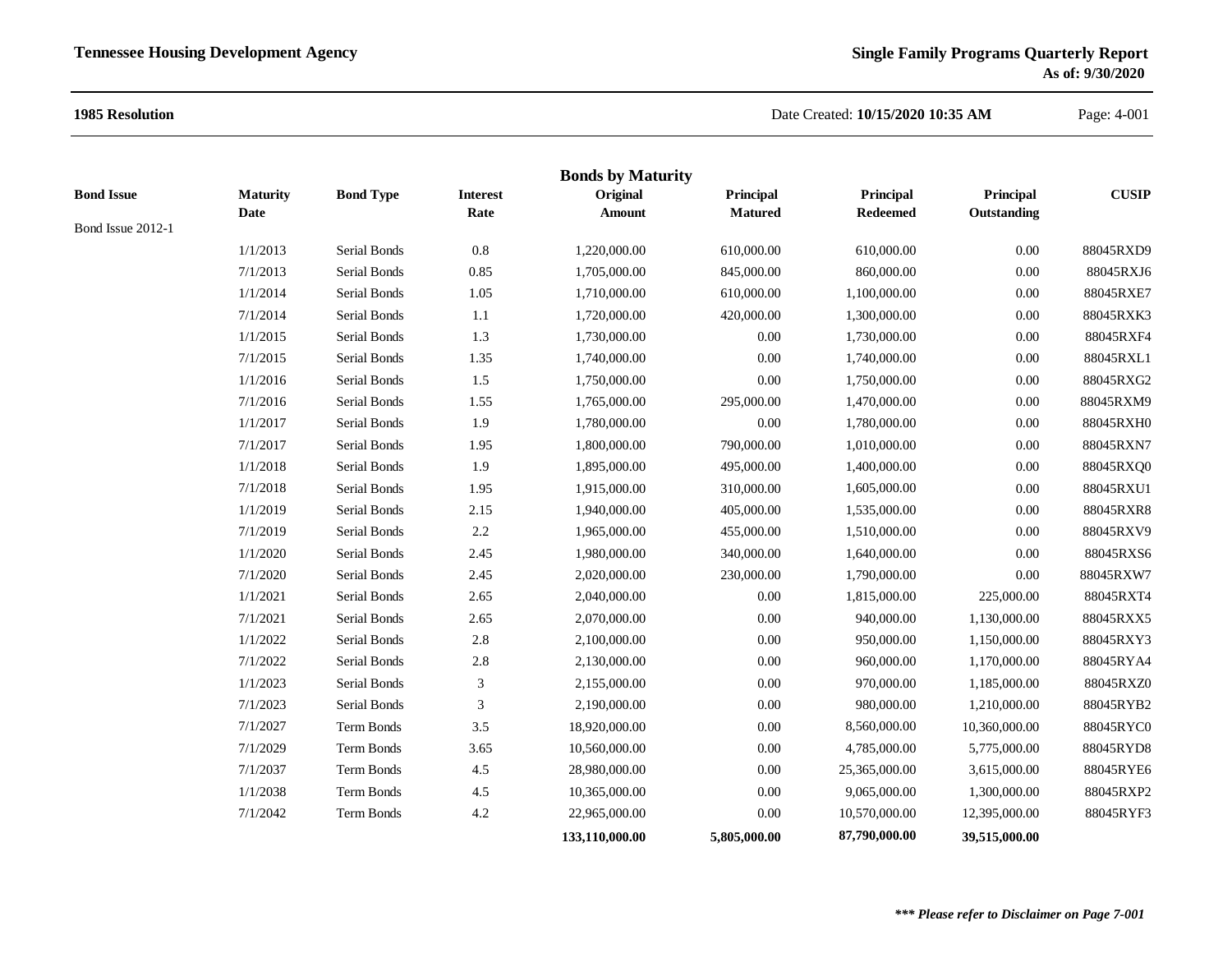**Tennessee Housing Development Agency**

**Single Family Programs Quarterly Report**
**As of: 9/30/2020**

**1985 Resolution**

Date Created: **10/15/2020 10:35 AM**

## Bonds by Maturity

| Bond Issue | Maturity Date | Bond Type | Interest Rate | Original Amount | Principal Matured | Principal Redeemed | Principal Outstanding | CUSIP |
|---|---|---|---|---|---|---|---|---|
| Bond Issue 2012-1 | | | | | | | | |
| | 1/1/2013 | Serial Bonds | 0.8 | 1,220,000.00 | 610,000.00 | 610,000.00 | 0.00 | 88045RXD9 |
| | 7/1/2013 | Serial Bonds | 0.85 | 1,705,000.00 | 845,000.00 | 860,000.00 | 0.00 | 88045RXJ6 |
| | 1/1/2014 | Serial Bonds | 1.05 | 1,710,000.00 | 610,000.00 | 1,100,000.00 | 0.00 | 88045RXE7 |
| | 7/1/2014 | Serial Bonds | 1.1 | 1,720,000.00 | 420,000.00 | 1,300,000.00 | 0.00 | 88045RXK3 |
| | 1/1/2015 | Serial Bonds | 1.3 | 1,730,000.00 | 0.00 | 1,730,000.00 | 0.00 | 88045RXF4 |
| | 7/1/2015 | Serial Bonds | 1.35 | 1,740,000.00 | 0.00 | 1,740,000.00 | 0.00 | 88045RXL1 |
| | 1/1/2016 | Serial Bonds | 1.5 | 1,750,000.00 | 0.00 | 1,750,000.00 | 0.00 | 88045RXG2 |
| | 7/1/2016 | Serial Bonds | 1.55 | 1,765,000.00 | 295,000.00 | 1,470,000.00 | 0.00 | 88045RXM9 |
| | 1/1/2017 | Serial Bonds | 1.9 | 1,780,000.00 | 0.00 | 1,780,000.00 | 0.00 | 88045RXH0 |
| | 7/1/2017 | Serial Bonds | 1.95 | 1,800,000.00 | 790,000.00 | 1,010,000.00 | 0.00 | 88045RXN7 |
| | 1/1/2018 | Serial Bonds | 1.9 | 1,895,000.00 | 495,000.00 | 1,400,000.00 | 0.00 | 88045RXQ0 |
| | 7/1/2018 | Serial Bonds | 1.95 | 1,915,000.00 | 310,000.00 | 1,605,000.00 | 0.00 | 88045RXU1 |
| | 1/1/2019 | Serial Bonds | 2.15 | 1,940,000.00 | 405,000.00 | 1,535,000.00 | 0.00 | 88045RXR8 |
| | 7/1/2019 | Serial Bonds | 2.2 | 1,965,000.00 | 455,000.00 | 1,510,000.00 | 0.00 | 88045RXV9 |
| | 1/1/2020 | Serial Bonds | 2.45 | 1,980,000.00 | 340,000.00 | 1,640,000.00 | 0.00 | 88045RXS6 |
| | 7/1/2020 | Serial Bonds | 2.45 | 2,020,000.00 | 230,000.00 | 1,790,000.00 | 0.00 | 88045RXW7 |
| | 1/1/2021 | Serial Bonds | 2.65 | 2,040,000.00 | 0.00 | 1,815,000.00 | 225,000.00 | 88045RXT4 |
| | 7/1/2021 | Serial Bonds | 2.65 | 2,070,000.00 | 0.00 | 940,000.00 | 1,130,000.00 | 88045RXX5 |
| | 1/1/2022 | Serial Bonds | 2.8 | 2,100,000.00 | 0.00 | 950,000.00 | 1,150,000.00 | 88045RXY3 |
| | 7/1/2022 | Serial Bonds | 2.8 | 2,130,000.00 | 0.00 | 960,000.00 | 1,170,000.00 | 88045RYA4 |
| | 1/1/2023 | Serial Bonds | 3 | 2,155,000.00 | 0.00 | 970,000.00 | 1,185,000.00 | 88045RXZ0 |
| | 7/1/2023 | Serial Bonds | 3 | 2,190,000.00 | 0.00 | 980,000.00 | 1,210,000.00 | 88045RYB2 |
| | 7/1/2027 | Term Bonds | 3.5 | 18,920,000.00 | 0.00 | 8,560,000.00 | 10,360,000.00 | 88045RYC0 |
| | 7/1/2029 | Term Bonds | 3.65 | 10,560,000.00 | 0.00 | 4,785,000.00 | 5,775,000.00 | 88045RYD8 |
| | 7/1/2037 | Term Bonds | 4.5 | 28,980,000.00 | 0.00 | 25,365,000.00 | 3,615,000.00 | 88045RYE6 |
| | 1/1/2038 | Term Bonds | 4.5 | 10,365,000.00 | 0.00 | 9,065,000.00 | 1,300,000.00 | 88045RXP2 |
| | 7/1/2042 | Term Bonds | 4.2 | 22,965,000.00 | 0.00 | 10,570,000.00 | 12,395,000.00 | 88045RYF3 |
| | | | | **133,110,000.00** | **5,805,000.00** | **87,790,000.00** | **39,515,000.00** | |

***\*\*\* Please refer to Disclaimer on Page 7-001***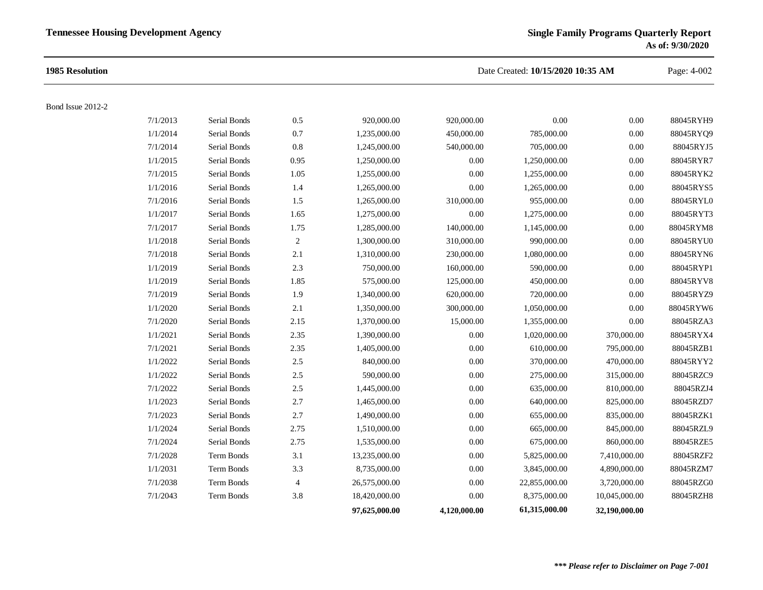**1985 Resolution**

Bond Issue 2012-2

| | | | | | | | |
|---|---|---|---|---|---|---|---|
| 7/1/2013 | Serial Bonds | 0.5 | 920,000.00 | 920,000.00 | 0.00 | 0.00 | 88045RYH9 |
| 1/1/2014 | Serial Bonds | 0.7 | 1,235,000.00 | 450,000.00 | 785,000.00 | 0.00 | 88045RYQ9 |
| 7/1/2014 | Serial Bonds | 0.8 | 1,245,000.00 | 540,000.00 | 705,000.00 | 0.00 | 88045RYJ5 |
| 1/1/2015 | Serial Bonds | 0.95 | 1,250,000.00 | 0.00 | 1,250,000.00 | 0.00 | 88045RYR7 |
| 7/1/2015 | Serial Bonds | 1.05 | 1,255,000.00 | 0.00 | 1,255,000.00 | 0.00 | 88045RYK2 |
| 1/1/2016 | Serial Bonds | 1.4 | 1,265,000.00 | 0.00 | 1,265,000.00 | 0.00 | 88045RYS5 |
| 7/1/2016 | Serial Bonds | 1.5 | 1,265,000.00 | 310,000.00 | 955,000.00 | 0.00 | 88045RYL0 |
| 1/1/2017 | Serial Bonds | 1.65 | 1,275,000.00 | 0.00 | 1,275,000.00 | 0.00 | 88045RYT3 |
| 7/1/2017 | Serial Bonds | 1.75 | 1,285,000.00 | 140,000.00 | 1,145,000.00 | 0.00 | 88045RYM8 |
| 1/1/2018 | Serial Bonds | 2 | 1,300,000.00 | 310,000.00 | 990,000.00 | 0.00 | 88045RYU0 |
| 7/1/2018 | Serial Bonds | 2.1 | 1,310,000.00 | 230,000.00 | 1,080,000.00 | 0.00 | 88045RYN6 |
| 1/1/2019 | Serial Bonds | 2.3 | 750,000.00 | 160,000.00 | 590,000.00 | 0.00 | 88045RYP1 |
| 1/1/2019 | Serial Bonds | 1.85 | 575,000.00 | 125,000.00 | 450,000.00 | 0.00 | 88045RYV8 |
| 7/1/2019 | Serial Bonds | 1.9 | 1,340,000.00 | 620,000.00 | 720,000.00 | 0.00 | 88045RYZ9 |
| 1/1/2020 | Serial Bonds | 2.1 | 1,350,000.00 | 300,000.00 | 1,050,000.00 | 0.00 | 88045RYW6 |
| 7/1/2020 | Serial Bonds | 2.15 | 1,370,000.00 | 15,000.00 | 1,355,000.00 | 0.00 | 88045RZA3 |
| 1/1/2021 | Serial Bonds | 2.35 | 1,390,000.00 | 0.00 | 1,020,000.00 | 370,000.00 | 88045RYX4 |
| 7/1/2021 | Serial Bonds | 2.35 | 1,405,000.00 | 0.00 | 610,000.00 | 795,000.00 | 88045RZB1 |
| 1/1/2022 | Serial Bonds | 2.5 | 840,000.00 | 0.00 | 370,000.00 | 470,000.00 | 88045RYY2 |
| 1/1/2022 | Serial Bonds | 2.5 | 590,000.00 | 0.00 | 275,000.00 | 315,000.00 | 88045RZC9 |
| 7/1/2022 | Serial Bonds | 2.5 | 1,445,000.00 | 0.00 | 635,000.00 | 810,000.00 | 88045RZJ4 |
| 1/1/2023 | Serial Bonds | 2.7 | 1,465,000.00 | 0.00 | 640,000.00 | 825,000.00 | 88045RZD7 |
| 7/1/2023 | Serial Bonds | 2.7 | 1,490,000.00 | 0.00 | 655,000.00 | 835,000.00 | 88045RZK1 |
| 1/1/2024 | Serial Bonds | 2.75 | 1,510,000.00 | 0.00 | 665,000.00 | 845,000.00 | 88045RZL9 |
| 7/1/2024 | Serial Bonds | 2.75 | 1,535,000.00 | 0.00 | 675,000.00 | 860,000.00 | 88045RZE5 |
| 7/1/2028 | Term Bonds | 3.1 | 13,235,000.00 | 0.00 | 5,825,000.00 | 7,410,000.00 | 88045RZF2 |
| 1/1/2031 | Term Bonds | 3.3 | 8,735,000.00 | 0.00 | 3,845,000.00 | 4,890,000.00 | 88045RZM7 |
| 7/1/2038 | Term Bonds | 4 | 26,575,000.00 | 0.00 | 22,855,000.00 | 3,720,000.00 | 88045RZG0 |
| 7/1/2043 | Term Bonds | 3.8 | 18,420,000.00 | 0.00 | 8,375,000.00 | 10,045,000.00 | 88045RZH8 |
| | | | **97,625,000.00** | **4,120,000.00** | **61,315,000.00** | **32,190,000.00** | |

***\*\*\* Please refer to Disclaimer on Page 7-001***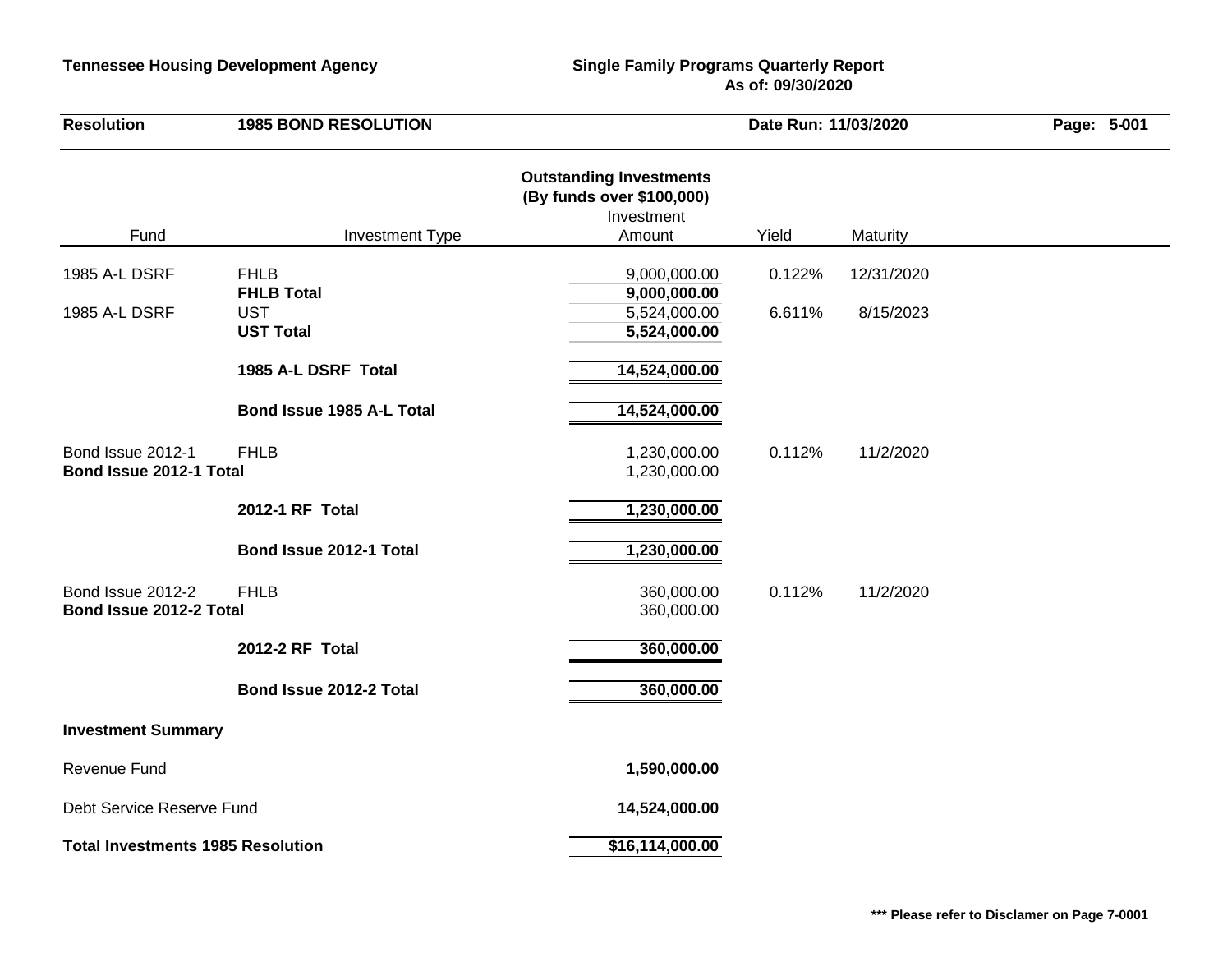**Tennessee Housing Development Agency**

**Single Family Programs Quarterly Report**
**As of: 09/30/2020**

| **Resolution** | **1985 BOND RESOLUTION** | **Date Run: 11/03/2020** |
|---|---|---|

## Outstanding Investments
### (By funds over $100,000)

| Fund | Investment Type | Investment Amount | Yield | Maturity |
|---|---|---|---|---|
| 1985 A-L DSRF | FHLB | 9,000,000.00 | 0.122% | 12/31/2020 |
| | **FHLB Total** | **9,000,000.00** | | |
| 1985 A-L DSRF | UST | 5,524,000.00 | 6.611% | 8/15/2023 |
| | **UST Total** | **5,524,000.00** | | |
| | **1985 A-L DSRF Total** | **14,524,000.00** | | |
| | **Bond Issue 1985 A-L Total** | **14,524,000.00** | | |
| Bond Issue 2012-1 | FHLB | 1,230,000.00 | 0.112% | 11/2/2020 |
| **Bond Issue 2012-1 Total** | | 1,230,000.00 | | |
| | **2012-1 RF Total** | **1,230,000.00** | | |
| | **Bond Issue 2012-1 Total** | **1,230,000.00** | | |
| Bond Issue 2012-2 | FHLB | 360,000.00 | 0.112% | 11/2/2020 |
| **Bond Issue 2012-2 Total** | | 360,000.00 | | |
| | **2012-2 RF Total** | **360,000.00** | | |
| | **Bond Issue 2012-2 Total** | **360,000.00** | | |

**Investment Summary**

| | |
|---|---|
| Revenue Fund | **1,590,000.00** |
| Debt Service Reserve Fund | **14,524,000.00** |
| **Total Investments 1985 Resolution** | **$16,114,000.00** |

**\*\*\* Please refer to Disclamer on Page 7-0001**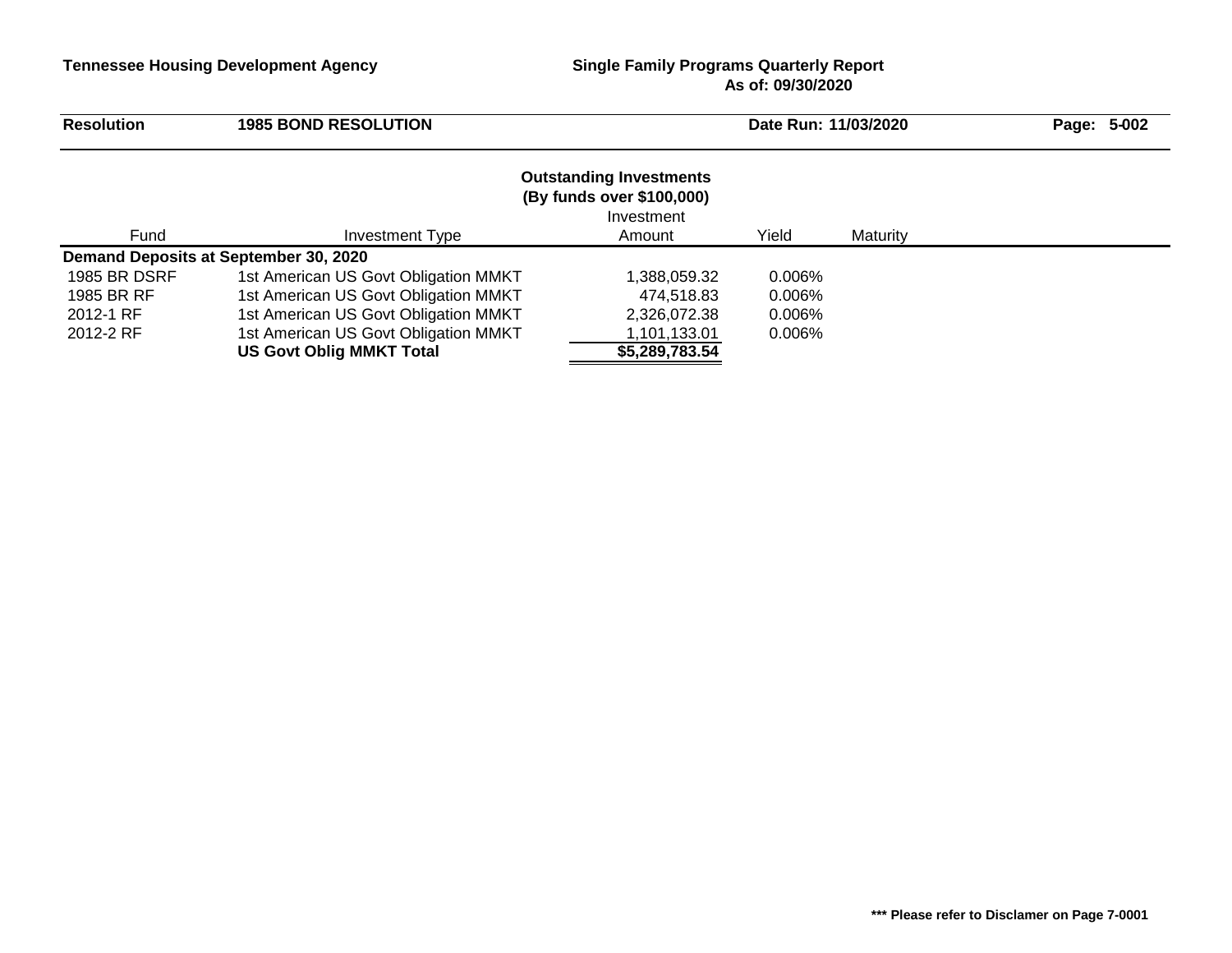**Tennessee Housing Development Agency**

**Single Family Programs Quarterly Report**
**As of: 09/30/2020**

**Resolution** **1985 BOND RESOLUTION** **Date Run: 11/03/2020** **Page: 5-002**

## Outstanding Investments
### (By funds over $100,000)

| Fund | Investment Type | Investment Amount | Yield | Maturity |
|---|---|---|---|---|
| **Demand Deposits at September 30, 2020** | | | | |
| 1985 BR DSRF | 1st American US Govt Obligation MMKT | 1,388,059.32 | 0.006% | |
| 1985 BR RF | 1st American US Govt Obligation MMKT | 474,518.83 | 0.006% | |
| 2012-1 RF | 1st American US Govt Obligation MMKT | 2,326,072.38 | 0.006% | |
| 2012-2 RF | 1st American US Govt Obligation MMKT | 1,101,133.01 | 0.006% | |
| | **US Govt Oblig MMKT Total** | **$5,289,783.54** | | |

**\*\*\* Please refer to Disclamer on Page 7-0001**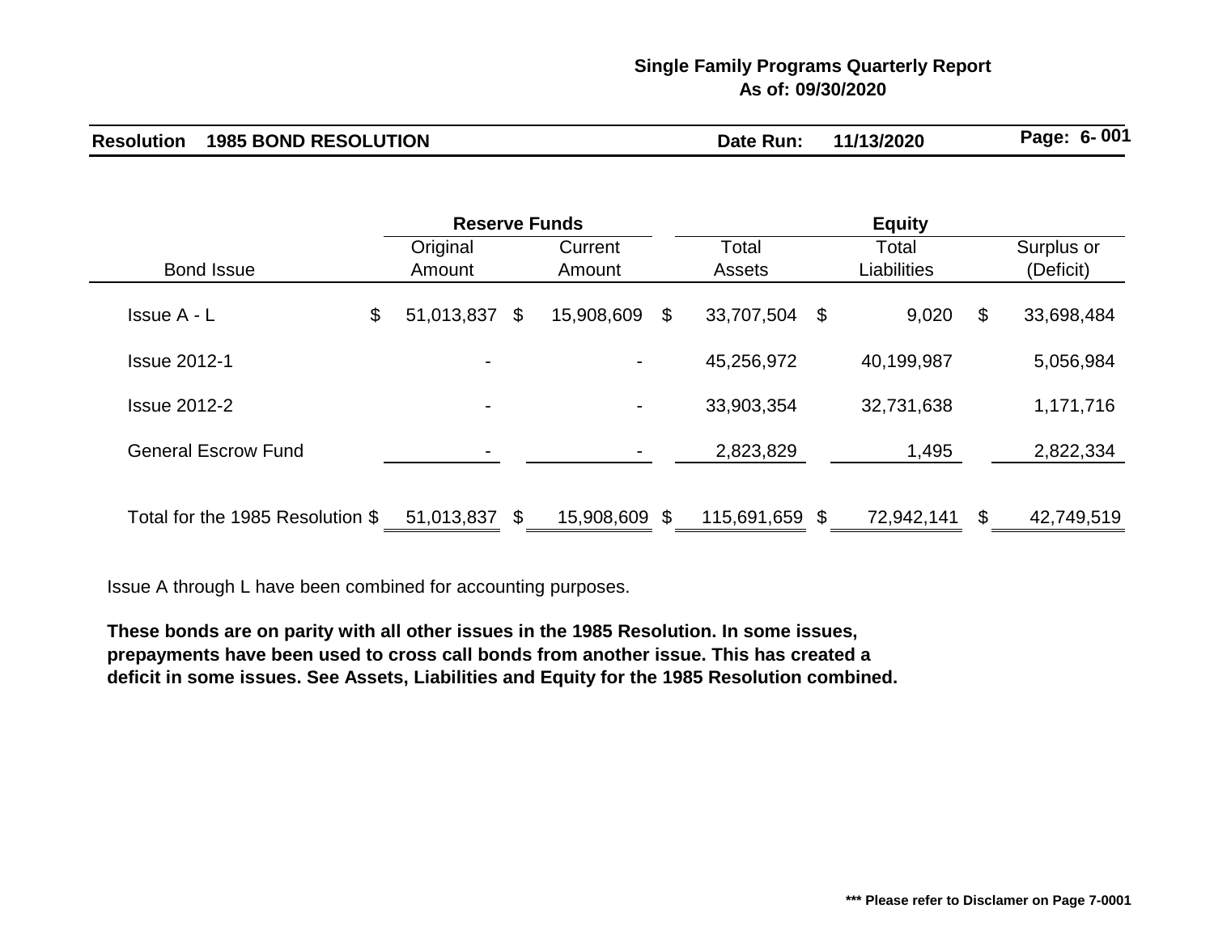## Single Family Programs Quarterly Report
## As of: 09/30/2020

**Resolution 1985 BOND RESOLUTION** **Date Run: 11/13/2020** **Page: 6- 001**

| | Reserve Funds | | Equity | | |
|---|---|---|---|---|---|
| Bond Issue | Original Amount | Current Amount | Total Assets | Total Liabilities | Surplus or (Deficit) |
| Issue A - L | $ 51,013,837 | $ 15,908,609 | $ 33,707,504 | $ 9,020 | $ 33,698,484 |
| Issue 2012-1 | - | - | 45,256,972 | 40,199,987 | 5,056,984 |
| Issue 2012-2 | - | - | 33,903,354 | 32,731,638 | 1,171,716 |
| General Escrow Fund | - | - | 2,823,829 | 1,495 | 2,822,334 |
| Total for the 1985 Resolution | $ 51,013,837 | $ 15,908,609 | $ 115,691,659 | $ 72,942,141 | $ 42,749,519 |

Issue A through L have been combined for accounting purposes.

**These bonds are on parity with all other issues in the 1985 Resolution. In some issues, prepayments have been used to cross call bonds from another issue. This has created a deficit in some issues. See Assets, Liabilities and Equity for the 1985 Resolution combined.**

**\*\*\* Please refer to Disclamer on Page 7-0001**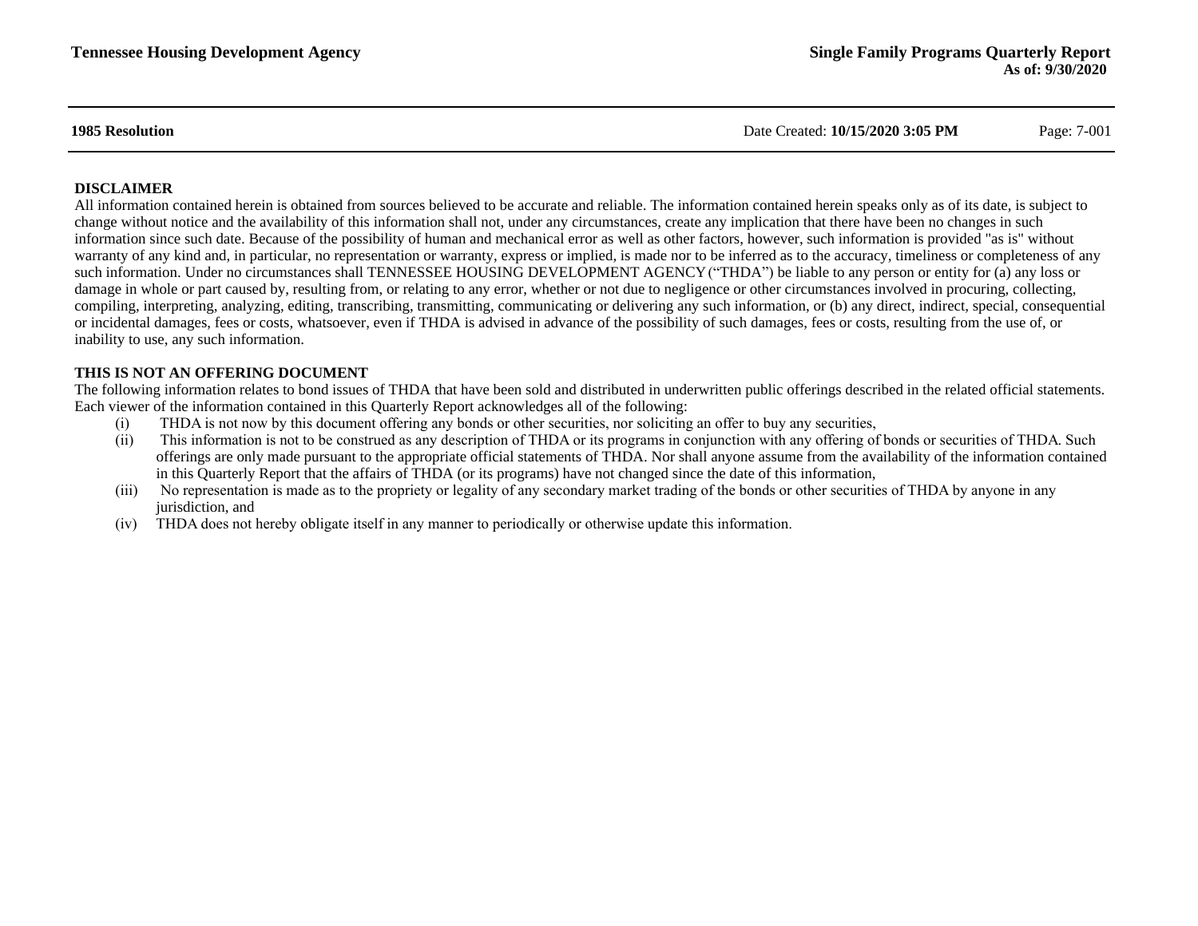**1985 Resolution**

## DISCLAIMER

All information contained herein is obtained from sources believed to be accurate and reliable. The information contained herein speaks only as of its date, is subject to change without notice and the availability of this information shall not, under any circumstances, create any implication that there have been no changes in such information since such date. Because of the possibility of human and mechanical error as well as other factors, however, such information is provided "as is" without warranty of any kind and, in particular, no representation or warranty, express or implied, is made nor to be inferred as to the accuracy, timeliness or completeness of any such information. Under no circumstances shall TENNESSEE HOUSING DEVELOPMENT AGENCY (“THDA”) be liable to any person or entity for (a) any loss or damage in whole or part caused by, resulting from, or relating to any error, whether or not due to negligence or other circumstances involved in procuring, collecting, compiling, interpreting, analyzing, editing, transcribing, transmitting, communicating or delivering any such information, or (b) any direct, indirect, special, consequential or incidental damages, fees or costs, whatsoever, even if THDA is advised in advance of the possibility of such damages, fees or costs, resulting from the use of, or inability to use, any such information.

## THIS IS NOT AN OFFERING DOCUMENT

The following information relates to bond issues of THDA that have been sold and distributed in underwritten public offerings described in the related official statements. Each viewer of the information contained in this Quarterly Report acknowledges all of the following:

- (i) THDA is not now by this document offering any bonds or other securities, nor soliciting an offer to buy any securities,
- (ii) This information is not to be construed as any description of THDA or its programs in conjunction with any offering of bonds or securities of THDA. Such offerings are only made pursuant to the appropriate official statements of THDA. Nor shall anyone assume from the availability of the information contained in this Quarterly Report that the affairs of THDA (or its programs) have not changed since the date of this information,
- (iii) No representation is made as to the propriety or legality of any secondary market trading of the bonds or other securities of THDA by anyone in any jurisdiction, and
- (iv) THDA does not hereby obligate itself in any manner to periodically or otherwise update this information.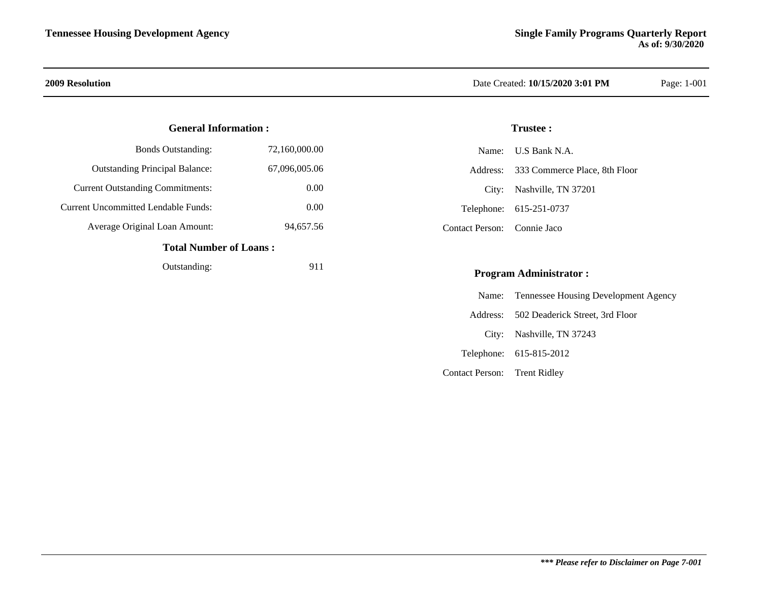## 2009 Resolution

Date Created: **10/15/2020 3:01 PM**

### General Information :

| | |
|---|---|
| Bonds Outstanding: | 72,160,000.00 |
| Outstanding Principal Balance: | 67,096,005.06 |
| Current Outstanding Commitments: | 0.00 |
| Current Uncommitted Lendable Funds: | 0.00 |
| Average Original Loan Amount: | 94,657.56 |

### Total Number of Loans :

| | |
|---|---|
| Outstanding: | 911 |

### Trustee :

| | |
|---|---|
| Name: | U.S Bank N.A. |
| Address: | 333 Commerce Place, 8th Floor |
| City: | Nashville, TN 37201 |
| Telephone: | 615-251-0737 |
| Contact Person: | Connie Jaco |

### Program Administrator :

| | |
|---|---|
| Name: | Tennessee Housing Development Agency |
| Address: | 502 Deaderick Street, 3rd Floor |
| City: | Nashville, TN 37243 |
| Telephone: | 615-815-2012 |
| Contact Person: | Trent Ridley |

***\*\*\* Please refer to Disclaimer on Page 7-001***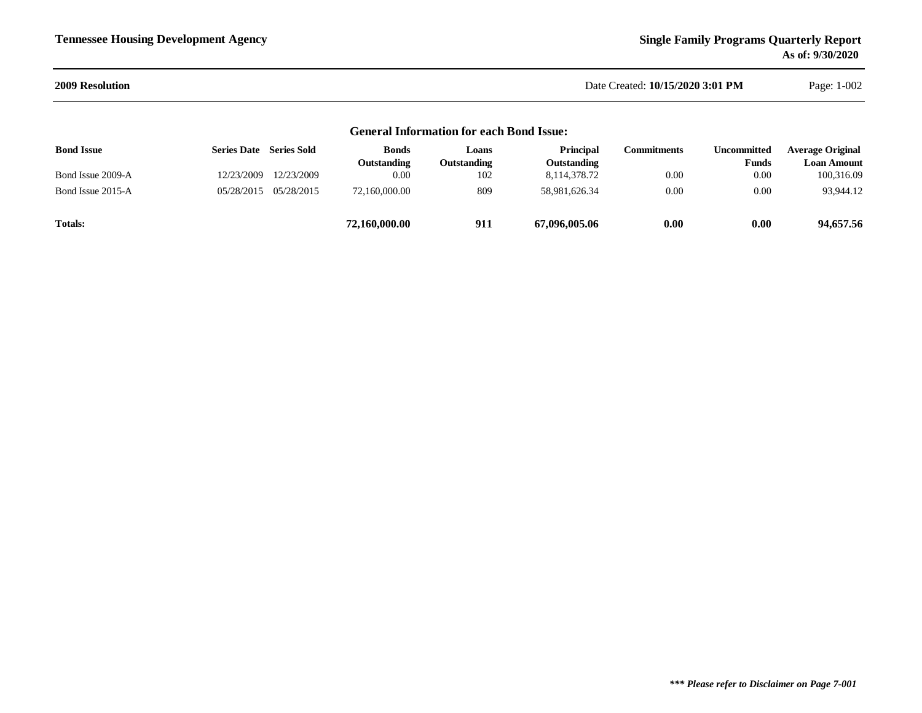**Tennessee Housing Development Agency**

**Single Family Programs Quarterly Report**
**As of: 9/30/2020**

**2009 Resolution**

Date Created: **10/15/2020 3:01 PM**

## General Information for each Bond Issue:

| Bond Issue | Series Date | Series Sold | Bonds Outstanding | Loans Outstanding | Principal Outstanding | Commitments | Uncommitted Funds | Average Original Loan Amount |
|---|---|---|---|---|---|---|---|---|
| Bond Issue 2009-A | 12/23/2009 | 12/23/2009 | 0.00 | 102 | 8,114,378.72 | 0.00 | 0.00 | 100,316.09 |
| Bond Issue 2015-A | 05/28/2015 | 05/28/2015 | 72,160,000.00 | 809 | 58,981,626.34 | 0.00 | 0.00 | 93,944.12 |
| **Totals:** | | | **72,160,000.00** | **911** | **67,096,005.06** | **0.00** | **0.00** | **94,657.56** |

***\*\*\* Please refer to Disclaimer on Page 7-001***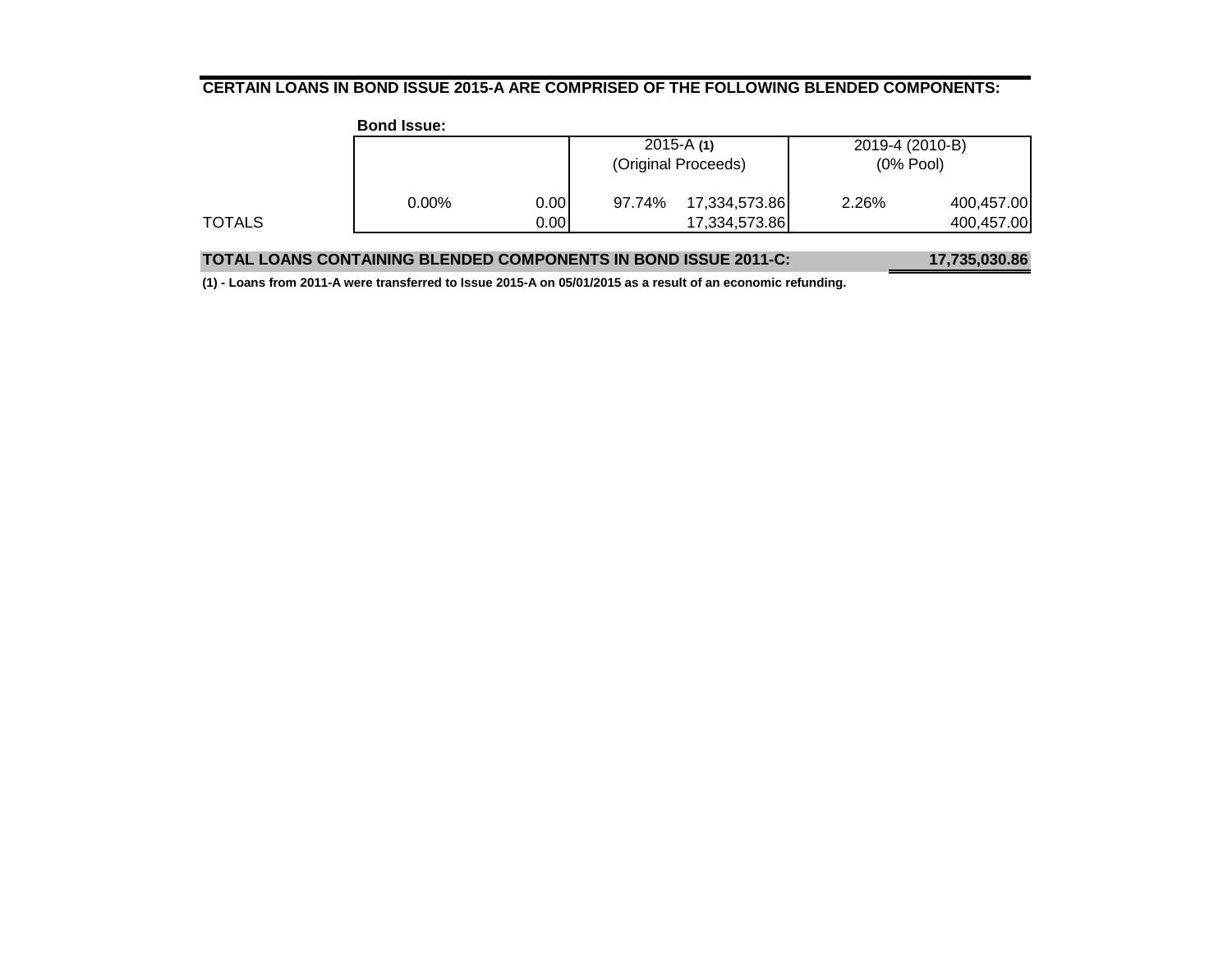**CERTAIN LOANS IN BOND ISSUE 2015-A ARE COMPRISED OF THE FOLLOWING BLENDED COMPONENTS:**

| **Bond Issue:** | | | 2015-A **(1)** (Original Proceeds) | | 2019-4 (2010-B) (0% Pool) | |
|---|---|---|---|---|---|---|
| | 0.00% | 0.00 | 97.74% | 17,334,573.86 | 2.26% | 400,457.00 |
| TOTALS | | 0.00 | | 17,334,573.86 | | 400,457.00 |

**TOTAL LOANS CONTAINING BLENDED COMPONENTS IN BOND ISSUE 2011-C: 17,735,030.86**

**(1) - Loans from 2011-A were transferred to Issue 2015-A on 05/01/2015 as a result of an economic refunding.**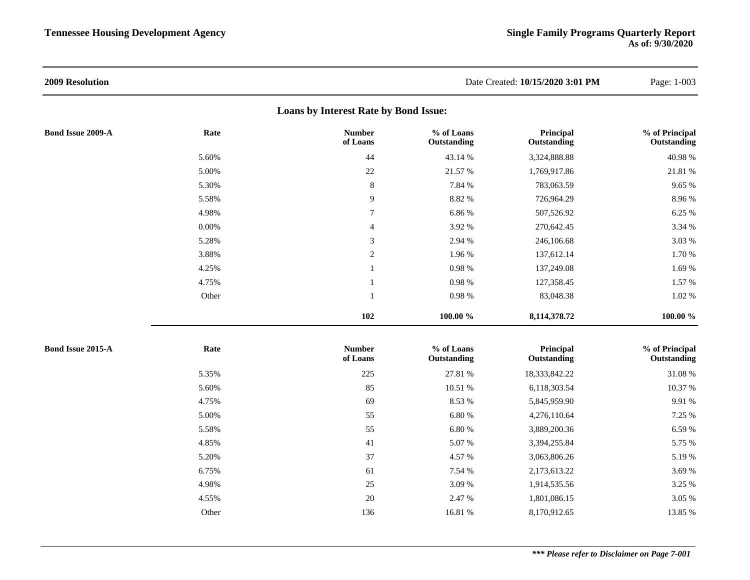**2009 Resolution**

Date Created: **10/15/2020 3:01 PM**

## Loans by Interest Rate by Bond Issue:

**Bond Issue 2009-A**

| Rate | Number of Loans | % of Loans Outstanding | Principal Outstanding | % of Principal Outstanding |
|---|---|---|---|---|
| 5.60% | 44 | 43.14 % | 3,324,888.88 | 40.98 % |
| 5.00% | 22 | 21.57 % | 1,769,917.86 | 21.81 % |
| 5.30% | 8 | 7.84 % | 783,063.59 | 9.65 % |
| 5.58% | 9 | 8.82 % | 726,964.29 | 8.96 % |
| 4.98% | 7 | 6.86 % | 507,526.92 | 6.25 % |
| 0.00% | 4 | 3.92 % | 270,642.45 | 3.34 % |
| 5.28% | 3 | 2.94 % | 246,106.68 | 3.03 % |
| 3.88% | 2 | 1.96 % | 137,612.14 | 1.70 % |
| 4.25% | 1 | 0.98 % | 137,249.08 | 1.69 % |
| 4.75% | 1 | 0.98 % | 127,358.45 | 1.57 % |
| Other | 1 | 0.98 % | 83,048.38 | 1.02 % |
| | **102** | **100.00 %** | **8,114,378.72** | **100.00 %** |

**Bond Issue 2015-A**

| Rate | Number of Loans | % of Loans Outstanding | Principal Outstanding | % of Principal Outstanding |
|---|---|---|---|---|
| 5.35% | 225 | 27.81 % | 18,333,842.22 | 31.08 % |
| 5.60% | 85 | 10.51 % | 6,118,303.54 | 10.37 % |
| 4.75% | 69 | 8.53 % | 5,845,959.90 | 9.91 % |
| 5.00% | 55 | 6.80 % | 4,276,110.64 | 7.25 % |
| 5.58% | 55 | 6.80 % | 3,889,200.36 | 6.59 % |
| 4.85% | 41 | 5.07 % | 3,394,255.84 | 5.75 % |
| 5.20% | 37 | 4.57 % | 3,063,806.26 | 5.19 % |
| 6.75% | 61 | 7.54 % | 2,173,613.22 | 3.69 % |
| 4.98% | 25 | 3.09 % | 1,914,535.56 | 3.25 % |
| 4.55% | 20 | 2.47 % | 1,801,086.15 | 3.05 % |
| Other | 136 | 16.81 % | 8,170,912.65 | 13.85 % |

***\*\*\* Please refer to Disclaimer on Page 7-001***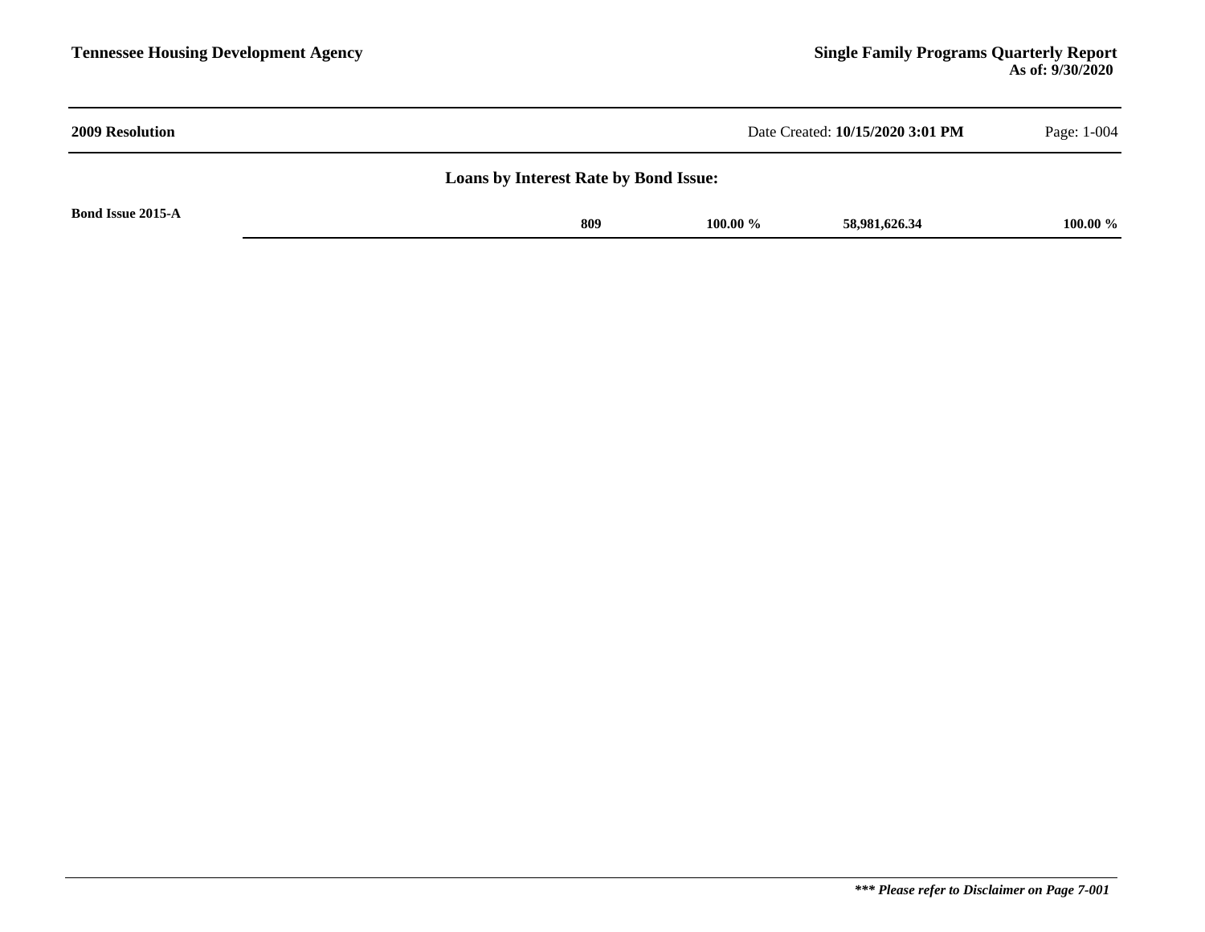**2009 Resolution**

Date Created: **10/15/2020 3:01 PM**

## Loans by Interest Rate by Bond Issue:

| Bond Issue 2015-A | | | | |
|---|---|---|---|---|
| | **809** | **100.00 %** | **58,981,626.34** | **100.00 %** |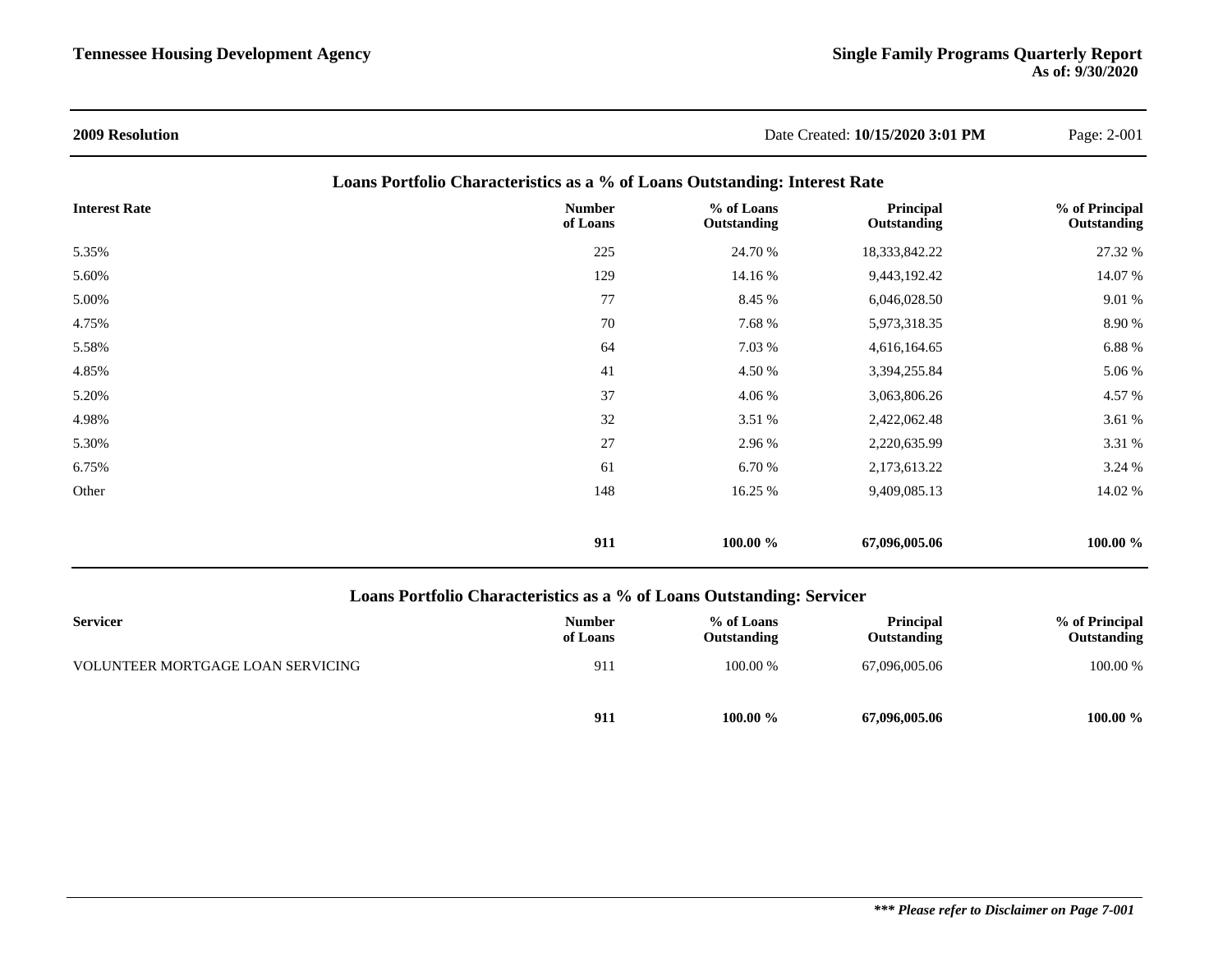**2009 Resolution** Date Created: **10/15/2020 3:01 PM**

## Loans Portfolio Characteristics as a % of Loans Outstanding: Interest Rate

| Interest Rate | Number of Loans | % of Loans Outstanding | Principal Outstanding | % of Principal Outstanding |
|---|---|---|---|---|
| 5.35% | 225 | 24.70 % | 18,333,842.22 | 27.32 % |
| 5.60% | 129 | 14.16 % | 9,443,192.42 | 14.07 % |
| 5.00% | 77 | 8.45 % | 6,046,028.50 | 9.01 % |
| 4.75% | 70 | 7.68 % | 5,973,318.35 | 8.90 % |
| 5.58% | 64 | 7.03 % | 4,616,164.65 | 6.88 % |
| 4.85% | 41 | 4.50 % | 3,394,255.84 | 5.06 % |
| 5.20% | 37 | 4.06 % | 3,063,806.26 | 4.57 % |
| 4.98% | 32 | 3.51 % | 2,422,062.48 | 3.61 % |
| 5.30% | 27 | 2.96 % | 2,220,635.99 | 3.31 % |
| 6.75% | 61 | 6.70 % | 2,173,613.22 | 3.24 % |
| Other | 148 | 16.25 % | 9,409,085.13 | 14.02 % |
| | **911** | **100.00 %** | **67,096,005.06** | **100.00 %** |

## Loans Portfolio Characteristics as a % of Loans Outstanding: Servicer

| Servicer | Number of Loans | % of Loans Outstanding | Principal Outstanding | % of Principal Outstanding |
|---|---|---|---|---|
| VOLUNTEER MORTGAGE LOAN SERVICING | 911 | 100.00 % | 67,096,005.06 | 100.00 % |
| | **911** | **100.00 %** | **67,096,005.06** | **100.00 %** |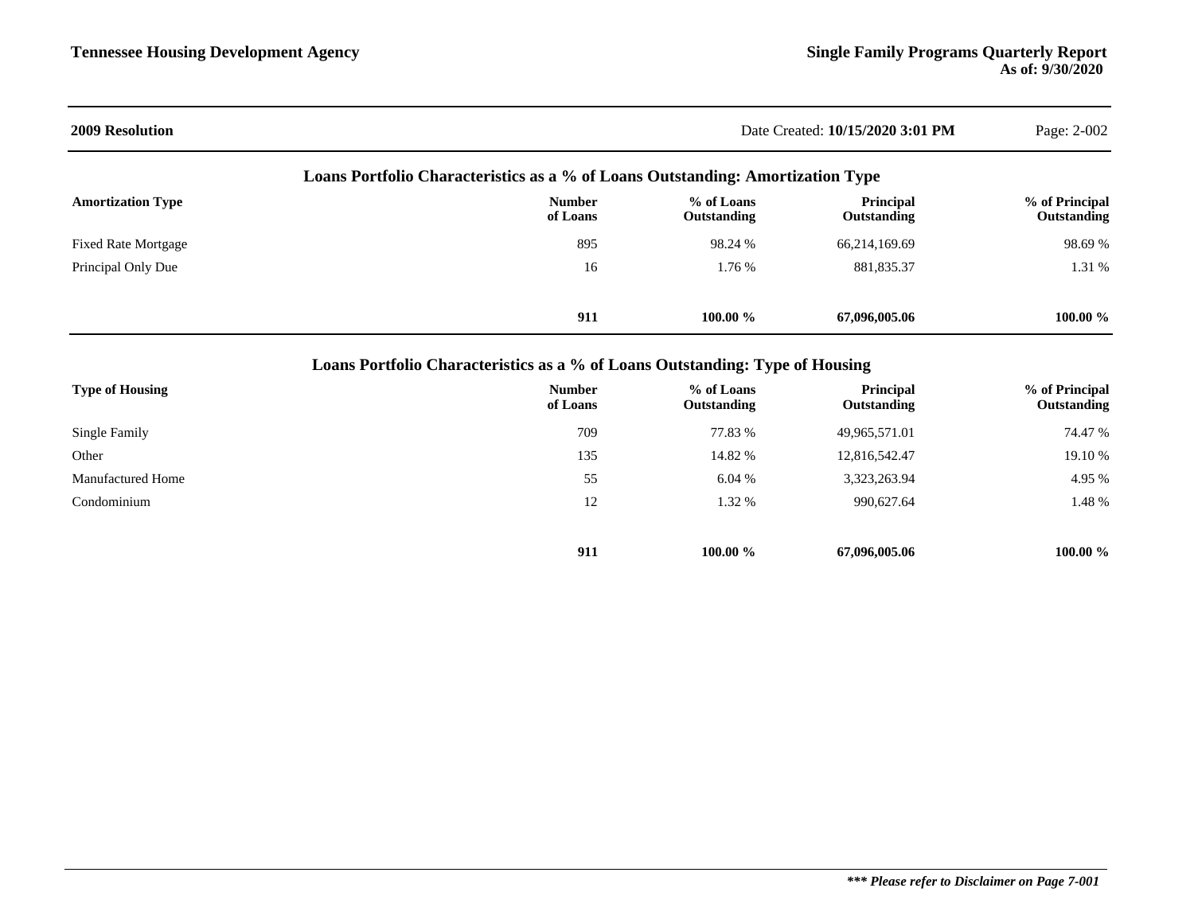**2009 Resolution**

Date Created: **10/15/2020 3:01 PM**

## Loans Portfolio Characteristics as a % of Loans Outstanding: Amortization Type

| Amortization Type | Number of Loans | % of Loans Outstanding | Principal Outstanding | % of Principal Outstanding |
|---|---|---|---|---|
| Fixed Rate Mortgage | 895 | 98.24 % | 66,214,169.69 | 98.69 % |
| Principal Only Due | 16 | 1.76 % | 881,835.37 | 1.31 % |
| | **911** | **100.00 %** | **67,096,005.06** | **100.00 %** |

## Loans Portfolio Characteristics as a % of Loans Outstanding: Type of Housing

| Type of Housing | Number of Loans | % of Loans Outstanding | Principal Outstanding | % of Principal Outstanding |
|---|---|---|---|---|
| Single Family | 709 | 77.83 % | 49,965,571.01 | 74.47 % |
| Other | 135 | 14.82 % | 12,816,542.47 | 19.10 % |
| Manufactured Home | 55 | 6.04 % | 3,323,263.94 | 4.95 % |
| Condominium | 12 | 1.32 % | 990,627.64 | 1.48 % |
| | **911** | **100.00 %** | **67,096,005.06** | **100.00 %** |

***\*\*\* Please refer to Disclaimer on Page 7-001***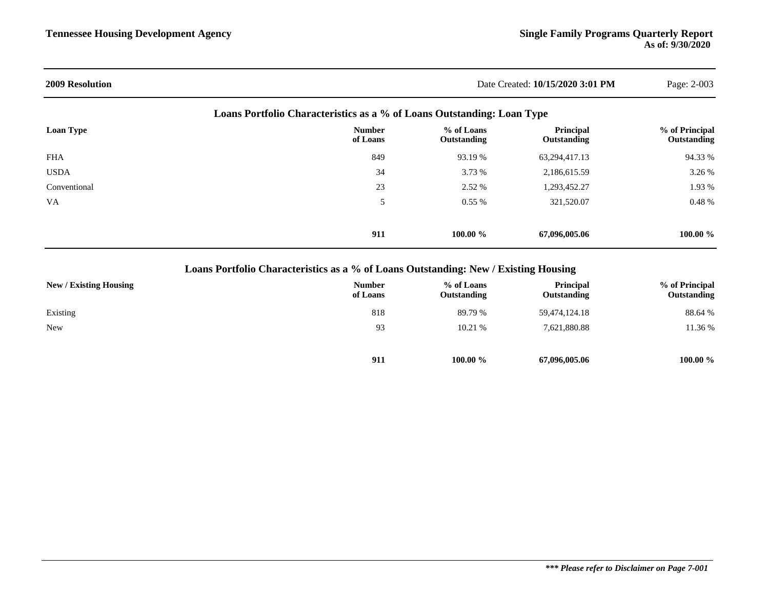**2009 Resolution** Date Created: **10/15/2020 3:01 PM**

## Loans Portfolio Characteristics as a % of Loans Outstanding: Loan Type

| Loan Type | Number of Loans | % of Loans Outstanding | Principal Outstanding | % of Principal Outstanding |
|---|---|---|---|---|
| FHA | 849 | 93.19 % | 63,294,417.13 | 94.33 % |
| USDA | 34 | 3.73 % | 2,186,615.59 | 3.26 % |
| Conventional | 23 | 2.52 % | 1,293,452.27 | 1.93 % |
| VA | 5 | 0.55 % | 321,520.07 | 0.48 % |
| | **911** | **100.00 %** | **67,096,005.06** | **100.00 %** |

## Loans Portfolio Characteristics as a % of Loans Outstanding: New / Existing Housing

| New / Existing Housing | Number of Loans | % of Loans Outstanding | Principal Outstanding | % of Principal Outstanding |
|---|---|---|---|---|
| Existing | 818 | 89.79 % | 59,474,124.18 | 88.64 % |
| New | 93 | 10.21 % | 7,621,880.88 | 11.36 % |
| | **911** | **100.00 %** | **67,096,005.06** | **100.00 %** |

***\*\*\* Please refer to Disclaimer on Page 7-001***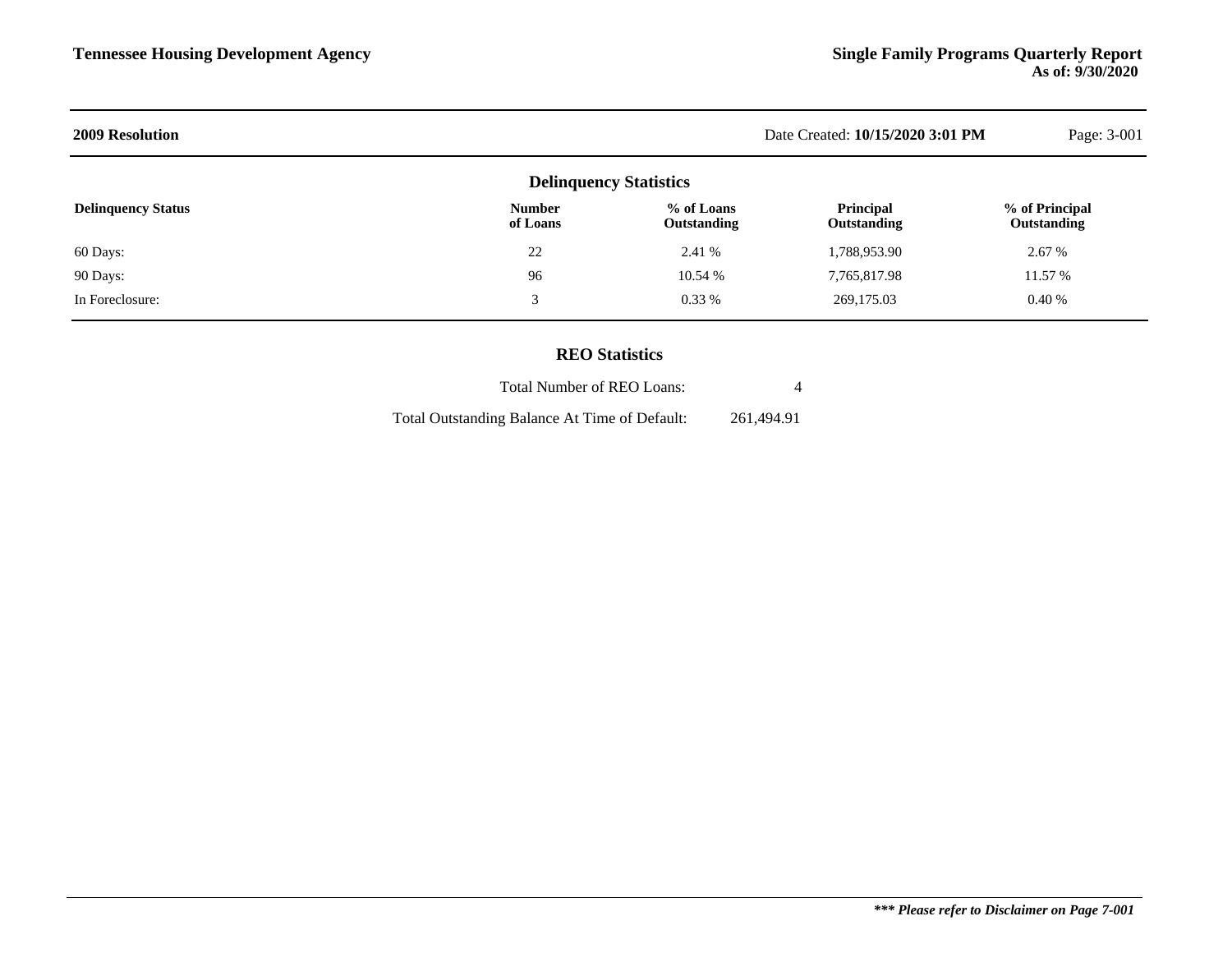## 2009 Resolution

### Delinquency Statistics

| Delinquency Status | Number of Loans | % of Loans Outstanding | Principal Outstanding | % of Principal Outstanding |
|---|---|---|---|---|
| 60 Days: | 22 | 2.41 % | 1,788,953.90 | 2.67 % |
| 90 Days: | 96 | 10.54 % | 7,765,817.98 | 11.57 % |
| In Foreclosure: | 3 | 0.33 % | 269,175.03 | 0.40 % |

### REO Statistics

| | |
|---|---|
| Total Number of REO Loans: | 4 |
| Total Outstanding Balance At Time of Default: | 261,494.91 |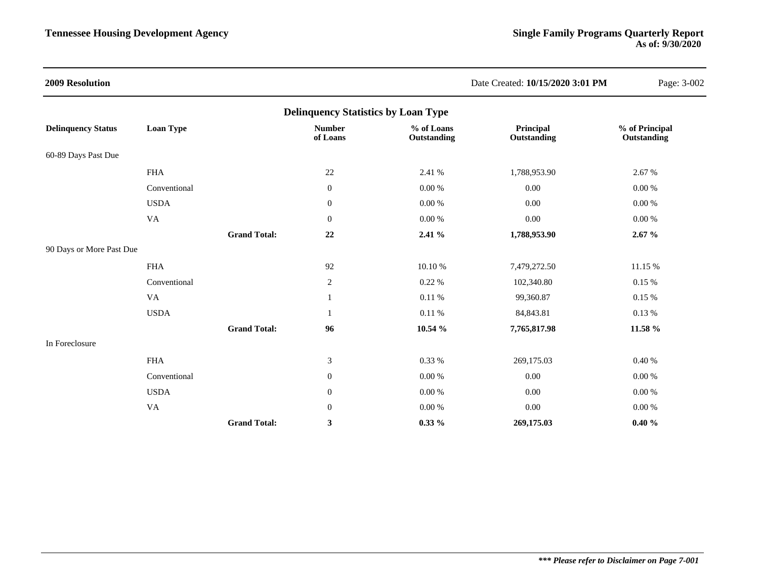**2009 Resolution**

Date Created: **10/15/2020 3:01 PM**

## Delinquency Statistics by Loan Type

| Delinquency Status | Loan Type | | Number of Loans | % of Loans Outstanding | Principal Outstanding | % of Principal Outstanding |
|---|---|---|---|---|---|---|
| 60-89 Days Past Due | | | | | | |
| | FHA | | 22 | 2.41 % | 1,788,953.90 | 2.67 % |
| | Conventional | | 0 | 0.00 % | 0.00 | 0.00 % |
| | USDA | | 0 | 0.00 % | 0.00 | 0.00 % |
| | VA | | 0 | 0.00 % | 0.00 | 0.00 % |
| | | **Grand Total:** | **22** | **2.41 %** | **1,788,953.90** | **2.67 %** |
| 90 Days or More Past Due | | | | | | |
| | FHA | | 92 | 10.10 % | 7,479,272.50 | 11.15 % |
| | Conventional | | 2 | 0.22 % | 102,340.80 | 0.15 % |
| | VA | | 1 | 0.11 % | 99,360.87 | 0.15 % |
| | USDA | | 1 | 0.11 % | 84,843.81 | 0.13 % |
| | | **Grand Total:** | **96** | **10.54 %** | **7,765,817.98** | **11.58 %** |
| In Foreclosure | | | | | | |
| | FHA | | 3 | 0.33 % | 269,175.03 | 0.40 % |
| | Conventional | | 0 | 0.00 % | 0.00 | 0.00 % |
| | USDA | | 0 | 0.00 % | 0.00 | 0.00 % |
| | VA | | 0 | 0.00 % | 0.00 | 0.00 % |
| | | **Grand Total:** | **3** | **0.33 %** | **269,175.03** | **0.40 %** |

***\*\*\* Please refer to Disclaimer on Page 7-001***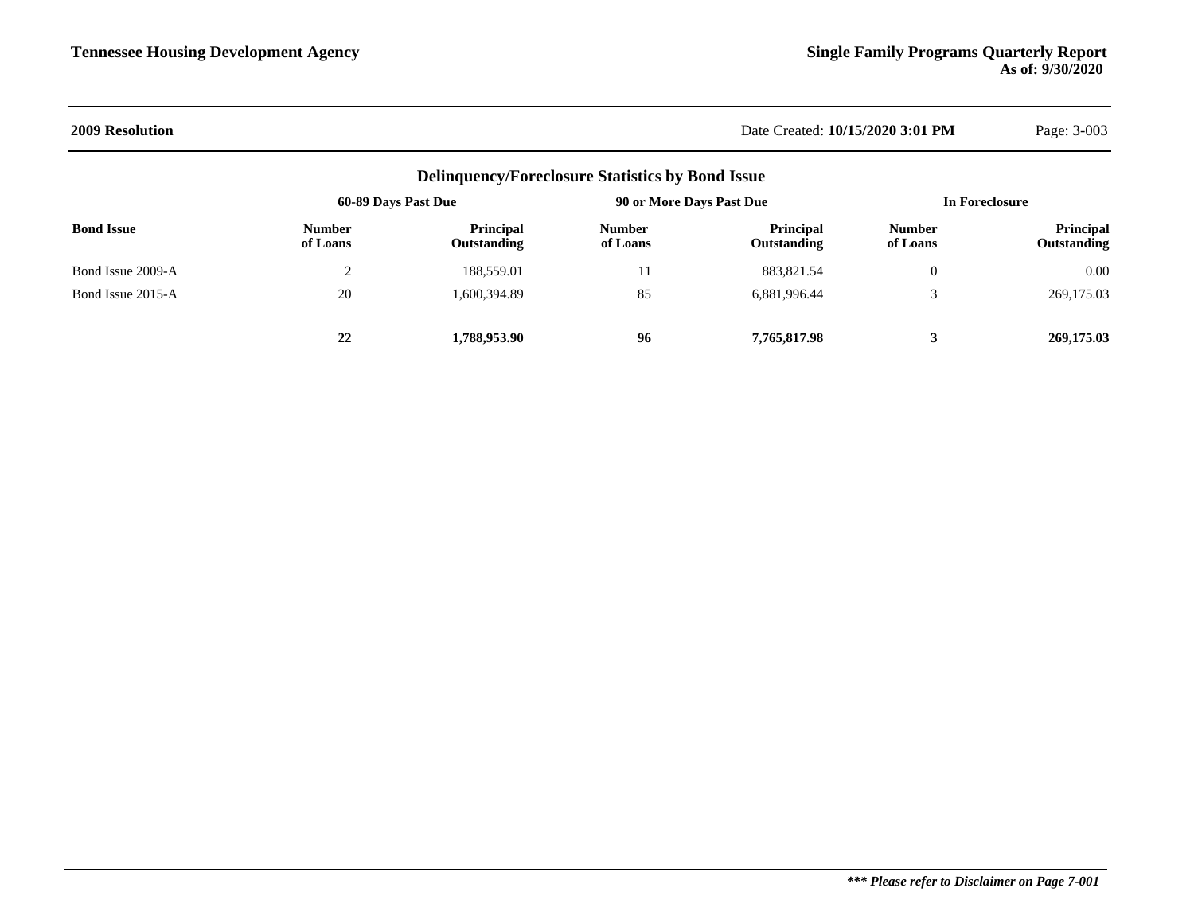## 2009 Resolution

Date Created: **10/15/2020 3:01 PM**

### Delinquency/Foreclosure Statistics by Bond Issue

| Bond Issue | 60-89 Days Past Due | | 90 or More Days Past Due | | In Foreclosure | |
|---|---|---|---|---|---|---|
| | **Number of Loans** | **Principal Outstanding** | **Number of Loans** | **Principal Outstanding** | **Number of Loans** | **Principal Outstanding** |
| Bond Issue 2009-A | 2 | 188,559.01 | 11 | 883,821.54 | 0 | 0.00 |
| Bond Issue 2015-A | 20 | 1,600,394.89 | 85 | 6,881,996.44 | 3 | 269,175.03 |
| | **22** | **1,788,953.90** | **96** | **7,765,817.98** | **3** | **269,175.03** |

***\*\*\* Please refer to Disclaimer on Page 7-001***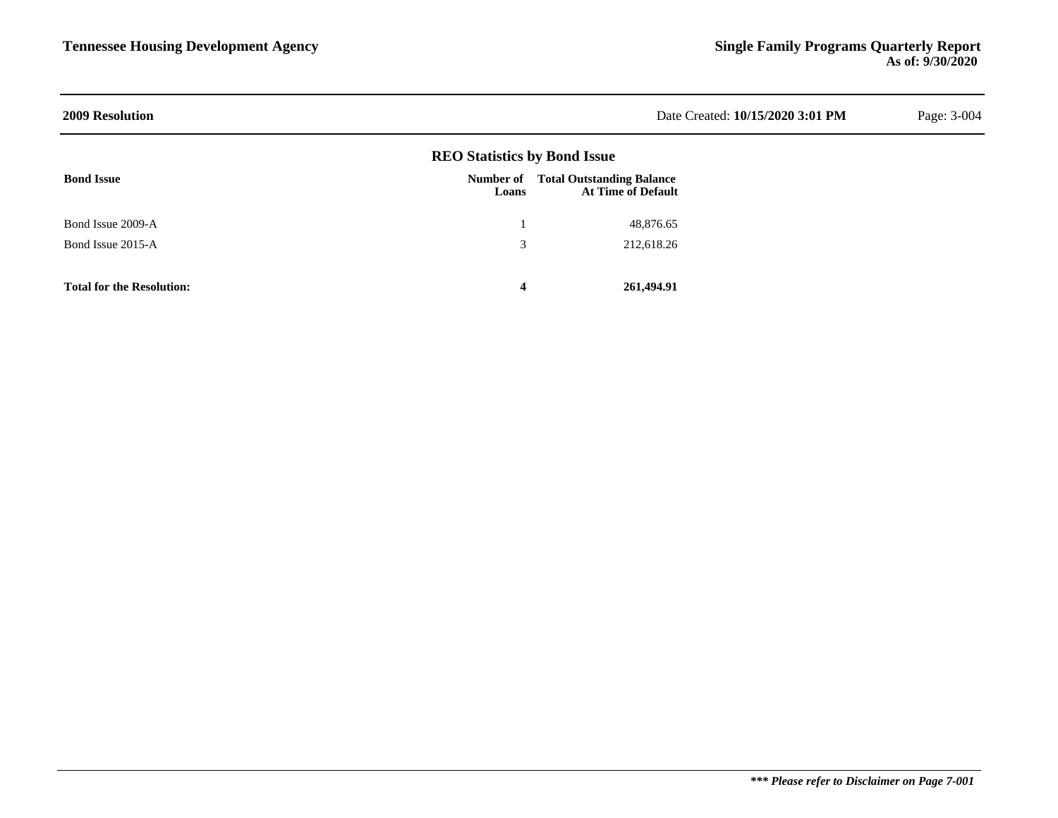## 2009 Resolution

### REO Statistics by Bond Issue

| Bond Issue | Number of Loans | Total Outstanding Balance At Time of Default |
|---|---|---|
| Bond Issue 2009-A | 1 | 48,876.65 |
| Bond Issue 2015-A | 3 | 212,618.26 |
| **Total for the Resolution:** | **4** | **261,494.91** |

***\*\*\* Please refer to Disclaimer on Page 7-001***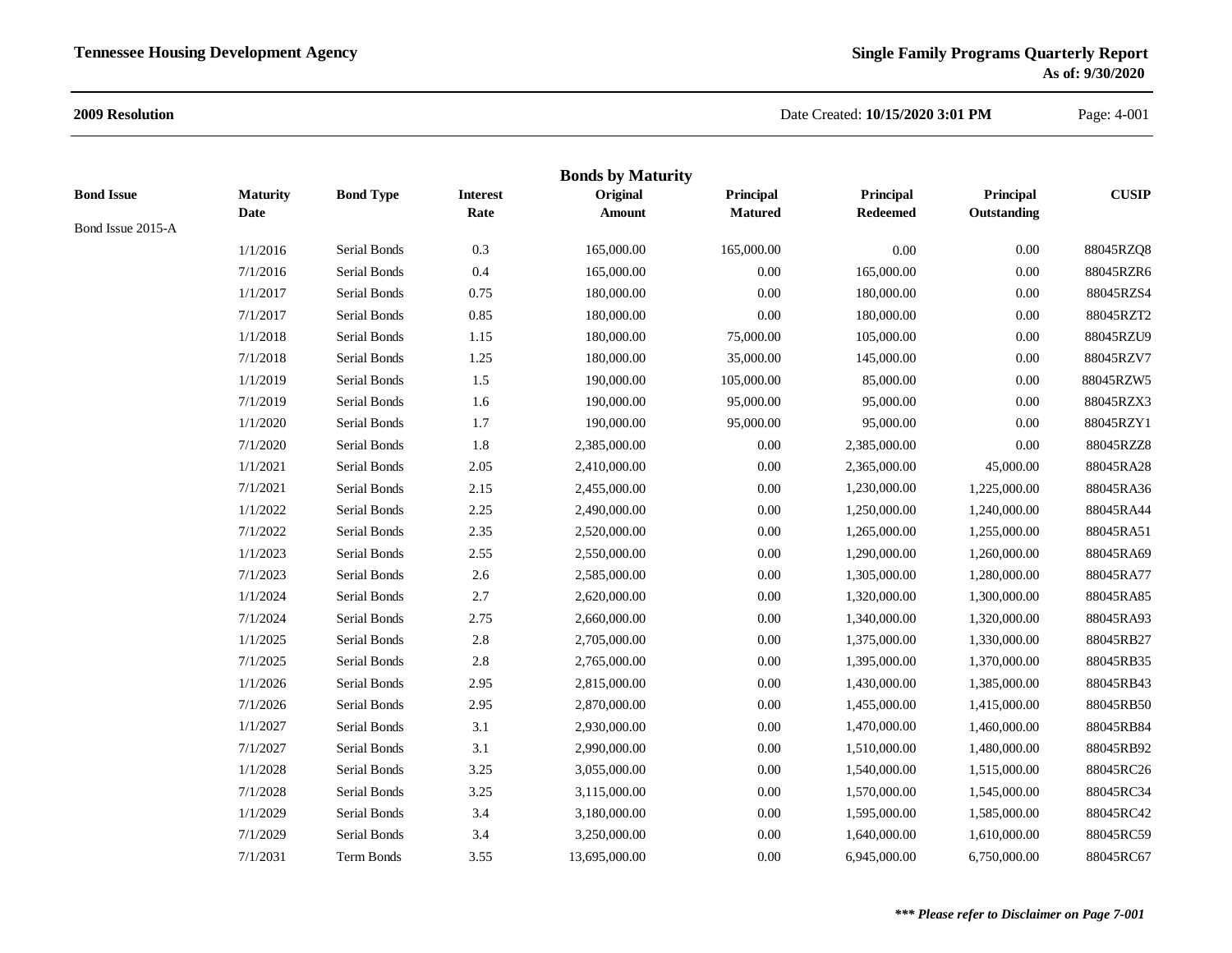**2009 Resolution**

## Bonds by Maturity

| Bond Issue | Maturity Date | Bond Type | Interest Rate | Original Amount | Principal Matured | Principal Redeemed | Principal Outstanding | CUSIP |
|---|---|---|---|---|---|---|---|---|
| Bond Issue 2015-A | | | | | | | | |
| | 1/1/2016 | Serial Bonds | 0.3 | 165,000.00 | 165,000.00 | 0.00 | 0.00 | 88045RZQ8 |
| | 7/1/2016 | Serial Bonds | 0.4 | 165,000.00 | 0.00 | 165,000.00 | 0.00 | 88045RZR6 |
| | 1/1/2017 | Serial Bonds | 0.75 | 180,000.00 | 0.00 | 180,000.00 | 0.00 | 88045RZS4 |
| | 7/1/2017 | Serial Bonds | 0.85 | 180,000.00 | 0.00 | 180,000.00 | 0.00 | 88045RZT2 |
| | 1/1/2018 | Serial Bonds | 1.15 | 180,000.00 | 75,000.00 | 105,000.00 | 0.00 | 88045RZU9 |
| | 7/1/2018 | Serial Bonds | 1.25 | 180,000.00 | 35,000.00 | 145,000.00 | 0.00 | 88045RZV7 |
| | 1/1/2019 | Serial Bonds | 1.5 | 190,000.00 | 105,000.00 | 85,000.00 | 0.00 | 88045RZW5 |
| | 7/1/2019 | Serial Bonds | 1.6 | 190,000.00 | 95,000.00 | 95,000.00 | 0.00 | 88045RZX3 |
| | 1/1/2020 | Serial Bonds | 1.7 | 190,000.00 | 95,000.00 | 95,000.00 | 0.00 | 88045RZY1 |
| | 7/1/2020 | Serial Bonds | 1.8 | 2,385,000.00 | 0.00 | 2,385,000.00 | 0.00 | 88045RZZ8 |
| | 1/1/2021 | Serial Bonds | 2.05 | 2,410,000.00 | 0.00 | 2,365,000.00 | 45,000.00 | 88045RA28 |
| | 7/1/2021 | Serial Bonds | 2.15 | 2,455,000.00 | 0.00 | 1,230,000.00 | 1,225,000.00 | 88045RA36 |
| | 1/1/2022 | Serial Bonds | 2.25 | 2,490,000.00 | 0.00 | 1,250,000.00 | 1,240,000.00 | 88045RA44 |
| | 7/1/2022 | Serial Bonds | 2.35 | 2,520,000.00 | 0.00 | 1,265,000.00 | 1,255,000.00 | 88045RA51 |
| | 1/1/2023 | Serial Bonds | 2.55 | 2,550,000.00 | 0.00 | 1,290,000.00 | 1,260,000.00 | 88045RA69 |
| | 7/1/2023 | Serial Bonds | 2.6 | 2,585,000.00 | 0.00 | 1,305,000.00 | 1,280,000.00 | 88045RA77 |
| | 1/1/2024 | Serial Bonds | 2.7 | 2,620,000.00 | 0.00 | 1,320,000.00 | 1,300,000.00 | 88045RA85 |
| | 7/1/2024 | Serial Bonds | 2.75 | 2,660,000.00 | 0.00 | 1,340,000.00 | 1,320,000.00 | 88045RA93 |
| | 1/1/2025 | Serial Bonds | 2.8 | 2,705,000.00 | 0.00 | 1,375,000.00 | 1,330,000.00 | 88045RB27 |
| | 7/1/2025 | Serial Bonds | 2.8 | 2,765,000.00 | 0.00 | 1,395,000.00 | 1,370,000.00 | 88045RB35 |
| | 1/1/2026 | Serial Bonds | 2.95 | 2,815,000.00 | 0.00 | 1,430,000.00 | 1,385,000.00 | 88045RB43 |
| | 7/1/2026 | Serial Bonds | 2.95 | 2,870,000.00 | 0.00 | 1,455,000.00 | 1,415,000.00 | 88045RB50 |
| | 1/1/2027 | Serial Bonds | 3.1 | 2,930,000.00 | 0.00 | 1,470,000.00 | 1,460,000.00 | 88045RB84 |
| | 7/1/2027 | Serial Bonds | 3.1 | 2,990,000.00 | 0.00 | 1,510,000.00 | 1,480,000.00 | 88045RB92 |
| | 1/1/2028 | Serial Bonds | 3.25 | 3,055,000.00 | 0.00 | 1,540,000.00 | 1,515,000.00 | 88045RC26 |
| | 7/1/2028 | Serial Bonds | 3.25 | 3,115,000.00 | 0.00 | 1,570,000.00 | 1,545,000.00 | 88045RC34 |
| | 1/1/2029 | Serial Bonds | 3.4 | 3,180,000.00 | 0.00 | 1,595,000.00 | 1,585,000.00 | 88045RC42 |
| | 7/1/2029 | Serial Bonds | 3.4 | 3,250,000.00 | 0.00 | 1,640,000.00 | 1,610,000.00 | 88045RC59 |
| | 7/1/2031 | Term Bonds | 3.55 | 13,695,000.00 | 0.00 | 6,945,000.00 | 6,750,000.00 | 88045RC67 |

***\*\*\* Please refer to Disclaimer on Page 7-001***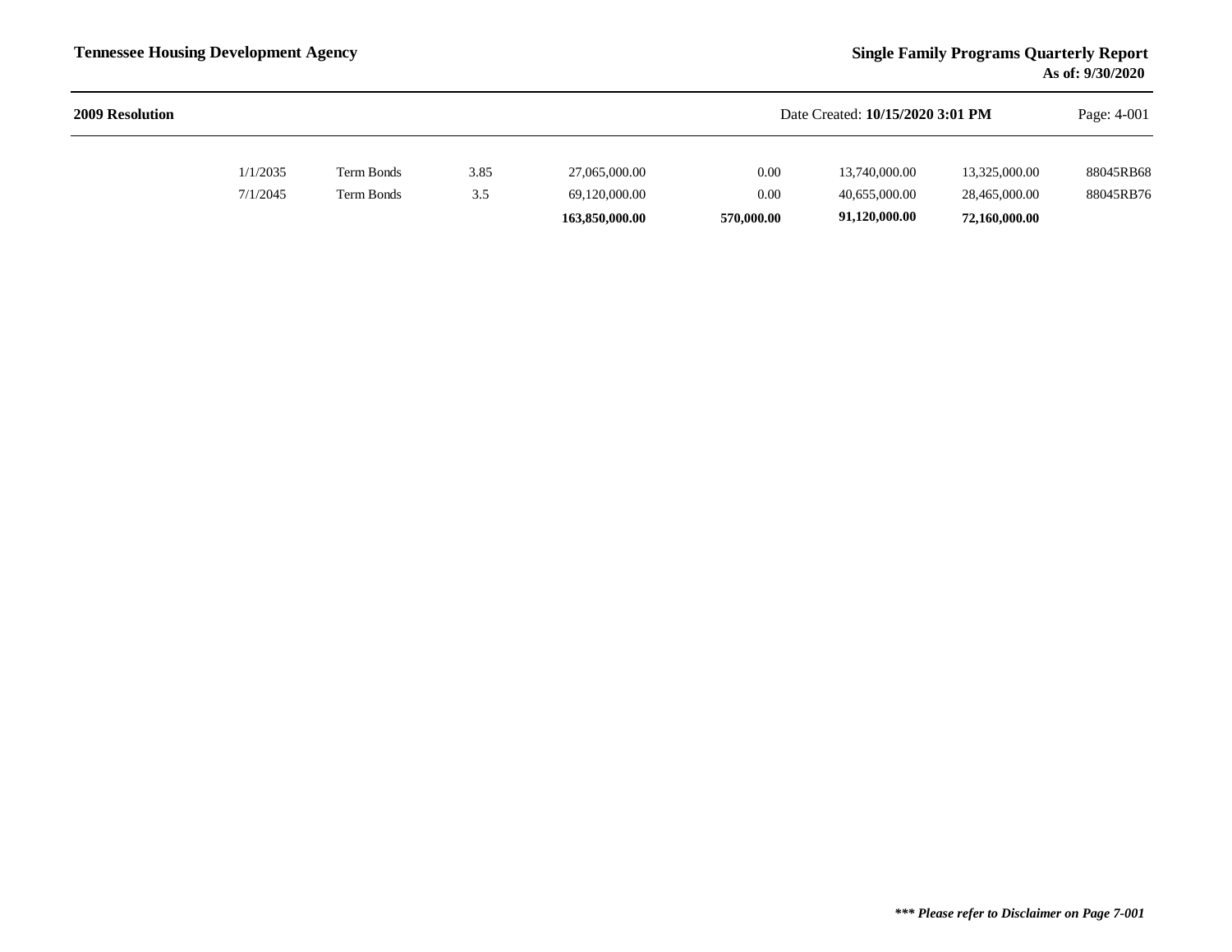**2009 Resolution**

| | | | | | | | |
|---|---|---|---|---|---|---|---|
| 1/1/2035 | Term Bonds | 3.85 | 27,065,000.00 | 0.00 | 13,740,000.00 | 13,325,000.00 | 88045RB68 |
| 7/1/2045 | Term Bonds | 3.5 | 69,120,000.00 | 0.00 | 40,655,000.00 | 28,465,000.00 | 88045RB76 |
| | | | **163,850,000.00** | **570,000.00** | **91,120,000.00** | **72,160,000.00** | |

***\*\*\* Please refer to Disclaimer on Page 7-001***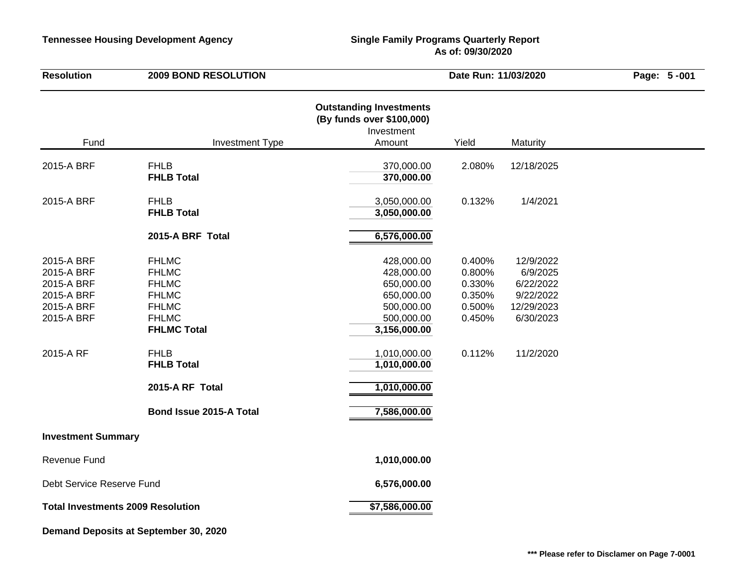**Tennessee Housing Development Agency** | **Single Family Programs Quarterly Report**
**As of: 09/30/2020**

**Resolution** **2009 BOND RESOLUTION** **Date Run: 11/03/2020**

## Outstanding Investments
### (By funds over $100,000)

| Fund | Investment Type | Investment Amount | Yield | Maturity |
|---|---|---|---|---|
| 2015-A BRF | FHLB | 370,000.00 | 2.080% | 12/18/2025 |
| | **FHLB Total** | **370,000.00** | | |
| 2015-A BRF | FHLB | 3,050,000.00 | 0.132% | 1/4/2021 |
| | **FHLB Total** | **3,050,000.00** | | |
| | **2015-A BRF Total** | **6,576,000.00** | | |
| 2015-A BRF | FHLMC | 428,000.00 | 0.400% | 12/9/2022 |
| 2015-A BRF | FHLMC | 428,000.00 | 0.800% | 6/9/2025 |
| 2015-A BRF | FHLMC | 650,000.00 | 0.330% | 6/22/2022 |
| 2015-A BRF | FHLMC | 650,000.00 | 0.350% | 9/22/2022 |
| 2015-A BRF | FHLMC | 500,000.00 | 0.500% | 12/29/2023 |
| 2015-A BRF | FHLMC | 500,000.00 | 0.450% | 6/30/2023 |
| | **FHLMC Total** | **3,156,000.00** | | |
| 2015-A RF | FHLB | 1,010,000.00 | 0.112% | 11/2/2020 |
| | **FHLB Total** | **1,010,000.00** | | |
| | **2015-A RF Total** | **1,010,000.00** | | |
| | **Bond Issue 2015-A Total** | **7,586,000.00** | | |

**Investment Summary**

| | |
|---|---|
| Revenue Fund | **1,010,000.00** |
| Debt Service Reserve Fund | **6,576,000.00** |
| **Total Investments 2009 Resolution** | **$7,586,000.00** |

**Demand Deposits at September 30, 2020**

**\*\*\* Please refer to Disclamer on Page 7-0001**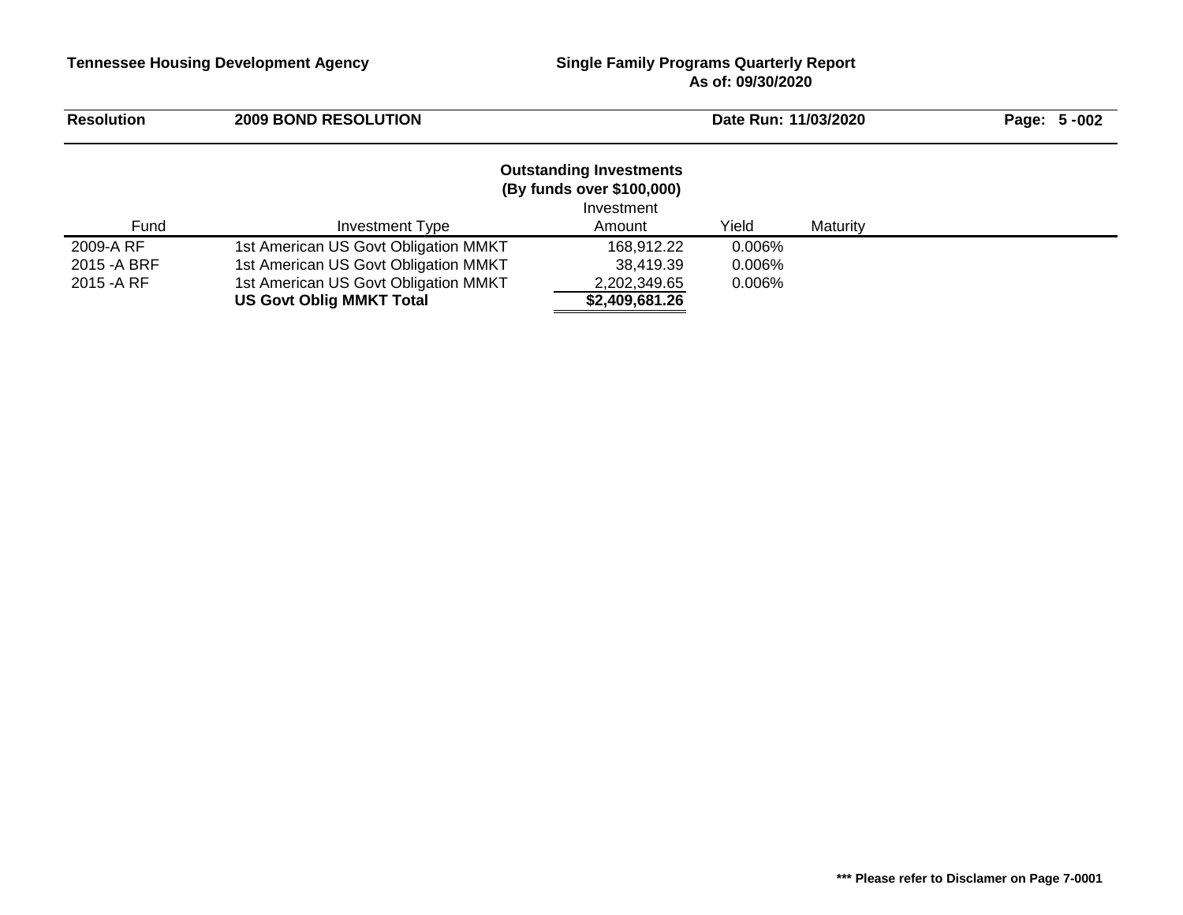**Tennessee Housing Development Agency** | **Single Family Programs Quarterly Report**
**As of: 09/30/2020**

| **Resolution** | **2009 BOND RESOLUTION** | **Date Run: 11/03/2020** | **Page: 5 -002** |
|---|---|---|---|

## Outstanding Investments
### (By funds over $100,000)

| Fund | Investment Type | Investment Amount | Yield | Maturity |
|---|---|---|---|---|
| 2009-A RF | 1st American US Govt Obligation MMKT | 168,912.22 | 0.006% | |
| 2015 -A BRF | 1st American US Govt Obligation MMKT | 38,419.39 | 0.006% | |
| 2015 -A RF | 1st American US Govt Obligation MMKT | 2,202,349.65 | 0.006% | |
| | **US Govt Oblig MMKT Total** | **$2,409,681.26** | | |

**\*\*\* Please refer to Disclamer on Page 7-0001**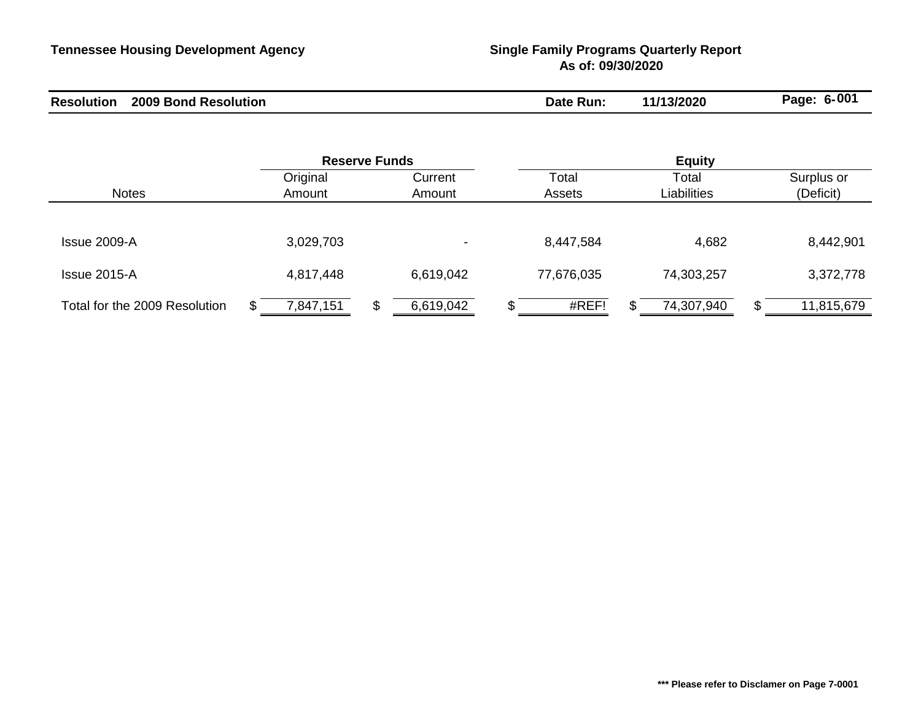**Tennessee Housing Development Agency**

**Single Family Programs Quarterly Report**
**As of: 09/30/2020**

**Resolution 2009 Bond Resolution** | **Date Run: 11/13/2020**

| | Reserve Funds | | Equity | | |
|---|---|---|---|---|---|
| Notes | Original Amount | Current Amount | Total Assets | Total Liabilities | Surplus or (Deficit) |
| Issue 2009-A | 3,029,703 | - | 8,447,584 | 4,682 | 8,442,901 |
| Issue 2015-A | 4,817,448 | 6,619,042 | 77,676,035 | 74,303,257 | 3,372,778 |
| Total for the 2009 Resolution | $ 7,847,151 | $ 6,619,042 | $ #REF! | $ 74,307,940 | $ 11,815,679 |

**\*\*\* Please refer to Disclamer on Page 7-0001**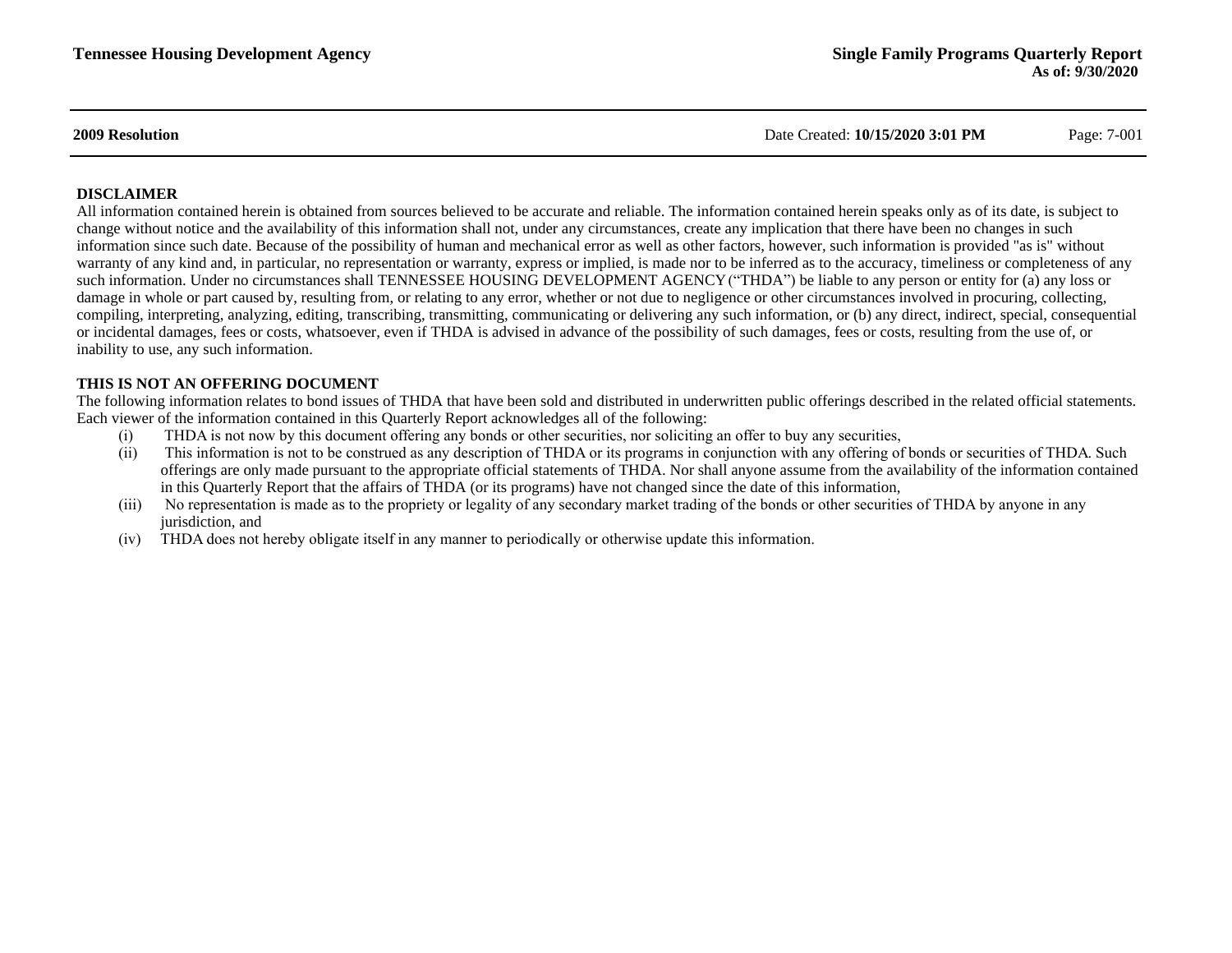**2009 Resolution**

### DISCLAIMER

All information contained herein is obtained from sources believed to be accurate and reliable. The information contained herein speaks only as of its date, is subject to change without notice and the availability of this information shall not, under any circumstances, create any implication that there have been no changes in such information since such date. Because of the possibility of human and mechanical error as well as other factors, however, such information is provided "as is" without warranty of any kind and, in particular, no representation or warranty, express or implied, is made nor to be inferred as to the accuracy, timeliness or completeness of any such information. Under no circumstances shall TENNESSEE HOUSING DEVELOPMENT AGENCY ("THDA") be liable to any person or entity for (a) any loss or damage in whole or part caused by, resulting from, or relating to any error, whether or not due to negligence or other circumstances involved in procuring, collecting, compiling, interpreting, analyzing, editing, transcribing, transmitting, communicating or delivering any such information, or (b) any direct, indirect, special, consequential or incidental damages, fees or costs, whatsoever, even if THDA is advised in advance of the possibility of such damages, fees or costs, resulting from the use of, or inability to use, any such information.

### THIS IS NOT AN OFFERING DOCUMENT

The following information relates to bond issues of THDA that have been sold and distributed in underwritten public offerings described in the related official statements. Each viewer of the information contained in this Quarterly Report acknowledges all of the following:

(i) THDA is not now by this document offering any bonds or other securities, nor soliciting an offer to buy any securities,

(ii) This information is not to be construed as any description of THDA or its programs in conjunction with any offering of bonds or securities of THDA. Such offerings are only made pursuant to the appropriate official statements of THDA. Nor shall anyone assume from the availability of the information contained in this Quarterly Report that the affairs of THDA (or its programs) have not changed since the date of this information,

(iii) No representation is made as to the propriety or legality of any secondary market trading of the bonds or other securities of THDA by anyone in any jurisdiction, and

(iv) THDA does not hereby obligate itself in any manner to periodically or otherwise update this information.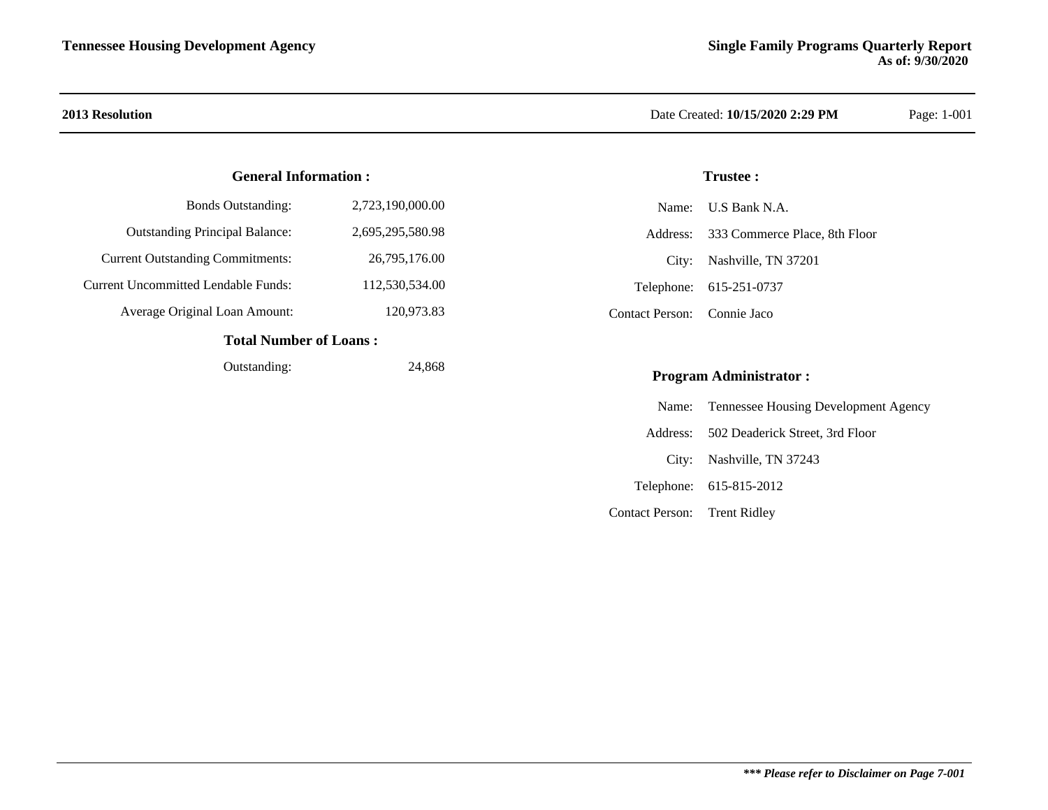**2013 Resolution**

Date Created: **10/15/2020 2:29 PM**

### General Information :

| | |
|---|---|
| Bonds Outstanding: | 2,723,190,000.00 |
| Outstanding Principal Balance: | 2,695,295,580.98 |
| Current Outstanding Commitments: | 26,795,176.00 |
| Current Uncommitted Lendable Funds: | 112,530,534.00 |
| Average Original Loan Amount: | 120,973.83 |

### Total Number of Loans :

| | |
|---|---|
| Outstanding: | 24,868 |

### Trustee :

| | |
|---|---|
| Name: | U.S Bank N.A. |
| Address: | 333 Commerce Place, 8th Floor |
| City: | Nashville, TN 37201 |
| Telephone: | 615-251-0737 |
| Contact Person: | Connie Jaco |

### Program Administrator :

| | |
|---|---|
| Name: | Tennessee Housing Development Agency |
| Address: | 502 Deaderick Street, 3rd Floor |
| City: | Nashville, TN 37243 |
| Telephone: | 615-815-2012 |
| Contact Person: | Trent Ridley |

***\*\*\* Please refer to Disclaimer on Page 7-001***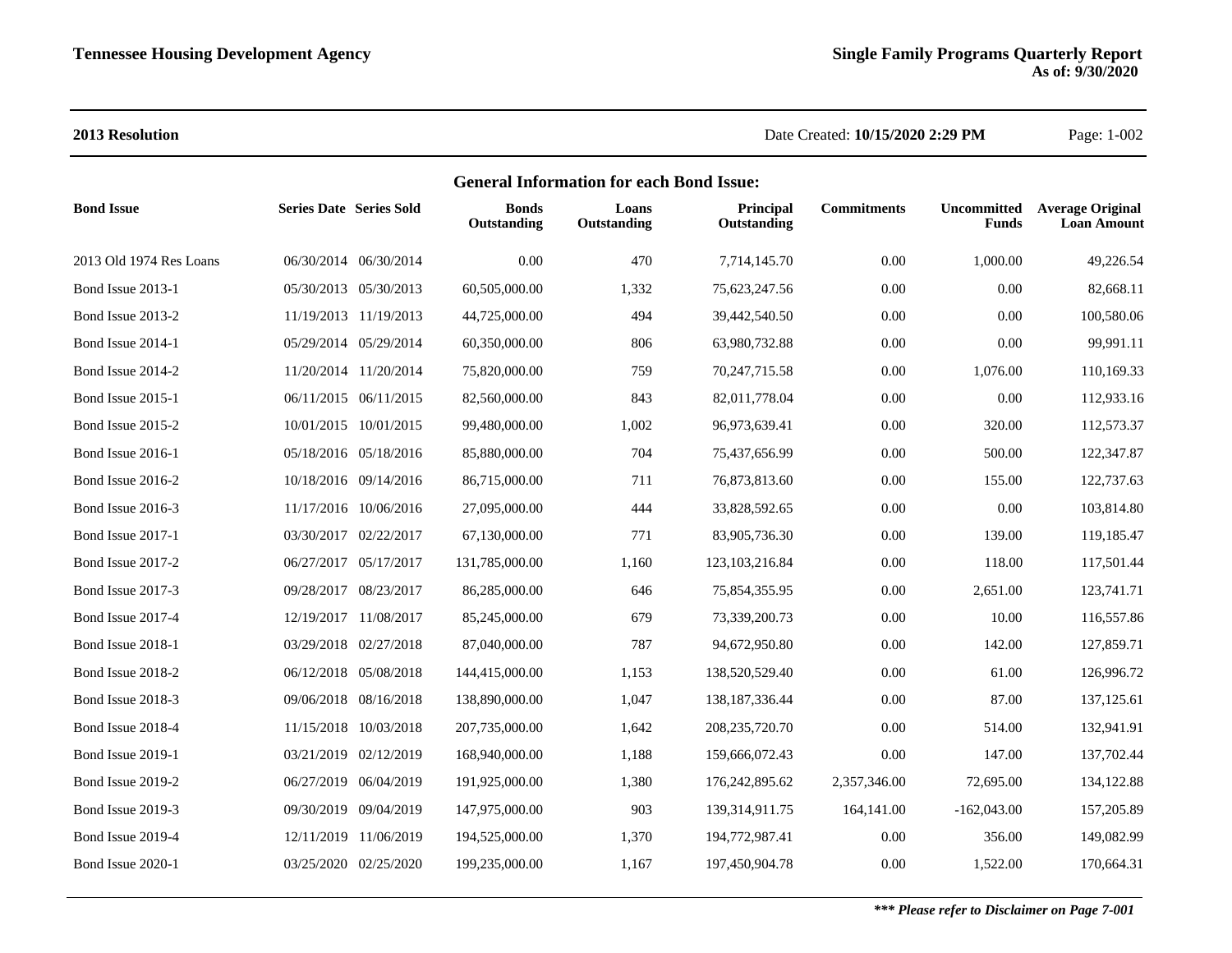## 2013 Resolution

Date Created: **10/15/2020 2:29 PM**

### General Information for each Bond Issue:

| Bond Issue | Series Date | Series Sold | Bonds Outstanding | Loans Outstanding | Principal Outstanding | Commitments | Uncommitted Funds | Average Original Loan Amount |
|---|---|---|---|---|---|---|---|---|
| 2013 Old 1974 Res Loans | 06/30/2014 | 06/30/2014 | 0.00 | 470 | 7,714,145.70 | 0.00 | 1,000.00 | 49,226.54 |
| Bond Issue 2013-1 | 05/30/2013 | 05/30/2013 | 60,505,000.00 | 1,332 | 75,623,247.56 | 0.00 | 0.00 | 82,668.11 |
| Bond Issue 2013-2 | 11/19/2013 | 11/19/2013 | 44,725,000.00 | 494 | 39,442,540.50 | 0.00 | 0.00 | 100,580.06 |
| Bond Issue 2014-1 | 05/29/2014 | 05/29/2014 | 60,350,000.00 | 806 | 63,980,732.88 | 0.00 | 0.00 | 99,991.11 |
| Bond Issue 2014-2 | 11/20/2014 | 11/20/2014 | 75,820,000.00 | 759 | 70,247,715.58 | 0.00 | 1,076.00 | 110,169.33 |
| Bond Issue 2015-1 | 06/11/2015 | 06/11/2015 | 82,560,000.00 | 843 | 82,011,778.04 | 0.00 | 0.00 | 112,933.16 |
| Bond Issue 2015-2 | 10/01/2015 | 10/01/2015 | 99,480,000.00 | 1,002 | 96,973,639.41 | 0.00 | 320.00 | 112,573.37 |
| Bond Issue 2016-1 | 05/18/2016 | 05/18/2016 | 85,880,000.00 | 704 | 75,437,656.99 | 0.00 | 500.00 | 122,347.87 |
| Bond Issue 2016-2 | 10/18/2016 | 09/14/2016 | 86,715,000.00 | 711 | 76,873,813.60 | 0.00 | 155.00 | 122,737.63 |
| Bond Issue 2016-3 | 11/17/2016 | 10/06/2016 | 27,095,000.00 | 444 | 33,828,592.65 | 0.00 | 0.00 | 103,814.80 |
| Bond Issue 2017-1 | 03/30/2017 | 02/22/2017 | 67,130,000.00 | 771 | 83,905,736.30 | 0.00 | 139.00 | 119,185.47 |
| Bond Issue 2017-2 | 06/27/2017 | 05/17/2017 | 131,785,000.00 | 1,160 | 123,103,216.84 | 0.00 | 118.00 | 117,501.44 |
| Bond Issue 2017-3 | 09/28/2017 | 08/23/2017 | 86,285,000.00 | 646 | 75,854,355.95 | 0.00 | 2,651.00 | 123,741.71 |
| Bond Issue 2017-4 | 12/19/2017 | 11/08/2017 | 85,245,000.00 | 679 | 73,339,200.73 | 0.00 | 10.00 | 116,557.86 |
| Bond Issue 2018-1 | 03/29/2018 | 02/27/2018 | 87,040,000.00 | 787 | 94,672,950.80 | 0.00 | 142.00 | 127,859.71 |
| Bond Issue 2018-2 | 06/12/2018 | 05/08/2018 | 144,415,000.00 | 1,153 | 138,520,529.40 | 0.00 | 61.00 | 126,996.72 |
| Bond Issue 2018-3 | 09/06/2018 | 08/16/2018 | 138,890,000.00 | 1,047 | 138,187,336.44 | 0.00 | 87.00 | 137,125.61 |
| Bond Issue 2018-4 | 11/15/2018 | 10/03/2018 | 207,735,000.00 | 1,642 | 208,235,720.70 | 0.00 | 514.00 | 132,941.91 |
| Bond Issue 2019-1 | 03/21/2019 | 02/12/2019 | 168,940,000.00 | 1,188 | 159,666,072.43 | 0.00 | 147.00 | 137,702.44 |
| Bond Issue 2019-2 | 06/27/2019 | 06/04/2019 | 191,925,000.00 | 1,380 | 176,242,895.62 | 2,357,346.00 | 72,695.00 | 134,122.88 |
| Bond Issue 2019-3 | 09/30/2019 | 09/04/2019 | 147,975,000.00 | 903 | 139,314,911.75 | 164,141.00 | -162,043.00 | 157,205.89 |
| Bond Issue 2019-4 | 12/11/2019 | 11/06/2019 | 194,525,000.00 | 1,370 | 194,772,987.41 | 0.00 | 356.00 | 149,082.99 |
| Bond Issue 2020-1 | 03/25/2020 | 02/25/2020 | 199,235,000.00 | 1,167 | 197,450,904.78 | 0.00 | 1,522.00 | 170,664.31 |

***\*\*\* Please refer to Disclaimer on Page 7-001***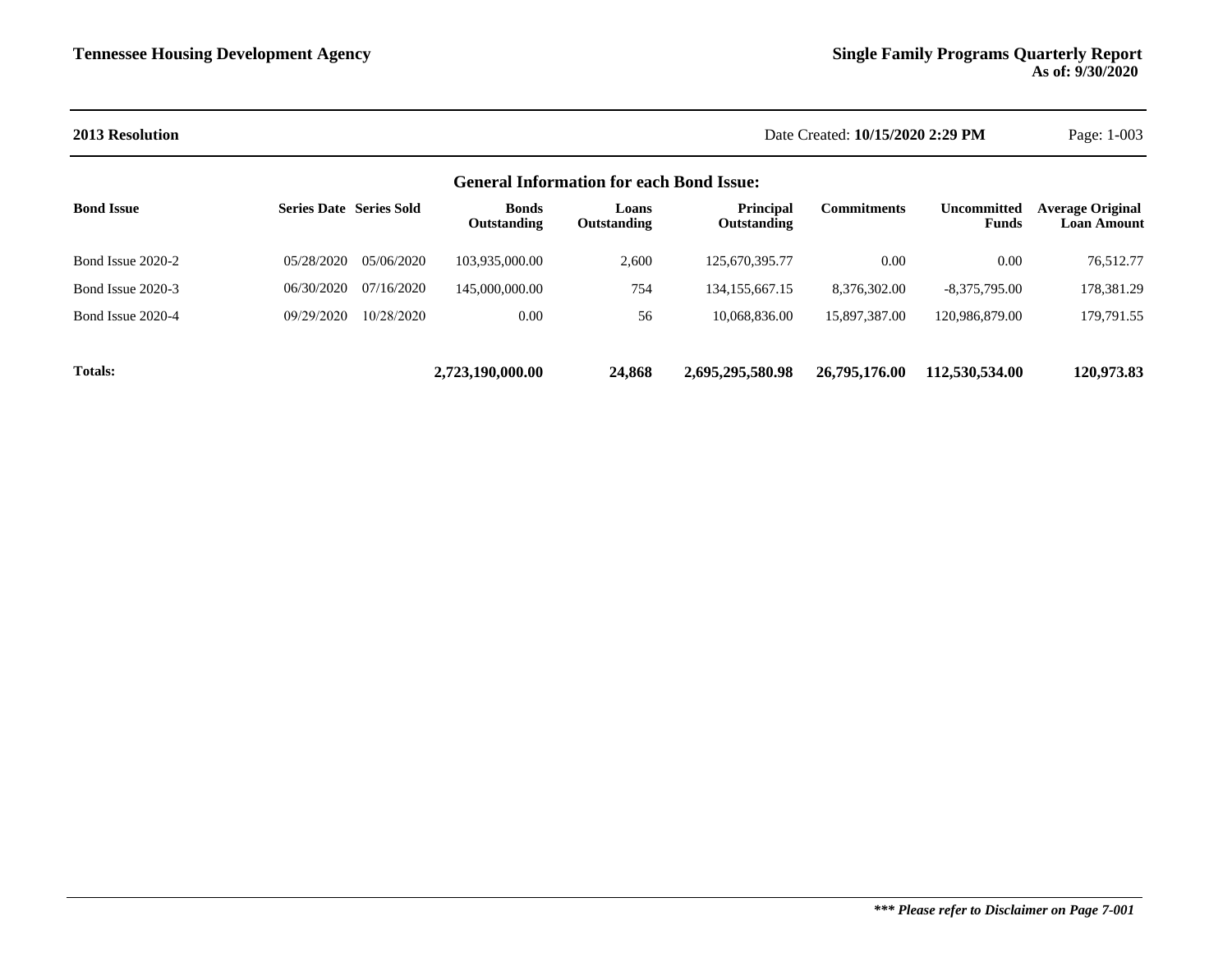**2013 Resolution**

Date Created: **10/15/2020 2:29 PM**

## General Information for each Bond Issue:

| Bond Issue | Series Date | Series Sold | Bonds Outstanding | Loans Outstanding | Principal Outstanding | Commitments | Uncommitted Funds | Average Original Loan Amount |
|---|---|---|---|---|---|---|---|---|
| Bond Issue 2020-2 | 05/28/2020 | 05/06/2020 | 103,935,000.00 | 2,600 | 125,670,395.77 | 0.00 | 0.00 | 76,512.77 |
| Bond Issue 2020-3 | 06/30/2020 | 07/16/2020 | 145,000,000.00 | 754 | 134,155,667.15 | 8,376,302.00 | -8,375,795.00 | 178,381.29 |
| Bond Issue 2020-4 | 09/29/2020 | 10/28/2020 | 0.00 | 56 | 10,068,836.00 | 15,897,387.00 | 120,986,879.00 | 179,791.55 |
| **Totals:** | | | **2,723,190,000.00** | **24,868** | **2,695,295,580.98** | **26,795,176.00** | **112,530,534.00** | **120,973.83** |

***\*\*\* Please refer to Disclaimer on Page 7-001***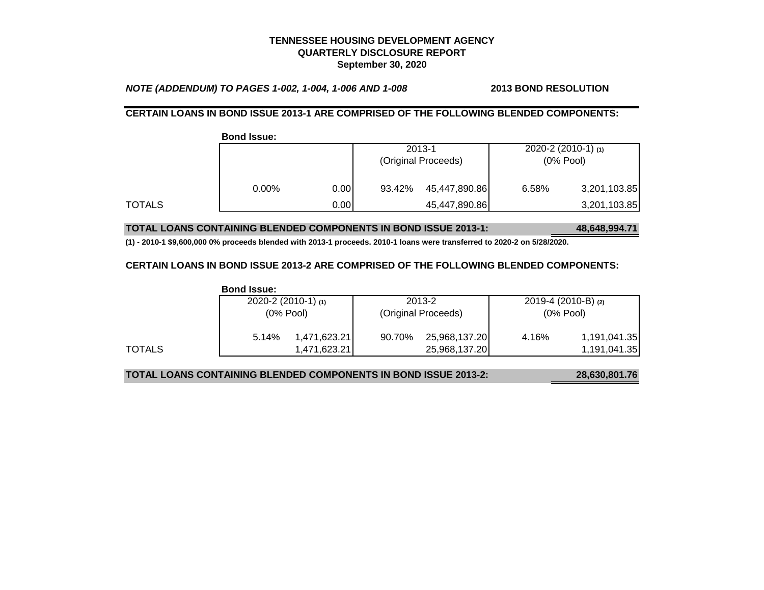**TENNESSEE HOUSING DEVELOPMENT AGENCY**
**QUARTERLY DISCLOSURE REPORT**
**September 30, 2020**

***NOTE (ADDENDUM) TO PAGES 1-002, 1-004, 1-006 AND 1-008*** **2013 BOND RESOLUTION**

**CERTAIN LOANS IN BOND ISSUE 2013-1 ARE COMPRISED OF THE FOLLOWING BLENDED COMPONENTS:**

| | **Bond Issue:** | | 2013-1 (Original Proceeds) | | 2020-2 (2010-1) (1) (0% Pool) | |
|---|---|---|---|---|---|---|
| | 0.00% | 0.00 | 93.42% | 45,447,890.86 | 6.58% | 3,201,103.85 |
| TOTALS | | 0.00 | | 45,447,890.86 | | 3,201,103.85 |

**TOTAL LOANS CONTAINING BLENDED COMPONENTS IN BOND ISSUE 2013-1: 48,648,994.71**

**(1) - 2010-1 $9,600,000 0% proceeds blended with 2013-1 proceeds. 2010-1 loans were transferred to 2020-2 on 5/28/2020.**

**CERTAIN LOANS IN BOND ISSUE 2013-2 ARE COMPRISED OF THE FOLLOWING BLENDED COMPONENTS:**

| | **Bond Issue:** 2020-2 (2010-1) (1) (0% Pool) | | 2013-2 (Original Proceeds) | | 2019-4 (2010-B) (2) (0% Pool) | |
|---|---|---|---|---|---|---|
| | 5.14% | 1,471,623.21 | 90.70% | 25,968,137.20 | 4.16% | 1,191,041.35 |
| TOTALS | | 1,471,623.21 | | 25,968,137.20 | | 1,191,041.35 |

**TOTAL LOANS CONTAINING BLENDED COMPONENTS IN BOND ISSUE 2013-2: 28,630,801.76**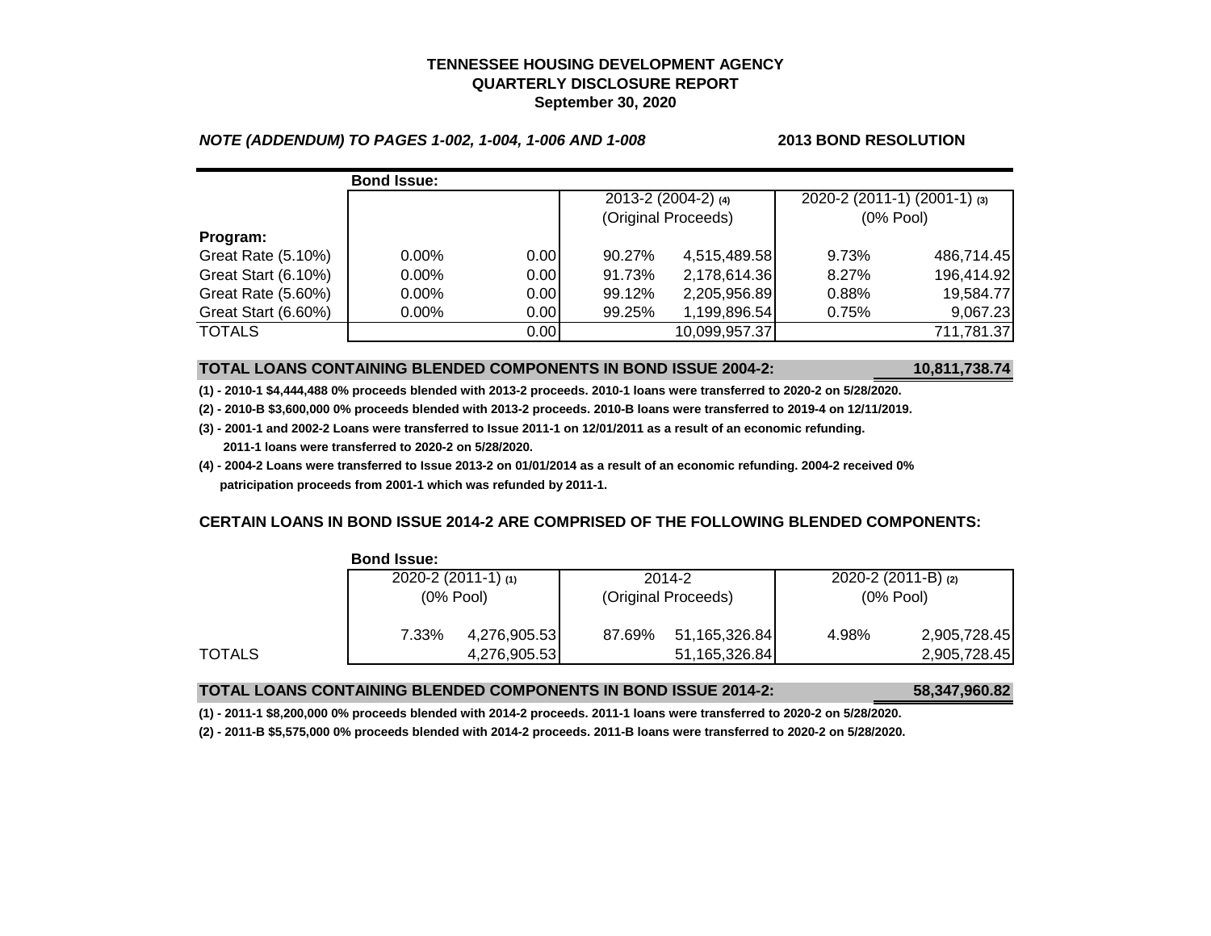**TENNESSEE HOUSING DEVELOPMENT AGENCY**
**QUARTERLY DISCLOSURE REPORT**
**September 30, 2020**

***NOTE (ADDENDUM) TO PAGES 1-002, 1-004, 1-006 AND 1-008*** **2013 BOND RESOLUTION**

| | **Bond Issue:** | | | | | |
|---|---|---|---|---|---|---|
| | | | 2013-2 (2004-2) (4) (Original Proceeds) | | 2020-2 (2011-1) (2001-1) (3) (0% Pool) | |
| **Program:** | | | | | | |
| Great Rate (5.10%) | 0.00% | 0.00 | 90.27% | 4,515,489.58 | 9.73% | 486,714.45 |
| Great Start (6.10%) | 0.00% | 0.00 | 91.73% | 2,178,614.36 | 8.27% | 196,414.92 |
| Great Rate (5.60%) | 0.00% | 0.00 | 99.12% | 2,205,956.89 | 0.88% | 19,584.77 |
| Great Start (6.60%) | 0.00% | 0.00 | 99.25% | 1,199,896.54 | 0.75% | 9,067.23 |
| TOTALS | | 0.00 | | 10,099,957.37 | | 711,781.37 |

| **TOTAL LOANS CONTAINING BLENDED COMPONENTS IN BOND ISSUE 2004-2:** | **10,811,738.74** |
|---|---|

**(1) - 2010-1 $4,444,488 0% proceeds blended with 2013-2 proceeds. 2010-1 loans were transferred to 2020-2 on 5/28/2020.**

**(2) - 2010-B $3,600,000 0% proceeds blended with 2013-2 proceeds. 2010-B loans were transferred to 2019-4 on 12/11/2019.**

**(3) - 2001-1 and 2002-2 Loans were transferred to Issue 2011-1 on 12/01/2011 as a result of an economic refunding. 2011-1 loans were transferred to 2020-2 on 5/28/2020.**

**(4) - 2004-2 Loans were transferred to Issue 2013-2 on 01/01/2014 as a result of an economic refunding. 2004-2 received 0% patricipation proceeds from 2001-1 which was refunded by 2011-1.**

**CERTAIN LOANS IN BOND ISSUE 2014-2 ARE COMPRISED OF THE FOLLOWING BLENDED COMPONENTS:**

| | **Bond Issue:** | | | | | |
|---|---|---|---|---|---|---|
| | 2020-2 (2011-1) (1) (0% Pool) | | 2014-2 (Original Proceeds) | | 2020-2 (2011-B) (2) (0% Pool) | |
| | 7.33% | 4,276,905.53 | 87.69% | 51,165,326.84 | 4.98% | 2,905,728.45 |
| TOTALS | | 4,276,905.53 | | 51,165,326.84 | | 2,905,728.45 |

| **TOTAL LOANS CONTAINING BLENDED COMPONENTS IN BOND ISSUE 2014-2:** | **58,347,960.82** |
|---|---|

**(1) - 2011-1 $8,200,000 0% proceeds blended with 2014-2 proceeds. 2011-1 loans were transferred to 2020-2 on 5/28/2020.**

**(2) - 2011-B $5,575,000 0% proceeds blended with 2014-2 proceeds. 2011-B loans were transferred to 2020-2 on 5/28/2020.**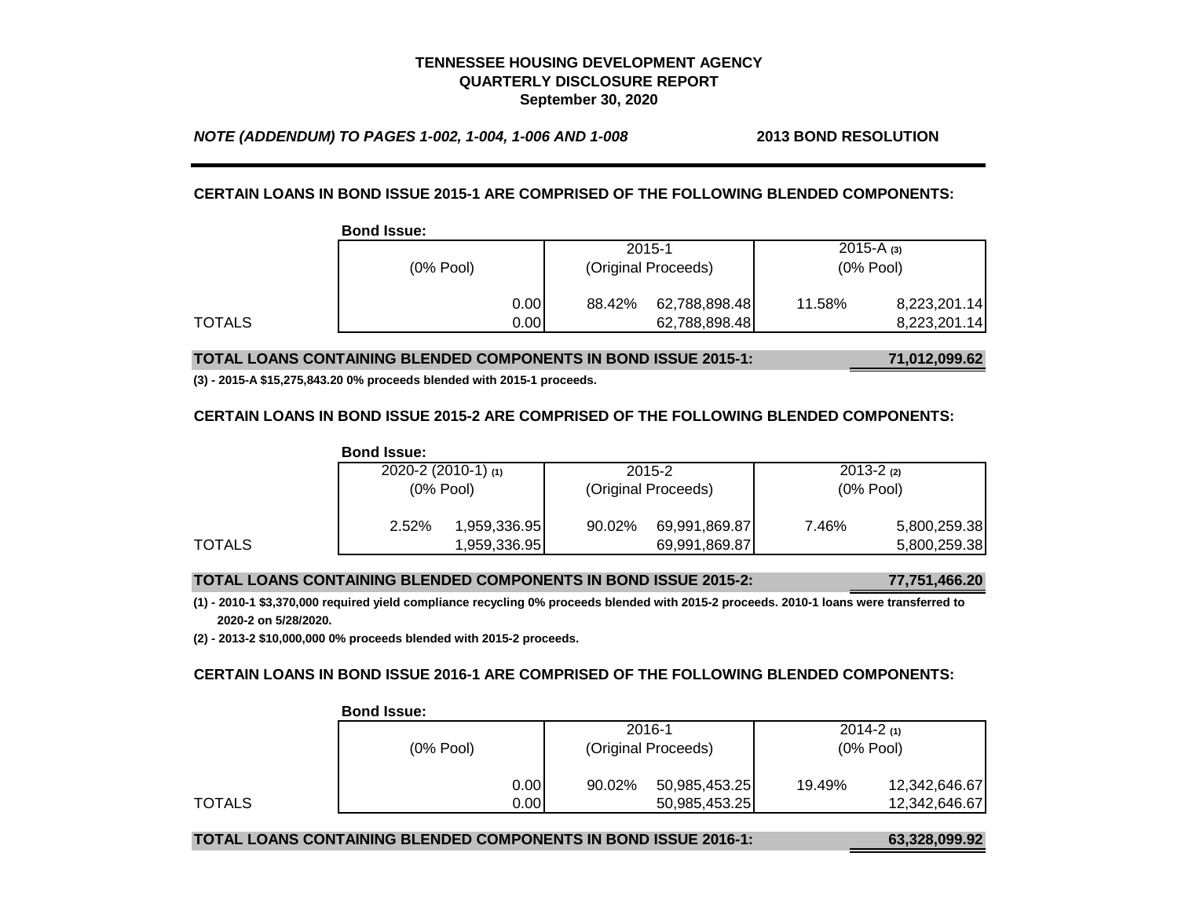**TENNESSEE HOUSING DEVELOPMENT AGENCY**
**QUARTERLY DISCLOSURE REPORT**
**September 30, 2020**

***NOTE (ADDENDUM) TO PAGES 1-002, 1-004, 1-006 AND 1-008*** **2013 BOND RESOLUTION**

**CERTAIN LOANS IN BOND ISSUE 2015-1 ARE COMPRISED OF THE FOLLOWING BLENDED COMPONENTS:**

| | Bond Issue: | | | | |
|---|---|---|---|---|---|
| | | 2015-1 | | 2015-A (3) | |
| | (0% Pool) | (Original Proceeds) | | (0% Pool) | |
| | 0.00 | 88.42% | 62,788,898.48 | 11.58% | 8,223,201.14 |
| TOTALS | 0.00 | | 62,788,898.48 | | 8,223,201.14 |

**TOTAL LOANS CONTAINING BLENDED COMPONENTS IN BOND ISSUE 2015-1: 71,012,099.62**

**(3) - 2015-A $15,275,843.20 0% proceeds blended with 2015-1 proceeds.**

**CERTAIN LOANS IN BOND ISSUE 2015-2 ARE COMPRISED OF THE FOLLOWING BLENDED COMPONENTS:**

| | Bond Issue: | | | | | |
|---|---|---|---|---|---|---|
| | 2020-2 (2010-1) (1) | | 2015-2 | | 2013-2 (2) | |
| | (0% Pool) | | (Original Proceeds) | | (0% Pool) | |
| | 2.52% | 1,959,336.95 | 90.02% | 69,991,869.87 | 7.46% | 5,800,259.38 |
| TOTALS | | 1,959,336.95 | | 69,991,869.87 | | 5,800,259.38 |

**TOTAL LOANS CONTAINING BLENDED COMPONENTS IN BOND ISSUE 2015-2: 77,751,466.20**

**(1) - 2010-1 $3,370,000 required yield compliance recycling 0% proceeds blended with 2015-2 proceeds. 2010-1 loans were transferred to 2020-2 on 5/28/2020.**

**(2) - 2013-2 $10,000,000 0% proceeds blended with 2015-2 proceeds.**

**CERTAIN LOANS IN BOND ISSUE 2016-1 ARE COMPRISED OF THE FOLLOWING BLENDED COMPONENTS:**

| | Bond Issue: | | | | |
|---|---|---|---|---|---|
| | | 2016-1 | | 2014-2 (1) | |
| | (0% Pool) | (Original Proceeds) | | (0% Pool) | |
| | 0.00 | 90.02% | 50,985,453.25 | 19.49% | 12,342,646.67 |
| TOTALS | 0.00 | | 50,985,453.25 | | 12,342,646.67 |

**TOTAL LOANS CONTAINING BLENDED COMPONENTS IN BOND ISSUE 2016-1: 63,328,099.92**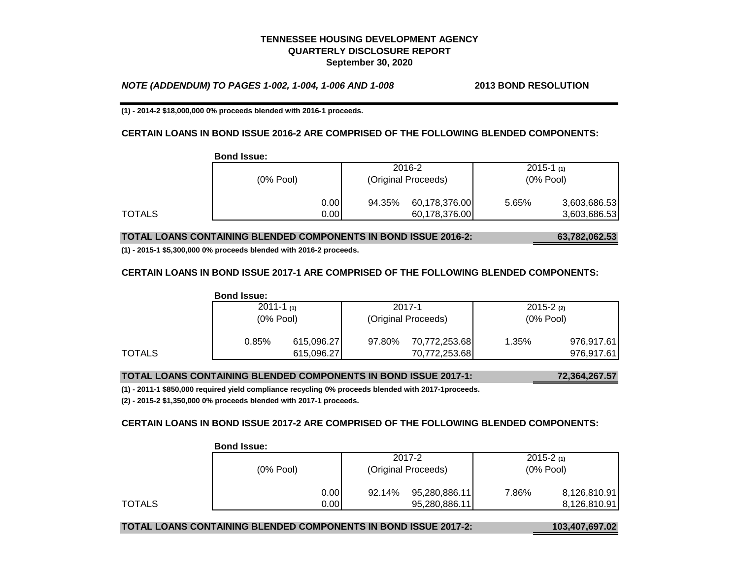**TENNESSEE HOUSING DEVELOPMENT AGENCY**
**QUARTERLY DISCLOSURE REPORT**
**September 30, 2020**

***NOTE (ADDENDUM) TO PAGES 1-002, 1-004, 1-006 AND 1-008*** **2013 BOND RESOLUTION**

**(1) - 2014-2 $18,000,000 0% proceeds blended with 2016-1 proceeds.**

**CERTAIN LOANS IN BOND ISSUE 2016-2 ARE COMPRISED OF THE FOLLOWING BLENDED COMPONENTS:**

**Bond Issue:**

| | | | 2016-2 | | 2015-1 (1) | |
|---|---|---|---|---|---|---|
| | (0% Pool) | | (Original Proceeds) | | (0% Pool) | |
| | | 0.00 | 94.35% | 60,178,376.00 | 5.65% | 3,603,686.53 |
| TOTALS | | 0.00 | | 60,178,376.00 | | 3,603,686.53 |

**TOTAL LOANS CONTAINING BLENDED COMPONENTS IN BOND ISSUE 2016-2: 63,782,062.53**

**(1) - 2015-1 $5,300,000 0% proceeds blended with 2016-2 proceeds.**

**CERTAIN LOANS IN BOND ISSUE 2017-1 ARE COMPRISED OF THE FOLLOWING BLENDED COMPONENTS:**

**Bond Issue:**

| | 2011-1 (1) | | 2017-1 | | 2015-2 (2) | |
|---|---|---|---|---|---|---|
| | (0% Pool) | | (Original Proceeds) | | (0% Pool) | |
| | 0.85% | 615,096.27 | 97.80% | 70,772,253.68 | 1.35% | 976,917.61 |
| TOTALS | | 615,096.27 | | 70,772,253.68 | | 976,917.61 |

**TOTAL LOANS CONTAINING BLENDED COMPONENTS IN BOND ISSUE 2017-1: 72,364,267.57**

**(1) - 2011-1 $850,000 required yield compliance recycling 0% proceeds blended with 2017-1proceeds.**

**(2) - 2015-2 $1,350,000 0% proceeds blended with 2017-1 proceeds.**

**CERTAIN LOANS IN BOND ISSUE 2017-2 ARE COMPRISED OF THE FOLLOWING BLENDED COMPONENTS:**

**Bond Issue:**

| | | | 2017-2 | | 2015-2 (1) | |
|---|---|---|---|---|---|---|
| | (0% Pool) | | (Original Proceeds) | | (0% Pool) | |
| | | 0.00 | 92.14% | 95,280,886.11 | 7.86% | 8,126,810.91 |
| TOTALS | | 0.00 | | 95,280,886.11 | | 8,126,810.91 |

**TOTAL LOANS CONTAINING BLENDED COMPONENTS IN BOND ISSUE 2017-2: 103,407,697.02**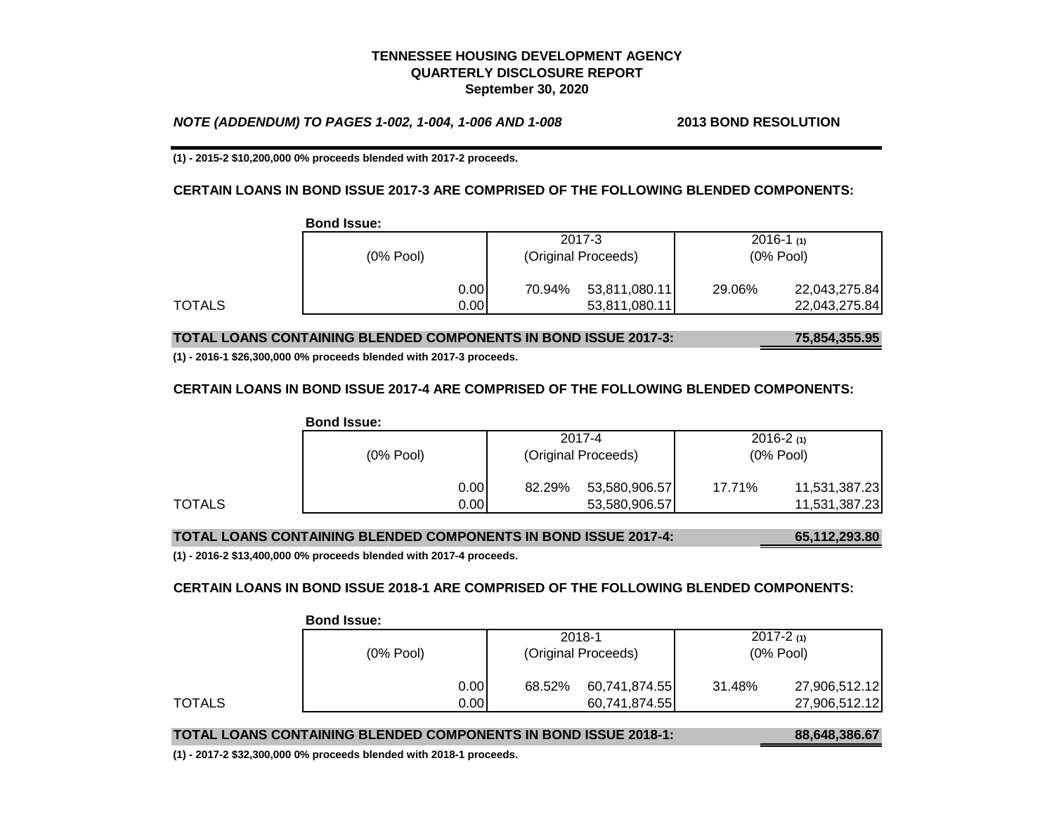**TENNESSEE HOUSING DEVELOPMENT AGENCY**
**QUARTERLY DISCLOSURE REPORT**
**September 30, 2020**

***NOTE (ADDENDUM) TO PAGES 1-002, 1-004, 1-006 AND 1-008*** **2013 BOND RESOLUTION**

**(1) - 2015-2 $10,200,000 0% proceeds blended with 2017-2 proceeds.**

**CERTAIN LOANS IN BOND ISSUE 2017-3 ARE COMPRISED OF THE FOLLOWING BLENDED COMPONENTS:**

| | **Bond Issue:** | 2017-3 | | 2016-1 (1) | |
|---|---|---|---|---|---|
| | (0% Pool) | (Original Proceeds) | | (0% Pool) | |
| | 0.00 | 70.94% | 53,811,080.11 | 29.06% | 22,043,275.84 |
| TOTALS | 0.00 | | 53,811,080.11 | | 22,043,275.84 |

**TOTAL LOANS CONTAINING BLENDED COMPONENTS IN BOND ISSUE 2017-3: 75,854,355.95**

**(1) - 2016-1 $26,300,000 0% proceeds blended with 2017-3 proceeds.**

**CERTAIN LOANS IN BOND ISSUE 2017-4 ARE COMPRISED OF THE FOLLOWING BLENDED COMPONENTS:**

| | **Bond Issue:** | 2017-4 | | 2016-2 (1) | |
|---|---|---|---|---|---|
| | (0% Pool) | (Original Proceeds) | | (0% Pool) | |
| | 0.00 | 82.29% | 53,580,906.57 | 17.71% | 11,531,387.23 |
| TOTALS | 0.00 | | 53,580,906.57 | | 11,531,387.23 |

**TOTAL LOANS CONTAINING BLENDED COMPONENTS IN BOND ISSUE 2017-4: 65,112,293.80**

**(1) - 2016-2 $13,400,000 0% proceeds blended with 2017-4 proceeds.**

**CERTAIN LOANS IN BOND ISSUE 2018-1 ARE COMPRISED OF THE FOLLOWING BLENDED COMPONENTS:**

| | **Bond Issue:** | 2018-1 | | 2017-2 (1) | |
|---|---|---|---|---|---|
| | (0% Pool) | (Original Proceeds) | | (0% Pool) | |
| | 0.00 | 68.52% | 60,741,874.55 | 31.48% | 27,906,512.12 |
| TOTALS | 0.00 | | 60,741,874.55 | | 27,906,512.12 |

**TOTAL LOANS CONTAINING BLENDED COMPONENTS IN BOND ISSUE 2018-1: 88,648,386.67**

**(1) - 2017-2 $32,300,000 0% proceeds blended with 2018-1 proceeds.**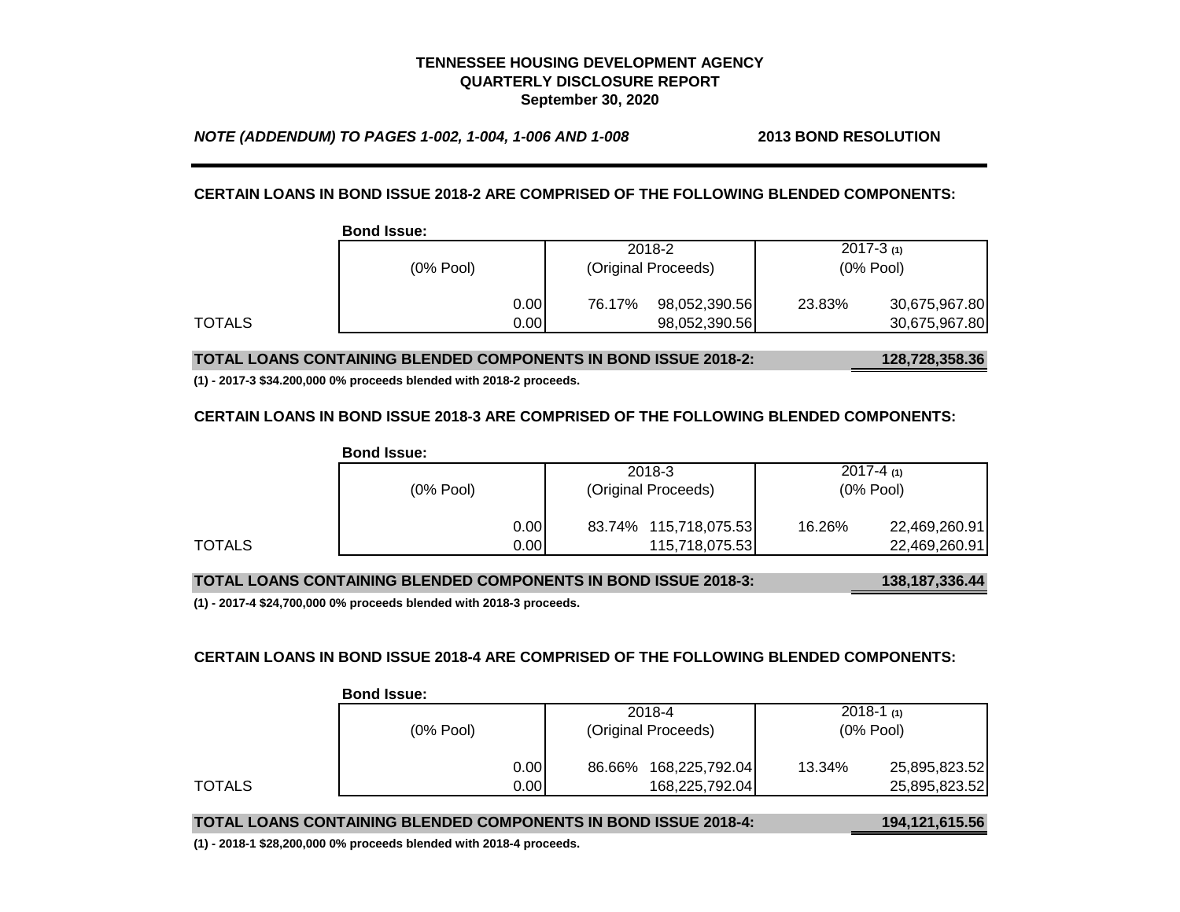**TENNESSEE HOUSING DEVELOPMENT AGENCY**
**QUARTERLY DISCLOSURE REPORT**
**September 30, 2020**

***NOTE (ADDENDUM) TO PAGES 1-002, 1-004, 1-006 AND 1-008*** **2013 BOND RESOLUTION**

**CERTAIN LOANS IN BOND ISSUE 2018-2 ARE COMPRISED OF THE FOLLOWING BLENDED COMPONENTS:**

| | **Bond Issue:** | 2018-2 | | 2017-3 (1) | |
|---|---|---|---|---|---|
| | (0% Pool) | (Original Proceeds) | | (0% Pool) | |
| | 0.00 | 76.17% | 98,052,390.56 | 23.83% | 30,675,967.80 |
| TOTALS | 0.00 | | 98,052,390.56 | | 30,675,967.80 |

**TOTAL LOANS CONTAINING BLENDED COMPONENTS IN BOND ISSUE 2018-2: 128,728,358.36**

**(1) - 2017-3 $34.200,000 0% proceeds blended with 2018-2 proceeds.**

**CERTAIN LOANS IN BOND ISSUE 2018-3 ARE COMPRISED OF THE FOLLOWING BLENDED COMPONENTS:**

| | **Bond Issue:** | 2018-3 | | 2017-4 (1) | |
|---|---|---|---|---|---|
| | (0% Pool) | (Original Proceeds) | | (0% Pool) | |
| | 0.00 | 83.74% | 115,718,075.53 | 16.26% | 22,469,260.91 |
| TOTALS | 0.00 | | 115,718,075.53 | | 22,469,260.91 |

**TOTAL LOANS CONTAINING BLENDED COMPONENTS IN BOND ISSUE 2018-3: 138,187,336.44**

**(1) - 2017-4 $24,700,000 0% proceeds blended with 2018-3 proceeds.**

**CERTAIN LOANS IN BOND ISSUE 2018-4 ARE COMPRISED OF THE FOLLOWING BLENDED COMPONENTS:**

| | **Bond Issue:** | 2018-4 | | 2018-1 (1) | |
|---|---|---|---|---|---|
| | (0% Pool) | (Original Proceeds) | | (0% Pool) | |
| | 0.00 | 86.66% | 168,225,792.04 | 13.34% | 25,895,823.52 |
| TOTALS | 0.00 | | 168,225,792.04 | | 25,895,823.52 |

**TOTAL LOANS CONTAINING BLENDED COMPONENTS IN BOND ISSUE 2018-4: 194,121,615.56**

**(1) - 2018-1 $28,200,000 0% proceeds blended with 2018-4 proceeds.**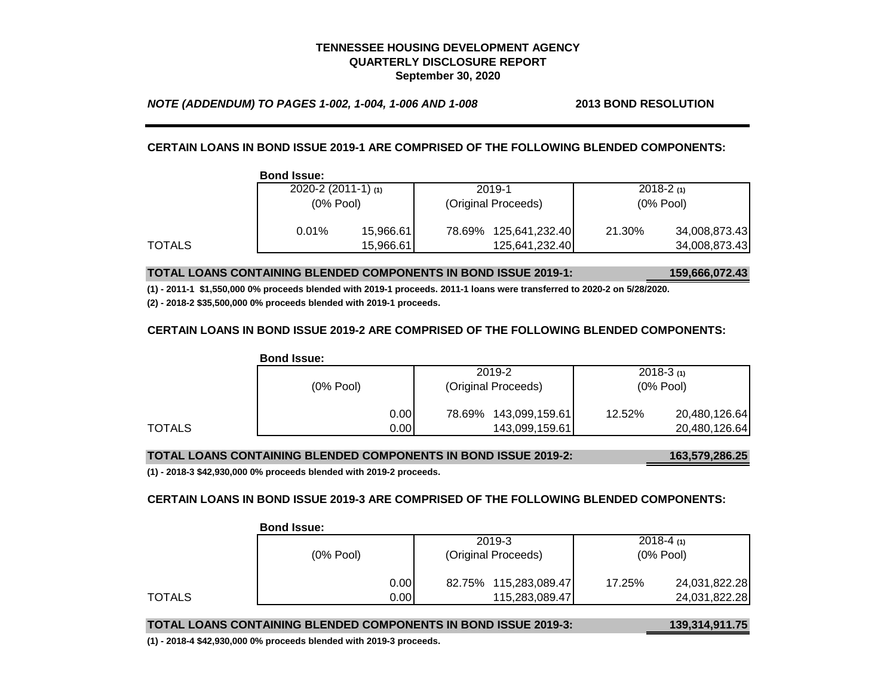**TENNESSEE HOUSING DEVELOPMENT AGENCY**
**QUARTERLY DISCLOSURE REPORT**
**September 30, 2020**

***NOTE (ADDENDUM) TO PAGES 1-002, 1-004, 1-006 AND 1-008*** **2013 BOND RESOLUTION**

**CERTAIN LOANS IN BOND ISSUE 2019-1 ARE COMPRISED OF THE FOLLOWING BLENDED COMPONENTS:**

| | **Bond Issue:** 2020-2 (2011-1) (1) | | 2019-1 | | 2018-2 (1) | |
|---|---|---|---|---|---|---|
| | (0% Pool) | | (Original Proceeds) | | (0% Pool) | |
| | 0.01% | 15,966.61 | 78.69% | 125,641,232.40 | 21.30% | 34,008,873.43 |
| TOTALS | | 15,966.61 | | 125,641,232.40 | | 34,008,873.43 |

**TOTAL LOANS CONTAINING BLENDED COMPONENTS IN BOND ISSUE 2019-1: 159,666,072.43**

**(1) - 2011-1 $1,550,000 0% proceeds blended with 2019-1 proceeds. 2011-1 loans were transferred to 2020-2 on 5/28/2020.**
**(2) - 2018-2 $35,500,000 0% proceeds blended with 2019-1 proceeds.**

**CERTAIN LOANS IN BOND ISSUE 2019-2 ARE COMPRISED OF THE FOLLOWING BLENDED COMPONENTS:**

| | **Bond Issue:** | | 2019-2 | | 2018-3 (1) | |
|---|---|---|---|---|---|---|
| | (0% Pool) | | (Original Proceeds) | | (0% Pool) | |
| | | 0.00 | 78.69% | 143,099,159.61 | 12.52% | 20,480,126.64 |
| TOTALS | | 0.00 | | 143,099,159.61 | | 20,480,126.64 |

**TOTAL LOANS CONTAINING BLENDED COMPONENTS IN BOND ISSUE 2019-2: 163,579,286.25**

**(1) - 2018-3 $42,930,000 0% proceeds blended with 2019-2 proceeds.**

**CERTAIN LOANS IN BOND ISSUE 2019-3 ARE COMPRISED OF THE FOLLOWING BLENDED COMPONENTS:**

| | **Bond Issue:** | | 2019-3 | | 2018-4 (1) | |
|---|---|---|---|---|---|---|
| | (0% Pool) | | (Original Proceeds) | | (0% Pool) | |
| | | 0.00 | 82.75% | 115,283,089.47 | 17.25% | 24,031,822.28 |
| TOTALS | | 0.00 | | 115,283,089.47 | | 24,031,822.28 |

**TOTAL LOANS CONTAINING BLENDED COMPONENTS IN BOND ISSUE 2019-3: 139,314,911.75**

**(1) - 2018-4 $42,930,000 0% proceeds blended with 2019-3 proceeds.**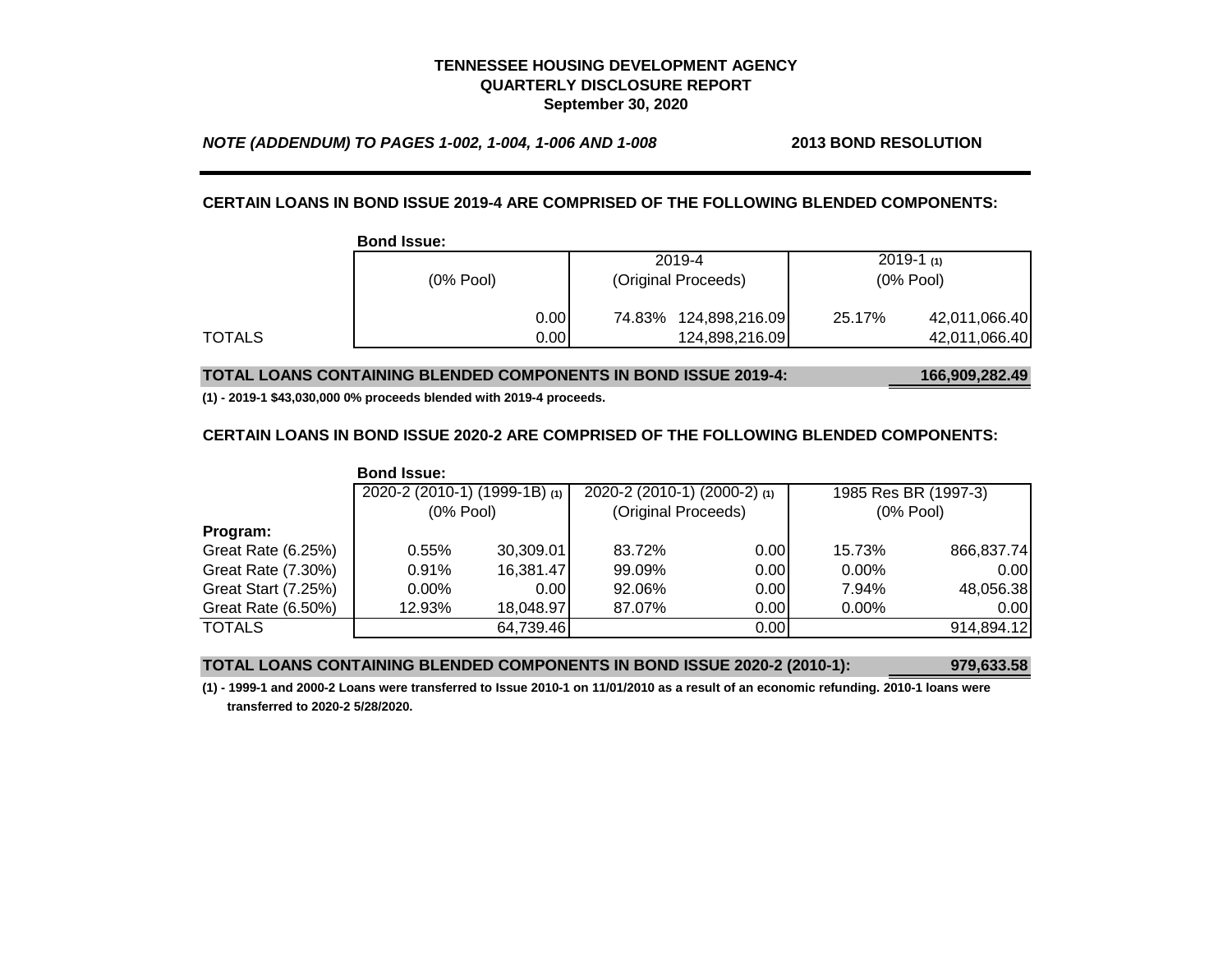**TENNESSEE HOUSING DEVELOPMENT AGENCY**
**QUARTERLY DISCLOSURE REPORT**
**September 30, 2020**

***NOTE (ADDENDUM) TO PAGES 1-002, 1-004, 1-006 AND 1-008*** **2013 BOND RESOLUTION**

**CERTAIN LOANS IN BOND ISSUE 2019-4 ARE COMPRISED OF THE FOLLOWING BLENDED COMPONENTS:**

| | **Bond Issue:** | 2019-4 | | 2019-1 (1) | |
|---|---|---|---|---|---|
| | (0% Pool) | (Original Proceeds) | | (0% Pool) | |
| | 0.00 | 74.83% | 124,898,216.09 | 25.17% | 42,011,066.40 |
| TOTALS | 0.00 | | 124,898,216.09 | | 42,011,066.40 |

**TOTAL LOANS CONTAINING BLENDED COMPONENTS IN BOND ISSUE 2019-4: 166,909,282.49**

**(1) - 2019-1 $43,030,000 0% proceeds blended with 2019-4 proceeds.**

**CERTAIN LOANS IN BOND ISSUE 2020-2 ARE COMPRISED OF THE FOLLOWING BLENDED COMPONENTS:**

| **Bond Issue:** | 2020-2 (2010-1) (1999-1B) (1) | | 2020-2 (2010-1) (2000-2) (1) | | 1985 Res BR (1997-3) | |
|---|---|---|---|---|---|---|
| | (0% Pool) | | (Original Proceeds) | | (0% Pool) | |
| **Program:** | | | | | | |
| Great Rate (6.25%) | 0.55% | 30,309.01 | 83.72% | 0.00 | 15.73% | 866,837.74 |
| Great Rate (7.30%) | 0.91% | 16,381.47 | 99.09% | 0.00 | 0.00% | 0.00 |
| Great Start (7.25%) | 0.00% | 0.00 | 92.06% | 0.00 | 7.94% | 48,056.38 |
| Great Rate (6.50%) | 12.93% | 18,048.97 | 87.07% | 0.00 | 0.00% | 0.00 |
| TOTALS | | 64,739.46 | | 0.00 | | 914,894.12 |

**TOTAL LOANS CONTAINING BLENDED COMPONENTS IN BOND ISSUE 2020-2 (2010-1): 979,633.58**

**(1) - 1999-1 and 2000-2 Loans were transferred to Issue 2010-1 on 11/01/2010 as a result of an economic refunding. 2010-1 loans were transferred to 2020-2 5/28/2020.**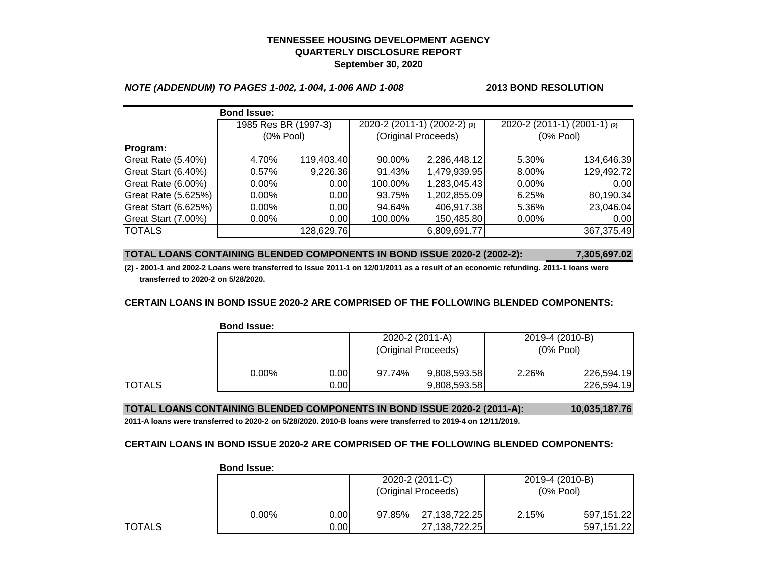**TENNESSEE HOUSING DEVELOPMENT AGENCY**
**QUARTERLY DISCLOSURE REPORT**
**September 30, 2020**

***NOTE (ADDENDUM) TO PAGES 1-002, 1-004, 1-006 AND 1-008*** **2013 BOND RESOLUTION**

| | **Bond Issue:** | | | | | |
|---|---|---|---|---|---|---|
| | 1985 Res BR (1997-3) (0% Pool) | | 2020-2 (2011-1) (2002-2) (2) (Original Proceeds) | | 2020-2 (2011-1) (2001-1) (2) (0% Pool) | |
| **Program:** | | | | | | |
| Great Rate (5.40%) | 4.70% | 119,403.40 | 90.00% | 2,286,448.12 | 5.30% | 134,646.39 |
| Great Start (6.40%) | 0.57% | 9,226.36 | 91.43% | 1,479,939.95 | 8.00% | 129,492.72 |
| Great Rate (6.00%) | 0.00% | 0.00 | 100.00% | 1,283,045.43 | 0.00% | 0.00 |
| Great Rate (5.625%) | 0.00% | 0.00 | 93.75% | 1,202,855.09 | 6.25% | 80,190.34 |
| Great Start (6.625%) | 0.00% | 0.00 | 94.64% | 406,917.38 | 5.36% | 23,046.04 |
| Great Start (7.00%) | 0.00% | 0.00 | 100.00% | 150,485.80 | 0.00% | 0.00 |
| TOTALS | | 128,629.76 | | 6,809,691.77 | | 367,375.49 |

**TOTAL LOANS CONTAINING BLENDED COMPONENTS IN BOND ISSUE 2020-2 (2002-2): 7,305,697.02**

**(2) - 2001-1 and 2002-2 Loans were transferred to Issue 2011-1 on 12/01/2011 as a result of an economic refunding. 2011-1 loans were transferred to 2020-2 on 5/28/2020.**

**CERTAIN LOANS IN BOND ISSUE 2020-2 ARE COMPRISED OF THE FOLLOWING BLENDED COMPONENTS:**

| | **Bond Issue:** | | | | | |
|---|---|---|---|---|---|---|
| | | | 2020-2 (2011-A) (Original Proceeds) | | 2019-4 (2010-B) (0% Pool) | |
| | 0.00% | 0.00 | 97.74% | 9,808,593.58 | 2.26% | 226,594.19 |
| TOTALS | | 0.00 | | 9,808,593.58 | | 226,594.19 |

**TOTAL LOANS CONTAINING BLENDED COMPONENTS IN BOND ISSUE 2020-2 (2011-A): 10,035,187.76**

**2011-A loans were transferred to 2020-2 on 5/28/2020. 2010-B loans were transferred to 2019-4 on 12/11/2019.**

**CERTAIN LOANS IN BOND ISSUE 2020-2 ARE COMPRISED OF THE FOLLOWING BLENDED COMPONENTS:**

| | **Bond Issue:** | | | | | |
|---|---|---|---|---|---|---|
| | | | 2020-2 (2011-C) (Original Proceeds) | | 2019-4 (2010-B) (0% Pool) | |
| | 0.00% | 0.00 | 97.85% | 27,138,722.25 | 2.15% | 597,151.22 |
| TOTALS | | 0.00 | | 27,138,722.25 | | 597,151.22 |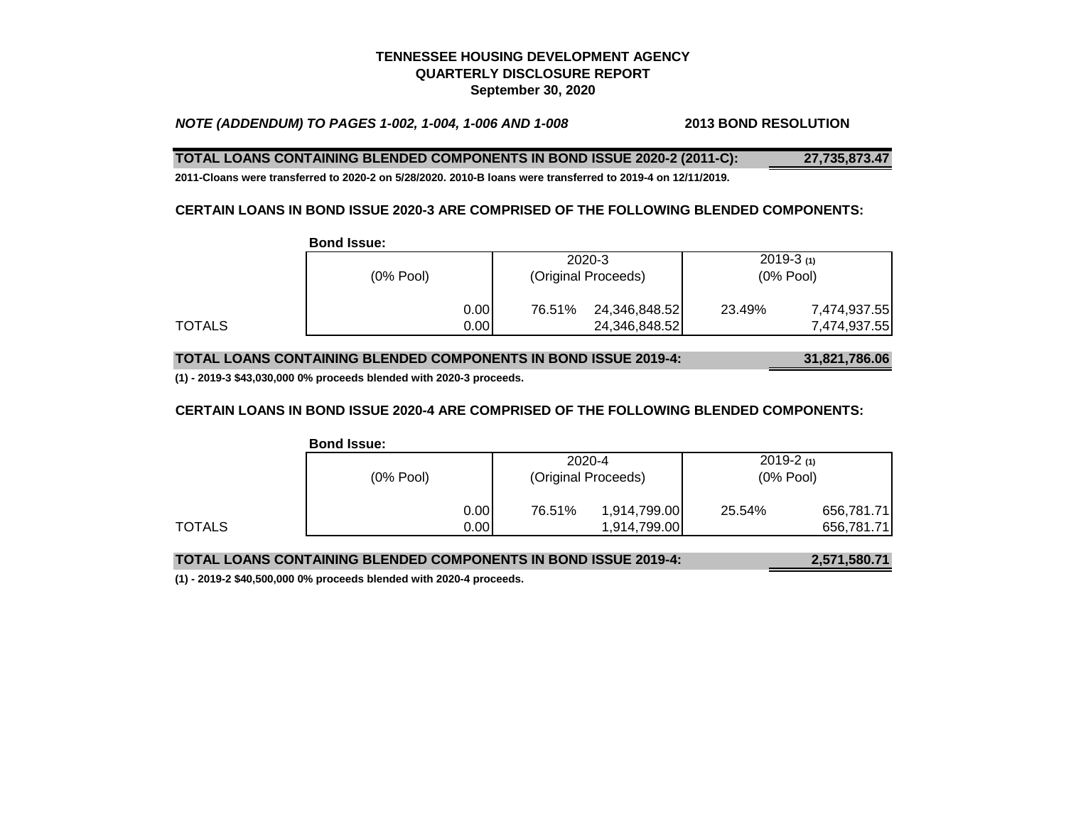**TENNESSEE HOUSING DEVELOPMENT AGENCY**
**QUARTERLY DISCLOSURE REPORT**
**September 30, 2020**

***NOTE (ADDENDUM) TO PAGES 1-002, 1-004, 1-006 AND 1-008*** **2013 BOND RESOLUTION**

**TOTAL LOANS CONTAINING BLENDED COMPONENTS IN BOND ISSUE 2020-2 (2011-C): 27,735,873.47**

**2011-Cloans were transferred to 2020-2 on 5/28/2020. 2010-B loans were transferred to 2019-4 on 12/11/2019.**

**CERTAIN LOANS IN BOND ISSUE 2020-3 ARE COMPRISED OF THE FOLLOWING BLENDED COMPONENTS:**

| | **Bond Issue:** | | | | |
|---|---|---|---|---|---|
| | | 2020-3 | | 2019-3 (1) | |
| | (0% Pool) | (Original Proceeds) | | (0% Pool) | |
| | 0.00 | 76.51% | 24,346,848.52 | 23.49% | 7,474,937.55 |
| TOTALS | 0.00 | | 24,346,848.52 | | 7,474,937.55 |

**TOTAL LOANS CONTAINING BLENDED COMPONENTS IN BOND ISSUE 2019-4: 31,821,786.06**

**(1) - 2019-3 $43,030,000 0% proceeds blended with 2020-3 proceeds.**

**CERTAIN LOANS IN BOND ISSUE 2020-4 ARE COMPRISED OF THE FOLLOWING BLENDED COMPONENTS:**

| | **Bond Issue:** | | | | |
|---|---|---|---|---|---|
| | | 2020-4 | | 2019-2 (1) | |
| | (0% Pool) | (Original Proceeds) | | (0% Pool) | |
| | 0.00 | 76.51% | 1,914,799.00 | 25.54% | 656,781.71 |
| TOTALS | 0.00 | | 1,914,799.00 | | 656,781.71 |

**TOTAL LOANS CONTAINING BLENDED COMPONENTS IN BOND ISSUE 2019-4: 2,571,580.71**

**(1) - 2019-2 $40,500,000 0% proceeds blended with 2020-4 proceeds.**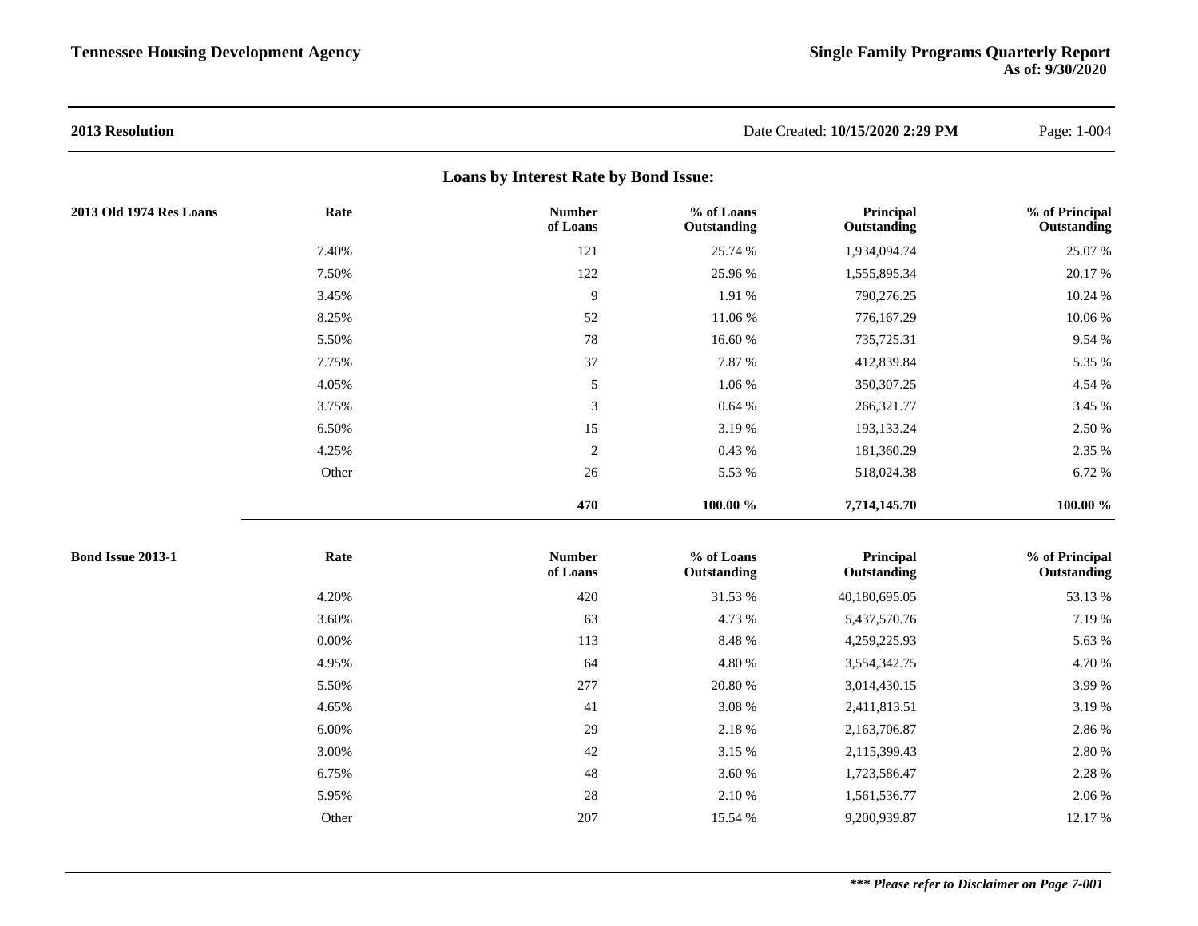## 2013 Resolution

Date Created: **10/15/2020 2:29 PM**

### Loans by Interest Rate by Bond Issue:

| 2013 Old 1974 Res Loans | Rate | Number of Loans | % of Loans Outstanding | Principal Outstanding | % of Principal Outstanding |
|---|---|---|---|---|---|
| | 7.40% | 121 | 25.74 % | 1,934,094.74 | 25.07 % |
| | 7.50% | 122 | 25.96 % | 1,555,895.34 | 20.17 % |
| | 3.45% | 9 | 1.91 % | 790,276.25 | 10.24 % |
| | 8.25% | 52 | 11.06 % | 776,167.29 | 10.06 % |
| | 5.50% | 78 | 16.60 % | 735,725.31 | 9.54 % |
| | 7.75% | 37 | 7.87 % | 412,839.84 | 5.35 % |
| | 4.05% | 5 | 1.06 % | 350,307.25 | 4.54 % |
| | 3.75% | 3 | 0.64 % | 266,321.77 | 3.45 % |
| | 6.50% | 15 | 3.19 % | 193,133.24 | 2.50 % |
| | 4.25% | 2 | 0.43 % | 181,360.29 | 2.35 % |
| | Other | 26 | 5.53 % | 518,024.38 | 6.72 % |
| | | **470** | **100.00 %** | **7,714,145.70** | **100.00 %** |

| Bond Issue 2013-1 | Rate | Number of Loans | % of Loans Outstanding | Principal Outstanding | % of Principal Outstanding |
|---|---|---|---|---|---|
| | 4.20% | 420 | 31.53 % | 40,180,695.05 | 53.13 % |
| | 3.60% | 63 | 4.73 % | 5,437,570.76 | 7.19 % |
| | 0.00% | 113 | 8.48 % | 4,259,225.93 | 5.63 % |
| | 4.95% | 64 | 4.80 % | 3,554,342.75 | 4.70 % |
| | 5.50% | 277 | 20.80 % | 3,014,430.15 | 3.99 % |
| | 4.65% | 41 | 3.08 % | 2,411,813.51 | 3.19 % |
| | 6.00% | 29 | 2.18 % | 2,163,706.87 | 2.86 % |
| | 3.00% | 42 | 3.15 % | 2,115,399.43 | 2.80 % |
| | 6.75% | 48 | 3.60 % | 1,723,586.47 | 2.28 % |
| | 5.95% | 28 | 2.10 % | 1,561,536.77 | 2.06 % |
| | Other | 207 | 15.54 % | 9,200,939.87 | 12.17 % |

***\*\*\* Please refer to Disclaimer on Page 7-001***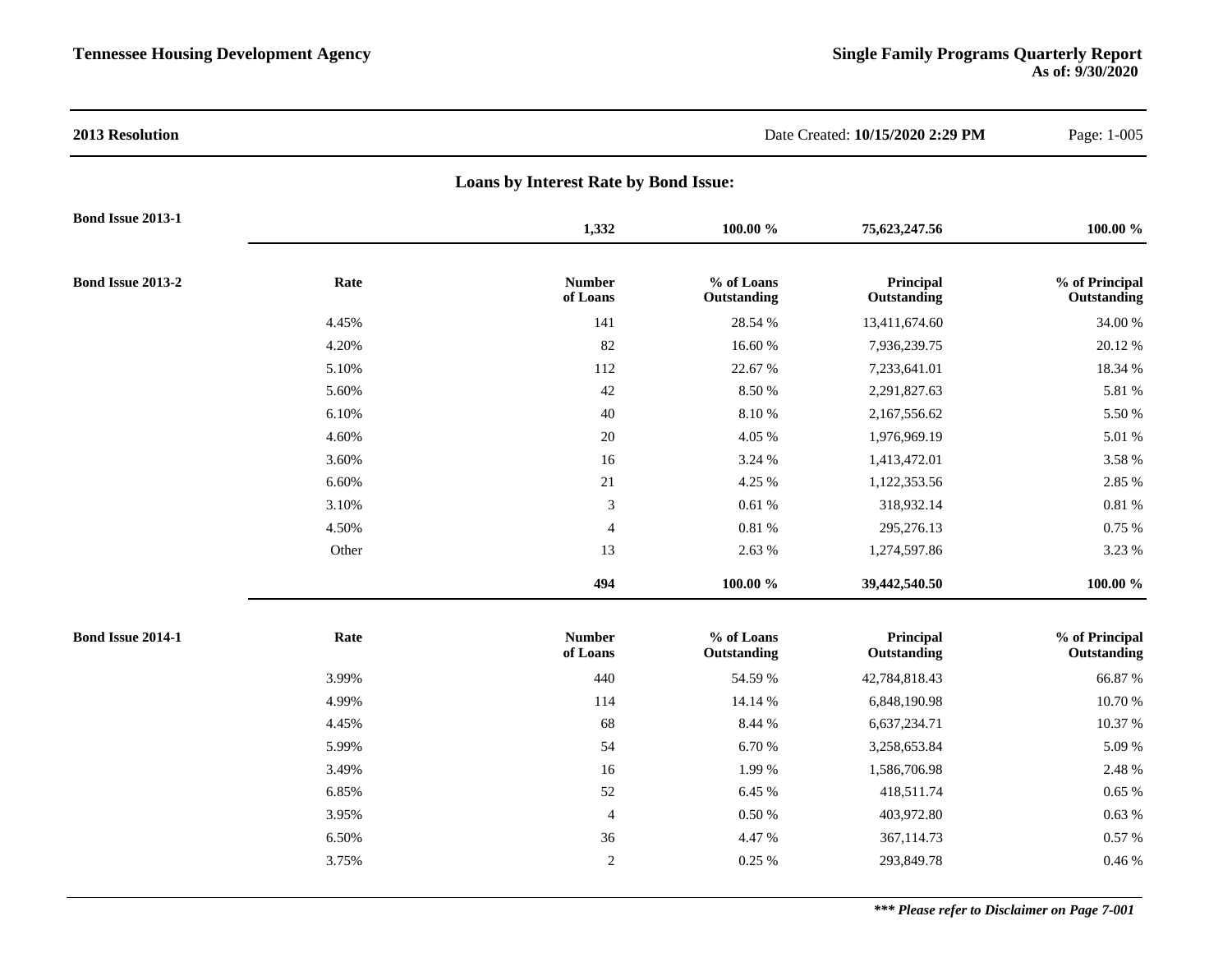**2013 Resolution**

Date Created: **10/15/2020 2:29 PM**

## Loans by Interest Rate by Bond Issue:

**Bond Issue 2013-1**

| | Number of Loans | % of Loans Outstanding | Principal Outstanding | % of Principal Outstanding |
|---|---|---|---|---|
| | **1,332** | **100.00 %** | **75,623,247.56** | **100.00 %** |

**Bond Issue 2013-2**

| Rate | Number of Loans | % of Loans Outstanding | Principal Outstanding | % of Principal Outstanding |
|---|---|---|---|---|
| 4.45% | 141 | 28.54 % | 13,411,674.60 | 34.00 % |
| 4.20% | 82 | 16.60 % | 7,936,239.75 | 20.12 % |
| 5.10% | 112 | 22.67 % | 7,233,641.01 | 18.34 % |
| 5.60% | 42 | 8.50 % | 2,291,827.63 | 5.81 % |
| 6.10% | 40 | 8.10 % | 2,167,556.62 | 5.50 % |
| 4.60% | 20 | 4.05 % | 1,976,969.19 | 5.01 % |
| 3.60% | 16 | 3.24 % | 1,413,472.01 | 3.58 % |
| 6.60% | 21 | 4.25 % | 1,122,353.56 | 2.85 % |
| 3.10% | 3 | 0.61 % | 318,932.14 | 0.81 % |
| 4.50% | 4 | 0.81 % | 295,276.13 | 0.75 % |
| Other | 13 | 2.63 % | 1,274,597.86 | 3.23 % |
| | **494** | **100.00 %** | **39,442,540.50** | **100.00 %** |

**Bond Issue 2014-1**

| Rate | Number of Loans | % of Loans Outstanding | Principal Outstanding | % of Principal Outstanding |
|---|---|---|---|---|
| 3.99% | 440 | 54.59 % | 42,784,818.43 | 66.87 % |
| 4.99% | 114 | 14.14 % | 6,848,190.98 | 10.70 % |
| 4.45% | 68 | 8.44 % | 6,637,234.71 | 10.37 % |
| 5.99% | 54 | 6.70 % | 3,258,653.84 | 5.09 % |
| 3.49% | 16 | 1.99 % | 1,586,706.98 | 2.48 % |
| 6.85% | 52 | 6.45 % | 418,511.74 | 0.65 % |
| 3.95% | 4 | 0.50 % | 403,972.80 | 0.63 % |
| 6.50% | 36 | 4.47 % | 367,114.73 | 0.57 % |
| 3.75% | 2 | 0.25 % | 293,849.78 | 0.46 % |

***\*\*\* Please refer to Disclaimer on Page 7-001***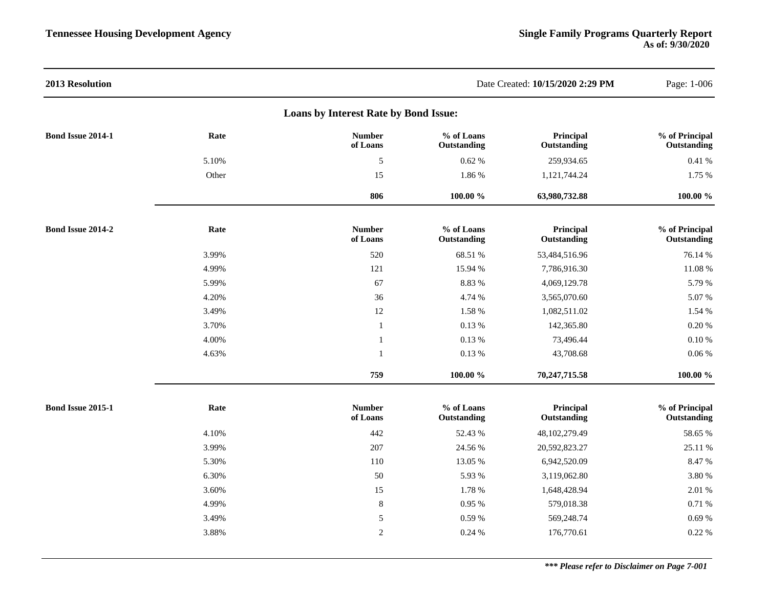**2013 Resolution**

Date Created: **10/15/2020 2:29 PM**

## Loans by Interest Rate by Bond Issue:

**Bond Issue 2014-1**

| Rate | Number of Loans | % of Loans Outstanding | Principal Outstanding | % of Principal Outstanding |
|---|---|---|---|---|
| 5.10% | 5 | 0.62 % | 259,934.65 | 0.41 % |
| Other | 15 | 1.86 % | 1,121,744.24 | 1.75 % |
| | **806** | **100.00 %** | **63,980,732.88** | **100.00 %** |

**Bond Issue 2014-2**

| Rate | Number of Loans | % of Loans Outstanding | Principal Outstanding | % of Principal Outstanding |
|---|---|---|---|---|
| 3.99% | 520 | 68.51 % | 53,484,516.96 | 76.14 % |
| 4.99% | 121 | 15.94 % | 7,786,916.30 | 11.08 % |
| 5.99% | 67 | 8.83 % | 4,069,129.78 | 5.79 % |
| 4.20% | 36 | 4.74 % | 3,565,070.60 | 5.07 % |
| 3.49% | 12 | 1.58 % | 1,082,511.02 | 1.54 % |
| 3.70% | 1 | 0.13 % | 142,365.80 | 0.20 % |
| 4.00% | 1 | 0.13 % | 73,496.44 | 0.10 % |
| 4.63% | 1 | 0.13 % | 43,708.68 | 0.06 % |
| | **759** | **100.00 %** | **70,247,715.58** | **100.00 %** |

**Bond Issue 2015-1**

| Rate | Number of Loans | % of Loans Outstanding | Principal Outstanding | % of Principal Outstanding |
|---|---|---|---|---|
| 4.10% | 442 | 52.43 % | 48,102,279.49 | 58.65 % |
| 3.99% | 207 | 24.56 % | 20,592,823.27 | 25.11 % |
| 5.30% | 110 | 13.05 % | 6,942,520.09 | 8.47 % |
| 6.30% | 50 | 5.93 % | 3,119,062.80 | 3.80 % |
| 3.60% | 15 | 1.78 % | 1,648,428.94 | 2.01 % |
| 4.99% | 8 | 0.95 % | 579,018.38 | 0.71 % |
| 3.49% | 5 | 0.59 % | 569,248.74 | 0.69 % |
| 3.88% | 2 | 0.24 % | 176,770.61 | 0.22 % |

***\*\*\* Please refer to Disclaimer on Page 7-001***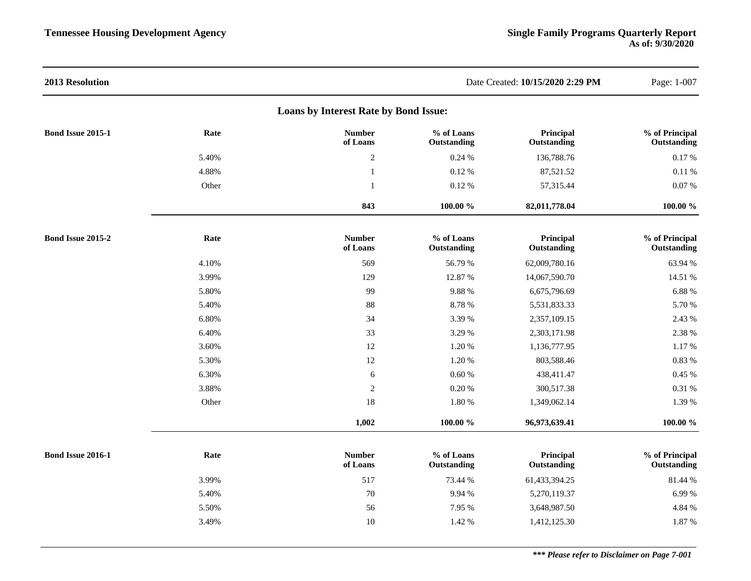**2013 Resolution** Date Created: **10/15/2020 2:29 PM**

## Loans by Interest Rate by Bond Issue:

**Bond Issue 2015-1**

| Rate | Number of Loans | % of Loans Outstanding | Principal Outstanding | % of Principal Outstanding |
|---|---|---|---|---|
| 5.40% | 2 | 0.24 % | 136,788.76 | 0.17 % |
| 4.88% | 1 | 0.12 % | 87,521.52 | 0.11 % |
| Other | 1 | 0.12 % | 57,315.44 | 0.07 % |
| | **843** | **100.00 %** | **82,011,778.04** | **100.00 %** |

**Bond Issue 2015-2**

| Rate | Number of Loans | % of Loans Outstanding | Principal Outstanding | % of Principal Outstanding |
|---|---|---|---|---|
| 4.10% | 569 | 56.79 % | 62,009,780.16 | 63.94 % |
| 3.99% | 129 | 12.87 % | 14,067,590.70 | 14.51 % |
| 5.80% | 99 | 9.88 % | 6,675,796.69 | 6.88 % |
| 5.40% | 88 | 8.78 % | 5,531,833.33 | 5.70 % |
| 6.80% | 34 | 3.39 % | 2,357,109.15 | 2.43 % |
| 6.40% | 33 | 3.29 % | 2,303,171.98 | 2.38 % |
| 3.60% | 12 | 1.20 % | 1,136,777.95 | 1.17 % |
| 5.30% | 12 | 1.20 % | 803,588.46 | 0.83 % |
| 6.30% | 6 | 0.60 % | 438,411.47 | 0.45 % |
| 3.88% | 2 | 0.20 % | 300,517.38 | 0.31 % |
| Other | 18 | 1.80 % | 1,349,062.14 | 1.39 % |
| | **1,002** | **100.00 %** | **96,973,639.41** | **100.00 %** |

**Bond Issue 2016-1**

| Rate | Number of Loans | % of Loans Outstanding | Principal Outstanding | % of Principal Outstanding |
|---|---|---|---|---|
| 3.99% | 517 | 73.44 % | 61,433,394.25 | 81.44 % |
| 5.40% | 70 | 9.94 % | 5,270,119.37 | 6.99 % |
| 5.50% | 56 | 7.95 % | 3,648,987.50 | 4.84 % |
| 3.49% | 10 | 1.42 % | 1,412,125.30 | 1.87 % |

***\*\*\* Please refer to Disclaimer on Page 7-001***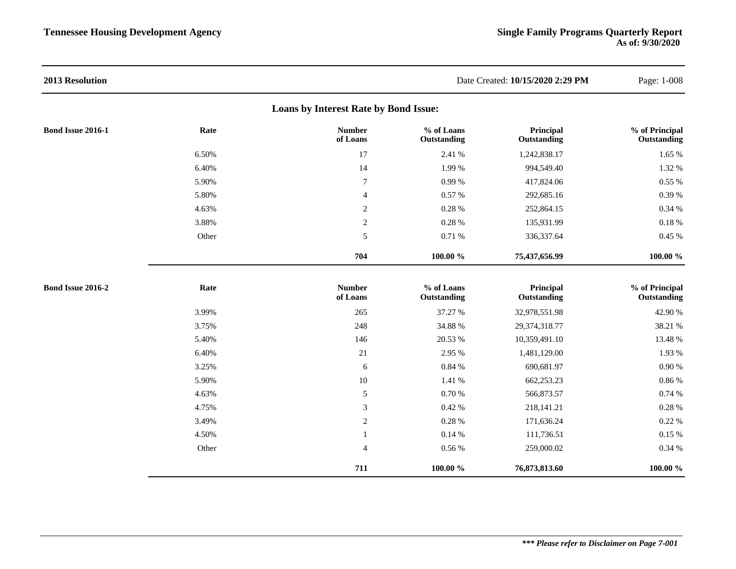## 2013 Resolution

Date Created: **10/15/2020 2:29 PM**

### Loans by Interest Rate by Bond Issue:

| Bond Issue 2016-1 | Rate | Number of Loans | % of Loans Outstanding | Principal Outstanding | % of Principal Outstanding |
|---|---|---|---|---|---|
| | 6.50% | 17 | 2.41 % | 1,242,838.17 | 1.65 % |
| | 6.40% | 14 | 1.99 % | 994,549.40 | 1.32 % |
| | 5.90% | 7 | 0.99 % | 417,824.06 | 0.55 % |
| | 5.80% | 4 | 0.57 % | 292,685.16 | 0.39 % |
| | 4.63% | 2 | 0.28 % | 252,864.15 | 0.34 % |
| | 3.88% | 2 | 0.28 % | 135,931.99 | 0.18 % |
| | Other | 5 | 0.71 % | 336,337.64 | 0.45 % |
| | | **704** | **100.00 %** | **75,437,656.99** | **100.00 %** |

| Bond Issue 2016-2 | Rate | Number of Loans | % of Loans Outstanding | Principal Outstanding | % of Principal Outstanding |
|---|---|---|---|---|---|
| | 3.99% | 265 | 37.27 % | 32,978,551.98 | 42.90 % |
| | 3.75% | 248 | 34.88 % | 29,374,318.77 | 38.21 % |
| | 5.40% | 146 | 20.53 % | 10,359,491.10 | 13.48 % |
| | 6.40% | 21 | 2.95 % | 1,481,129.00 | 1.93 % |
| | 3.25% | 6 | 0.84 % | 690,681.97 | 0.90 % |
| | 5.90% | 10 | 1.41 % | 662,253.23 | 0.86 % |
| | 4.63% | 5 | 0.70 % | 566,873.57 | 0.74 % |
| | 4.75% | 3 | 0.42 % | 218,141.21 | 0.28 % |
| | 3.49% | 2 | 0.28 % | 171,636.24 | 0.22 % |
| | 4.50% | 1 | 0.14 % | 111,736.51 | 0.15 % |
| | Other | 4 | 0.56 % | 259,000.02 | 0.34 % |
| | | **711** | **100.00 %** | **76,873,813.60** | **100.00 %** |

***\*\*\* Please refer to Disclaimer on Page 7-001***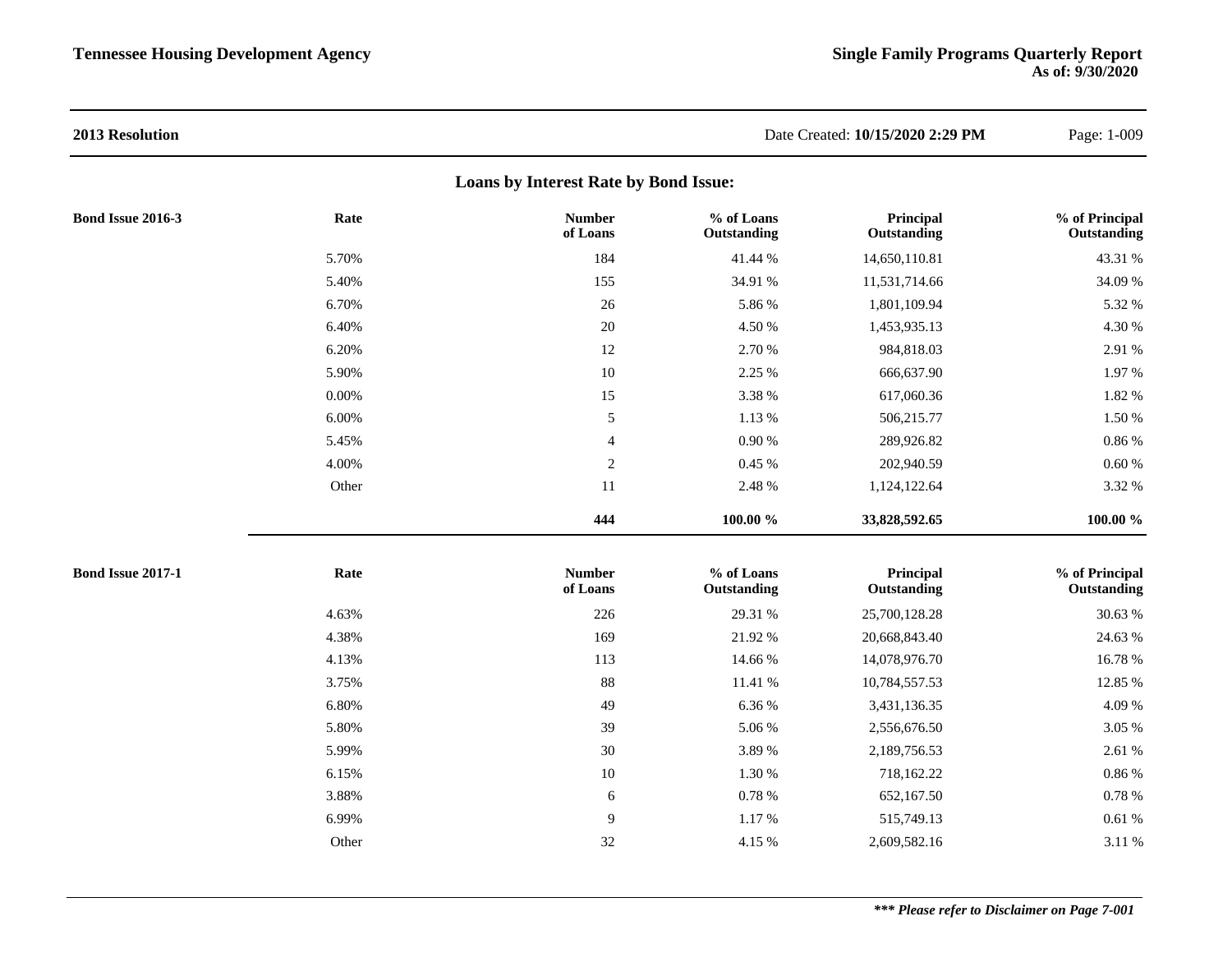**2013 Resolution**

Date Created: **10/15/2020 2:29 PM**

## Loans by Interest Rate by Bond Issue:

**Bond Issue 2016-3**

| Rate | Number of Loans | % of Loans Outstanding | Principal Outstanding | % of Principal Outstanding |
|---|---|---|---|---|
| 5.70% | 184 | 41.44 % | 14,650,110.81 | 43.31 % |
| 5.40% | 155 | 34.91 % | 11,531,714.66 | 34.09 % |
| 6.70% | 26 | 5.86 % | 1,801,109.94 | 5.32 % |
| 6.40% | 20 | 4.50 % | 1,453,935.13 | 4.30 % |
| 6.20% | 12 | 2.70 % | 984,818.03 | 2.91 % |
| 5.90% | 10 | 2.25 % | 666,637.90 | 1.97 % |
| 0.00% | 15 | 3.38 % | 617,060.36 | 1.82 % |
| 6.00% | 5 | 1.13 % | 506,215.77 | 1.50 % |
| 5.45% | 4 | 0.90 % | 289,926.82 | 0.86 % |
| 4.00% | 2 | 0.45 % | 202,940.59 | 0.60 % |
| Other | 11 | 2.48 % | 1,124,122.64 | 3.32 % |
| | **444** | **100.00 %** | **33,828,592.65** | **100.00 %** |

**Bond Issue 2017-1**

| Rate | Number of Loans | % of Loans Outstanding | Principal Outstanding | % of Principal Outstanding |
|---|---|---|---|---|
| 4.63% | 226 | 29.31 % | 25,700,128.28 | 30.63 % |
| 4.38% | 169 | 21.92 % | 20,668,843.40 | 24.63 % |
| 4.13% | 113 | 14.66 % | 14,078,976.70 | 16.78 % |
| 3.75% | 88 | 11.41 % | 10,784,557.53 | 12.85 % |
| 6.80% | 49 | 6.36 % | 3,431,136.35 | 4.09 % |
| 5.80% | 39 | 5.06 % | 2,556,676.50 | 3.05 % |
| 5.99% | 30 | 3.89 % | 2,189,756.53 | 2.61 % |
| 6.15% | 10 | 1.30 % | 718,162.22 | 0.86 % |
| 3.88% | 6 | 0.78 % | 652,167.50 | 0.78 % |
| 6.99% | 9 | 1.17 % | 515,749.13 | 0.61 % |
| Other | 32 | 4.15 % | 2,609,582.16 | 3.11 % |

***\*\*\* Please refer to Disclaimer on Page 7-001***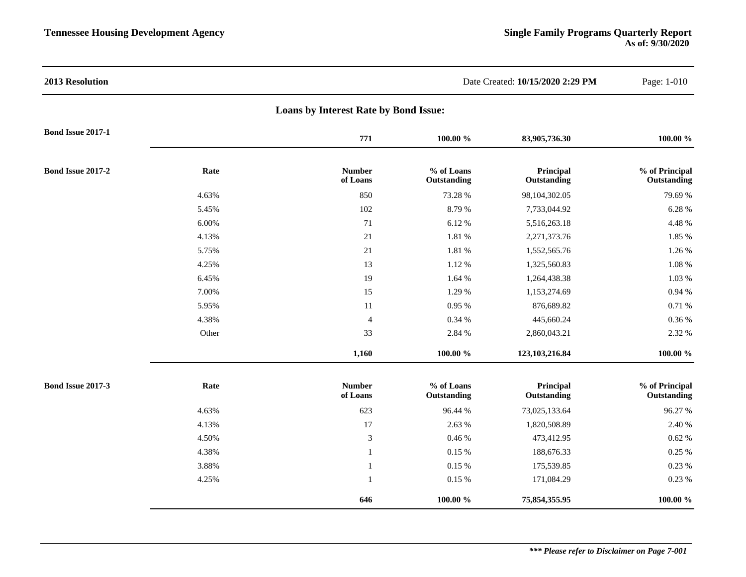**2013 Resolution** Date Created: **10/15/2020 2:29 PM**

## Loans by Interest Rate by Bond Issue:

**Bond Issue 2017-1**

| | Rate | Number of Loans | % of Loans Outstanding | Principal Outstanding | % of Principal Outstanding |
|---|---|---|---|---|---|
| | | **771** | **100.00 %** | **83,905,736.30** | **100.00 %** |

**Bond Issue 2017-2**

| Rate | Number of Loans | % of Loans Outstanding | Principal Outstanding | % of Principal Outstanding |
|---|---|---|---|---|
| 4.63% | 850 | 73.28 % | 98,104,302.05 | 79.69 % |
| 5.45% | 102 | 8.79 % | 7,733,044.92 | 6.28 % |
| 6.00% | 71 | 6.12 % | 5,516,263.18 | 4.48 % |
| 4.13% | 21 | 1.81 % | 2,271,373.76 | 1.85 % |
| 5.75% | 21 | 1.81 % | 1,552,565.76 | 1.26 % |
| 4.25% | 13 | 1.12 % | 1,325,560.83 | 1.08 % |
| 6.45% | 19 | 1.64 % | 1,264,438.38 | 1.03 % |
| 7.00% | 15 | 1.29 % | 1,153,274.69 | 0.94 % |
| 5.95% | 11 | 0.95 % | 876,689.82 | 0.71 % |
| 4.38% | 4 | 0.34 % | 445,660.24 | 0.36 % |
| Other | 33 | 2.84 % | 2,860,043.21 | 2.32 % |
| | **1,160** | **100.00 %** | **123,103,216.84** | **100.00 %** |

**Bond Issue 2017-3**

| Rate | Number of Loans | % of Loans Outstanding | Principal Outstanding | % of Principal Outstanding |
|---|---|---|---|---|
| 4.63% | 623 | 96.44 % | 73,025,133.64 | 96.27 % |
| 4.13% | 17 | 2.63 % | 1,820,508.89 | 2.40 % |
| 4.50% | 3 | 0.46 % | 473,412.95 | 0.62 % |
| 4.38% | 1 | 0.15 % | 188,676.33 | 0.25 % |
| 3.88% | 1 | 0.15 % | 175,539.85 | 0.23 % |
| 4.25% | 1 | 0.15 % | 171,084.29 | 0.23 % |
| | **646** | **100.00 %** | **75,854,355.95** | **100.00 %** |

***\*\*\* Please refer to Disclaimer on Page 7-001***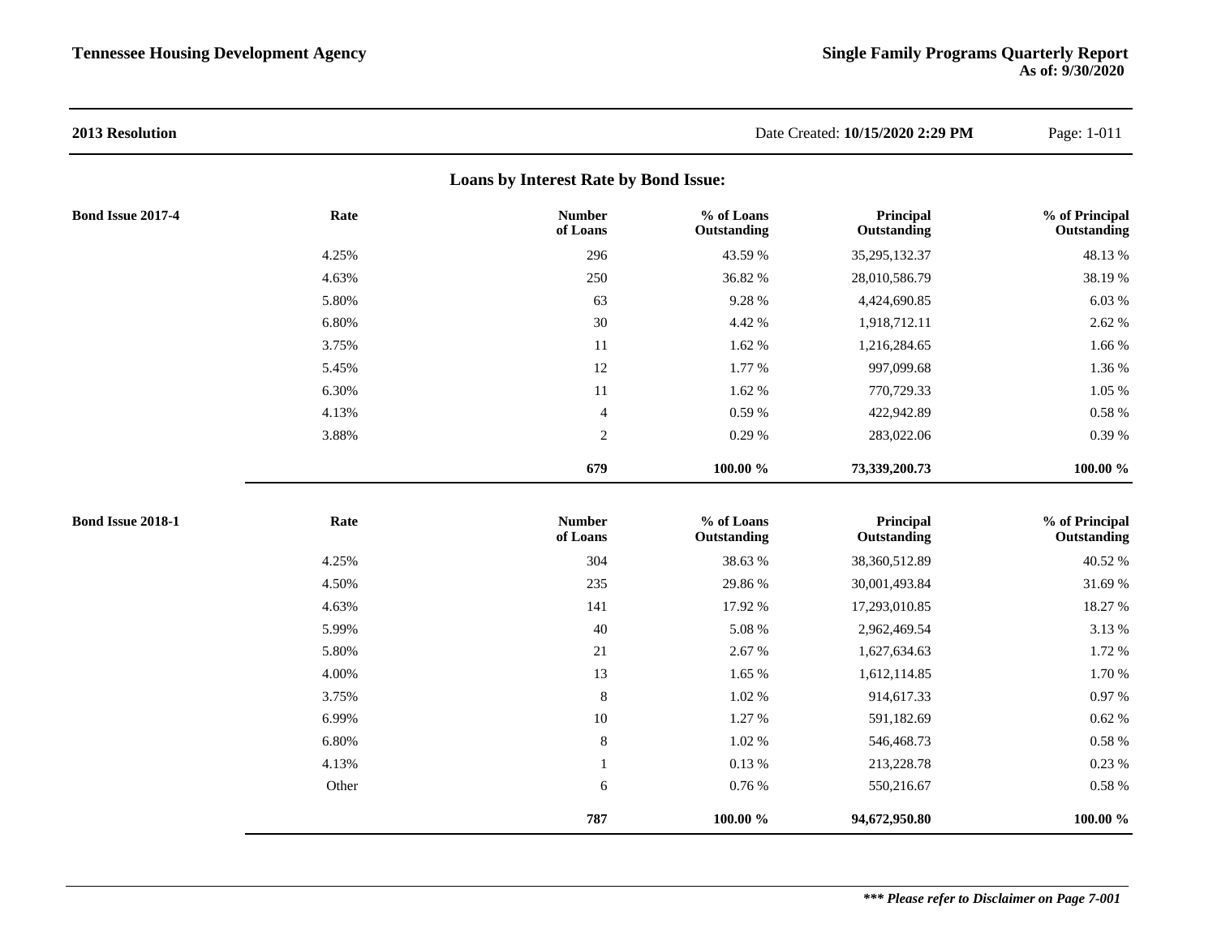**2013 Resolution** Date Created: **10/15/2020 2:29 PM**

## Loans by Interest Rate by Bond Issue:

**Bond Issue 2017-4**

| Rate | Number of Loans | % of Loans Outstanding | Principal Outstanding | % of Principal Outstanding |
|---|---|---|---|---|
| 4.25% | 296 | 43.59 % | 35,295,132.37 | 48.13 % |
| 4.63% | 250 | 36.82 % | 28,010,586.79 | 38.19 % |
| 5.80% | 63 | 9.28 % | 4,424,690.85 | 6.03 % |
| 6.80% | 30 | 4.42 % | 1,918,712.11 | 2.62 % |
| 3.75% | 11 | 1.62 % | 1,216,284.65 | 1.66 % |
| 5.45% | 12 | 1.77 % | 997,099.68 | 1.36 % |
| 6.30% | 11 | 1.62 % | 770,729.33 | 1.05 % |
| 4.13% | 4 | 0.59 % | 422,942.89 | 0.58 % |
| 3.88% | 2 | 0.29 % | 283,022.06 | 0.39 % |
| | **679** | **100.00 %** | **73,339,200.73** | **100.00 %** |

**Bond Issue 2018-1**

| Rate | Number of Loans | % of Loans Outstanding | Principal Outstanding | % of Principal Outstanding |
|---|---|---|---|---|
| 4.25% | 304 | 38.63 % | 38,360,512.89 | 40.52 % |
| 4.50% | 235 | 29.86 % | 30,001,493.84 | 31.69 % |
| 4.63% | 141 | 17.92 % | 17,293,010.85 | 18.27 % |
| 5.99% | 40 | 5.08 % | 2,962,469.54 | 3.13 % |
| 5.80% | 21 | 2.67 % | 1,627,634.63 | 1.72 % |
| 4.00% | 13 | 1.65 % | 1,612,114.85 | 1.70 % |
| 3.75% | 8 | 1.02 % | 914,617.33 | 0.97 % |
| 6.99% | 10 | 1.27 % | 591,182.69 | 0.62 % |
| 6.80% | 8 | 1.02 % | 546,468.73 | 0.58 % |
| 4.13% | 1 | 0.13 % | 213,228.78 | 0.23 % |
| Other | 6 | 0.76 % | 550,216.67 | 0.58 % |
| | **787** | **100.00 %** | **94,672,950.80** | **100.00 %** |

***\*\*\* Please refer to Disclaimer on Page 7-001***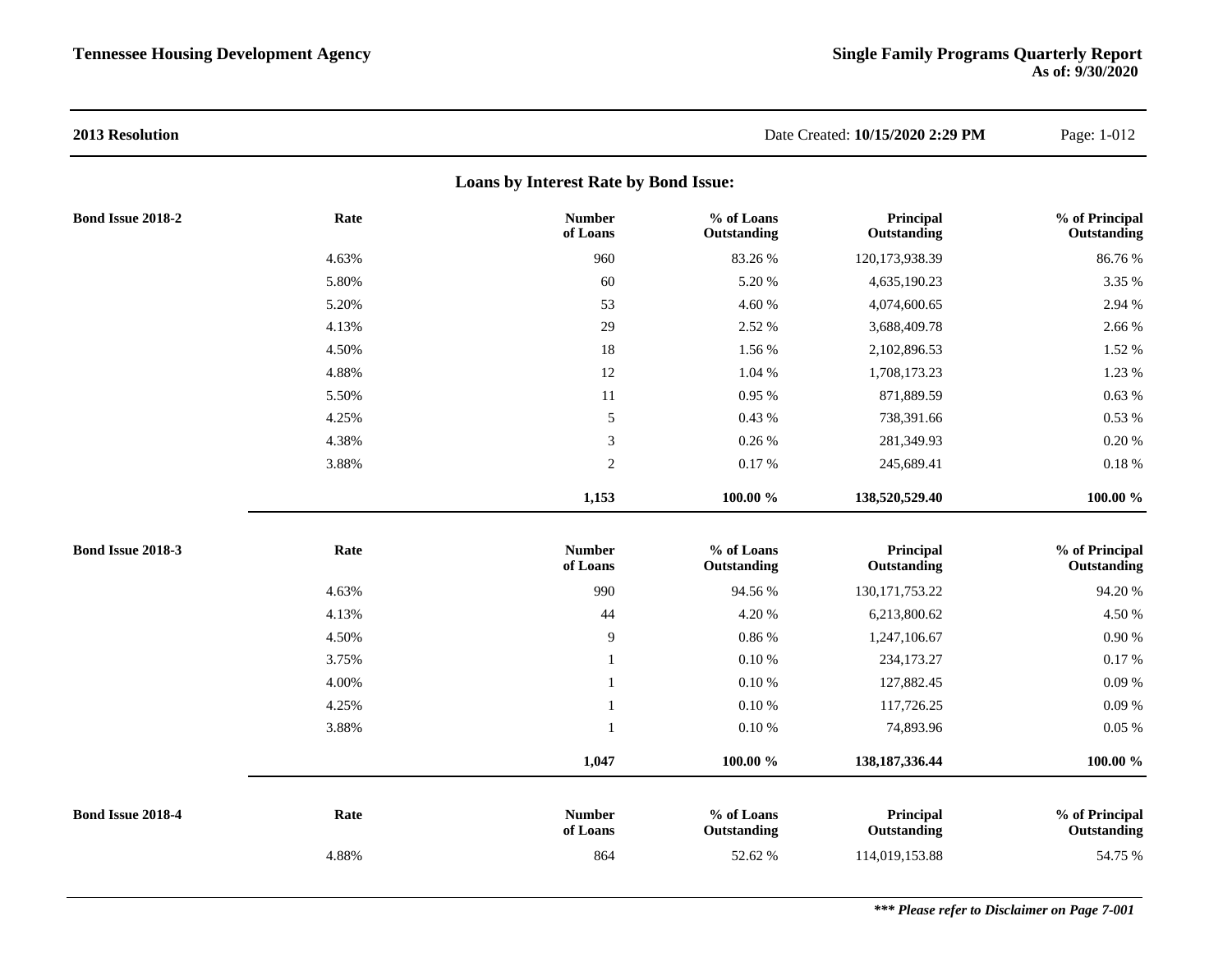**2013 Resolution** Date Created: **10/15/2020 2:29 PM**

## Loans by Interest Rate by Bond Issue:

**Bond Issue 2018-2**

| Rate | Number of Loans | % of Loans Outstanding | Principal Outstanding | % of Principal Outstanding |
|---|---|---|---|---|
| 4.63% | 960 | 83.26 % | 120,173,938.39 | 86.76 % |
| 5.80% | 60 | 5.20 % | 4,635,190.23 | 3.35 % |
| 5.20% | 53 | 4.60 % | 4,074,600.65 | 2.94 % |
| 4.13% | 29 | 2.52 % | 3,688,409.78 | 2.66 % |
| 4.50% | 18 | 1.56 % | 2,102,896.53 | 1.52 % |
| 4.88% | 12 | 1.04 % | 1,708,173.23 | 1.23 % |
| 5.50% | 11 | 0.95 % | 871,889.59 | 0.63 % |
| 4.25% | 5 | 0.43 % | 738,391.66 | 0.53 % |
| 4.38% | 3 | 0.26 % | 281,349.93 | 0.20 % |
| 3.88% | 2 | 0.17 % | 245,689.41 | 0.18 % |
| | **1,153** | **100.00 %** | **138,520,529.40** | **100.00 %** |

**Bond Issue 2018-3**

| Rate | Number of Loans | % of Loans Outstanding | Principal Outstanding | % of Principal Outstanding |
|---|---|---|---|---|
| 4.63% | 990 | 94.56 % | 130,171,753.22 | 94.20 % |
| 4.13% | 44 | 4.20 % | 6,213,800.62 | 4.50 % |
| 4.50% | 9 | 0.86 % | 1,247,106.67 | 0.90 % |
| 3.75% | 1 | 0.10 % | 234,173.27 | 0.17 % |
| 4.00% | 1 | 0.10 % | 127,882.45 | 0.09 % |
| 4.25% | 1 | 0.10 % | 117,726.25 | 0.09 % |
| 3.88% | 1 | 0.10 % | 74,893.96 | 0.05 % |
| | **1,047** | **100.00 %** | **138,187,336.44** | **100.00 %** |

**Bond Issue 2018-4**

| Rate | Number of Loans | % of Loans Outstanding | Principal Outstanding | % of Principal Outstanding |
|---|---|---|---|---|
| 4.88% | 864 | 52.62 % | 114,019,153.88 | 54.75 % |

***\*\*\* Please refer to Disclaimer on Page 7-001***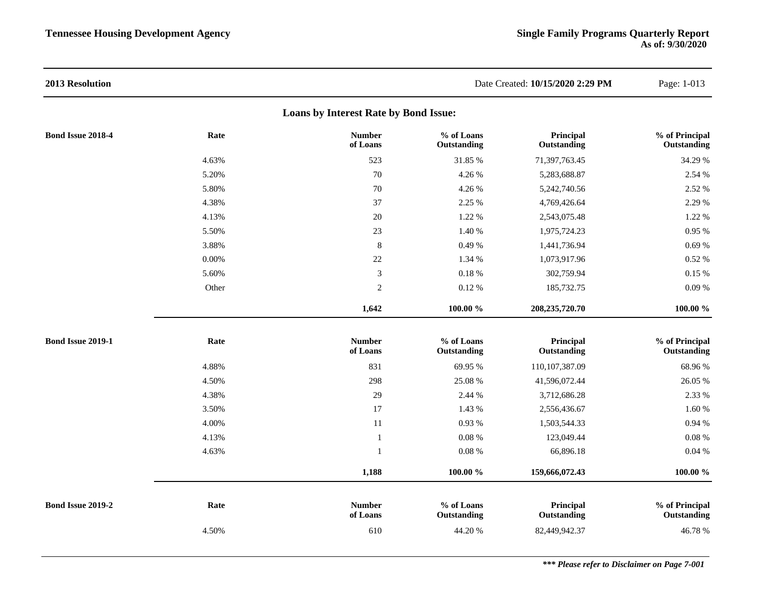**2013 Resolution** Date Created: **10/15/2020 2:29 PM**

## Loans by Interest Rate by Bond Issue:

**Bond Issue 2018-4**

| Rate | Number of Loans | % of Loans Outstanding | Principal Outstanding | % of Principal Outstanding |
|---|---|---|---|---|
| 4.63% | 523 | 31.85 % | 71,397,763.45 | 34.29 % |
| 5.20% | 70 | 4.26 % | 5,283,688.87 | 2.54 % |
| 5.80% | 70 | 4.26 % | 5,242,740.56 | 2.52 % |
| 4.38% | 37 | 2.25 % | 4,769,426.64 | 2.29 % |
| 4.13% | 20 | 1.22 % | 2,543,075.48 | 1.22 % |
| 5.50% | 23 | 1.40 % | 1,975,724.23 | 0.95 % |
| 3.88% | 8 | 0.49 % | 1,441,736.94 | 0.69 % |
| 0.00% | 22 | 1.34 % | 1,073,917.96 | 0.52 % |
| 5.60% | 3 | 0.18 % | 302,759.94 | 0.15 % |
| Other | 2 | 0.12 % | 185,732.75 | 0.09 % |
| | **1,642** | **100.00 %** | **208,235,720.70** | **100.00 %** |

**Bond Issue 2019-1**

| Rate | Number of Loans | % of Loans Outstanding | Principal Outstanding | % of Principal Outstanding |
|---|---|---|---|---|
| 4.88% | 831 | 69.95 % | 110,107,387.09 | 68.96 % |
| 4.50% | 298 | 25.08 % | 41,596,072.44 | 26.05 % |
| 4.38% | 29 | 2.44 % | 3,712,686.28 | 2.33 % |
| 3.50% | 17 | 1.43 % | 2,556,436.67 | 1.60 % |
| 4.00% | 11 | 0.93 % | 1,503,544.33 | 0.94 % |
| 4.13% | 1 | 0.08 % | 123,049.44 | 0.08 % |
| 4.63% | 1 | 0.08 % | 66,896.18 | 0.04 % |
| | **1,188** | **100.00 %** | **159,666,072.43** | **100.00 %** |

**Bond Issue 2019-2**

| Rate | Number of Loans | % of Loans Outstanding | Principal Outstanding | % of Principal Outstanding |
|---|---|---|---|---|
| 4.50% | 610 | 44.20 % | 82,449,942.37 | 46.78 % |

***\*\*\* Please refer to Disclaimer on Page 7-001***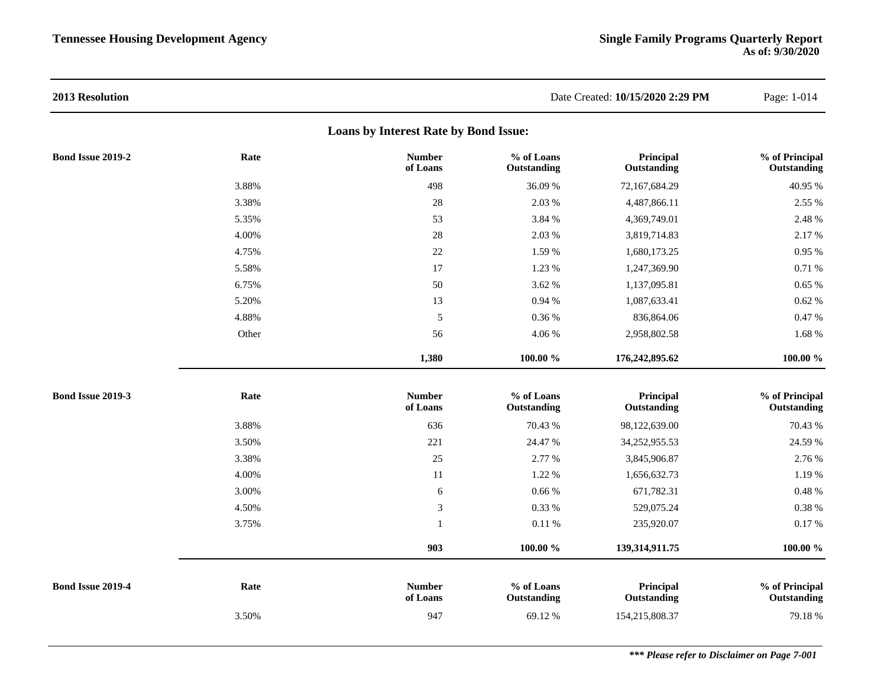**2013 Resolution**

Date Created: **10/15/2020 2:29 PM**

## Loans by Interest Rate by Bond Issue:

**Bond Issue 2019-2**

| Rate | Number of Loans | % of Loans Outstanding | Principal Outstanding | % of Principal Outstanding |
|---|---|---|---|---|
| 3.88% | 498 | 36.09 % | 72,167,684.29 | 40.95 % |
| 3.38% | 28 | 2.03 % | 4,487,866.11 | 2.55 % |
| 5.35% | 53 | 3.84 % | 4,369,749.01 | 2.48 % |
| 4.00% | 28 | 2.03 % | 3,819,714.83 | 2.17 % |
| 4.75% | 22 | 1.59 % | 1,680,173.25 | 0.95 % |
| 5.58% | 17 | 1.23 % | 1,247,369.90 | 0.71 % |
| 6.75% | 50 | 3.62 % | 1,137,095.81 | 0.65 % |
| 5.20% | 13 | 0.94 % | 1,087,633.41 | 0.62 % |
| 4.88% | 5 | 0.36 % | 836,864.06 | 0.47 % |
| Other | 56 | 4.06 % | 2,958,802.58 | 1.68 % |
| | **1,380** | **100.00 %** | **176,242,895.62** | **100.00 %** |

**Bond Issue 2019-3**

| Rate | Number of Loans | % of Loans Outstanding | Principal Outstanding | % of Principal Outstanding |
|---|---|---|---|---|
| 3.88% | 636 | 70.43 % | 98,122,639.00 | 70.43 % |
| 3.50% | 221 | 24.47 % | 34,252,955.53 | 24.59 % |
| 3.38% | 25 | 2.77 % | 3,845,906.87 | 2.76 % |
| 4.00% | 11 | 1.22 % | 1,656,632.73 | 1.19 % |
| 3.00% | 6 | 0.66 % | 671,782.31 | 0.48 % |
| 4.50% | 3 | 0.33 % | 529,075.24 | 0.38 % |
| 3.75% | 1 | 0.11 % | 235,920.07 | 0.17 % |
| | **903** | **100.00 %** | **139,314,911.75** | **100.00 %** |

**Bond Issue 2019-4**

| Rate | Number of Loans | % of Loans Outstanding | Principal Outstanding | % of Principal Outstanding |
|---|---|---|---|---|
| 3.50% | 947 | 69.12 % | 154,215,808.37 | 79.18 % |

***\*\*\* Please refer to Disclaimer on Page 7-001***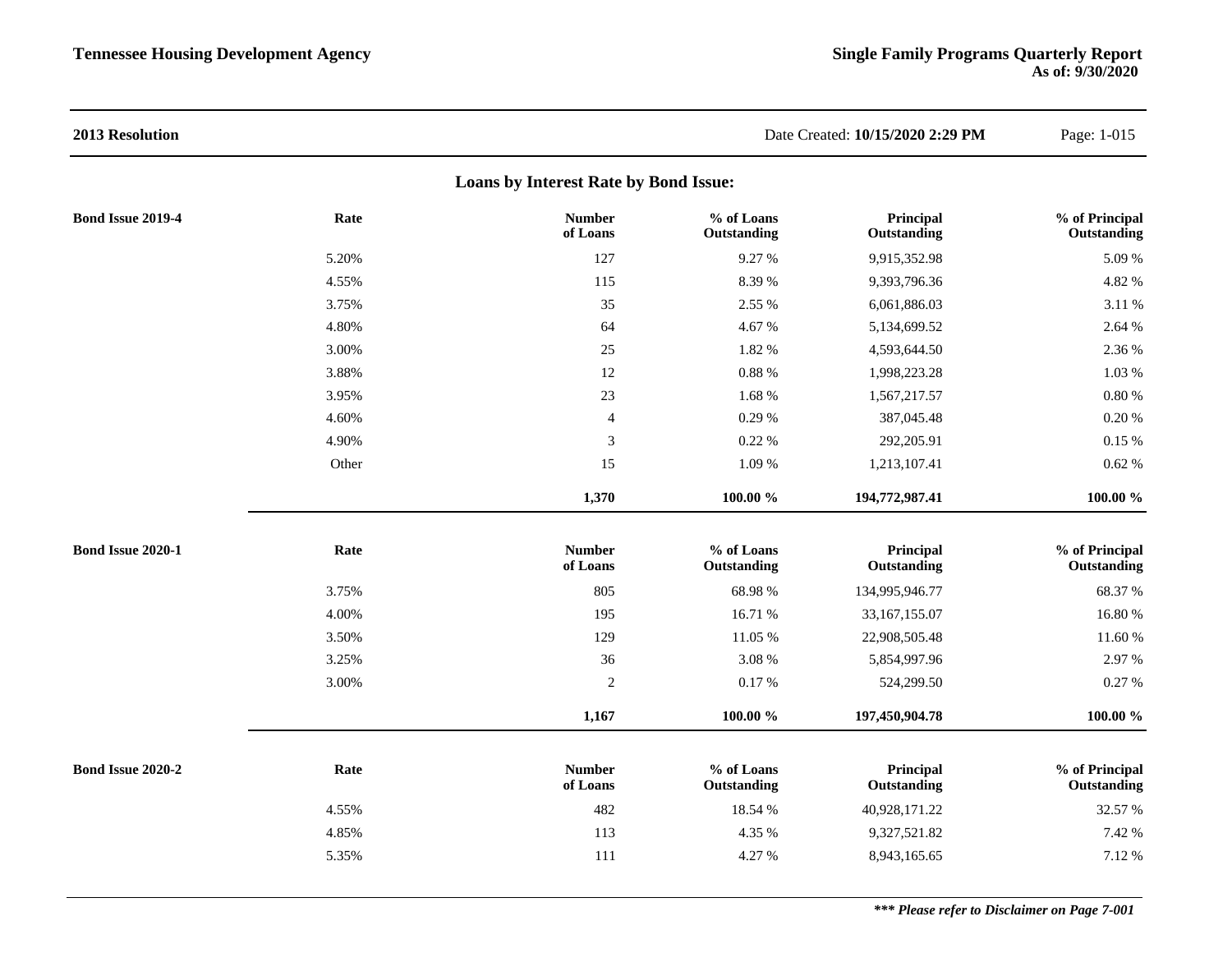**2013 Resolution**

## Loans by Interest Rate by Bond Issue:

**Bond Issue 2019-4**

| Rate | Number of Loans | % of Loans Outstanding | Principal Outstanding | % of Principal Outstanding |
|---|---|---|---|---|
| 5.20% | 127 | 9.27 % | 9,915,352.98 | 5.09 % |
| 4.55% | 115 | 8.39 % | 9,393,796.36 | 4.82 % |
| 3.75% | 35 | 2.55 % | 6,061,886.03 | 3.11 % |
| 4.80% | 64 | 4.67 % | 5,134,699.52 | 2.64 % |
| 3.00% | 25 | 1.82 % | 4,593,644.50 | 2.36 % |
| 3.88% | 12 | 0.88 % | 1,998,223.28 | 1.03 % |
| 3.95% | 23 | 1.68 % | 1,567,217.57 | 0.80 % |
| 4.60% | 4 | 0.29 % | 387,045.48 | 0.20 % |
| 4.90% | 3 | 0.22 % | 292,205.91 | 0.15 % |
| Other | 15 | 1.09 % | 1,213,107.41 | 0.62 % |
| | **1,370** | **100.00 %** | **194,772,987.41** | **100.00 %** |

**Bond Issue 2020-1**

| Rate | Number of Loans | % of Loans Outstanding | Principal Outstanding | % of Principal Outstanding |
|---|---|---|---|---|
| 3.75% | 805 | 68.98 % | 134,995,946.77 | 68.37 % |
| 4.00% | 195 | 16.71 % | 33,167,155.07 | 16.80 % |
| 3.50% | 129 | 11.05 % | 22,908,505.48 | 11.60 % |
| 3.25% | 36 | 3.08 % | 5,854,997.96 | 2.97 % |
| 3.00% | 2 | 0.17 % | 524,299.50 | 0.27 % |
| | **1,167** | **100.00 %** | **197,450,904.78** | **100.00 %** |

**Bond Issue 2020-2**

| Rate | Number of Loans | % of Loans Outstanding | Principal Outstanding | % of Principal Outstanding |
|---|---|---|---|---|
| 4.55% | 482 | 18.54 % | 40,928,171.22 | 32.57 % |
| 4.85% | 113 | 4.35 % | 9,327,521.82 | 7.42 % |
| 5.35% | 111 | 4.27 % | 8,943,165.65 | 7.12 % |

***\*\*\* Please refer to Disclaimer on Page 7-001***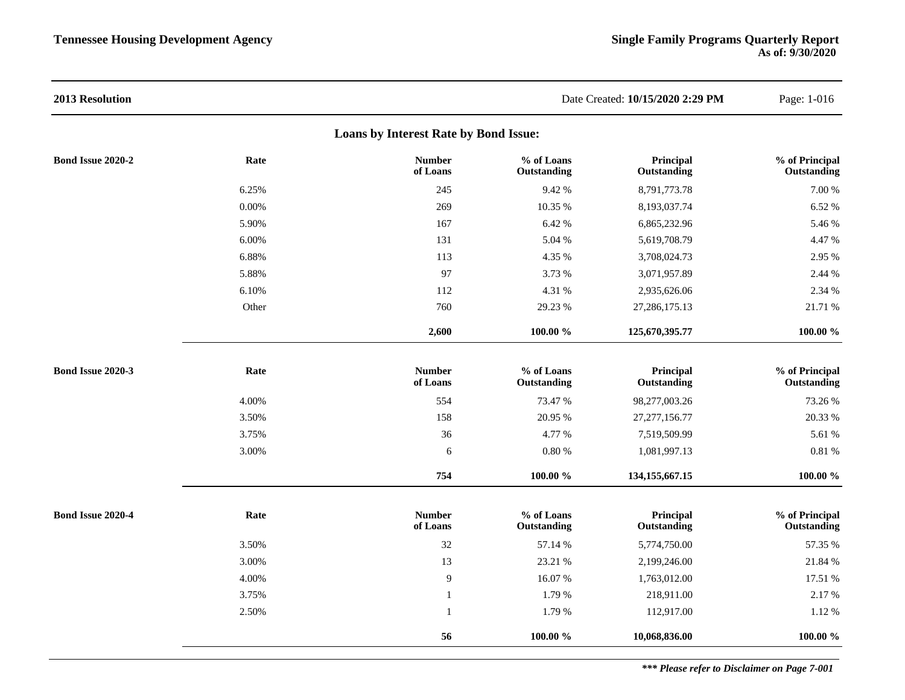**2013 Resolution**

Date Created: **10/15/2020 2:29 PM**

## Loans by Interest Rate by Bond Issue:

| Bond Issue 2020-2 | Rate | Number of Loans | % of Loans Outstanding | Principal Outstanding | % of Principal Outstanding |
|---|---|---|---|---|---|
| | 6.25% | 245 | 9.42 % | 8,791,773.78 | 7.00 % |
| | 0.00% | 269 | 10.35 % | 8,193,037.74 | 6.52 % |
| | 5.90% | 167 | 6.42 % | 6,865,232.96 | 5.46 % |
| | 6.00% | 131 | 5.04 % | 5,619,708.79 | 4.47 % |
| | 6.88% | 113 | 4.35 % | 3,708,024.73 | 2.95 % |
| | 5.88% | 97 | 3.73 % | 3,071,957.89 | 2.44 % |
| | 6.10% | 112 | 4.31 % | 2,935,626.06 | 2.34 % |
| | Other | 760 | 29.23 % | 27,286,175.13 | 21.71 % |
| | | **2,600** | **100.00 %** | **125,670,395.77** | **100.00 %** |

| Bond Issue 2020-3 | Rate | Number of Loans | % of Loans Outstanding | Principal Outstanding | % of Principal Outstanding |
|---|---|---|---|---|---|
| | 4.00% | 554 | 73.47 % | 98,277,003.26 | 73.26 % |
| | 3.50% | 158 | 20.95 % | 27,277,156.77 | 20.33 % |
| | 3.75% | 36 | 4.77 % | 7,519,509.99 | 5.61 % |
| | 3.00% | 6 | 0.80 % | 1,081,997.13 | 0.81 % |
| | | **754** | **100.00 %** | **134,155,667.15** | **100.00 %** |

| Bond Issue 2020-4 | Rate | Number of Loans | % of Loans Outstanding | Principal Outstanding | % of Principal Outstanding |
|---|---|---|---|---|---|
| | 3.50% | 32 | 57.14 % | 5,774,750.00 | 57.35 % |
| | 3.00% | 13 | 23.21 % | 2,199,246.00 | 21.84 % |
| | 4.00% | 9 | 16.07 % | 1,763,012.00 | 17.51 % |
| | 3.75% | 1 | 1.79 % | 218,911.00 | 2.17 % |
| | 2.50% | 1 | 1.79 % | 112,917.00 | 1.12 % |
| | | **56** | **100.00 %** | **10,068,836.00** | **100.00 %** |

***\*\*\* Please refer to Disclaimer on Page 7-001***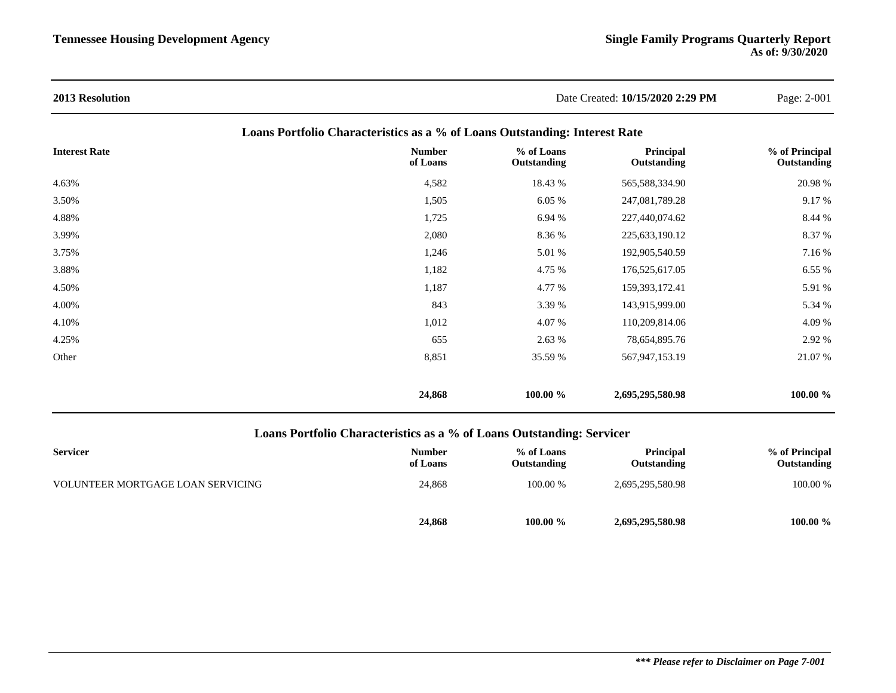**2013 Resolution**

Date Created: **10/15/2020 2:29 PM**

## Loans Portfolio Characteristics as a % of Loans Outstanding: Interest Rate

| Interest Rate | Number of Loans | % of Loans Outstanding | Principal Outstanding | % of Principal Outstanding |
|---|---|---|---|---|
| 4.63% | 4,582 | 18.43 % | 565,588,334.90 | 20.98 % |
| 3.50% | 1,505 | 6.05 % | 247,081,789.28 | 9.17 % |
| 4.88% | 1,725 | 6.94 % | 227,440,074.62 | 8.44 % |
| 3.99% | 2,080 | 8.36 % | 225,633,190.12 | 8.37 % |
| 3.75% | 1,246 | 5.01 % | 192,905,540.59 | 7.16 % |
| 3.88% | 1,182 | 4.75 % | 176,525,617.05 | 6.55 % |
| 4.50% | 1,187 | 4.77 % | 159,393,172.41 | 5.91 % |
| 4.00% | 843 | 3.39 % | 143,915,999.00 | 5.34 % |
| 4.10% | 1,012 | 4.07 % | 110,209,814.06 | 4.09 % |
| 4.25% | 655 | 2.63 % | 78,654,895.76 | 2.92 % |
| Other | 8,851 | 35.59 % | 567,947,153.19 | 21.07 % |
| | **24,868** | **100.00 %** | **2,695,295,580.98** | **100.00 %** |

## Loans Portfolio Characteristics as a % of Loans Outstanding: Servicer

| Servicer | Number of Loans | % of Loans Outstanding | Principal Outstanding | % of Principal Outstanding |
|---|---|---|---|---|
| VOLUNTEER MORTGAGE LOAN SERVICING | 24,868 | 100.00 % | 2,695,295,580.98 | 100.00 % |
| | **24,868** | **100.00 %** | **2,695,295,580.98** | **100.00 %** |

***\*\*\* Please refer to Disclaimer on Page 7-001***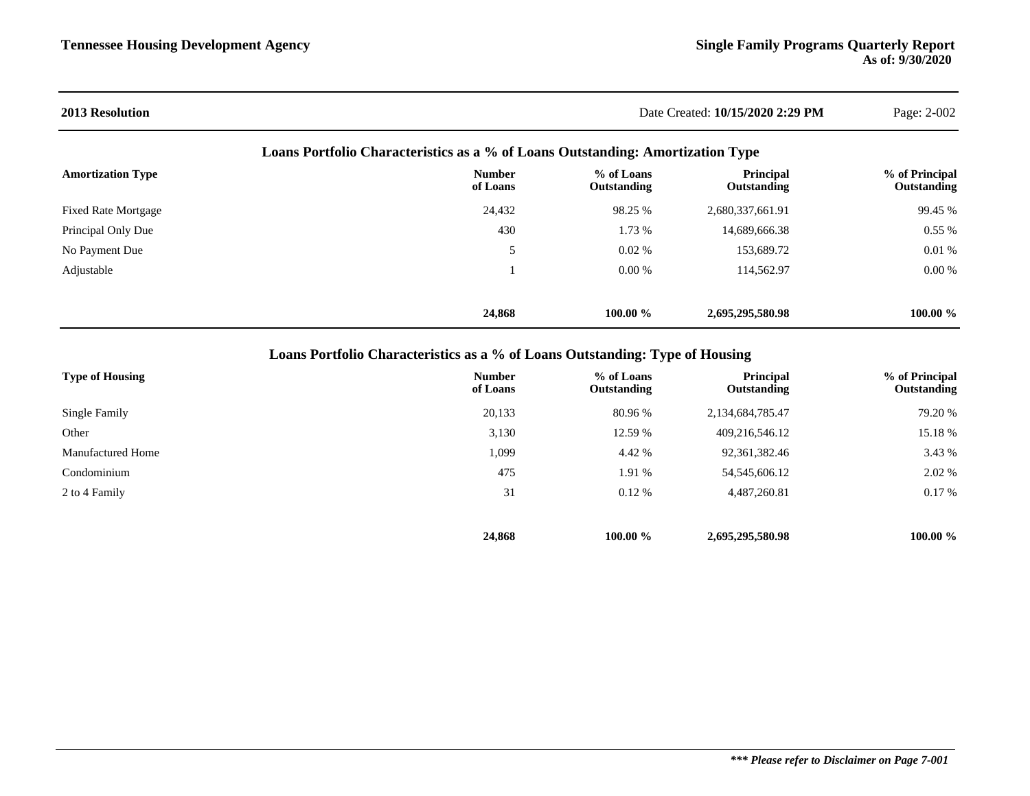**2013 Resolution** Date Created: **10/15/2020 2:29 PM**

## Loans Portfolio Characteristics as a % of Loans Outstanding: Amortization Type

| Amortization Type | Number of Loans | % of Loans Outstanding | Principal Outstanding | % of Principal Outstanding |
|---|---|---|---|---|
| Fixed Rate Mortgage | 24,432 | 98.25 % | 2,680,337,661.91 | 99.45 % |
| Principal Only Due | 430 | 1.73 % | 14,689,666.38 | 0.55 % |
| No Payment Due | 5 | 0.02 % | 153,689.72 | 0.01 % |
| Adjustable | 1 | 0.00 % | 114,562.97 | 0.00 % |
| | **24,868** | **100.00 %** | **2,695,295,580.98** | **100.00 %** |

## Loans Portfolio Characteristics as a % of Loans Outstanding: Type of Housing

| Type of Housing | Number of Loans | % of Loans Outstanding | Principal Outstanding | % of Principal Outstanding |
|---|---|---|---|---|
| Single Family | 20,133 | 80.96 % | 2,134,684,785.47 | 79.20 % |
| Other | 3,130 | 12.59 % | 409,216,546.12 | 15.18 % |
| Manufactured Home | 1,099 | 4.42 % | 92,361,382.46 | 3.43 % |
| Condominium | 475 | 1.91 % | 54,545,606.12 | 2.02 % |
| 2 to 4 Family | 31 | 0.12 % | 4,487,260.81 | 0.17 % |
| | **24,868** | **100.00 %** | **2,695,295,580.98** | **100.00 %** |

***\*\*\* Please refer to Disclaimer on Page 7-001***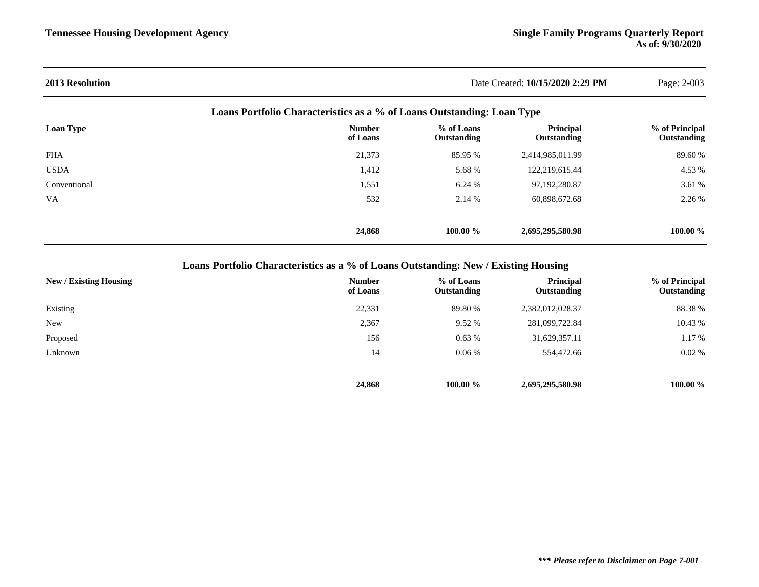**2013 Resolution**

Date Created: **10/15/2020 2:29 PM**

## Loans Portfolio Characteristics as a % of Loans Outstanding: Loan Type

| Loan Type | Number of Loans | % of Loans Outstanding | Principal Outstanding | % of Principal Outstanding |
|---|---|---|---|---|
| FHA | 21,373 | 85.95 % | 2,414,985,011.99 | 89.60 % |
| USDA | 1,412 | 5.68 % | 122,219,615.44 | 4.53 % |
| Conventional | 1,551 | 6.24 % | 97,192,280.87 | 3.61 % |
| VA | 532 | 2.14 % | 60,898,672.68 | 2.26 % |
| | **24,868** | **100.00 %** | **2,695,295,580.98** | **100.00 %** |

## Loans Portfolio Characteristics as a % of Loans Outstanding: New / Existing Housing

| New / Existing Housing | Number of Loans | % of Loans Outstanding | Principal Outstanding | % of Principal Outstanding |
|---|---|---|---|---|
| Existing | 22,331 | 89.80 % | 2,382,012,028.37 | 88.38 % |
| New | 2,367 | 9.52 % | 281,099,722.84 | 10.43 % |
| Proposed | 156 | 0.63 % | 31,629,357.11 | 1.17 % |
| Unknown | 14 | 0.06 % | 554,472.66 | 0.02 % |
| | **24,868** | **100.00 %** | **2,695,295,580.98** | **100.00 %** |

***\*\*\* Please refer to Disclaimer on Page 7-001***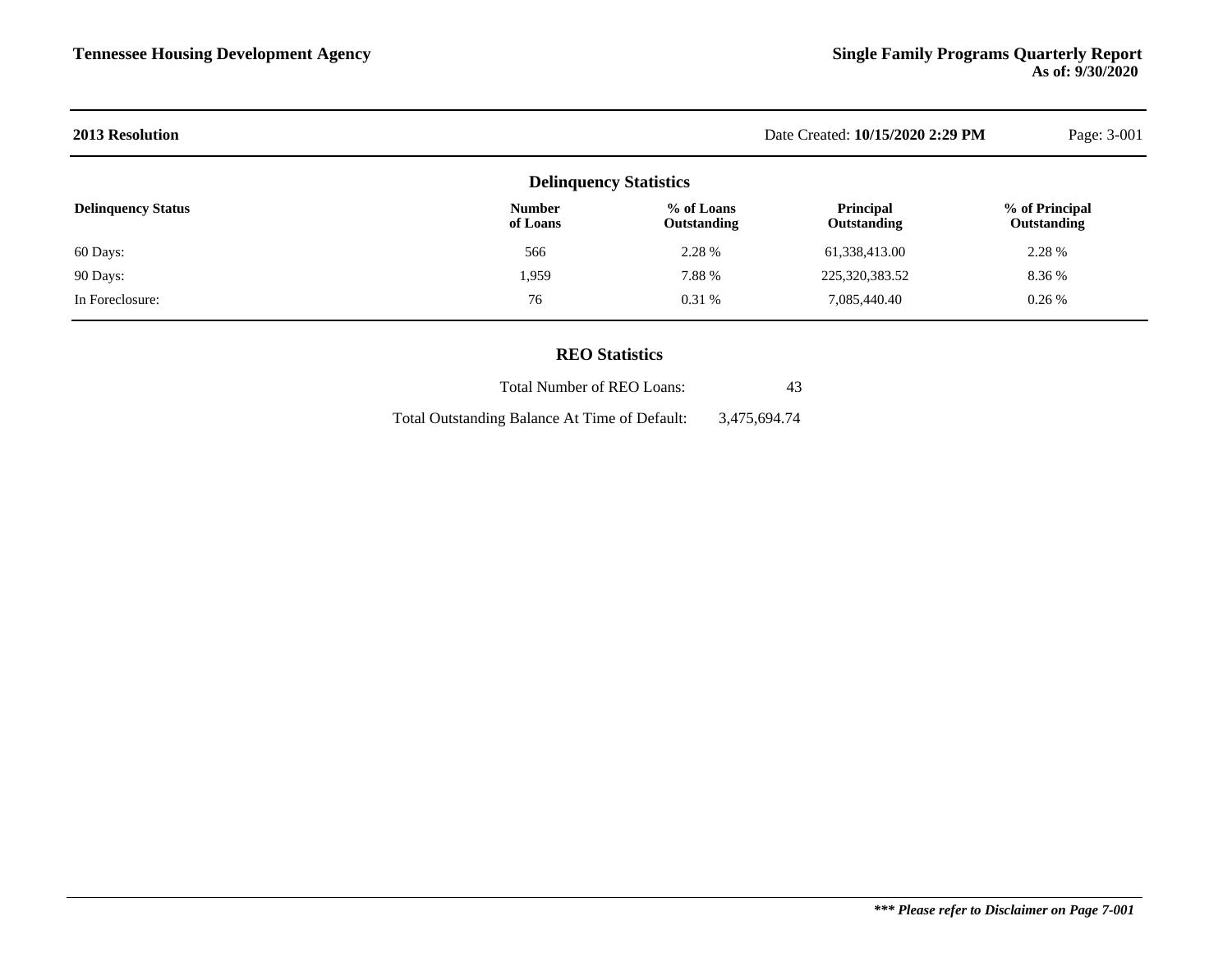## 2013 Resolution

Date Created: **10/15/2020 2:29 PM**

### Delinquency Statistics

| Delinquency Status | Number of Loans | % of Loans Outstanding | Principal Outstanding | % of Principal Outstanding |
|---|---|---|---|---|
| 60 Days: | 566 | 2.28 % | 61,338,413.00 | 2.28 % |
| 90 Days: | 1,959 | 7.88 % | 225,320,383.52 | 8.36 % |
| In Foreclosure: | 76 | 0.31 % | 7,085,440.40 | 0.26 % |

### REO Statistics

| | |
|---|---|
| Total Number of REO Loans: | 43 |
| Total Outstanding Balance At Time of Default: | 3,475,694.74 |

***\*\*\* Please refer to Disclaimer on Page 7-001***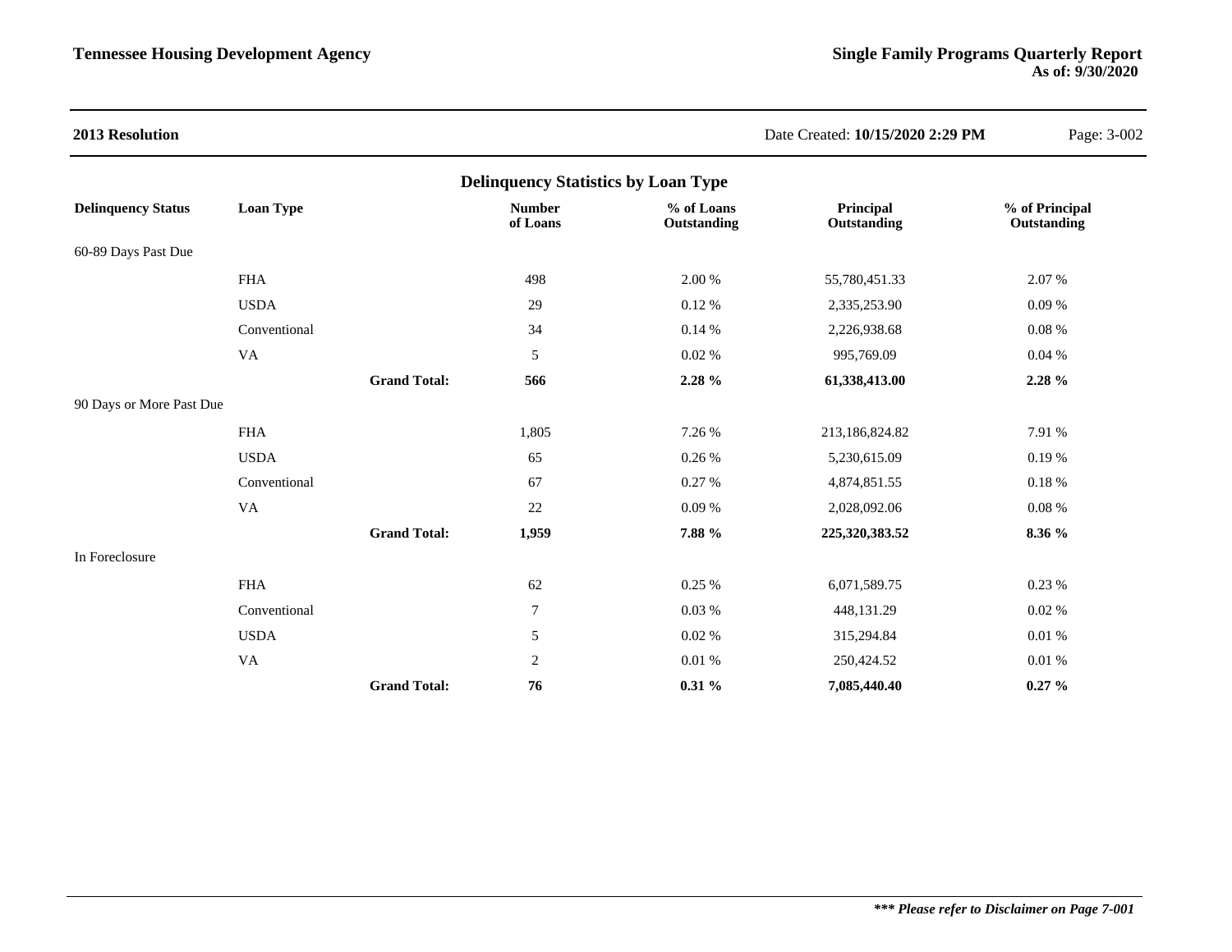## 2013 Resolution

Date Created: **10/15/2020 2:29 PM**

### Delinquency Statistics by Loan Type

| Delinquency Status | Loan Type | | Number of Loans | % of Loans Outstanding | Principal Outstanding | % of Principal Outstanding |
|---|---|---|---|---|---|---|
| 60-89 Days Past Due | | | | | | |
| | FHA | | 498 | 2.00 % | 55,780,451.33 | 2.07 % |
| | USDA | | 29 | 0.12 % | 2,335,253.90 | 0.09 % |
| | Conventional | | 34 | 0.14 % | 2,226,938.68 | 0.08 % |
| | VA | | 5 | 0.02 % | 995,769.09 | 0.04 % |
| | | **Grand Total:** | **566** | **2.28 %** | **61,338,413.00** | **2.28 %** |
| 90 Days or More Past Due | | | | | | |
| | FHA | | 1,805 | 7.26 % | 213,186,824.82 | 7.91 % |
| | USDA | | 65 | 0.26 % | 5,230,615.09 | 0.19 % |
| | Conventional | | 67 | 0.27 % | 4,874,851.55 | 0.18 % |
| | VA | | 22 | 0.09 % | 2,028,092.06 | 0.08 % |
| | | **Grand Total:** | **1,959** | **7.88 %** | **225,320,383.52** | **8.36 %** |
| In Foreclosure | | | | | | |
| | FHA | | 62 | 0.25 % | 6,071,589.75 | 0.23 % |
| | Conventional | | 7 | 0.03 % | 448,131.29 | 0.02 % |
| | USDA | | 5 | 0.02 % | 315,294.84 | 0.01 % |
| | VA | | 2 | 0.01 % | 250,424.52 | 0.01 % |
| | | **Grand Total:** | **76** | **0.31 %** | **7,085,440.40** | **0.27 %** |

***\*\*\* Please refer to Disclaimer on Page 7-001***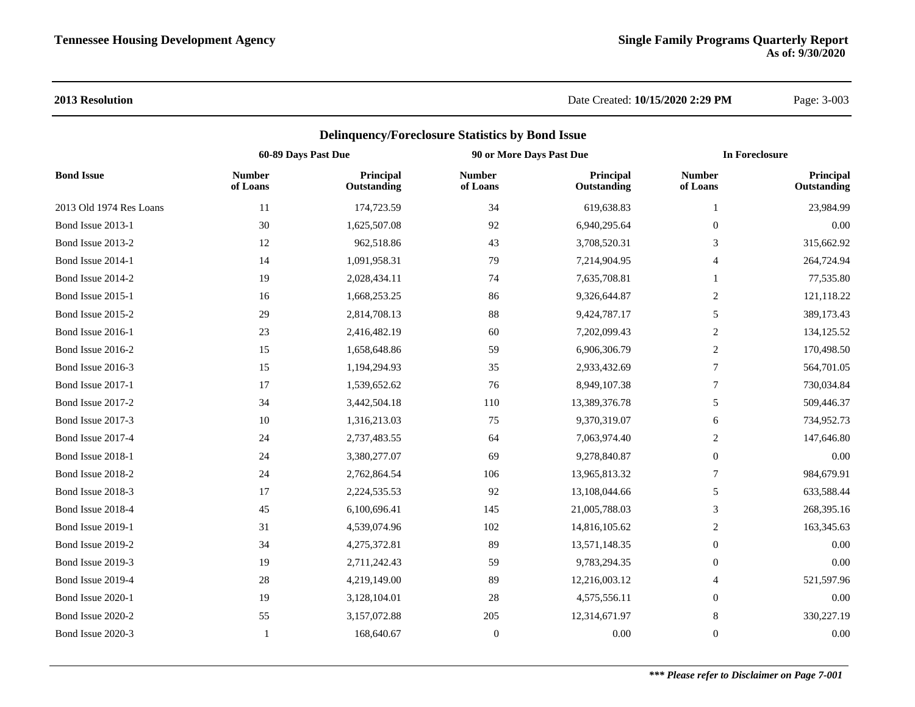**2013 Resolution**

## Delinquency/Foreclosure Statistics by Bond Issue

| Bond Issue | 60-89 Days Past Due | | 90 or More Days Past Due | | In Foreclosure | |
|---|---|---|---|---|---|---|
| | Number of Loans | Principal Outstanding | Number of Loans | Principal Outstanding | Number of Loans | Principal Outstanding |
| 2013 Old 1974 Res Loans | 11 | 174,723.59 | 34 | 619,638.83 | 1 | 23,984.99 |
| Bond Issue 2013-1 | 30 | 1,625,507.08 | 92 | 6,940,295.64 | 0 | 0.00 |
| Bond Issue 2013-2 | 12 | 962,518.86 | 43 | 3,708,520.31 | 3 | 315,662.92 |
| Bond Issue 2014-1 | 14 | 1,091,958.31 | 79 | 7,214,904.95 | 4 | 264,724.94 |
| Bond Issue 2014-2 | 19 | 2,028,434.11 | 74 | 7,635,708.81 | 1 | 77,535.80 |
| Bond Issue 2015-1 | 16 | 1,668,253.25 | 86 | 9,326,644.87 | 2 | 121,118.22 |
| Bond Issue 2015-2 | 29 | 2,814,708.13 | 88 | 9,424,787.17 | 5 | 389,173.43 |
| Bond Issue 2016-1 | 23 | 2,416,482.19 | 60 | 7,202,099.43 | 2 | 134,125.52 |
| Bond Issue 2016-2 | 15 | 1,658,648.86 | 59 | 6,906,306.79 | 2 | 170,498.50 |
| Bond Issue 2016-3 | 15 | 1,194,294.93 | 35 | 2,933,432.69 | 7 | 564,701.05 |
| Bond Issue 2017-1 | 17 | 1,539,652.62 | 76 | 8,949,107.38 | 7 | 730,034.84 |
| Bond Issue 2017-2 | 34 | 3,442,504.18 | 110 | 13,389,376.78 | 5 | 509,446.37 |
| Bond Issue 2017-3 | 10 | 1,316,213.03 | 75 | 9,370,319.07 | 6 | 734,952.73 |
| Bond Issue 2017-4 | 24 | 2,737,483.55 | 64 | 7,063,974.40 | 2 | 147,646.80 |
| Bond Issue 2018-1 | 24 | 3,380,277.07 | 69 | 9,278,840.87 | 0 | 0.00 |
| Bond Issue 2018-2 | 24 | 2,762,864.54 | 106 | 13,965,813.32 | 7 | 984,679.91 |
| Bond Issue 2018-3 | 17 | 2,224,535.53 | 92 | 13,108,044.66 | 5 | 633,588.44 |
| Bond Issue 2018-4 | 45 | 6,100,696.41 | 145 | 21,005,788.03 | 3 | 268,395.16 |
| Bond Issue 2019-1 | 31 | 4,539,074.96 | 102 | 14,816,105.62 | 2 | 163,345.63 |
| Bond Issue 2019-2 | 34 | 4,275,372.81 | 89 | 13,571,148.35 | 0 | 0.00 |
| Bond Issue 2019-3 | 19 | 2,711,242.43 | 59 | 9,783,294.35 | 0 | 0.00 |
| Bond Issue 2019-4 | 28 | 4,219,149.00 | 89 | 12,216,003.12 | 4 | 521,597.96 |
| Bond Issue 2020-1 | 19 | 3,128,104.01 | 28 | 4,575,556.11 | 0 | 0.00 |
| Bond Issue 2020-2 | 55 | 3,157,072.88 | 205 | 12,314,671.97 | 8 | 330,227.19 |
| Bond Issue 2020-3 | 1 | 168,640.67 | 0 | 0.00 | 0 | 0.00 |

***\*\*\* Please refer to Disclaimer on Page 7-001***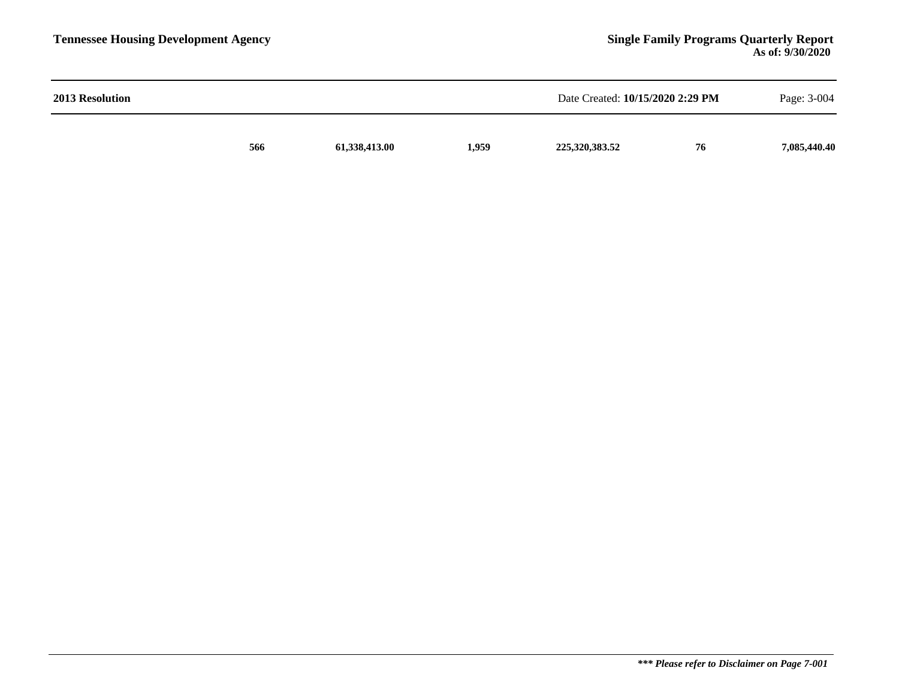**2013 Resolution**

Date Created: **10/15/2020 2:29 PM**

| | | | | | | |
|---|---|---|---|---|---|---|
| | **566** | **61,338,413.00** | **1,959** | **225,320,383.52** | **76** | **7,085,440.40** |

***\*\*\* Please refer to Disclaimer on Page 7-001***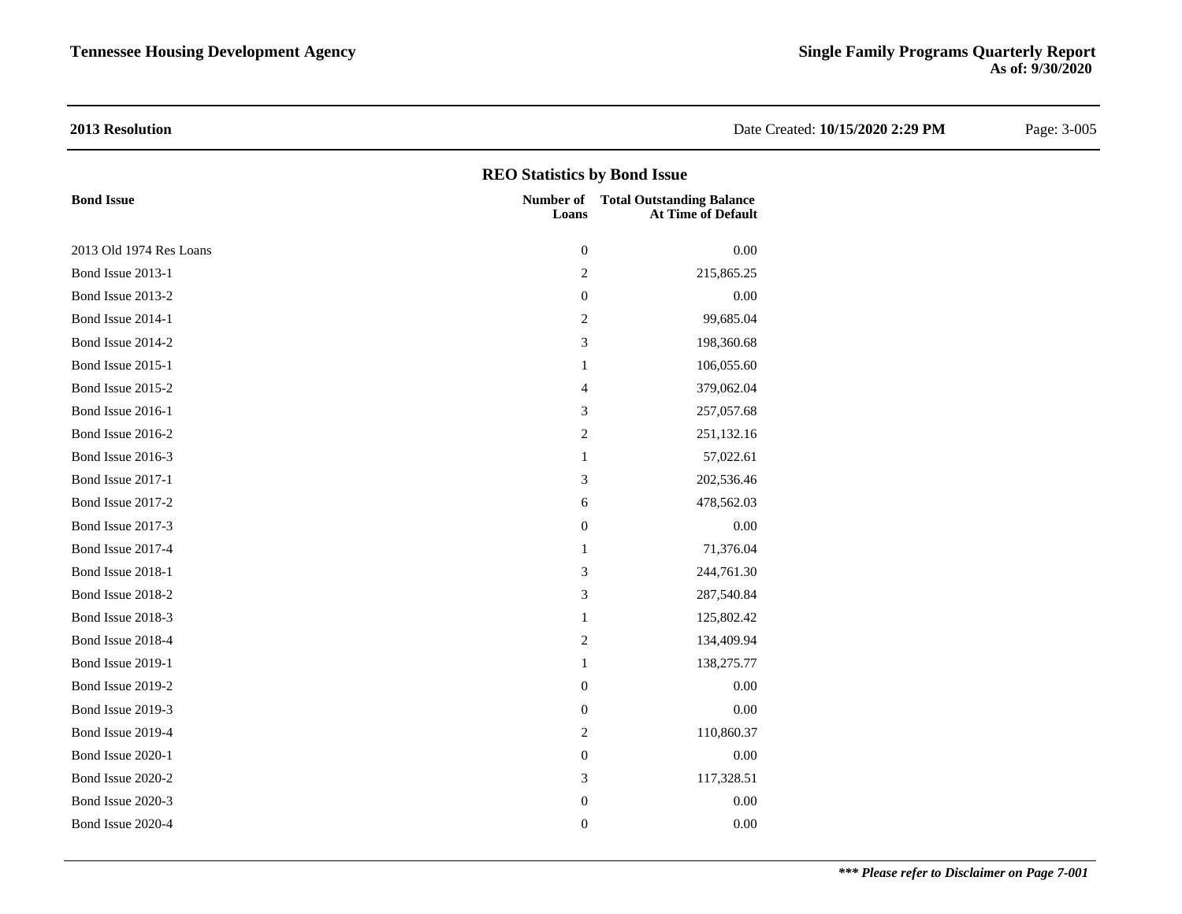**2013 Resolution** Date Created: **10/15/2020 2:29 PM**

## REO Statistics by Bond Issue

| Bond Issue | Number of Loans | Total Outstanding Balance At Time of Default |
|---|---|---|
| 2013 Old 1974 Res Loans | 0 | 0.00 |
| Bond Issue 2013-1 | 2 | 215,865.25 |
| Bond Issue 2013-2 | 0 | 0.00 |
| Bond Issue 2014-1 | 2 | 99,685.04 |
| Bond Issue 2014-2 | 3 | 198,360.68 |
| Bond Issue 2015-1 | 1 | 106,055.60 |
| Bond Issue 2015-2 | 4 | 379,062.04 |
| Bond Issue 2016-1 | 3 | 257,057.68 |
| Bond Issue 2016-2 | 2 | 251,132.16 |
| Bond Issue 2016-3 | 1 | 57,022.61 |
| Bond Issue 2017-1 | 3 | 202,536.46 |
| Bond Issue 2017-2 | 6 | 478,562.03 |
| Bond Issue 2017-3 | 0 | 0.00 |
| Bond Issue 2017-4 | 1 | 71,376.04 |
| Bond Issue 2018-1 | 3 | 244,761.30 |
| Bond Issue 2018-2 | 3 | 287,540.84 |
| Bond Issue 2018-3 | 1 | 125,802.42 |
| Bond Issue 2018-4 | 2 | 134,409.94 |
| Bond Issue 2019-1 | 1 | 138,275.77 |
| Bond Issue 2019-2 | 0 | 0.00 |
| Bond Issue 2019-3 | 0 | 0.00 |
| Bond Issue 2019-4 | 2 | 110,860.37 |
| Bond Issue 2020-1 | 0 | 0.00 |
| Bond Issue 2020-2 | 3 | 117,328.51 |
| Bond Issue 2020-3 | 0 | 0.00 |
| Bond Issue 2020-4 | 0 | 0.00 |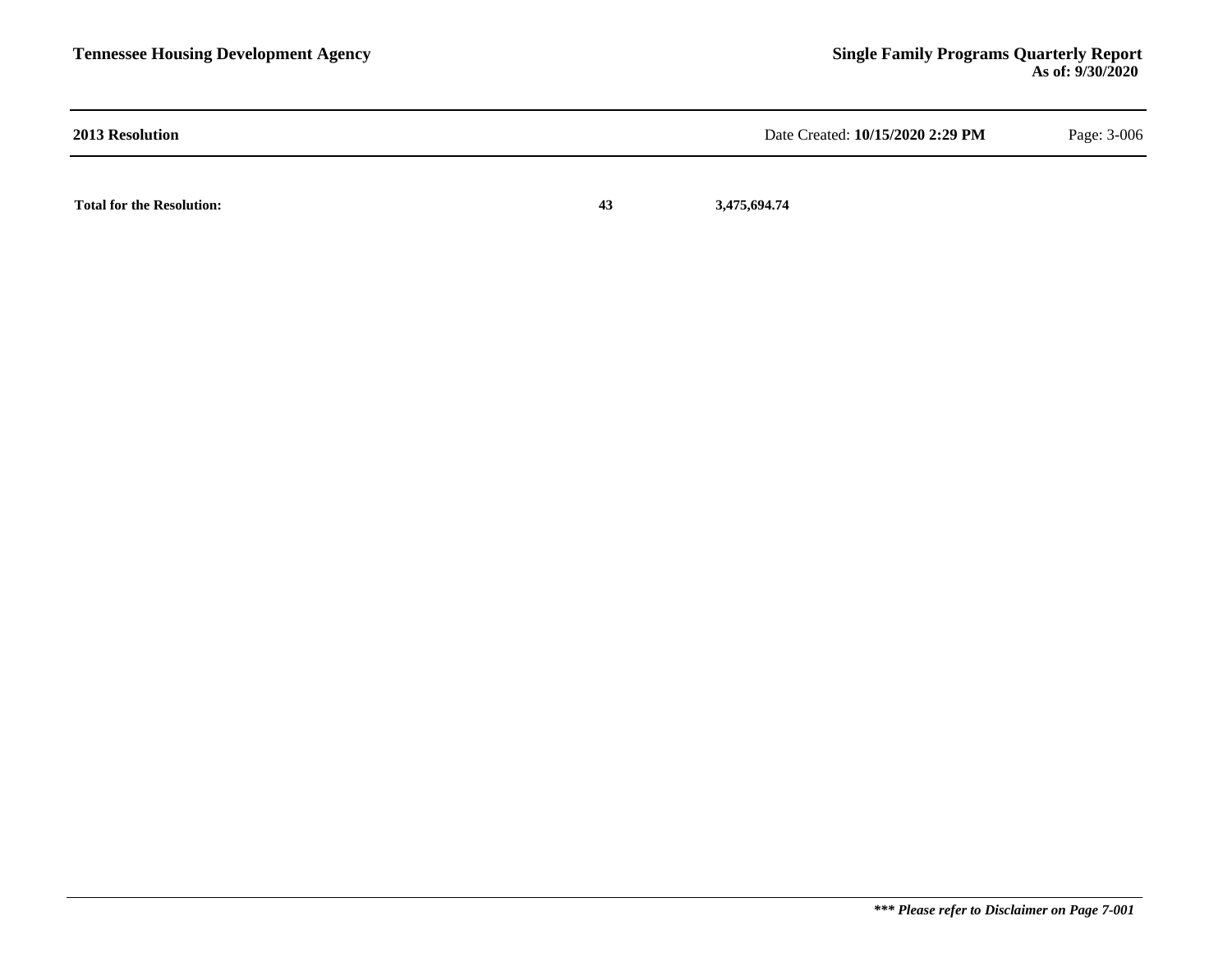**2013 Resolution**

| | | |
|---|---|---|
| **Total for the Resolution:** | **43** | **3,475,694.74** |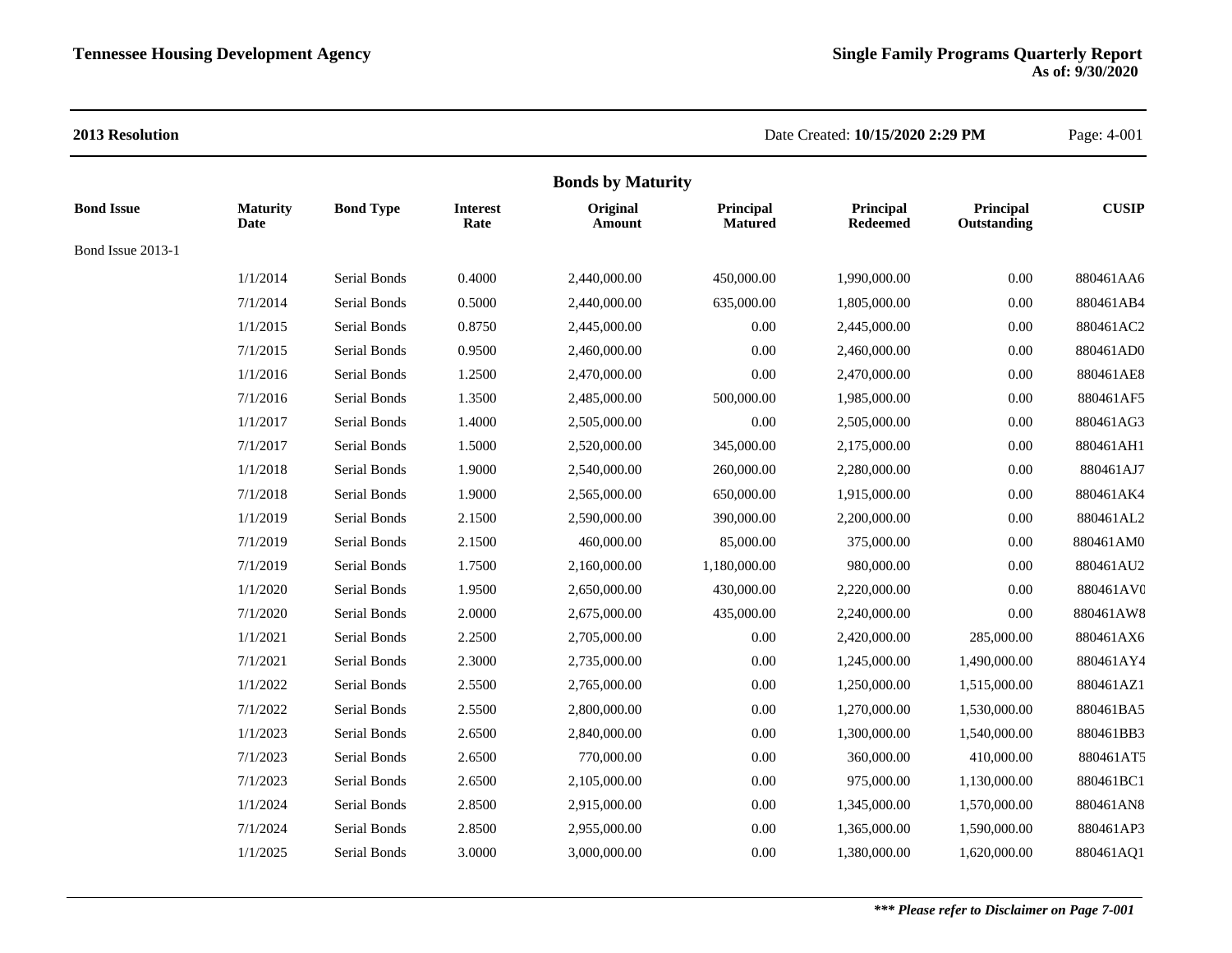**2013 Resolution**

Date Created: **10/15/2020 2:29 PM**

## Bonds by Maturity

| Bond Issue | Maturity Date | Bond Type | Interest Rate | Original Amount | Principal Matured | Principal Redeemed | Principal Outstanding | CUSIP |
|---|---|---|---|---|---|---|---|---|
| Bond Issue 2013-1 | | | | | | | | |
| | 1/1/2014 | Serial Bonds | 0.4000 | 2,440,000.00 | 450,000.00 | 1,990,000.00 | 0.00 | 880461AA6 |
| | 7/1/2014 | Serial Bonds | 0.5000 | 2,440,000.00 | 635,000.00 | 1,805,000.00 | 0.00 | 880461AB4 |
| | 1/1/2015 | Serial Bonds | 0.8750 | 2,445,000.00 | 0.00 | 2,445,000.00 | 0.00 | 880461AC2 |
| | 7/1/2015 | Serial Bonds | 0.9500 | 2,460,000.00 | 0.00 | 2,460,000.00 | 0.00 | 880461AD0 |
| | 1/1/2016 | Serial Bonds | 1.2500 | 2,470,000.00 | 0.00 | 2,470,000.00 | 0.00 | 880461AE8 |
| | 7/1/2016 | Serial Bonds | 1.3500 | 2,485,000.00 | 500,000.00 | 1,985,000.00 | 0.00 | 880461AF5 |
| | 1/1/2017 | Serial Bonds | 1.4000 | 2,505,000.00 | 0.00 | 2,505,000.00 | 0.00 | 880461AG3 |
| | 7/1/2017 | Serial Bonds | 1.5000 | 2,520,000.00 | 345,000.00 | 2,175,000.00 | 0.00 | 880461AH1 |
| | 1/1/2018 | Serial Bonds | 1.9000 | 2,540,000.00 | 260,000.00 | 2,280,000.00 | 0.00 | 880461AJ7 |
| | 7/1/2018 | Serial Bonds | 1.9000 | 2,565,000.00 | 650,000.00 | 1,915,000.00 | 0.00 | 880461AK4 |
| | 1/1/2019 | Serial Bonds | 2.1500 | 2,590,000.00 | 390,000.00 | 2,200,000.00 | 0.00 | 880461AL2 |
| | 7/1/2019 | Serial Bonds | 2.1500 | 460,000.00 | 85,000.00 | 375,000.00 | 0.00 | 880461AM0 |
| | 7/1/2019 | Serial Bonds | 1.7500 | 2,160,000.00 | 1,180,000.00 | 980,000.00 | 0.00 | 880461AU2 |
| | 1/1/2020 | Serial Bonds | 1.9500 | 2,650,000.00 | 430,000.00 | 2,220,000.00 | 0.00 | 880461AV0 |
| | 7/1/2020 | Serial Bonds | 2.0000 | 2,675,000.00 | 435,000.00 | 2,240,000.00 | 0.00 | 880461AW8 |
| | 1/1/2021 | Serial Bonds | 2.2500 | 2,705,000.00 | 0.00 | 2,420,000.00 | 285,000.00 | 880461AX6 |
| | 7/1/2021 | Serial Bonds | 2.3000 | 2,735,000.00 | 0.00 | 1,245,000.00 | 1,490,000.00 | 880461AY4 |
| | 1/1/2022 | Serial Bonds | 2.5500 | 2,765,000.00 | 0.00 | 1,250,000.00 | 1,515,000.00 | 880461AZ1 |
| | 7/1/2022 | Serial Bonds | 2.5500 | 2,800,000.00 | 0.00 | 1,270,000.00 | 1,530,000.00 | 880461BA5 |
| | 1/1/2023 | Serial Bonds | 2.6500 | 2,840,000.00 | 0.00 | 1,300,000.00 | 1,540,000.00 | 880461BB3 |
| | 7/1/2023 | Serial Bonds | 2.6500 | 770,000.00 | 0.00 | 360,000.00 | 410,000.00 | 880461AT5 |
| | 7/1/2023 | Serial Bonds | 2.6500 | 2,105,000.00 | 0.00 | 975,000.00 | 1,130,000.00 | 880461BC1 |
| | 1/1/2024 | Serial Bonds | 2.8500 | 2,915,000.00 | 0.00 | 1,345,000.00 | 1,570,000.00 | 880461AN8 |
| | 7/1/2024 | Serial Bonds | 2.8500 | 2,955,000.00 | 0.00 | 1,365,000.00 | 1,590,000.00 | 880461AP3 |
| | 1/1/2025 | Serial Bonds | 3.0000 | 3,000,000.00 | 0.00 | 1,380,000.00 | 1,620,000.00 | 880461AQ1 |

***\*\*\* Please refer to Disclaimer on Page 7-001***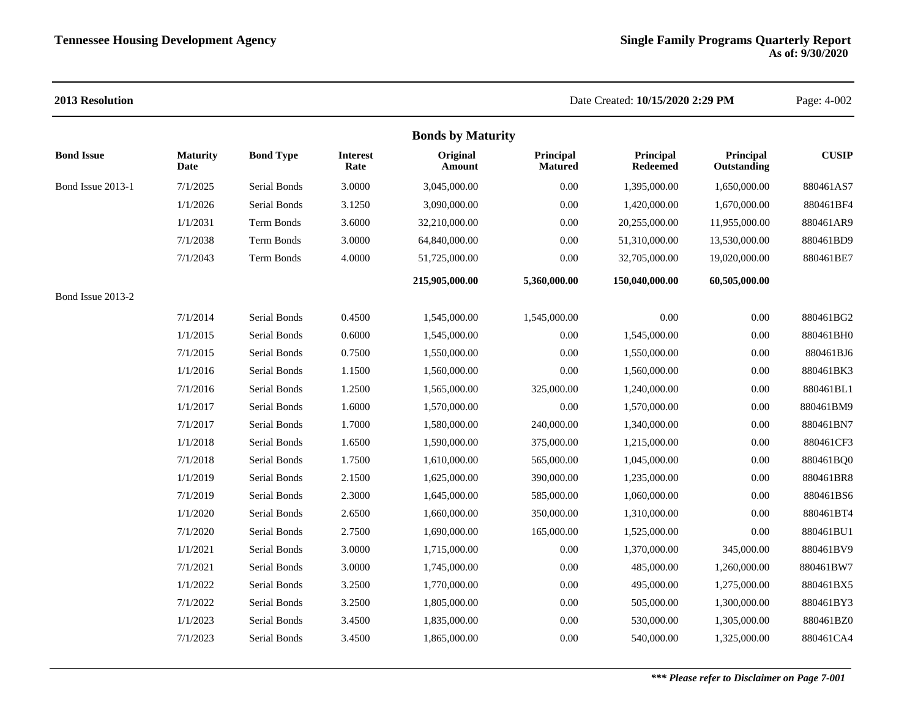**2013 Resolution** Date Created: **10/15/2020 2:29 PM**

## Bonds by Maturity

| Bond Issue | Maturity Date | Bond Type | Interest Rate | Original Amount | Principal Matured | Principal Redeemed | Principal Outstanding | CUSIP |
|---|---|---|---|---|---|---|---|---|
| Bond Issue 2013-1 | 7/1/2025 | Serial Bonds | 3.0000 | 3,045,000.00 | 0.00 | 1,395,000.00 | 1,650,000.00 | 880461AS7 |
| | 1/1/2026 | Serial Bonds | 3.1250 | 3,090,000.00 | 0.00 | 1,420,000.00 | 1,670,000.00 | 880461BF4 |
| | 1/1/2031 | Term Bonds | 3.6000 | 32,210,000.00 | 0.00 | 20,255,000.00 | 11,955,000.00 | 880461AR9 |
| | 7/1/2038 | Term Bonds | 3.0000 | 64,840,000.00 | 0.00 | 51,310,000.00 | 13,530,000.00 | 880461BD9 |
| | 7/1/2043 | Term Bonds | 4.0000 | 51,725,000.00 | 0.00 | 32,705,000.00 | 19,020,000.00 | 880461BE7 |
| | | | | **215,905,000.00** | **5,360,000.00** | **150,040,000.00** | **60,505,000.00** | |
| Bond Issue 2013-2 | | | | | | | | |
| | 7/1/2014 | Serial Bonds | 0.4500 | 1,545,000.00 | 1,545,000.00 | 0.00 | 0.00 | 880461BG2 |
| | 1/1/2015 | Serial Bonds | 0.6000 | 1,545,000.00 | 0.00 | 1,545,000.00 | 0.00 | 880461BH0 |
| | 7/1/2015 | Serial Bonds | 0.7500 | 1,550,000.00 | 0.00 | 1,550,000.00 | 0.00 | 880461BJ6 |
| | 1/1/2016 | Serial Bonds | 1.1500 | 1,560,000.00 | 0.00 | 1,560,000.00 | 0.00 | 880461BK3 |
| | 7/1/2016 | Serial Bonds | 1.2500 | 1,565,000.00 | 325,000.00 | 1,240,000.00 | 0.00 | 880461BL1 |
| | 1/1/2017 | Serial Bonds | 1.6000 | 1,570,000.00 | 0.00 | 1,570,000.00 | 0.00 | 880461BM9 |
| | 7/1/2017 | Serial Bonds | 1.7000 | 1,580,000.00 | 240,000.00 | 1,340,000.00 | 0.00 | 880461BN7 |
| | 1/1/2018 | Serial Bonds | 1.6500 | 1,590,000.00 | 375,000.00 | 1,215,000.00 | 0.00 | 880461CF3 |
| | 7/1/2018 | Serial Bonds | 1.7500 | 1,610,000.00 | 565,000.00 | 1,045,000.00 | 0.00 | 880461BQ0 |
| | 1/1/2019 | Serial Bonds | 2.1500 | 1,625,000.00 | 390,000.00 | 1,235,000.00 | 0.00 | 880461BR8 |
| | 7/1/2019 | Serial Bonds | 2.3000 | 1,645,000.00 | 585,000.00 | 1,060,000.00 | 0.00 | 880461BS6 |
| | 1/1/2020 | Serial Bonds | 2.6500 | 1,660,000.00 | 350,000.00 | 1,310,000.00 | 0.00 | 880461BT4 |
| | 7/1/2020 | Serial Bonds | 2.7500 | 1,690,000.00 | 165,000.00 | 1,525,000.00 | 0.00 | 880461BU1 |
| | 1/1/2021 | Serial Bonds | 3.0000 | 1,715,000.00 | 0.00 | 1,370,000.00 | 345,000.00 | 880461BV9 |
| | 7/1/2021 | Serial Bonds | 3.0000 | 1,745,000.00 | 0.00 | 485,000.00 | 1,260,000.00 | 880461BW7 |
| | 1/1/2022 | Serial Bonds | 3.2500 | 1,770,000.00 | 0.00 | 495,000.00 | 1,275,000.00 | 880461BX5 |
| | 7/1/2022 | Serial Bonds | 3.2500 | 1,805,000.00 | 0.00 | 505,000.00 | 1,300,000.00 | 880461BY3 |
| | 1/1/2023 | Serial Bonds | 3.4500 | 1,835,000.00 | 0.00 | 530,000.00 | 1,305,000.00 | 880461BZ0 |
| | 7/1/2023 | Serial Bonds | 3.4500 | 1,865,000.00 | 0.00 | 540,000.00 | 1,325,000.00 | 880461CA4 |

***\*\*\* Please refer to Disclaimer on Page 7-001***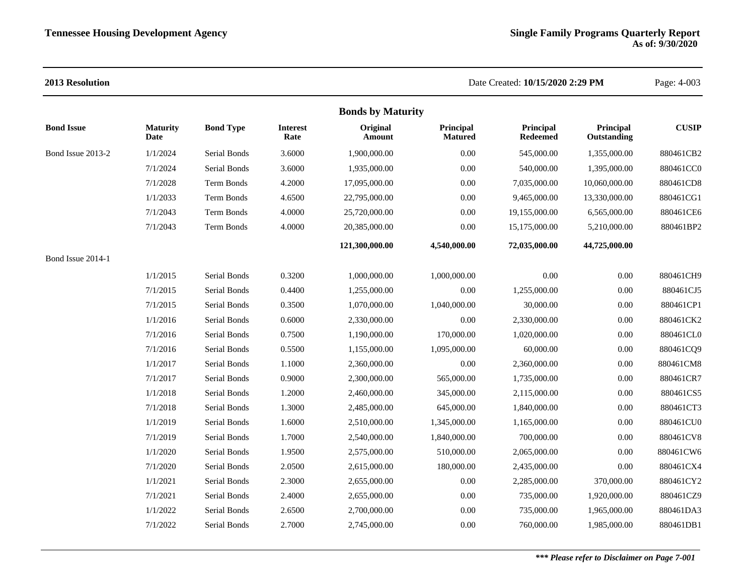**2013 Resolution** Date Created: **10/15/2020 2:29 PM**

## Bonds by Maturity

| Bond Issue | Maturity Date | Bond Type | Interest Rate | Original Amount | Principal Matured | Principal Redeemed | Principal Outstanding | CUSIP |
|---|---|---|---|---|---|---|---|---|
| Bond Issue 2013-2 | 1/1/2024 | Serial Bonds | 3.6000 | 1,900,000.00 | 0.00 | 545,000.00 | 1,355,000.00 | 880461CB2 |
| | 7/1/2024 | Serial Bonds | 3.6000 | 1,935,000.00 | 0.00 | 540,000.00 | 1,395,000.00 | 880461CC0 |
| | 7/1/2028 | Term Bonds | 4.2000 | 17,095,000.00 | 0.00 | 7,035,000.00 | 10,060,000.00 | 880461CD8 |
| | 1/1/2033 | Term Bonds | 4.6500 | 22,795,000.00 | 0.00 | 9,465,000.00 | 13,330,000.00 | 880461CG1 |
| | 7/1/2043 | Term Bonds | 4.0000 | 25,720,000.00 | 0.00 | 19,155,000.00 | 6,565,000.00 | 880461CE6 |
| | 7/1/2043 | Term Bonds | 4.0000 | 20,385,000.00 | 0.00 | 15,175,000.00 | 5,210,000.00 | 880461BP2 |
| | | | | **121,300,000.00** | **4,540,000.00** | **72,035,000.00** | **44,725,000.00** | |
| Bond Issue 2014-1 | | | | | | | | |
| | 1/1/2015 | Serial Bonds | 0.3200 | 1,000,000.00 | 1,000,000.00 | 0.00 | 0.00 | 880461CH9 |
| | 7/1/2015 | Serial Bonds | 0.4400 | 1,255,000.00 | 0.00 | 1,255,000.00 | 0.00 | 880461CJ5 |
| | 7/1/2015 | Serial Bonds | 0.3500 | 1,070,000.00 | 1,040,000.00 | 30,000.00 | 0.00 | 880461CP1 |
| | 1/1/2016 | Serial Bonds | 0.6000 | 2,330,000.00 | 0.00 | 2,330,000.00 | 0.00 | 880461CK2 |
| | 7/1/2016 | Serial Bonds | 0.7500 | 1,190,000.00 | 170,000.00 | 1,020,000.00 | 0.00 | 880461CL0 |
| | 7/1/2016 | Serial Bonds | 0.5500 | 1,155,000.00 | 1,095,000.00 | 60,000.00 | 0.00 | 880461CQ9 |
| | 1/1/2017 | Serial Bonds | 1.1000 | 2,360,000.00 | 0.00 | 2,360,000.00 | 0.00 | 880461CM8 |
| | 7/1/2017 | Serial Bonds | 0.9000 | 2,300,000.00 | 565,000.00 | 1,735,000.00 | 0.00 | 880461CR7 |
| | 1/1/2018 | Serial Bonds | 1.2000 | 2,460,000.00 | 345,000.00 | 2,115,000.00 | 0.00 | 880461CS5 |
| | 7/1/2018 | Serial Bonds | 1.3000 | 2,485,000.00 | 645,000.00 | 1,840,000.00 | 0.00 | 880461CT3 |
| | 1/1/2019 | Serial Bonds | 1.6000 | 2,510,000.00 | 1,345,000.00 | 1,165,000.00 | 0.00 | 880461CU0 |
| | 7/1/2019 | Serial Bonds | 1.7000 | 2,540,000.00 | 1,840,000.00 | 700,000.00 | 0.00 | 880461CV8 |
| | 1/1/2020 | Serial Bonds | 1.9500 | 2,575,000.00 | 510,000.00 | 2,065,000.00 | 0.00 | 880461CW6 |
| | 7/1/2020 | Serial Bonds | 2.0500 | 2,615,000.00 | 180,000.00 | 2,435,000.00 | 0.00 | 880461CX4 |
| | 1/1/2021 | Serial Bonds | 2.3000 | 2,655,000.00 | 0.00 | 2,285,000.00 | 370,000.00 | 880461CY2 |
| | 7/1/2021 | Serial Bonds | 2.4000 | 2,655,000.00 | 0.00 | 735,000.00 | 1,920,000.00 | 880461CZ9 |
| | 1/1/2022 | Serial Bonds | 2.6500 | 2,700,000.00 | 0.00 | 735,000.00 | 1,965,000.00 | 880461DA3 |
| | 7/1/2022 | Serial Bonds | 2.7000 | 2,745,000.00 | 0.00 | 760,000.00 | 1,985,000.00 | 880461DB1 |

***\*\*\* Please refer to Disclaimer on Page 7-001***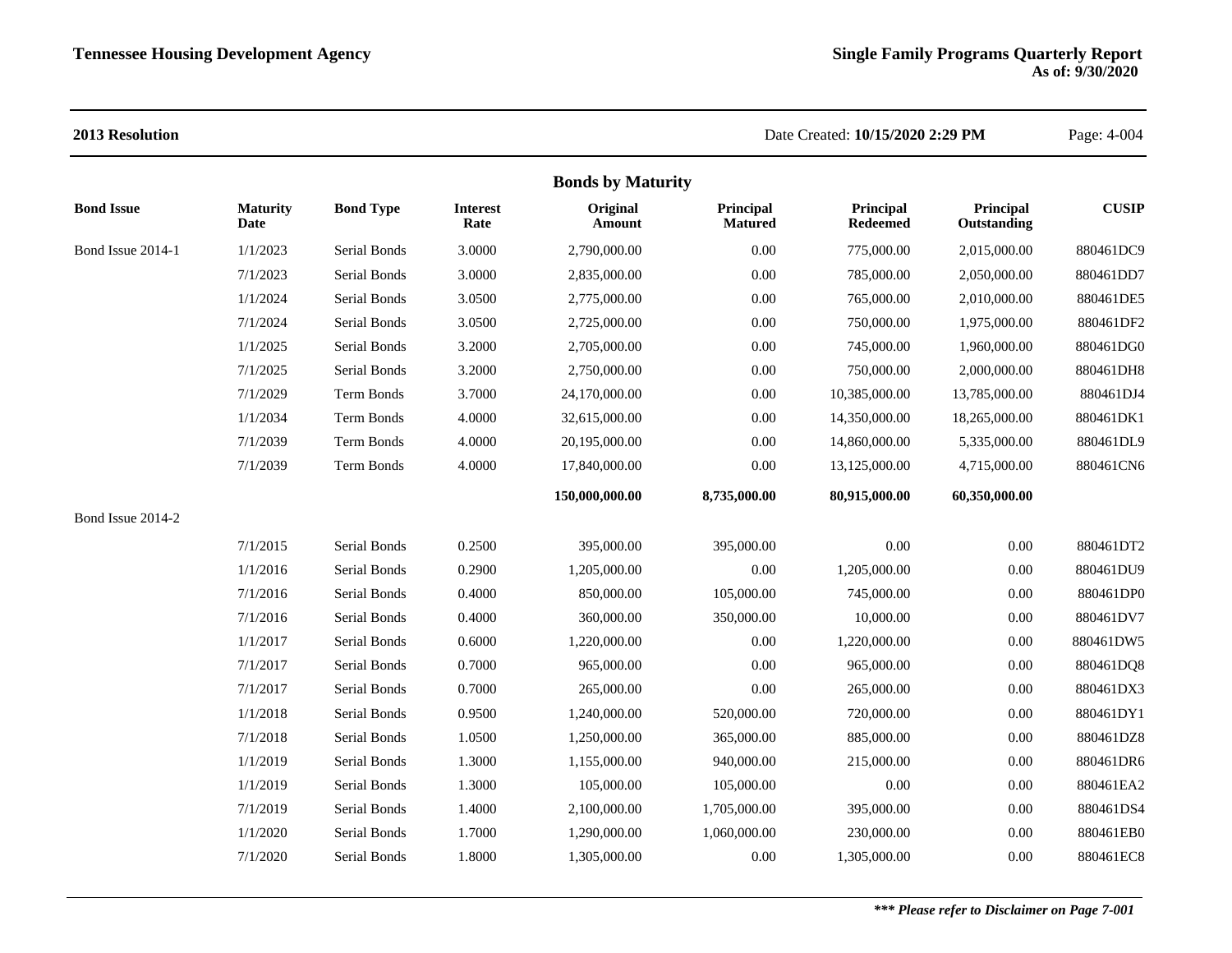**2013 Resolution**

Date Created: **10/15/2020 2:29 PM**

## Bonds by Maturity

| Bond Issue | Maturity Date | Bond Type | Interest Rate | Original Amount | Principal Matured | Principal Redeemed | Principal Outstanding | CUSIP |
|---|---|---|---|---|---|---|---|---|
| Bond Issue 2014-1 | 1/1/2023 | Serial Bonds | 3.0000 | 2,790,000.00 | 0.00 | 775,000.00 | 2,015,000.00 | 880461DC9 |
| | 7/1/2023 | Serial Bonds | 3.0000 | 2,835,000.00 | 0.00 | 785,000.00 | 2,050,000.00 | 880461DD7 |
| | 1/1/2024 | Serial Bonds | 3.0500 | 2,775,000.00 | 0.00 | 765,000.00 | 2,010,000.00 | 880461DE5 |
| | 7/1/2024 | Serial Bonds | 3.0500 | 2,725,000.00 | 0.00 | 750,000.00 | 1,975,000.00 | 880461DF2 |
| | 1/1/2025 | Serial Bonds | 3.2000 | 2,705,000.00 | 0.00 | 745,000.00 | 1,960,000.00 | 880461DG0 |
| | 7/1/2025 | Serial Bonds | 3.2000 | 2,750,000.00 | 0.00 | 750,000.00 | 2,000,000.00 | 880461DH8 |
| | 7/1/2029 | Term Bonds | 3.7000 | 24,170,000.00 | 0.00 | 10,385,000.00 | 13,785,000.00 | 880461DJ4 |
| | 1/1/2034 | Term Bonds | 4.0000 | 32,615,000.00 | 0.00 | 14,350,000.00 | 18,265,000.00 | 880461DK1 |
| | 7/1/2039 | Term Bonds | 4.0000 | 20,195,000.00 | 0.00 | 14,860,000.00 | 5,335,000.00 | 880461DL9 |
| | 7/1/2039 | Term Bonds | 4.0000 | 17,840,000.00 | 0.00 | 13,125,000.00 | 4,715,000.00 | 880461CN6 |
| | | | | **150,000,000.00** | **8,735,000.00** | **80,915,000.00** | **60,350,000.00** | |
| Bond Issue 2014-2 | | | | | | | | |
| | 7/1/2015 | Serial Bonds | 0.2500 | 395,000.00 | 395,000.00 | 0.00 | 0.00 | 880461DT2 |
| | 1/1/2016 | Serial Bonds | 0.2900 | 1,205,000.00 | 0.00 | 1,205,000.00 | 0.00 | 880461DU9 |
| | 7/1/2016 | Serial Bonds | 0.4000 | 850,000.00 | 105,000.00 | 745,000.00 | 0.00 | 880461DP0 |
| | 7/1/2016 | Serial Bonds | 0.4000 | 360,000.00 | 350,000.00 | 10,000.00 | 0.00 | 880461DV7 |
| | 1/1/2017 | Serial Bonds | 0.6000 | 1,220,000.00 | 0.00 | 1,220,000.00 | 0.00 | 880461DW5 |
| | 7/1/2017 | Serial Bonds | 0.7000 | 965,000.00 | 0.00 | 965,000.00 | 0.00 | 880461DQ8 |
| | 7/1/2017 | Serial Bonds | 0.7000 | 265,000.00 | 0.00 | 265,000.00 | 0.00 | 880461DX3 |
| | 1/1/2018 | Serial Bonds | 0.9500 | 1,240,000.00 | 520,000.00 | 720,000.00 | 0.00 | 880461DY1 |
| | 7/1/2018 | Serial Bonds | 1.0500 | 1,250,000.00 | 365,000.00 | 885,000.00 | 0.00 | 880461DZ8 |
| | 1/1/2019 | Serial Bonds | 1.3000 | 1,155,000.00 | 940,000.00 | 215,000.00 | 0.00 | 880461DR6 |
| | 1/1/2019 | Serial Bonds | 1.3000 | 105,000.00 | 105,000.00 | 0.00 | 0.00 | 880461EA2 |
| | 7/1/2019 | Serial Bonds | 1.4000 | 2,100,000.00 | 1,705,000.00 | 395,000.00 | 0.00 | 880461DS4 |
| | 1/1/2020 | Serial Bonds | 1.7000 | 1,290,000.00 | 1,060,000.00 | 230,000.00 | 0.00 | 880461EB0 |
| | 7/1/2020 | Serial Bonds | 1.8000 | 1,305,000.00 | 0.00 | 1,305,000.00 | 0.00 | 880461EC8 |

***\*\*\* Please refer to Disclaimer on Page 7-001***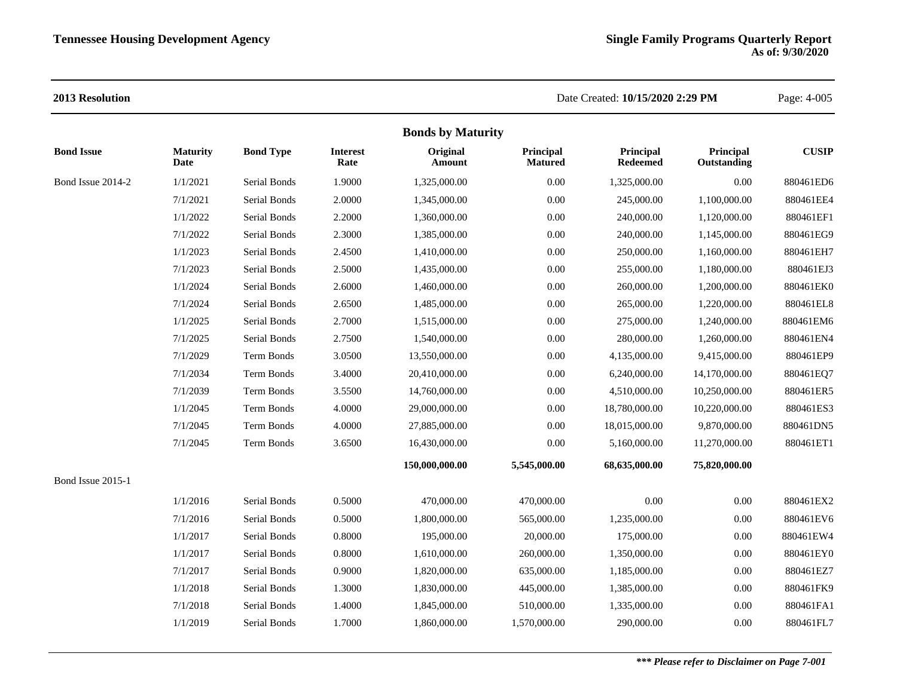**2013 Resolution**

## Bonds by Maturity

| Bond Issue | Maturity Date | Bond Type | Interest Rate | Original Amount | Principal Matured | Principal Redeemed | Principal Outstanding | CUSIP |
|---|---|---|---|---|---|---|---|---|
| Bond Issue 2014-2 | 1/1/2021 | Serial Bonds | 1.9000 | 1,325,000.00 | 0.00 | 1,325,000.00 | 0.00 | 880461ED6 |
| | 7/1/2021 | Serial Bonds | 2.0000 | 1,345,000.00 | 0.00 | 245,000.00 | 1,100,000.00 | 880461EE4 |
| | 1/1/2022 | Serial Bonds | 2.2000 | 1,360,000.00 | 0.00 | 240,000.00 | 1,120,000.00 | 880461EF1 |
| | 7/1/2022 | Serial Bonds | 2.3000 | 1,385,000.00 | 0.00 | 240,000.00 | 1,145,000.00 | 880461EG9 |
| | 1/1/2023 | Serial Bonds | 2.4500 | 1,410,000.00 | 0.00 | 250,000.00 | 1,160,000.00 | 880461EH7 |
| | 7/1/2023 | Serial Bonds | 2.5000 | 1,435,000.00 | 0.00 | 255,000.00 | 1,180,000.00 | 880461EJ3 |
| | 1/1/2024 | Serial Bonds | 2.6000 | 1,460,000.00 | 0.00 | 260,000.00 | 1,200,000.00 | 880461EK0 |
| | 7/1/2024 | Serial Bonds | 2.6500 | 1,485,000.00 | 0.00 | 265,000.00 | 1,220,000.00 | 880461EL8 |
| | 1/1/2025 | Serial Bonds | 2.7000 | 1,515,000.00 | 0.00 | 275,000.00 | 1,240,000.00 | 880461EM6 |
| | 7/1/2025 | Serial Bonds | 2.7500 | 1,540,000.00 | 0.00 | 280,000.00 | 1,260,000.00 | 880461EN4 |
| | 7/1/2029 | Term Bonds | 3.0500 | 13,550,000.00 | 0.00 | 4,135,000.00 | 9,415,000.00 | 880461EP9 |
| | 7/1/2034 | Term Bonds | 3.4000 | 20,410,000.00 | 0.00 | 6,240,000.00 | 14,170,000.00 | 880461EQ7 |
| | 7/1/2039 | Term Bonds | 3.5500 | 14,760,000.00 | 0.00 | 4,510,000.00 | 10,250,000.00 | 880461ER5 |
| | 1/1/2045 | Term Bonds | 4.0000 | 29,000,000.00 | 0.00 | 18,780,000.00 | 10,220,000.00 | 880461ES3 |
| | 7/1/2045 | Term Bonds | 4.0000 | 27,885,000.00 | 0.00 | 18,015,000.00 | 9,870,000.00 | 880461DN5 |
| | 7/1/2045 | Term Bonds | 3.6500 | 16,430,000.00 | 0.00 | 5,160,000.00 | 11,270,000.00 | 880461ET1 |
| | | | | **150,000,000.00** | **5,545,000.00** | **68,635,000.00** | **75,820,000.00** | |
| Bond Issue 2015-1 | | | | | | | | |
| | 1/1/2016 | Serial Bonds | 0.5000 | 470,000.00 | 470,000.00 | 0.00 | 0.00 | 880461EX2 |
| | 7/1/2016 | Serial Bonds | 0.5000 | 1,800,000.00 | 565,000.00 | 1,235,000.00 | 0.00 | 880461EV6 |
| | 1/1/2017 | Serial Bonds | 0.8000 | 195,000.00 | 20,000.00 | 175,000.00 | 0.00 | 880461EW4 |
| | 1/1/2017 | Serial Bonds | 0.8000 | 1,610,000.00 | 260,000.00 | 1,350,000.00 | 0.00 | 880461EY0 |
| | 7/1/2017 | Serial Bonds | 0.9000 | 1,820,000.00 | 635,000.00 | 1,185,000.00 | 0.00 | 880461EZ7 |
| | 1/1/2018 | Serial Bonds | 1.3000 | 1,830,000.00 | 445,000.00 | 1,385,000.00 | 0.00 | 880461FK9 |
| | 7/1/2018 | Serial Bonds | 1.4000 | 1,845,000.00 | 510,000.00 | 1,335,000.00 | 0.00 | 880461FA1 |
| | 1/1/2019 | Serial Bonds | 1.7000 | 1,860,000.00 | 1,570,000.00 | 290,000.00 | 0.00 | 880461FL7 |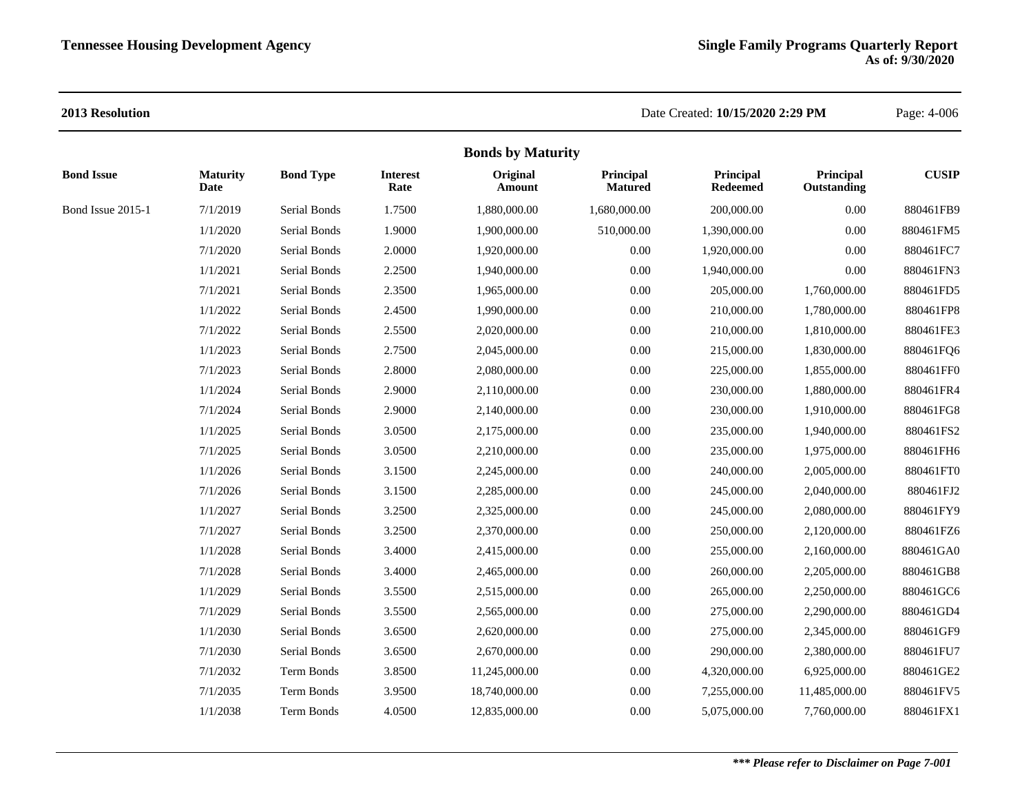**2013 Resolution**

Date Created: **10/15/2020 2:29 PM**

## Bonds by Maturity

| Bond Issue | Maturity Date | Bond Type | Interest Rate | Original Amount | Principal Matured | Principal Redeemed | Principal Outstanding | CUSIP |
|---|---|---|---|---|---|---|---|---|
| Bond Issue 2015-1 | 7/1/2019 | Serial Bonds | 1.7500 | 1,880,000.00 | 1,680,000.00 | 200,000.00 | 0.00 | 880461FB9 |
| | 1/1/2020 | Serial Bonds | 1.9000 | 1,900,000.00 | 510,000.00 | 1,390,000.00 | 0.00 | 880461FM5 |
| | 7/1/2020 | Serial Bonds | 2.0000 | 1,920,000.00 | 0.00 | 1,920,000.00 | 0.00 | 880461FC7 |
| | 1/1/2021 | Serial Bonds | 2.2500 | 1,940,000.00 | 0.00 | 1,940,000.00 | 0.00 | 880461FN3 |
| | 7/1/2021 | Serial Bonds | 2.3500 | 1,965,000.00 | 0.00 | 205,000.00 | 1,760,000.00 | 880461FD5 |
| | 1/1/2022 | Serial Bonds | 2.4500 | 1,990,000.00 | 0.00 | 210,000.00 | 1,780,000.00 | 880461FP8 |
| | 7/1/2022 | Serial Bonds | 2.5500 | 2,020,000.00 | 0.00 | 210,000.00 | 1,810,000.00 | 880461FE3 |
| | 1/1/2023 | Serial Bonds | 2.7500 | 2,045,000.00 | 0.00 | 215,000.00 | 1,830,000.00 | 880461FQ6 |
| | 7/1/2023 | Serial Bonds | 2.8000 | 2,080,000.00 | 0.00 | 225,000.00 | 1,855,000.00 | 880461FF0 |
| | 1/1/2024 | Serial Bonds | 2.9000 | 2,110,000.00 | 0.00 | 230,000.00 | 1,880,000.00 | 880461FR4 |
| | 7/1/2024 | Serial Bonds | 2.9000 | 2,140,000.00 | 0.00 | 230,000.00 | 1,910,000.00 | 880461FG8 |
| | 1/1/2025 | Serial Bonds | 3.0500 | 2,175,000.00 | 0.00 | 235,000.00 | 1,940,000.00 | 880461FS2 |
| | 7/1/2025 | Serial Bonds | 3.0500 | 2,210,000.00 | 0.00 | 235,000.00 | 1,975,000.00 | 880461FH6 |
| | 1/1/2026 | Serial Bonds | 3.1500 | 2,245,000.00 | 0.00 | 240,000.00 | 2,005,000.00 | 880461FT0 |
| | 7/1/2026 | Serial Bonds | 3.1500 | 2,285,000.00 | 0.00 | 245,000.00 | 2,040,000.00 | 880461FJ2 |
| | 1/1/2027 | Serial Bonds | 3.2500 | 2,325,000.00 | 0.00 | 245,000.00 | 2,080,000.00 | 880461FY9 |
| | 7/1/2027 | Serial Bonds | 3.2500 | 2,370,000.00 | 0.00 | 250,000.00 | 2,120,000.00 | 880461FZ6 |
| | 1/1/2028 | Serial Bonds | 3.4000 | 2,415,000.00 | 0.00 | 255,000.00 | 2,160,000.00 | 880461GA0 |
| | 7/1/2028 | Serial Bonds | 3.4000 | 2,465,000.00 | 0.00 | 260,000.00 | 2,205,000.00 | 880461GB8 |
| | 1/1/2029 | Serial Bonds | 3.5500 | 2,515,000.00 | 0.00 | 265,000.00 | 2,250,000.00 | 880461GC6 |
| | 7/1/2029 | Serial Bonds | 3.5500 | 2,565,000.00 | 0.00 | 275,000.00 | 2,290,000.00 | 880461GD4 |
| | 1/1/2030 | Serial Bonds | 3.6500 | 2,620,000.00 | 0.00 | 275,000.00 | 2,345,000.00 | 880461GF9 |
| | 7/1/2030 | Serial Bonds | 3.6500 | 2,670,000.00 | 0.00 | 290,000.00 | 2,380,000.00 | 880461FU7 |
| | 7/1/2032 | Term Bonds | 3.8500 | 11,245,000.00 | 0.00 | 4,320,000.00 | 6,925,000.00 | 880461GE2 |
| | 7/1/2035 | Term Bonds | 3.9500 | 18,740,000.00 | 0.00 | 7,255,000.00 | 11,485,000.00 | 880461FV5 |
| | 1/1/2038 | Term Bonds | 4.0500 | 12,835,000.00 | 0.00 | 5,075,000.00 | 7,760,000.00 | 880461FX1 |

***\*\*\* Please refer to Disclaimer on Page 7-001***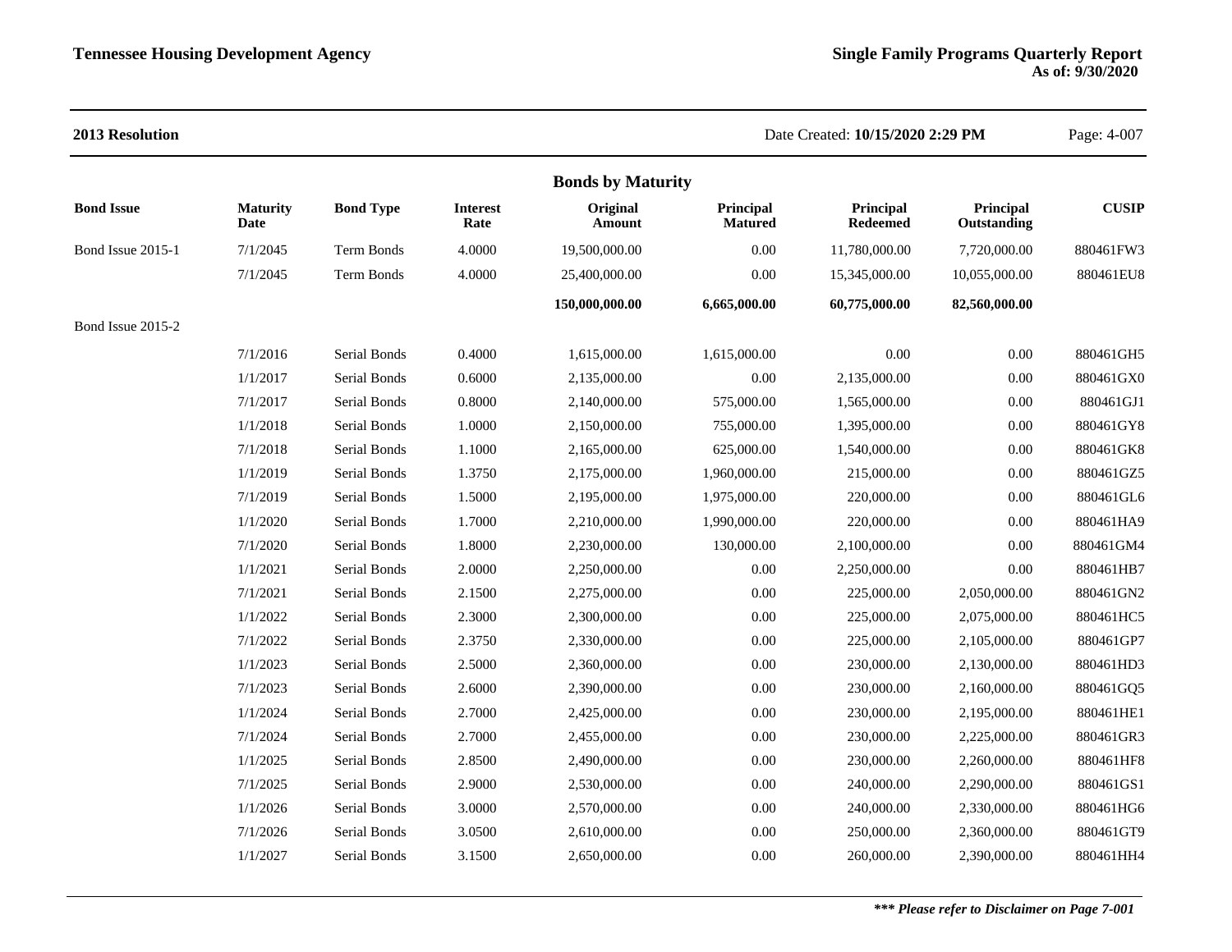**2013 Resolution**

Date Created: **10/15/2020 2:29 PM**

### Bonds by Maturity

| Bond Issue | Maturity Date | Bond Type | Interest Rate | Original Amount | Principal Matured | Principal Redeemed | Principal Outstanding | CUSIP |
|---|---|---|---|---|---|---|---|---|
| Bond Issue 2015-1 | 7/1/2045 | Term Bonds | 4.0000 | 19,500,000.00 | 0.00 | 11,780,000.00 | 7,720,000.00 | 880461FW3 |
| | 7/1/2045 | Term Bonds | 4.0000 | 25,400,000.00 | 0.00 | 15,345,000.00 | 10,055,000.00 | 880461EU8 |
| | | | | **150,000,000.00** | **6,665,000.00** | **60,775,000.00** | **82,560,000.00** | |
| Bond Issue 2015-2 | | | | | | | | |
| | 7/1/2016 | Serial Bonds | 0.4000 | 1,615,000.00 | 1,615,000.00 | 0.00 | 0.00 | 880461GH5 |
| | 1/1/2017 | Serial Bonds | 0.6000 | 2,135,000.00 | 0.00 | 2,135,000.00 | 0.00 | 880461GX0 |
| | 7/1/2017 | Serial Bonds | 0.8000 | 2,140,000.00 | 575,000.00 | 1,565,000.00 | 0.00 | 880461GJ1 |
| | 1/1/2018 | Serial Bonds | 1.0000 | 2,150,000.00 | 755,000.00 | 1,395,000.00 | 0.00 | 880461GY8 |
| | 7/1/2018 | Serial Bonds | 1.1000 | 2,165,000.00 | 625,000.00 | 1,540,000.00 | 0.00 | 880461GK8 |
| | 1/1/2019 | Serial Bonds | 1.3750 | 2,175,000.00 | 1,960,000.00 | 215,000.00 | 0.00 | 880461GZ5 |
| | 7/1/2019 | Serial Bonds | 1.5000 | 2,195,000.00 | 1,975,000.00 | 220,000.00 | 0.00 | 880461GL6 |
| | 1/1/2020 | Serial Bonds | 1.7000 | 2,210,000.00 | 1,990,000.00 | 220,000.00 | 0.00 | 880461HA9 |
| | 7/1/2020 | Serial Bonds | 1.8000 | 2,230,000.00 | 130,000.00 | 2,100,000.00 | 0.00 | 880461GM4 |
| | 1/1/2021 | Serial Bonds | 2.0000 | 2,250,000.00 | 0.00 | 2,250,000.00 | 0.00 | 880461HB7 |
| | 7/1/2021 | Serial Bonds | 2.1500 | 2,275,000.00 | 0.00 | 225,000.00 | 2,050,000.00 | 880461GN2 |
| | 1/1/2022 | Serial Bonds | 2.3000 | 2,300,000.00 | 0.00 | 225,000.00 | 2,075,000.00 | 880461HC5 |
| | 7/1/2022 | Serial Bonds | 2.3750 | 2,330,000.00 | 0.00 | 225,000.00 | 2,105,000.00 | 880461GP7 |
| | 1/1/2023 | Serial Bonds | 2.5000 | 2,360,000.00 | 0.00 | 230,000.00 | 2,130,000.00 | 880461HD3 |
| | 7/1/2023 | Serial Bonds | 2.6000 | 2,390,000.00 | 0.00 | 230,000.00 | 2,160,000.00 | 880461GQ5 |
| | 1/1/2024 | Serial Bonds | 2.7000 | 2,425,000.00 | 0.00 | 230,000.00 | 2,195,000.00 | 880461HE1 |
| | 7/1/2024 | Serial Bonds | 2.7000 | 2,455,000.00 | 0.00 | 230,000.00 | 2,225,000.00 | 880461GR3 |
| | 1/1/2025 | Serial Bonds | 2.8500 | 2,490,000.00 | 0.00 | 230,000.00 | 2,260,000.00 | 880461HF8 |
| | 7/1/2025 | Serial Bonds | 2.9000 | 2,530,000.00 | 0.00 | 240,000.00 | 2,290,000.00 | 880461GS1 |
| | 1/1/2026 | Serial Bonds | 3.0000 | 2,570,000.00 | 0.00 | 240,000.00 | 2,330,000.00 | 880461HG6 |
| | 7/1/2026 | Serial Bonds | 3.0500 | 2,610,000.00 | 0.00 | 250,000.00 | 2,360,000.00 | 880461GT9 |
| | 1/1/2027 | Serial Bonds | 3.1500 | 2,650,000.00 | 0.00 | 260,000.00 | 2,390,000.00 | 880461HH4 |

***\*\*\* Please refer to Disclaimer on Page 7-001***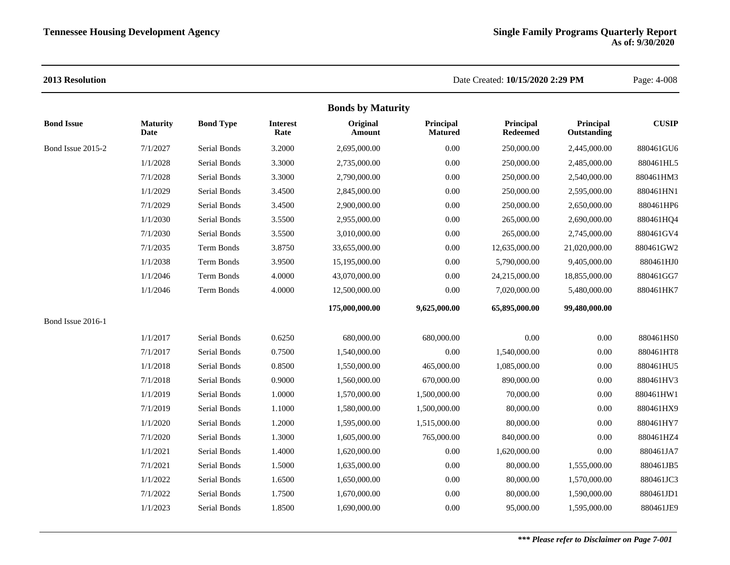**2013 Resolution**

Date Created: **10/15/2020 2:29 PM**

## Bonds by Maturity

| Bond Issue | Maturity Date | Bond Type | Interest Rate | Original Amount | Principal Matured | Principal Redeemed | Principal Outstanding | CUSIP |
|---|---|---|---|---|---|---|---|---|
| Bond Issue 2015-2 | 7/1/2027 | Serial Bonds | 3.2000 | 2,695,000.00 | 0.00 | 250,000.00 | 2,445,000.00 | 880461GU6 |
| | 1/1/2028 | Serial Bonds | 3.3000 | 2,735,000.00 | 0.00 | 250,000.00 | 2,485,000.00 | 880461HL5 |
| | 7/1/2028 | Serial Bonds | 3.3000 | 2,790,000.00 | 0.00 | 250,000.00 | 2,540,000.00 | 880461HM3 |
| | 1/1/2029 | Serial Bonds | 3.4500 | 2,845,000.00 | 0.00 | 250,000.00 | 2,595,000.00 | 880461HN1 |
| | 7/1/2029 | Serial Bonds | 3.4500 | 2,900,000.00 | 0.00 | 250,000.00 | 2,650,000.00 | 880461HP6 |
| | 1/1/2030 | Serial Bonds | 3.5500 | 2,955,000.00 | 0.00 | 265,000.00 | 2,690,000.00 | 880461HQ4 |
| | 7/1/2030 | Serial Bonds | 3.5500 | 3,010,000.00 | 0.00 | 265,000.00 | 2,745,000.00 | 880461GV4 |
| | 7/1/2035 | Term Bonds | 3.8750 | 33,655,000.00 | 0.00 | 12,635,000.00 | 21,020,000.00 | 880461GW2 |
| | 1/1/2038 | Term Bonds | 3.9500 | 15,195,000.00 | 0.00 | 5,790,000.00 | 9,405,000.00 | 880461HJ0 |
| | 1/1/2046 | Term Bonds | 4.0000 | 43,070,000.00 | 0.00 | 24,215,000.00 | 18,855,000.00 | 880461GG7 |
| | 1/1/2046 | Term Bonds | 4.0000 | 12,500,000.00 | 0.00 | 7,020,000.00 | 5,480,000.00 | 880461HK7 |
| | | | | **175,000,000.00** | **9,625,000.00** | **65,895,000.00** | **99,480,000.00** | |
| Bond Issue 2016-1 | | | | | | | | |
| | 1/1/2017 | Serial Bonds | 0.6250 | 680,000.00 | 680,000.00 | 0.00 | 0.00 | 880461HS0 |
| | 7/1/2017 | Serial Bonds | 0.7500 | 1,540,000.00 | 0.00 | 1,540,000.00 | 0.00 | 880461HT8 |
| | 1/1/2018 | Serial Bonds | 0.8500 | 1,550,000.00 | 465,000.00 | 1,085,000.00 | 0.00 | 880461HU5 |
| | 7/1/2018 | Serial Bonds | 0.9000 | 1,560,000.00 | 670,000.00 | 890,000.00 | 0.00 | 880461HV3 |
| | 1/1/2019 | Serial Bonds | 1.0000 | 1,570,000.00 | 1,500,000.00 | 70,000.00 | 0.00 | 880461HW1 |
| | 7/1/2019 | Serial Bonds | 1.1000 | 1,580,000.00 | 1,500,000.00 | 80,000.00 | 0.00 | 880461HX9 |
| | 1/1/2020 | Serial Bonds | 1.2000 | 1,595,000.00 | 1,515,000.00 | 80,000.00 | 0.00 | 880461HY7 |
| | 7/1/2020 | Serial Bonds | 1.3000 | 1,605,000.00 | 765,000.00 | 840,000.00 | 0.00 | 880461HZ4 |
| | 1/1/2021 | Serial Bonds | 1.4000 | 1,620,000.00 | 0.00 | 1,620,000.00 | 0.00 | 880461JA7 |
| | 7/1/2021 | Serial Bonds | 1.5000 | 1,635,000.00 | 0.00 | 80,000.00 | 1,555,000.00 | 880461JB5 |
| | 1/1/2022 | Serial Bonds | 1.6500 | 1,650,000.00 | 0.00 | 80,000.00 | 1,570,000.00 | 880461JC3 |
| | 7/1/2022 | Serial Bonds | 1.7500 | 1,670,000.00 | 0.00 | 80,000.00 | 1,590,000.00 | 880461JD1 |
| | 1/1/2023 | Serial Bonds | 1.8500 | 1,690,000.00 | 0.00 | 95,000.00 | 1,595,000.00 | 880461JE9 |

***\*\*\* Please refer to Disclaimer on Page 7-001***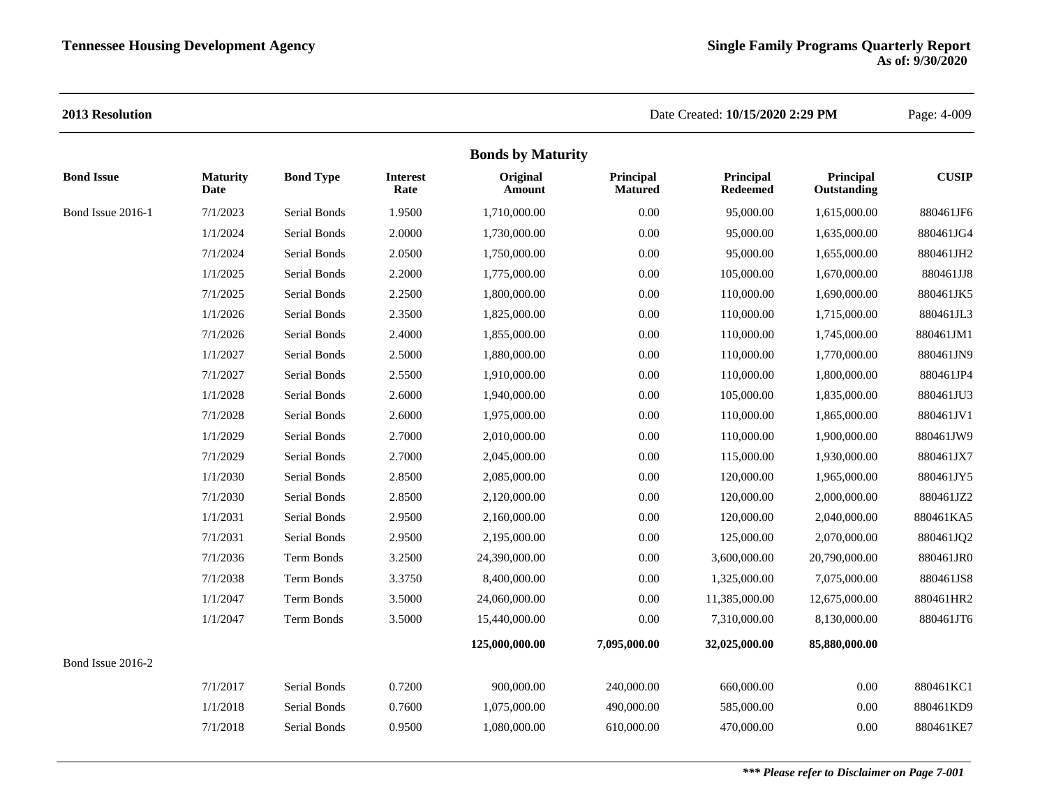**2013 Resolution**

Date Created: **10/15/2020 2:29 PM**

## Bonds by Maturity

| Bond Issue | Maturity Date | Bond Type | Interest Rate | Original Amount | Principal Matured | Principal Redeemed | Principal Outstanding | CUSIP |
|---|---|---|---|---|---|---|---|---|
| Bond Issue 2016-1 | 7/1/2023 | Serial Bonds | 1.9500 | 1,710,000.00 | 0.00 | 95,000.00 | 1,615,000.00 | 880461JF6 |
| | 1/1/2024 | Serial Bonds | 2.0000 | 1,730,000.00 | 0.00 | 95,000.00 | 1,635,000.00 | 880461JG4 |
| | 7/1/2024 | Serial Bonds | 2.0500 | 1,750,000.00 | 0.00 | 95,000.00 | 1,655,000.00 | 880461JH2 |
| | 1/1/2025 | Serial Bonds | 2.2000 | 1,775,000.00 | 0.00 | 105,000.00 | 1,670,000.00 | 880461JJ8 |
| | 7/1/2025 | Serial Bonds | 2.2500 | 1,800,000.00 | 0.00 | 110,000.00 | 1,690,000.00 | 880461JK5 |
| | 1/1/2026 | Serial Bonds | 2.3500 | 1,825,000.00 | 0.00 | 110,000.00 | 1,715,000.00 | 880461JL3 |
| | 7/1/2026 | Serial Bonds | 2.4000 | 1,855,000.00 | 0.00 | 110,000.00 | 1,745,000.00 | 880461JM1 |
| | 1/1/2027 | Serial Bonds | 2.5000 | 1,880,000.00 | 0.00 | 110,000.00 | 1,770,000.00 | 880461JN9 |
| | 7/1/2027 | Serial Bonds | 2.5500 | 1,910,000.00 | 0.00 | 110,000.00 | 1,800,000.00 | 880461JP4 |
| | 1/1/2028 | Serial Bonds | 2.6000 | 1,940,000.00 | 0.00 | 105,000.00 | 1,835,000.00 | 880461JU3 |
| | 7/1/2028 | Serial Bonds | 2.6000 | 1,975,000.00 | 0.00 | 110,000.00 | 1,865,000.00 | 880461JV1 |
| | 1/1/2029 | Serial Bonds | 2.7000 | 2,010,000.00 | 0.00 | 110,000.00 | 1,900,000.00 | 880461JW9 |
| | 7/1/2029 | Serial Bonds | 2.7000 | 2,045,000.00 | 0.00 | 115,000.00 | 1,930,000.00 | 880461JX7 |
| | 1/1/2030 | Serial Bonds | 2.8500 | 2,085,000.00 | 0.00 | 120,000.00 | 1,965,000.00 | 880461JY5 |
| | 7/1/2030 | Serial Bonds | 2.8500 | 2,120,000.00 | 0.00 | 120,000.00 | 2,000,000.00 | 880461JZ2 |
| | 1/1/2031 | Serial Bonds | 2.9500 | 2,160,000.00 | 0.00 | 120,000.00 | 2,040,000.00 | 880461KA5 |
| | 7/1/2031 | Serial Bonds | 2.9500 | 2,195,000.00 | 0.00 | 125,000.00 | 2,070,000.00 | 880461JQ2 |
| | 7/1/2036 | Term Bonds | 3.2500 | 24,390,000.00 | 0.00 | 3,600,000.00 | 20,790,000.00 | 880461JR0 |
| | 7/1/2038 | Term Bonds | 3.3750 | 8,400,000.00 | 0.00 | 1,325,000.00 | 7,075,000.00 | 880461JS8 |
| | 1/1/2047 | Term Bonds | 3.5000 | 24,060,000.00 | 0.00 | 11,385,000.00 | 12,675,000.00 | 880461HR2 |
| | 1/1/2047 | Term Bonds | 3.5000 | 15,440,000.00 | 0.00 | 7,310,000.00 | 8,130,000.00 | 880461JT6 |
| | | | | **125,000,000.00** | **7,095,000.00** | **32,025,000.00** | **85,880,000.00** | |
| Bond Issue 2016-2 | | | | | | | | |
| | 7/1/2017 | Serial Bonds | 0.7200 | 900,000.00 | 240,000.00 | 660,000.00 | 0.00 | 880461KC1 |
| | 1/1/2018 | Serial Bonds | 0.7600 | 1,075,000.00 | 490,000.00 | 585,000.00 | 0.00 | 880461KD9 |
| | 7/1/2018 | Serial Bonds | 0.9500 | 1,080,000.00 | 610,000.00 | 470,000.00 | 0.00 | 880461KE7 |

***\*\*\* Please refer to Disclaimer on Page 7-001***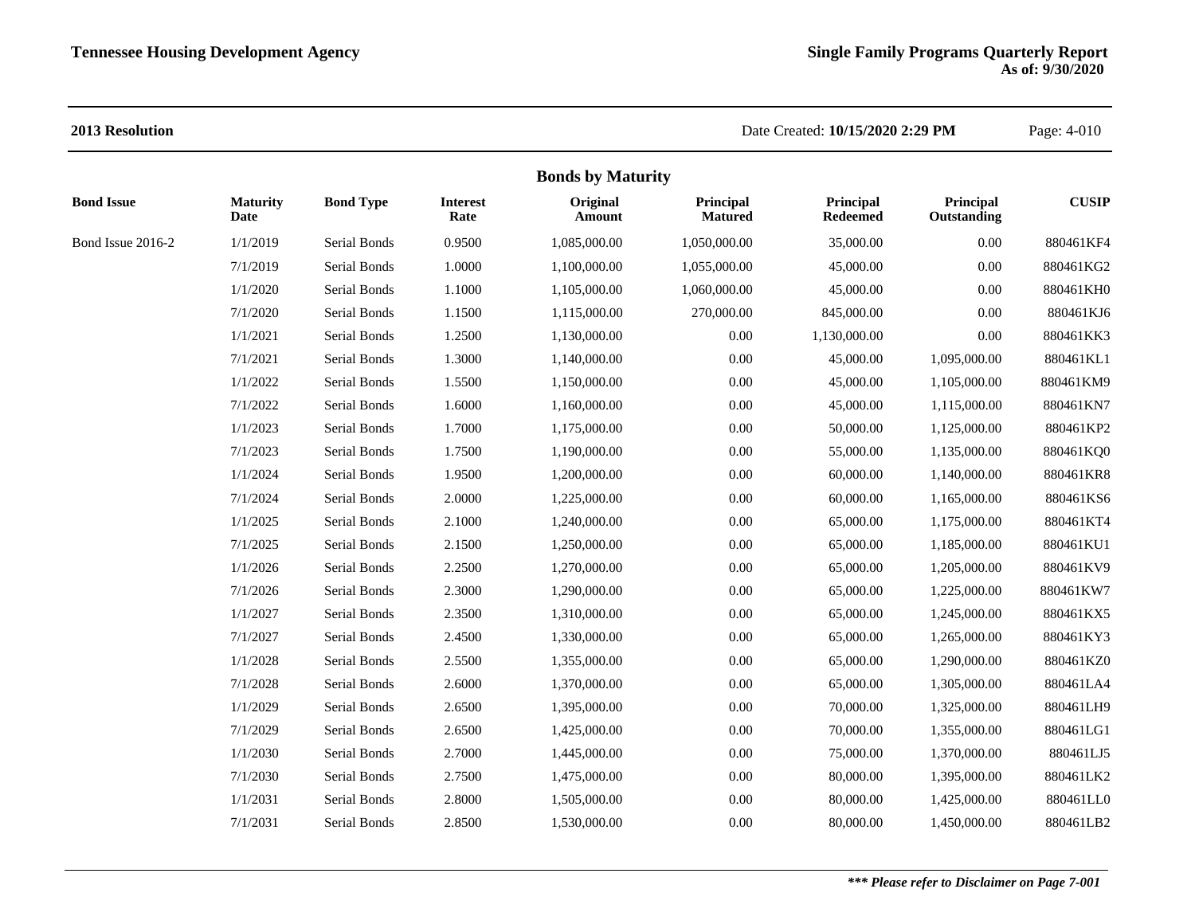**2013 Resolution**

Date Created: **10/15/2020 2:29 PM**

## Bonds by Maturity

| Bond Issue | Maturity Date | Bond Type | Interest Rate | Original Amount | Principal Matured | Principal Redeemed | Principal Outstanding | CUSIP |
|---|---|---|---|---|---|---|---|---|
| Bond Issue 2016-2 | 1/1/2019 | Serial Bonds | 0.9500 | 1,085,000.00 | 1,050,000.00 | 35,000.00 | 0.00 | 880461KF4 |
| | 7/1/2019 | Serial Bonds | 1.0000 | 1,100,000.00 | 1,055,000.00 | 45,000.00 | 0.00 | 880461KG2 |
| | 1/1/2020 | Serial Bonds | 1.1000 | 1,105,000.00 | 1,060,000.00 | 45,000.00 | 0.00 | 880461KH0 |
| | 7/1/2020 | Serial Bonds | 1.1500 | 1,115,000.00 | 270,000.00 | 845,000.00 | 0.00 | 880461KJ6 |
| | 1/1/2021 | Serial Bonds | 1.2500 | 1,130,000.00 | 0.00 | 1,130,000.00 | 0.00 | 880461KK3 |
| | 7/1/2021 | Serial Bonds | 1.3000 | 1,140,000.00 | 0.00 | 45,000.00 | 1,095,000.00 | 880461KL1 |
| | 1/1/2022 | Serial Bonds | 1.5500 | 1,150,000.00 | 0.00 | 45,000.00 | 1,105,000.00 | 880461KM9 |
| | 7/1/2022 | Serial Bonds | 1.6000 | 1,160,000.00 | 0.00 | 45,000.00 | 1,115,000.00 | 880461KN7 |
| | 1/1/2023 | Serial Bonds | 1.7000 | 1,175,000.00 | 0.00 | 50,000.00 | 1,125,000.00 | 880461KP2 |
| | 7/1/2023 | Serial Bonds | 1.7500 | 1,190,000.00 | 0.00 | 55,000.00 | 1,135,000.00 | 880461KQ0 |
| | 1/1/2024 | Serial Bonds | 1.9500 | 1,200,000.00 | 0.00 | 60,000.00 | 1,140,000.00 | 880461KR8 |
| | 7/1/2024 | Serial Bonds | 2.0000 | 1,225,000.00 | 0.00 | 60,000.00 | 1,165,000.00 | 880461KS6 |
| | 1/1/2025 | Serial Bonds | 2.1000 | 1,240,000.00 | 0.00 | 65,000.00 | 1,175,000.00 | 880461KT4 |
| | 7/1/2025 | Serial Bonds | 2.1500 | 1,250,000.00 | 0.00 | 65,000.00 | 1,185,000.00 | 880461KU1 |
| | 1/1/2026 | Serial Bonds | 2.2500 | 1,270,000.00 | 0.00 | 65,000.00 | 1,205,000.00 | 880461KV9 |
| | 7/1/2026 | Serial Bonds | 2.3000 | 1,290,000.00 | 0.00 | 65,000.00 | 1,225,000.00 | 880461KW7 |
| | 1/1/2027 | Serial Bonds | 2.3500 | 1,310,000.00 | 0.00 | 65,000.00 | 1,245,000.00 | 880461KX5 |
| | 7/1/2027 | Serial Bonds | 2.4500 | 1,330,000.00 | 0.00 | 65,000.00 | 1,265,000.00 | 880461KY3 |
| | 1/1/2028 | Serial Bonds | 2.5500 | 1,355,000.00 | 0.00 | 65,000.00 | 1,290,000.00 | 880461KZ0 |
| | 7/1/2028 | Serial Bonds | 2.6000 | 1,370,000.00 | 0.00 | 65,000.00 | 1,305,000.00 | 880461LA4 |
| | 1/1/2029 | Serial Bonds | 2.6500 | 1,395,000.00 | 0.00 | 70,000.00 | 1,325,000.00 | 880461LH9 |
| | 7/1/2029 | Serial Bonds | 2.6500 | 1,425,000.00 | 0.00 | 70,000.00 | 1,355,000.00 | 880461LG1 |
| | 1/1/2030 | Serial Bonds | 2.7000 | 1,445,000.00 | 0.00 | 75,000.00 | 1,370,000.00 | 880461LJ5 |
| | 7/1/2030 | Serial Bonds | 2.7500 | 1,475,000.00 | 0.00 | 80,000.00 | 1,395,000.00 | 880461LK2 |
| | 1/1/2031 | Serial Bonds | 2.8000 | 1,505,000.00 | 0.00 | 80,000.00 | 1,425,000.00 | 880461LL0 |
| | 7/1/2031 | Serial Bonds | 2.8500 | 1,530,000.00 | 0.00 | 80,000.00 | 1,450,000.00 | 880461LB2 |

***\*\*\* Please refer to Disclaimer on Page 7-001***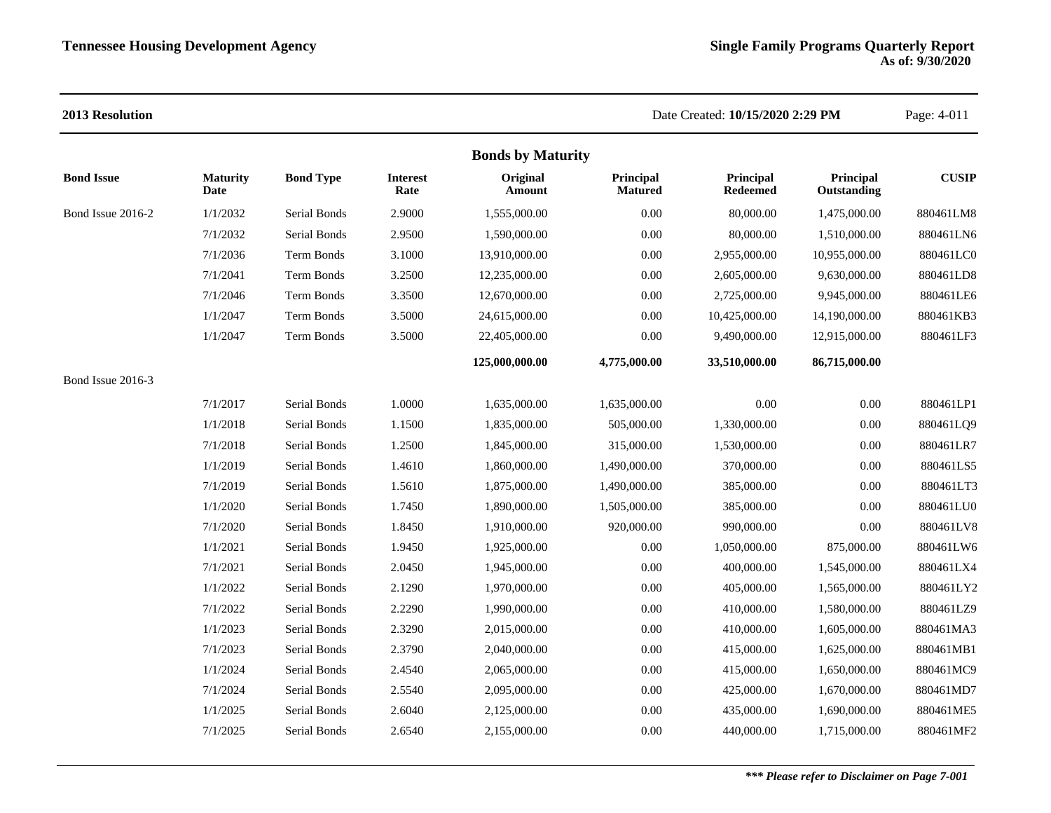**2013 Resolution**

Date Created: **10/15/2020 2:29 PM**

## Bonds by Maturity

| Bond Issue | Maturity Date | Bond Type | Interest Rate | Original Amount | Principal Matured | Principal Redeemed | Principal Outstanding | CUSIP |
|---|---|---|---|---|---|---|---|---|
| Bond Issue 2016-2 | 1/1/2032 | Serial Bonds | 2.9000 | 1,555,000.00 | 0.00 | 80,000.00 | 1,475,000.00 | 880461LM8 |
| | 7/1/2032 | Serial Bonds | 2.9500 | 1,590,000.00 | 0.00 | 80,000.00 | 1,510,000.00 | 880461LN6 |
| | 7/1/2036 | Term Bonds | 3.1000 | 13,910,000.00 | 0.00 | 2,955,000.00 | 10,955,000.00 | 880461LC0 |
| | 7/1/2041 | Term Bonds | 3.2500 | 12,235,000.00 | 0.00 | 2,605,000.00 | 9,630,000.00 | 880461LD8 |
| | 7/1/2046 | Term Bonds | 3.3500 | 12,670,000.00 | 0.00 | 2,725,000.00 | 9,945,000.00 | 880461LE6 |
| | 1/1/2047 | Term Bonds | 3.5000 | 24,615,000.00 | 0.00 | 10,425,000.00 | 14,190,000.00 | 880461KB3 |
| | 1/1/2047 | Term Bonds | 3.5000 | 22,405,000.00 | 0.00 | 9,490,000.00 | 12,915,000.00 | 880461LF3 |
| | | | | **125,000,000.00** | **4,775,000.00** | **33,510,000.00** | **86,715,000.00** | |
| Bond Issue 2016-3 | | | | | | | | |
| | 7/1/2017 | Serial Bonds | 1.0000 | 1,635,000.00 | 1,635,000.00 | 0.00 | 0.00 | 880461LP1 |
| | 1/1/2018 | Serial Bonds | 1.1500 | 1,835,000.00 | 505,000.00 | 1,330,000.00 | 0.00 | 880461LQ9 |
| | 7/1/2018 | Serial Bonds | 1.2500 | 1,845,000.00 | 315,000.00 | 1,530,000.00 | 0.00 | 880461LR7 |
| | 1/1/2019 | Serial Bonds | 1.4610 | 1,860,000.00 | 1,490,000.00 | 370,000.00 | 0.00 | 880461LS5 |
| | 7/1/2019 | Serial Bonds | 1.5610 | 1,875,000.00 | 1,490,000.00 | 385,000.00 | 0.00 | 880461LT3 |
| | 1/1/2020 | Serial Bonds | 1.7450 | 1,890,000.00 | 1,505,000.00 | 385,000.00 | 0.00 | 880461LU0 |
| | 7/1/2020 | Serial Bonds | 1.8450 | 1,910,000.00 | 920,000.00 | 990,000.00 | 0.00 | 880461LV8 |
| | 1/1/2021 | Serial Bonds | 1.9450 | 1,925,000.00 | 0.00 | 1,050,000.00 | 875,000.00 | 880461LW6 |
| | 7/1/2021 | Serial Bonds | 2.0450 | 1,945,000.00 | 0.00 | 400,000.00 | 1,545,000.00 | 880461LX4 |
| | 1/1/2022 | Serial Bonds | 2.1290 | 1,970,000.00 | 0.00 | 405,000.00 | 1,565,000.00 | 880461LY2 |
| | 7/1/2022 | Serial Bonds | 2.2290 | 1,990,000.00 | 0.00 | 410,000.00 | 1,580,000.00 | 880461LZ9 |
| | 1/1/2023 | Serial Bonds | 2.3290 | 2,015,000.00 | 0.00 | 410,000.00 | 1,605,000.00 | 880461MA3 |
| | 7/1/2023 | Serial Bonds | 2.3790 | 2,040,000.00 | 0.00 | 415,000.00 | 1,625,000.00 | 880461MB1 |
| | 1/1/2024 | Serial Bonds | 2.4540 | 2,065,000.00 | 0.00 | 415,000.00 | 1,650,000.00 | 880461MC9 |
| | 7/1/2024 | Serial Bonds | 2.5540 | 2,095,000.00 | 0.00 | 425,000.00 | 1,670,000.00 | 880461MD7 |
| | 1/1/2025 | Serial Bonds | 2.6040 | 2,125,000.00 | 0.00 | 435,000.00 | 1,690,000.00 | 880461ME5 |
| | 7/1/2025 | Serial Bonds | 2.6540 | 2,155,000.00 | 0.00 | 440,000.00 | 1,715,000.00 | 880461MF2 |

***\*\*\* Please refer to Disclaimer on Page 7-001***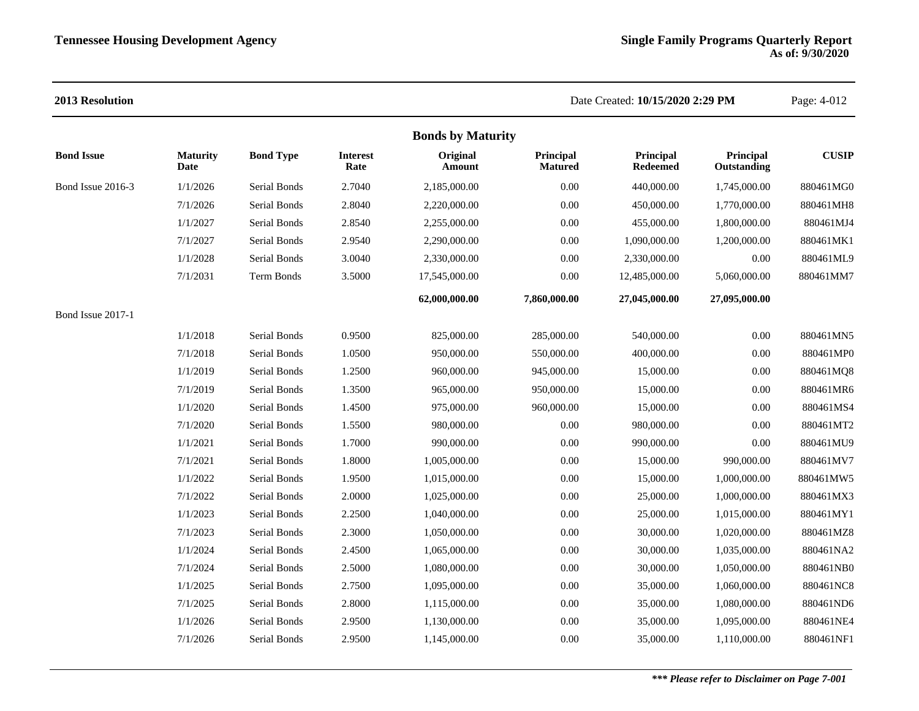**2013 Resolution**

Date Created: **10/15/2020 2:29 PM**

### Bonds by Maturity

| Bond Issue | Maturity Date | Bond Type | Interest Rate | Original Amount | Principal Matured | Principal Redeemed | Principal Outstanding | CUSIP |
|---|---|---|---|---|---|---|---|---|
| Bond Issue 2016-3 | 1/1/2026 | Serial Bonds | 2.7040 | 2,185,000.00 | 0.00 | 440,000.00 | 1,745,000.00 | 880461MG0 |
| | 7/1/2026 | Serial Bonds | 2.8040 | 2,220,000.00 | 0.00 | 450,000.00 | 1,770,000.00 | 880461MH8 |
| | 1/1/2027 | Serial Bonds | 2.8540 | 2,255,000.00 | 0.00 | 455,000.00 | 1,800,000.00 | 880461MJ4 |
| | 7/1/2027 | Serial Bonds | 2.9540 | 2,290,000.00 | 0.00 | 1,090,000.00 | 1,200,000.00 | 880461MK1 |
| | 1/1/2028 | Serial Bonds | 3.0040 | 2,330,000.00 | 0.00 | 2,330,000.00 | 0.00 | 880461ML9 |
| | 7/1/2031 | Term Bonds | 3.5000 | 17,545,000.00 | 0.00 | 12,485,000.00 | 5,060,000.00 | 880461MM7 |
| | | | | **62,000,000.00** | **7,860,000.00** | **27,045,000.00** | **27,095,000.00** | |
| Bond Issue 2017-1 | | | | | | | | |
| | 1/1/2018 | Serial Bonds | 0.9500 | 825,000.00 | 285,000.00 | 540,000.00 | 0.00 | 880461MN5 |
| | 7/1/2018 | Serial Bonds | 1.0500 | 950,000.00 | 550,000.00 | 400,000.00 | 0.00 | 880461MP0 |
| | 1/1/2019 | Serial Bonds | 1.2500 | 960,000.00 | 945,000.00 | 15,000.00 | 0.00 | 880461MQ8 |
| | 7/1/2019 | Serial Bonds | 1.3500 | 965,000.00 | 950,000.00 | 15,000.00 | 0.00 | 880461MR6 |
| | 1/1/2020 | Serial Bonds | 1.4500 | 975,000.00 | 960,000.00 | 15,000.00 | 0.00 | 880461MS4 |
| | 7/1/2020 | Serial Bonds | 1.5500 | 980,000.00 | 0.00 | 980,000.00 | 0.00 | 880461MT2 |
| | 1/1/2021 | Serial Bonds | 1.7000 | 990,000.00 | 0.00 | 990,000.00 | 0.00 | 880461MU9 |
| | 7/1/2021 | Serial Bonds | 1.8000 | 1,005,000.00 | 0.00 | 15,000.00 | 990,000.00 | 880461MV7 |
| | 1/1/2022 | Serial Bonds | 1.9500 | 1,015,000.00 | 0.00 | 15,000.00 | 1,000,000.00 | 880461MW5 |
| | 7/1/2022 | Serial Bonds | 2.0000 | 1,025,000.00 | 0.00 | 25,000.00 | 1,000,000.00 | 880461MX3 |
| | 1/1/2023 | Serial Bonds | 2.2500 | 1,040,000.00 | 0.00 | 25,000.00 | 1,015,000.00 | 880461MY1 |
| | 7/1/2023 | Serial Bonds | 2.3000 | 1,050,000.00 | 0.00 | 30,000.00 | 1,020,000.00 | 880461MZ8 |
| | 1/1/2024 | Serial Bonds | 2.4500 | 1,065,000.00 | 0.00 | 30,000.00 | 1,035,000.00 | 880461NA2 |
| | 7/1/2024 | Serial Bonds | 2.5000 | 1,080,000.00 | 0.00 | 30,000.00 | 1,050,000.00 | 880461NB0 |
| | 1/1/2025 | Serial Bonds | 2.7500 | 1,095,000.00 | 0.00 | 35,000.00 | 1,060,000.00 | 880461NC8 |
| | 7/1/2025 | Serial Bonds | 2.8000 | 1,115,000.00 | 0.00 | 35,000.00 | 1,080,000.00 | 880461ND6 |
| | 1/1/2026 | Serial Bonds | 2.9500 | 1,130,000.00 | 0.00 | 35,000.00 | 1,095,000.00 | 880461NE4 |
| | 7/1/2026 | Serial Bonds | 2.9500 | 1,145,000.00 | 0.00 | 35,000.00 | 1,110,000.00 | 880461NF1 |

***\*\*\* Please refer to Disclaimer on Page 7-001***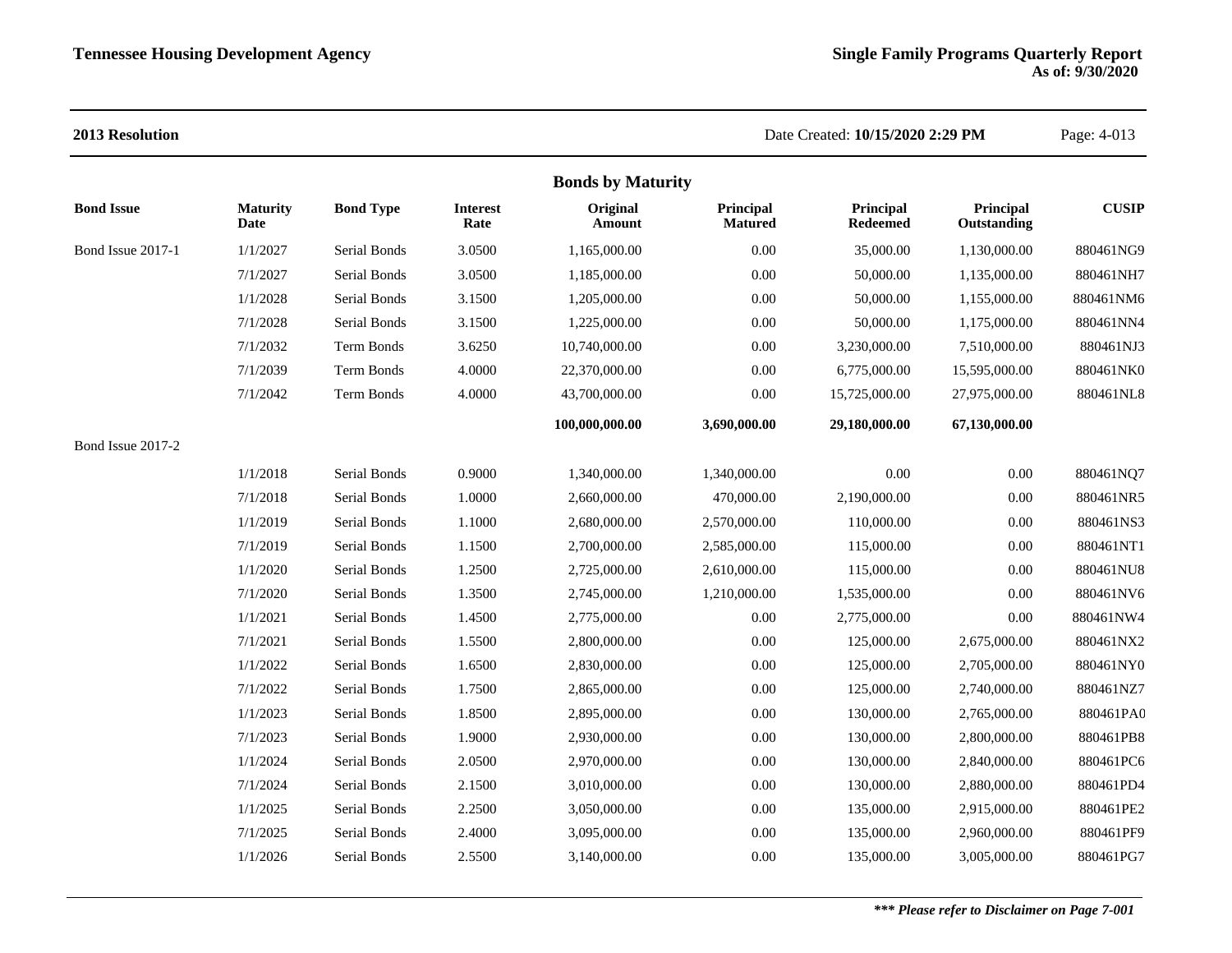**2013 Resolution**

Date Created: **10/15/2020 2:29 PM**

### Bonds by Maturity

| Bond Issue | Maturity Date | Bond Type | Interest Rate | Original Amount | Principal Matured | Principal Redeemed | Principal Outstanding | CUSIP |
|---|---|---|---|---|---|---|---|---|
| Bond Issue 2017-1 | 1/1/2027 | Serial Bonds | 3.0500 | 1,165,000.00 | 0.00 | 35,000.00 | 1,130,000.00 | 880461NG9 |
| | 7/1/2027 | Serial Bonds | 3.0500 | 1,185,000.00 | 0.00 | 50,000.00 | 1,135,000.00 | 880461NH7 |
| | 1/1/2028 | Serial Bonds | 3.1500 | 1,205,000.00 | 0.00 | 50,000.00 | 1,155,000.00 | 880461NM6 |
| | 7/1/2028 | Serial Bonds | 3.1500 | 1,225,000.00 | 0.00 | 50,000.00 | 1,175,000.00 | 880461NN4 |
| | 7/1/2032 | Term Bonds | 3.6250 | 10,740,000.00 | 0.00 | 3,230,000.00 | 7,510,000.00 | 880461NJ3 |
| | 7/1/2039 | Term Bonds | 4.0000 | 22,370,000.00 | 0.00 | 6,775,000.00 | 15,595,000.00 | 880461NK0 |
| | 7/1/2042 | Term Bonds | 4.0000 | 43,700,000.00 | 0.00 | 15,725,000.00 | 27,975,000.00 | 880461NL8 |
| | | | | **100,000,000.00** | **3,690,000.00** | **29,180,000.00** | **67,130,000.00** | |
| Bond Issue 2017-2 | | | | | | | | |
| | 1/1/2018 | Serial Bonds | 0.9000 | 1,340,000.00 | 1,340,000.00 | 0.00 | 0.00 | 880461NQ7 |
| | 7/1/2018 | Serial Bonds | 1.0000 | 2,660,000.00 | 470,000.00 | 2,190,000.00 | 0.00 | 880461NR5 |
| | 1/1/2019 | Serial Bonds | 1.1000 | 2,680,000.00 | 2,570,000.00 | 110,000.00 | 0.00 | 880461NS3 |
| | 7/1/2019 | Serial Bonds | 1.1500 | 2,700,000.00 | 2,585,000.00 | 115,000.00 | 0.00 | 880461NT1 |
| | 1/1/2020 | Serial Bonds | 1.2500 | 2,725,000.00 | 2,610,000.00 | 115,000.00 | 0.00 | 880461NU8 |
| | 7/1/2020 | Serial Bonds | 1.3500 | 2,745,000.00 | 1,210,000.00 | 1,535,000.00 | 0.00 | 880461NV6 |
| | 1/1/2021 | Serial Bonds | 1.4500 | 2,775,000.00 | 0.00 | 2,775,000.00 | 0.00 | 880461NW4 |
| | 7/1/2021 | Serial Bonds | 1.5500 | 2,800,000.00 | 0.00 | 125,000.00 | 2,675,000.00 | 880461NX2 |
| | 1/1/2022 | Serial Bonds | 1.6500 | 2,830,000.00 | 0.00 | 125,000.00 | 2,705,000.00 | 880461NY0 |
| | 7/1/2022 | Serial Bonds | 1.7500 | 2,865,000.00 | 0.00 | 125,000.00 | 2,740,000.00 | 880461NZ7 |
| | 1/1/2023 | Serial Bonds | 1.8500 | 2,895,000.00 | 0.00 | 130,000.00 | 2,765,000.00 | 880461PA0 |
| | 7/1/2023 | Serial Bonds | 1.9000 | 2,930,000.00 | 0.00 | 130,000.00 | 2,800,000.00 | 880461PB8 |
| | 1/1/2024 | Serial Bonds | 2.0500 | 2,970,000.00 | 0.00 | 130,000.00 | 2,840,000.00 | 880461PC6 |
| | 7/1/2024 | Serial Bonds | 2.1500 | 3,010,000.00 | 0.00 | 130,000.00 | 2,880,000.00 | 880461PD4 |
| | 1/1/2025 | Serial Bonds | 2.2500 | 3,050,000.00 | 0.00 | 135,000.00 | 2,915,000.00 | 880461PE2 |
| | 7/1/2025 | Serial Bonds | 2.4000 | 3,095,000.00 | 0.00 | 135,000.00 | 2,960,000.00 | 880461PF9 |
| | 1/1/2026 | Serial Bonds | 2.5500 | 3,140,000.00 | 0.00 | 135,000.00 | 3,005,000.00 | 880461PG7 |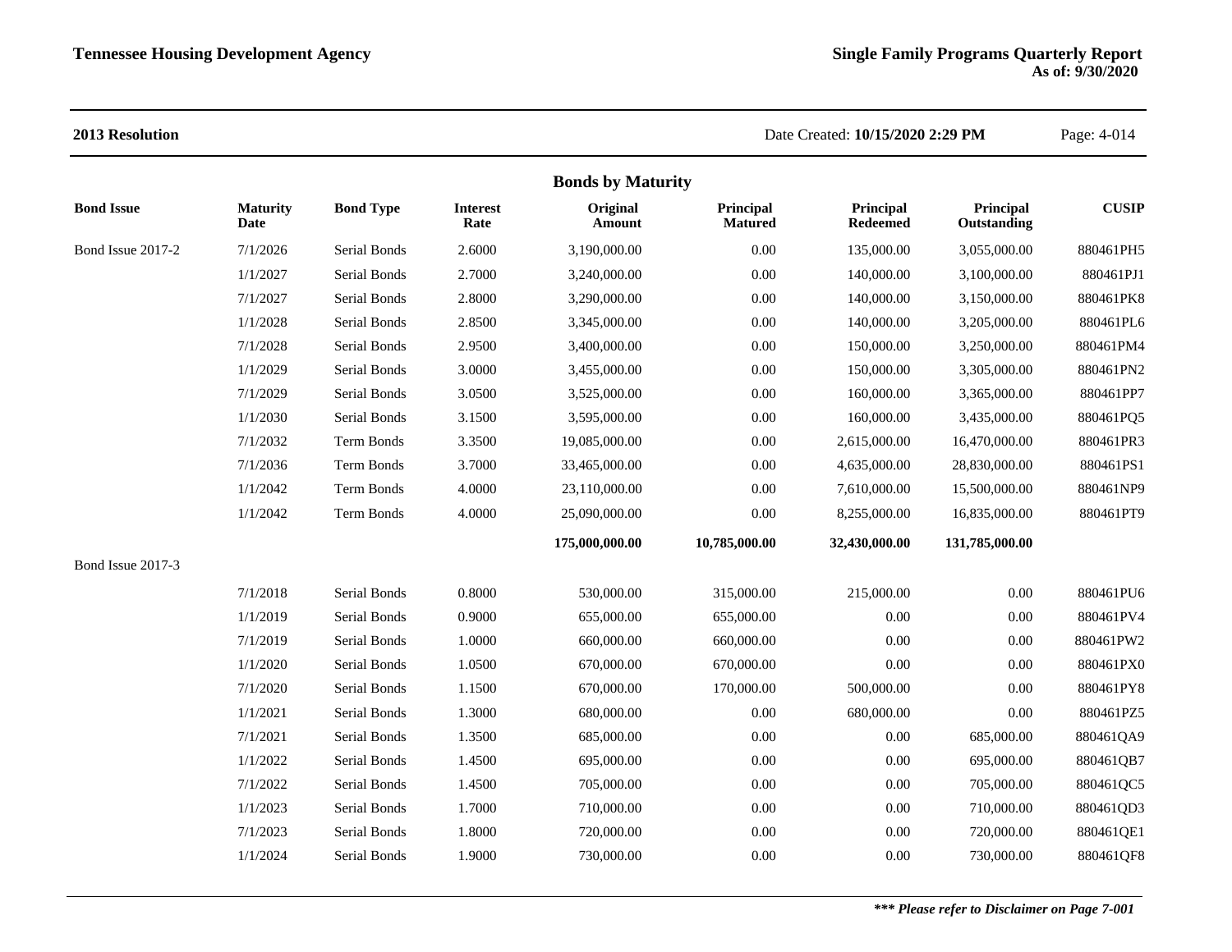**2013 Resolution**

Date Created: **10/15/2020 2:29 PM**

## Bonds by Maturity

| Bond Issue | Maturity Date | Bond Type | Interest Rate | Original Amount | Principal Matured | Principal Redeemed | Principal Outstanding | CUSIP |
|---|---|---|---|---|---|---|---|---|
| Bond Issue 2017-2 | 7/1/2026 | Serial Bonds | 2.6000 | 3,190,000.00 | 0.00 | 135,000.00 | 3,055,000.00 | 880461PH5 |
| | 1/1/2027 | Serial Bonds | 2.7000 | 3,240,000.00 | 0.00 | 140,000.00 | 3,100,000.00 | 880461PJ1 |
| | 7/1/2027 | Serial Bonds | 2.8000 | 3,290,000.00 | 0.00 | 140,000.00 | 3,150,000.00 | 880461PK8 |
| | 1/1/2028 | Serial Bonds | 2.8500 | 3,345,000.00 | 0.00 | 140,000.00 | 3,205,000.00 | 880461PL6 |
| | 7/1/2028 | Serial Bonds | 2.9500 | 3,400,000.00 | 0.00 | 150,000.00 | 3,250,000.00 | 880461PM4 |
| | 1/1/2029 | Serial Bonds | 3.0000 | 3,455,000.00 | 0.00 | 150,000.00 | 3,305,000.00 | 880461PN2 |
| | 7/1/2029 | Serial Bonds | 3.0500 | 3,525,000.00 | 0.00 | 160,000.00 | 3,365,000.00 | 880461PP7 |
| | 1/1/2030 | Serial Bonds | 3.1500 | 3,595,000.00 | 0.00 | 160,000.00 | 3,435,000.00 | 880461PQ5 |
| | 7/1/2032 | Term Bonds | 3.3500 | 19,085,000.00 | 0.00 | 2,615,000.00 | 16,470,000.00 | 880461PR3 |
| | 7/1/2036 | Term Bonds | 3.7000 | 33,465,000.00 | 0.00 | 4,635,000.00 | 28,830,000.00 | 880461PS1 |
| | 1/1/2042 | Term Bonds | 4.0000 | 23,110,000.00 | 0.00 | 7,610,000.00 | 15,500,000.00 | 880461NP9 |
| | 1/1/2042 | Term Bonds | 4.0000 | 25,090,000.00 | 0.00 | 8,255,000.00 | 16,835,000.00 | 880461PT9 |
| | | | | **175,000,000.00** | **10,785,000.00** | **32,430,000.00** | **131,785,000.00** | |
| Bond Issue 2017-3 | | | | | | | | |
| | 7/1/2018 | Serial Bonds | 0.8000 | 530,000.00 | 315,000.00 | 215,000.00 | 0.00 | 880461PU6 |
| | 1/1/2019 | Serial Bonds | 0.9000 | 655,000.00 | 655,000.00 | 0.00 | 0.00 | 880461PV4 |
| | 7/1/2019 | Serial Bonds | 1.0000 | 660,000.00 | 660,000.00 | 0.00 | 0.00 | 880461PW2 |
| | 1/1/2020 | Serial Bonds | 1.0500 | 670,000.00 | 670,000.00 | 0.00 | 0.00 | 880461PX0 |
| | 7/1/2020 | Serial Bonds | 1.1500 | 670,000.00 | 170,000.00 | 500,000.00 | 0.00 | 880461PY8 |
| | 1/1/2021 | Serial Bonds | 1.3000 | 680,000.00 | 0.00 | 680,000.00 | 0.00 | 880461PZ5 |
| | 7/1/2021 | Serial Bonds | 1.3500 | 685,000.00 | 0.00 | 0.00 | 685,000.00 | 880461QA9 |
| | 1/1/2022 | Serial Bonds | 1.4500 | 695,000.00 | 0.00 | 0.00 | 695,000.00 | 880461QB7 |
| | 7/1/2022 | Serial Bonds | 1.4500 | 705,000.00 | 0.00 | 0.00 | 705,000.00 | 880461QC5 |
| | 1/1/2023 | Serial Bonds | 1.7000 | 710,000.00 | 0.00 | 0.00 | 710,000.00 | 880461QD3 |
| | 7/1/2023 | Serial Bonds | 1.8000 | 720,000.00 | 0.00 | 0.00 | 720,000.00 | 880461QE1 |
| | 1/1/2024 | Serial Bonds | 1.9000 | 730,000.00 | 0.00 | 0.00 | 730,000.00 | 880461QF8 |

***\*\*\* Please refer to Disclaimer on Page 7-001***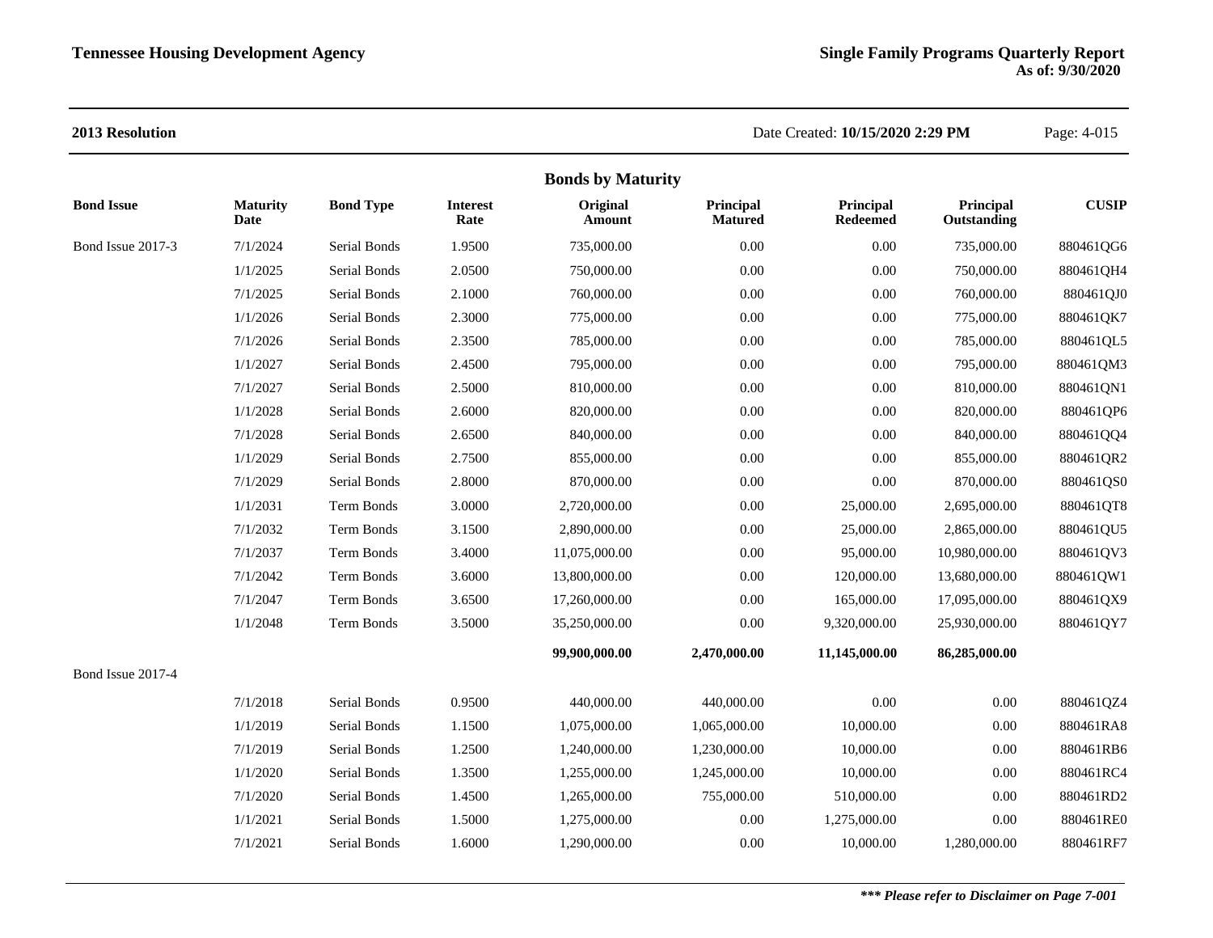**2013 Resolution** Date Created: **10/15/2020 2:29 PM**

## Bonds by Maturity

| Bond Issue | Maturity Date | Bond Type | Interest Rate | Original Amount | Principal Matured | Principal Redeemed | Principal Outstanding | CUSIP |
|---|---|---|---|---|---|---|---|---|
| Bond Issue 2017-3 | 7/1/2024 | Serial Bonds | 1.9500 | 735,000.00 | 0.00 | 0.00 | 735,000.00 | 880461QG6 |
| | 1/1/2025 | Serial Bonds | 2.0500 | 750,000.00 | 0.00 | 0.00 | 750,000.00 | 880461QH4 |
| | 7/1/2025 | Serial Bonds | 2.1000 | 760,000.00 | 0.00 | 0.00 | 760,000.00 | 880461QJ0 |
| | 1/1/2026 | Serial Bonds | 2.3000 | 775,000.00 | 0.00 | 0.00 | 775,000.00 | 880461QK7 |
| | 7/1/2026 | Serial Bonds | 2.3500 | 785,000.00 | 0.00 | 0.00 | 785,000.00 | 880461QL5 |
| | 1/1/2027 | Serial Bonds | 2.4500 | 795,000.00 | 0.00 | 0.00 | 795,000.00 | 880461QM3 |
| | 7/1/2027 | Serial Bonds | 2.5000 | 810,000.00 | 0.00 | 0.00 | 810,000.00 | 880461QN1 |
| | 1/1/2028 | Serial Bonds | 2.6000 | 820,000.00 | 0.00 | 0.00 | 820,000.00 | 880461QP6 |
| | 7/1/2028 | Serial Bonds | 2.6500 | 840,000.00 | 0.00 | 0.00 | 840,000.00 | 880461QQ4 |
| | 1/1/2029 | Serial Bonds | 2.7500 | 855,000.00 | 0.00 | 0.00 | 855,000.00 | 880461QR2 |
| | 7/1/2029 | Serial Bonds | 2.8000 | 870,000.00 | 0.00 | 0.00 | 870,000.00 | 880461QS0 |
| | 1/1/2031 | Term Bonds | 3.0000 | 2,720,000.00 | 0.00 | 25,000.00 | 2,695,000.00 | 880461QT8 |
| | 7/1/2032 | Term Bonds | 3.1500 | 2,890,000.00 | 0.00 | 25,000.00 | 2,865,000.00 | 880461QU5 |
| | 7/1/2037 | Term Bonds | 3.4000 | 11,075,000.00 | 0.00 | 95,000.00 | 10,980,000.00 | 880461QV3 |
| | 7/1/2042 | Term Bonds | 3.6000 | 13,800,000.00 | 0.00 | 120,000.00 | 13,680,000.00 | 880461QW1 |
| | 7/1/2047 | Term Bonds | 3.6500 | 17,260,000.00 | 0.00 | 165,000.00 | 17,095,000.00 | 880461QX9 |
| | 1/1/2048 | Term Bonds | 3.5000 | 35,250,000.00 | 0.00 | 9,320,000.00 | 25,930,000.00 | 880461QY7 |
| | | | | **99,900,000.00** | **2,470,000.00** | **11,145,000.00** | **86,285,000.00** | |
| Bond Issue 2017-4 | | | | | | | | |
| | 7/1/2018 | Serial Bonds | 0.9500 | 440,000.00 | 440,000.00 | 0.00 | 0.00 | 880461QZ4 |
| | 1/1/2019 | Serial Bonds | 1.1500 | 1,075,000.00 | 1,065,000.00 | 10,000.00 | 0.00 | 880461RA8 |
| | 7/1/2019 | Serial Bonds | 1.2500 | 1,240,000.00 | 1,230,000.00 | 10,000.00 | 0.00 | 880461RB6 |
| | 1/1/2020 | Serial Bonds | 1.3500 | 1,255,000.00 | 1,245,000.00 | 10,000.00 | 0.00 | 880461RC4 |
| | 7/1/2020 | Serial Bonds | 1.4500 | 1,265,000.00 | 755,000.00 | 510,000.00 | 0.00 | 880461RD2 |
| | 1/1/2021 | Serial Bonds | 1.5000 | 1,275,000.00 | 0.00 | 1,275,000.00 | 0.00 | 880461RE0 |
| | 7/1/2021 | Serial Bonds | 1.6000 | 1,290,000.00 | 0.00 | 10,000.00 | 1,280,000.00 | 880461RF7 |

***\*\*\* Please refer to Disclaimer on Page 7-001***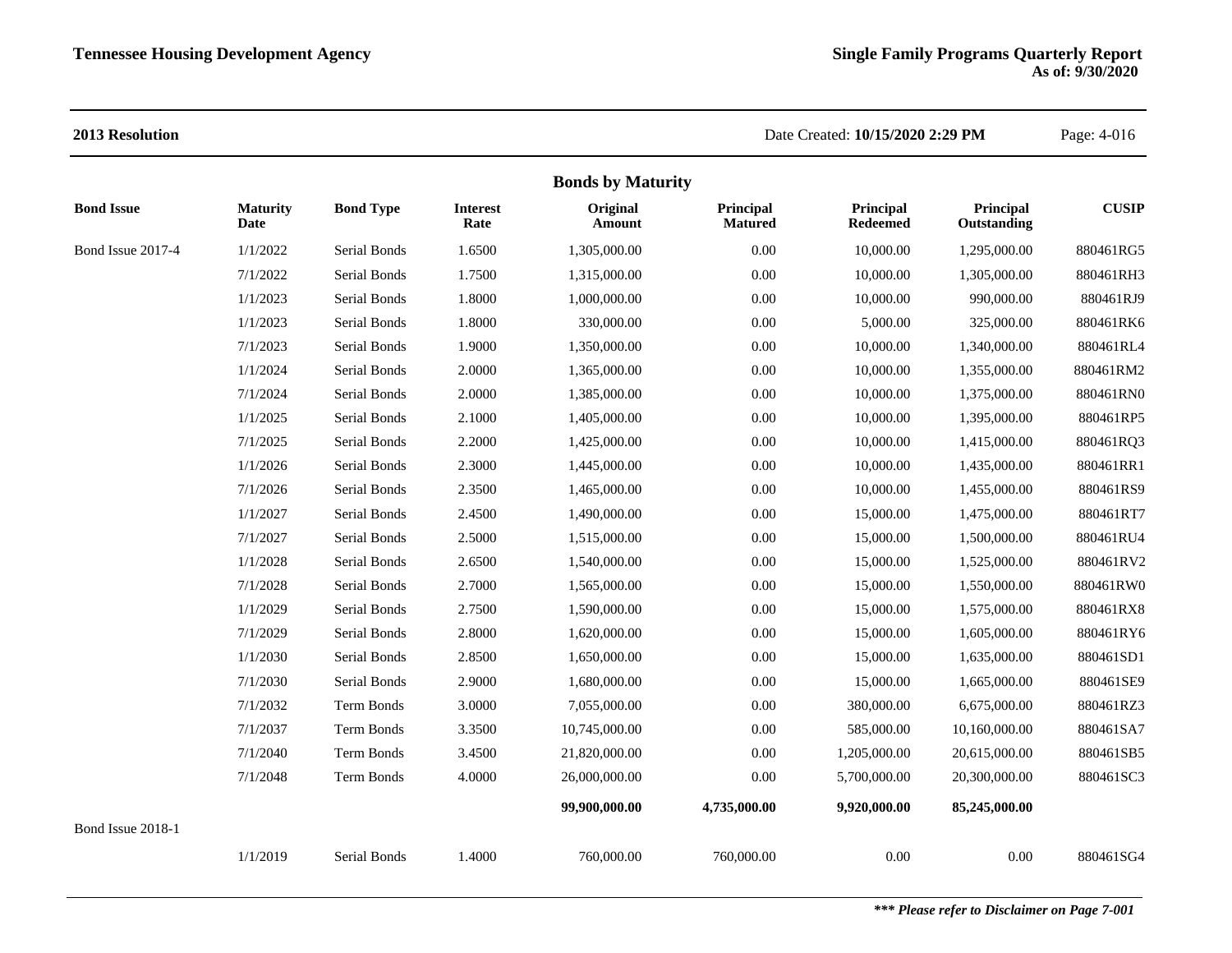**2013 Resolution**

Date Created: **10/15/2020 2:29 PM**

## Bonds by Maturity

| Bond Issue | Maturity Date | Bond Type | Interest Rate | Original Amount | Principal Matured | Principal Redeemed | Principal Outstanding | CUSIP |
|---|---|---|---|---|---|---|---|---|
| Bond Issue 2017-4 | 1/1/2022 | Serial Bonds | 1.6500 | 1,305,000.00 | 0.00 | 10,000.00 | 1,295,000.00 | 880461RG5 |
| | 7/1/2022 | Serial Bonds | 1.7500 | 1,315,000.00 | 0.00 | 10,000.00 | 1,305,000.00 | 880461RH3 |
| | 1/1/2023 | Serial Bonds | 1.8000 | 1,000,000.00 | 0.00 | 10,000.00 | 990,000.00 | 880461RJ9 |
| | 1/1/2023 | Serial Bonds | 1.8000 | 330,000.00 | 0.00 | 5,000.00 | 325,000.00 | 880461RK6 |
| | 7/1/2023 | Serial Bonds | 1.9000 | 1,350,000.00 | 0.00 | 10,000.00 | 1,340,000.00 | 880461RL4 |
| | 1/1/2024 | Serial Bonds | 2.0000 | 1,365,000.00 | 0.00 | 10,000.00 | 1,355,000.00 | 880461RM2 |
| | 7/1/2024 | Serial Bonds | 2.0000 | 1,385,000.00 | 0.00 | 10,000.00 | 1,375,000.00 | 880461RN0 |
| | 1/1/2025 | Serial Bonds | 2.1000 | 1,405,000.00 | 0.00 | 10,000.00 | 1,395,000.00 | 880461RP5 |
| | 7/1/2025 | Serial Bonds | 2.2000 | 1,425,000.00 | 0.00 | 10,000.00 | 1,415,000.00 | 880461RQ3 |
| | 1/1/2026 | Serial Bonds | 2.3000 | 1,445,000.00 | 0.00 | 10,000.00 | 1,435,000.00 | 880461RR1 |
| | 7/1/2026 | Serial Bonds | 2.3500 | 1,465,000.00 | 0.00 | 10,000.00 | 1,455,000.00 | 880461RS9 |
| | 1/1/2027 | Serial Bonds | 2.4500 | 1,490,000.00 | 0.00 | 15,000.00 | 1,475,000.00 | 880461RT7 |
| | 7/1/2027 | Serial Bonds | 2.5000 | 1,515,000.00 | 0.00 | 15,000.00 | 1,500,000.00 | 880461RU4 |
| | 1/1/2028 | Serial Bonds | 2.6500 | 1,540,000.00 | 0.00 | 15,000.00 | 1,525,000.00 | 880461RV2 |
| | 7/1/2028 | Serial Bonds | 2.7000 | 1,565,000.00 | 0.00 | 15,000.00 | 1,550,000.00 | 880461RW0 |
| | 1/1/2029 | Serial Bonds | 2.7500 | 1,590,000.00 | 0.00 | 15,000.00 | 1,575,000.00 | 880461RX8 |
| | 7/1/2029 | Serial Bonds | 2.8000 | 1,620,000.00 | 0.00 | 15,000.00 | 1,605,000.00 | 880461RY6 |
| | 1/1/2030 | Serial Bonds | 2.8500 | 1,650,000.00 | 0.00 | 15,000.00 | 1,635,000.00 | 880461SD1 |
| | 7/1/2030 | Serial Bonds | 2.9000 | 1,680,000.00 | 0.00 | 15,000.00 | 1,665,000.00 | 880461SE9 |
| | 7/1/2032 | Term Bonds | 3.0000 | 7,055,000.00 | 0.00 | 380,000.00 | 6,675,000.00 | 880461RZ3 |
| | 7/1/2037 | Term Bonds | 3.3500 | 10,745,000.00 | 0.00 | 585,000.00 | 10,160,000.00 | 880461SA7 |
| | 7/1/2040 | Term Bonds | 3.4500 | 21,820,000.00 | 0.00 | 1,205,000.00 | 20,615,000.00 | 880461SB5 |
| | 7/1/2048 | Term Bonds | 4.0000 | 26,000,000.00 | 0.00 | 5,700,000.00 | 20,300,000.00 | 880461SC3 |
| | | | | **99,900,000.00** | **4,735,000.00** | **9,920,000.00** | **85,245,000.00** | |
| Bond Issue 2018-1 | | | | | | | | |
| | 1/1/2019 | Serial Bonds | 1.4000 | 760,000.00 | 760,000.00 | 0.00 | 0.00 | 880461SG4 |

***\*\*\* Please refer to Disclaimer on Page 7-001***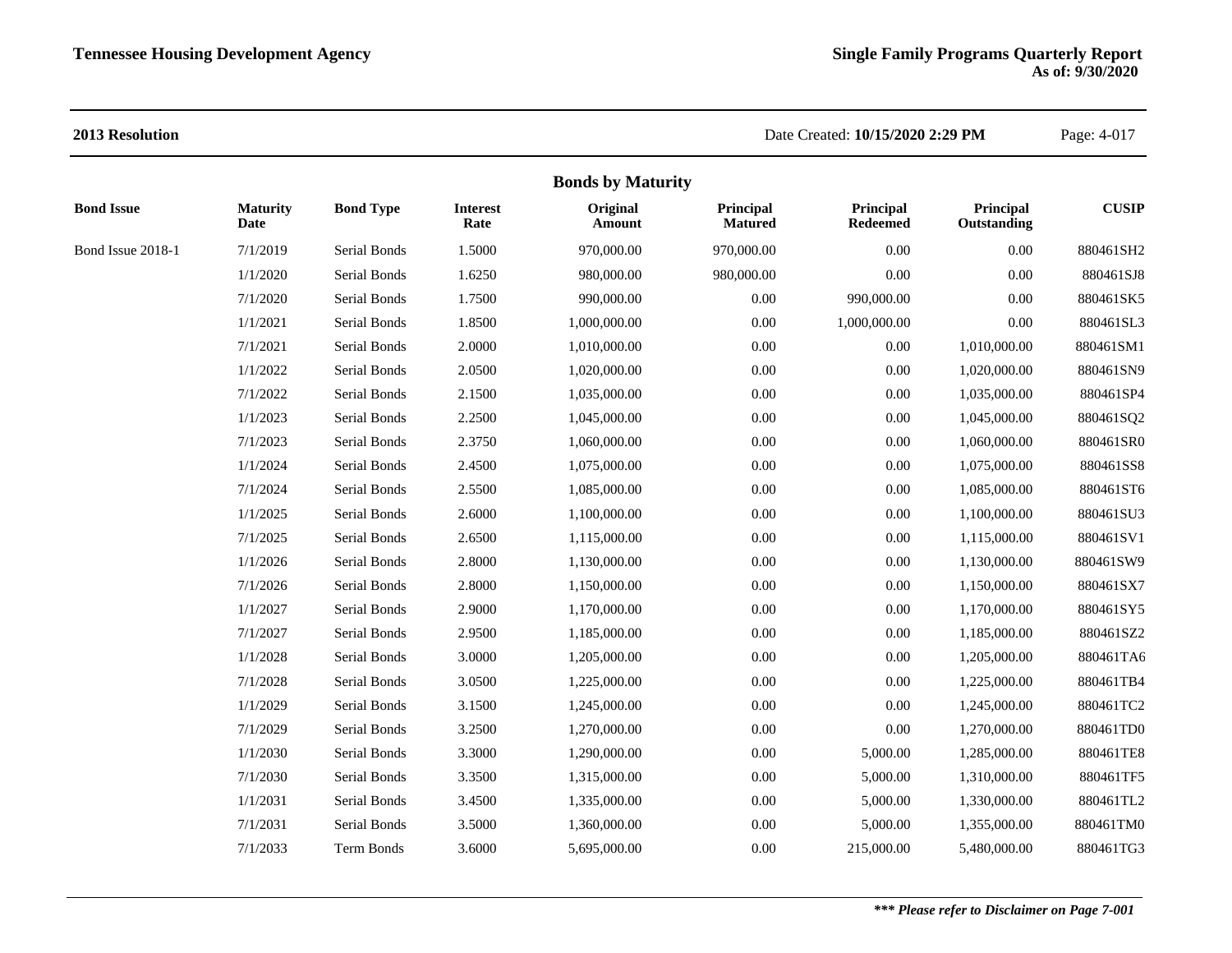**2013 Resolution**

Date Created: **10/15/2020 2:29 PM**

## Bonds by Maturity

| Bond Issue | Maturity Date | Bond Type | Interest Rate | Original Amount | Principal Matured | Principal Redeemed | Principal Outstanding | CUSIP |
|---|---|---|---|---|---|---|---|---|
| Bond Issue 2018-1 | 7/1/2019 | Serial Bonds | 1.5000 | 970,000.00 | 970,000.00 | 0.00 | 0.00 | 880461SH2 |
| | 1/1/2020 | Serial Bonds | 1.6250 | 980,000.00 | 980,000.00 | 0.00 | 0.00 | 880461SJ8 |
| | 7/1/2020 | Serial Bonds | 1.7500 | 990,000.00 | 0.00 | 990,000.00 | 0.00 | 880461SK5 |
| | 1/1/2021 | Serial Bonds | 1.8500 | 1,000,000.00 | 0.00 | 1,000,000.00 | 0.00 | 880461SL3 |
| | 7/1/2021 | Serial Bonds | 2.0000 | 1,010,000.00 | 0.00 | 0.00 | 1,010,000.00 | 880461SM1 |
| | 1/1/2022 | Serial Bonds | 2.0500 | 1,020,000.00 | 0.00 | 0.00 | 1,020,000.00 | 880461SN9 |
| | 7/1/2022 | Serial Bonds | 2.1500 | 1,035,000.00 | 0.00 | 0.00 | 1,035,000.00 | 880461SP4 |
| | 1/1/2023 | Serial Bonds | 2.2500 | 1,045,000.00 | 0.00 | 0.00 | 1,045,000.00 | 880461SQ2 |
| | 7/1/2023 | Serial Bonds | 2.3750 | 1,060,000.00 | 0.00 | 0.00 | 1,060,000.00 | 880461SR0 |
| | 1/1/2024 | Serial Bonds | 2.4500 | 1,075,000.00 | 0.00 | 0.00 | 1,075,000.00 | 880461SS8 |
| | 7/1/2024 | Serial Bonds | 2.5500 | 1,085,000.00 | 0.00 | 0.00 | 1,085,000.00 | 880461ST6 |
| | 1/1/2025 | Serial Bonds | 2.6000 | 1,100,000.00 | 0.00 | 0.00 | 1,100,000.00 | 880461SU3 |
| | 7/1/2025 | Serial Bonds | 2.6500 | 1,115,000.00 | 0.00 | 0.00 | 1,115,000.00 | 880461SV1 |
| | 1/1/2026 | Serial Bonds | 2.8000 | 1,130,000.00 | 0.00 | 0.00 | 1,130,000.00 | 880461SW9 |
| | 7/1/2026 | Serial Bonds | 2.8000 | 1,150,000.00 | 0.00 | 0.00 | 1,150,000.00 | 880461SX7 |
| | 1/1/2027 | Serial Bonds | 2.9000 | 1,170,000.00 | 0.00 | 0.00 | 1,170,000.00 | 880461SY5 |
| | 7/1/2027 | Serial Bonds | 2.9500 | 1,185,000.00 | 0.00 | 0.00 | 1,185,000.00 | 880461SZ2 |
| | 1/1/2028 | Serial Bonds | 3.0000 | 1,205,000.00 | 0.00 | 0.00 | 1,205,000.00 | 880461TA6 |
| | 7/1/2028 | Serial Bonds | 3.0500 | 1,225,000.00 | 0.00 | 0.00 | 1,225,000.00 | 880461TB4 |
| | 1/1/2029 | Serial Bonds | 3.1500 | 1,245,000.00 | 0.00 | 0.00 | 1,245,000.00 | 880461TC2 |
| | 7/1/2029 | Serial Bonds | 3.2500 | 1,270,000.00 | 0.00 | 0.00 | 1,270,000.00 | 880461TD0 |
| | 1/1/2030 | Serial Bonds | 3.3000 | 1,290,000.00 | 0.00 | 5,000.00 | 1,285,000.00 | 880461TE8 |
| | 7/1/2030 | Serial Bonds | 3.3500 | 1,315,000.00 | 0.00 | 5,000.00 | 1,310,000.00 | 880461TF5 |
| | 1/1/2031 | Serial Bonds | 3.4500 | 1,335,000.00 | 0.00 | 5,000.00 | 1,330,000.00 | 880461TL2 |
| | 7/1/2031 | Serial Bonds | 3.5000 | 1,360,000.00 | 0.00 | 5,000.00 | 1,355,000.00 | 880461TM0 |
| | 7/1/2033 | Term Bonds | 3.6000 | 5,695,000.00 | 0.00 | 215,000.00 | 5,480,000.00 | 880461TG3 |

***\*\*\* Please refer to Disclaimer on Page 7-001***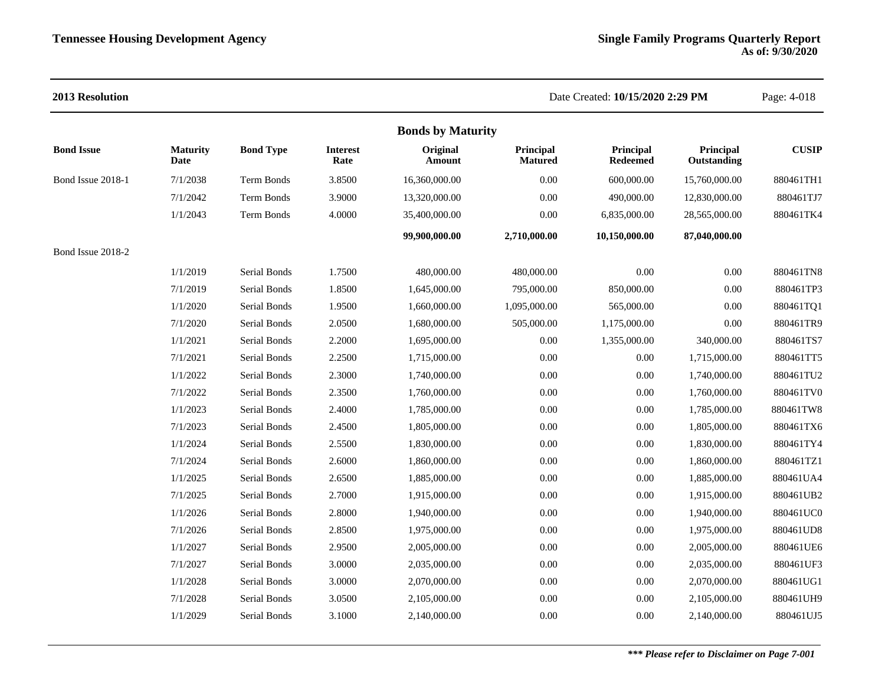**2013 Resolution** Date Created: **10/15/2020 2:29 PM**

## Bonds by Maturity

| Bond Issue | Maturity Date | Bond Type | Interest Rate | Original Amount | Principal Matured | Principal Redeemed | Principal Outstanding | CUSIP |
|---|---|---|---|---|---|---|---|---|
| Bond Issue 2018-1 | 7/1/2038 | Term Bonds | 3.8500 | 16,360,000.00 | 0.00 | 600,000.00 | 15,760,000.00 | 880461TH1 |
| | 7/1/2042 | Term Bonds | 3.9000 | 13,320,000.00 | 0.00 | 490,000.00 | 12,830,000.00 | 880461TJ7 |
| | 1/1/2043 | Term Bonds | 4.0000 | 35,400,000.00 | 0.00 | 6,835,000.00 | 28,565,000.00 | 880461TK4 |
| | | | | **99,900,000.00** | **2,710,000.00** | **10,150,000.00** | **87,040,000.00** | |
| Bond Issue 2018-2 | | | | | | | | |
| | 1/1/2019 | Serial Bonds | 1.7500 | 480,000.00 | 480,000.00 | 0.00 | 0.00 | 880461TN8 |
| | 7/1/2019 | Serial Bonds | 1.8500 | 1,645,000.00 | 795,000.00 | 850,000.00 | 0.00 | 880461TP3 |
| | 1/1/2020 | Serial Bonds | 1.9500 | 1,660,000.00 | 1,095,000.00 | 565,000.00 | 0.00 | 880461TQ1 |
| | 7/1/2020 | Serial Bonds | 2.0500 | 1,680,000.00 | 505,000.00 | 1,175,000.00 | 0.00 | 880461TR9 |
| | 1/1/2021 | Serial Bonds | 2.2000 | 1,695,000.00 | 0.00 | 1,355,000.00 | 340,000.00 | 880461TS7 |
| | 7/1/2021 | Serial Bonds | 2.2500 | 1,715,000.00 | 0.00 | 0.00 | 1,715,000.00 | 880461TT5 |
| | 1/1/2022 | Serial Bonds | 2.3000 | 1,740,000.00 | 0.00 | 0.00 | 1,740,000.00 | 880461TU2 |
| | 7/1/2022 | Serial Bonds | 2.3500 | 1,760,000.00 | 0.00 | 0.00 | 1,760,000.00 | 880461TV0 |
| | 1/1/2023 | Serial Bonds | 2.4000 | 1,785,000.00 | 0.00 | 0.00 | 1,785,000.00 | 880461TW8 |
| | 7/1/2023 | Serial Bonds | 2.4500 | 1,805,000.00 | 0.00 | 0.00 | 1,805,000.00 | 880461TX6 |
| | 1/1/2024 | Serial Bonds | 2.5500 | 1,830,000.00 | 0.00 | 0.00 | 1,830,000.00 | 880461TY4 |
| | 7/1/2024 | Serial Bonds | 2.6000 | 1,860,000.00 | 0.00 | 0.00 | 1,860,000.00 | 880461TZ1 |
| | 1/1/2025 | Serial Bonds | 2.6500 | 1,885,000.00 | 0.00 | 0.00 | 1,885,000.00 | 880461UA4 |
| | 7/1/2025 | Serial Bonds | 2.7000 | 1,915,000.00 | 0.00 | 0.00 | 1,915,000.00 | 880461UB2 |
| | 1/1/2026 | Serial Bonds | 2.8000 | 1,940,000.00 | 0.00 | 0.00 | 1,940,000.00 | 880461UC0 |
| | 7/1/2026 | Serial Bonds | 2.8500 | 1,975,000.00 | 0.00 | 0.00 | 1,975,000.00 | 880461UD8 |
| | 1/1/2027 | Serial Bonds | 2.9500 | 2,005,000.00 | 0.00 | 0.00 | 2,005,000.00 | 880461UE6 |
| | 7/1/2027 | Serial Bonds | 3.0000 | 2,035,000.00 | 0.00 | 0.00 | 2,035,000.00 | 880461UF3 |
| | 1/1/2028 | Serial Bonds | 3.0000 | 2,070,000.00 | 0.00 | 0.00 | 2,070,000.00 | 880461UG1 |
| | 7/1/2028 | Serial Bonds | 3.0500 | 2,105,000.00 | 0.00 | 0.00 | 2,105,000.00 | 880461UH9 |
| | 1/1/2029 | Serial Bonds | 3.1000 | 2,140,000.00 | 0.00 | 0.00 | 2,140,000.00 | 880461UJ5 |

***\*\*\* Please refer to Disclaimer on Page 7-001***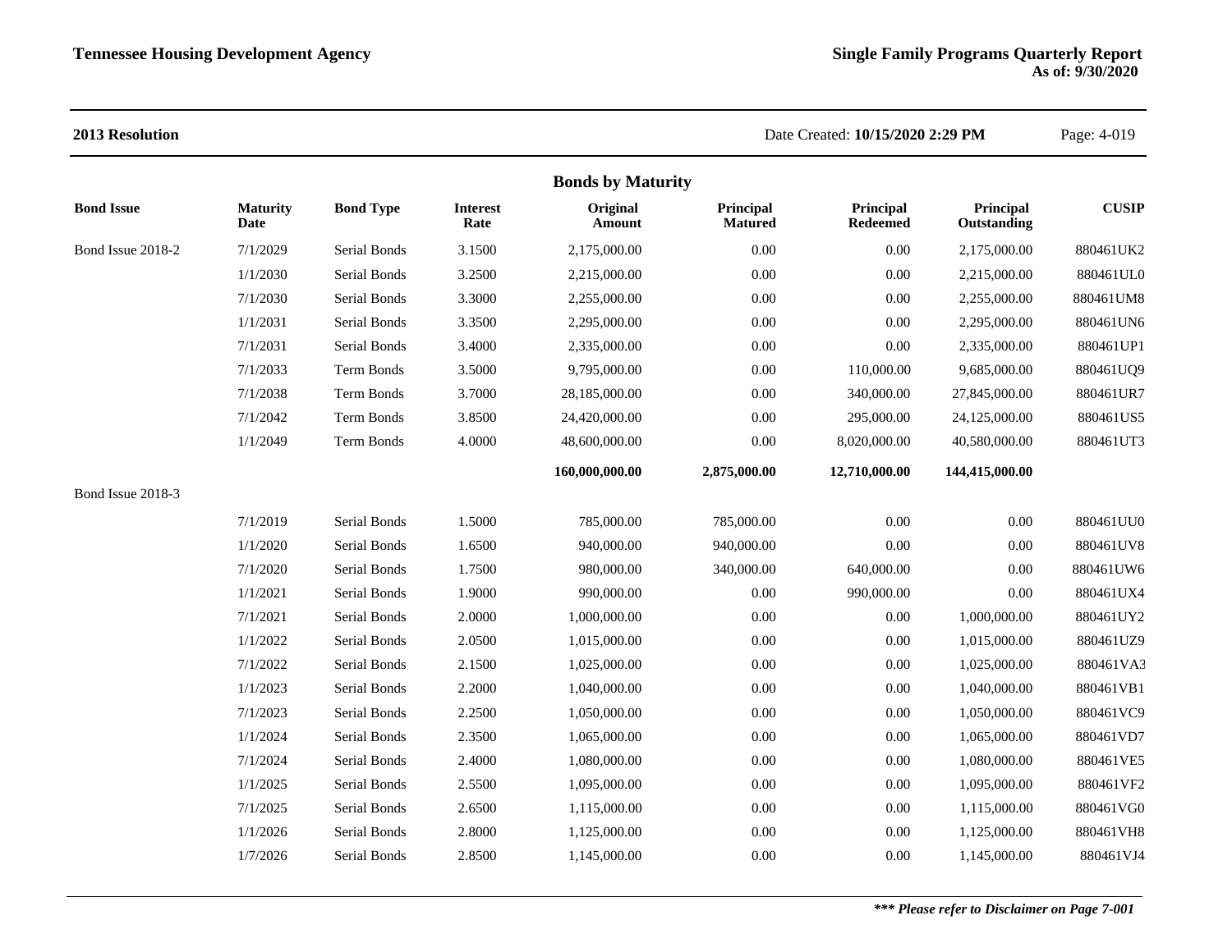**2013 Resolution**

Date Created: **10/15/2020 2:29 PM**

## Bonds by Maturity

| Bond Issue | Maturity Date | Bond Type | Interest Rate | Original Amount | Principal Matured | Principal Redeemed | Principal Outstanding | CUSIP |
|---|---|---|---|---|---|---|---|---|
| Bond Issue 2018-2 | 7/1/2029 | Serial Bonds | 3.1500 | 2,175,000.00 | 0.00 | 0.00 | 2,175,000.00 | 880461UK2 |
| | 1/1/2030 | Serial Bonds | 3.2500 | 2,215,000.00 | 0.00 | 0.00 | 2,215,000.00 | 880461UL0 |
| | 7/1/2030 | Serial Bonds | 3.3000 | 2,255,000.00 | 0.00 | 0.00 | 2,255,000.00 | 880461UM8 |
| | 1/1/2031 | Serial Bonds | 3.3500 | 2,295,000.00 | 0.00 | 0.00 | 2,295,000.00 | 880461UN6 |
| | 7/1/2031 | Serial Bonds | 3.4000 | 2,335,000.00 | 0.00 | 0.00 | 2,335,000.00 | 880461UP1 |
| | 7/1/2033 | Term Bonds | 3.5000 | 9,795,000.00 | 0.00 | 110,000.00 | 9,685,000.00 | 880461UQ9 |
| | 7/1/2038 | Term Bonds | 3.7000 | 28,185,000.00 | 0.00 | 340,000.00 | 27,845,000.00 | 880461UR7 |
| | 7/1/2042 | Term Bonds | 3.8500 | 24,420,000.00 | 0.00 | 295,000.00 | 24,125,000.00 | 880461US5 |
| | 1/1/2049 | Term Bonds | 4.0000 | 48,600,000.00 | 0.00 | 8,020,000.00 | 40,580,000.00 | 880461UT3 |
| | | | | **160,000,000.00** | **2,875,000.00** | **12,710,000.00** | **144,415,000.00** | |
| Bond Issue 2018-3 | | | | | | | | |
| | 7/1/2019 | Serial Bonds | 1.5000 | 785,000.00 | 785,000.00 | 0.00 | 0.00 | 880461UU0 |
| | 1/1/2020 | Serial Bonds | 1.6500 | 940,000.00 | 940,000.00 | 0.00 | 0.00 | 880461UV8 |
| | 7/1/2020 | Serial Bonds | 1.7500 | 980,000.00 | 340,000.00 | 640,000.00 | 0.00 | 880461UW6 |
| | 1/1/2021 | Serial Bonds | 1.9000 | 990,000.00 | 0.00 | 990,000.00 | 0.00 | 880461UX4 |
| | 7/1/2021 | Serial Bonds | 2.0000 | 1,000,000.00 | 0.00 | 0.00 | 1,000,000.00 | 880461UY2 |
| | 1/1/2022 | Serial Bonds | 2.0500 | 1,015,000.00 | 0.00 | 0.00 | 1,015,000.00 | 880461UZ9 |
| | 7/1/2022 | Serial Bonds | 2.1500 | 1,025,000.00 | 0.00 | 0.00 | 1,025,000.00 | 880461VA3 |
| | 1/1/2023 | Serial Bonds | 2.2000 | 1,040,000.00 | 0.00 | 0.00 | 1,040,000.00 | 880461VB1 |
| | 7/1/2023 | Serial Bonds | 2.2500 | 1,050,000.00 | 0.00 | 0.00 | 1,050,000.00 | 880461VC9 |
| | 1/1/2024 | Serial Bonds | 2.3500 | 1,065,000.00 | 0.00 | 0.00 | 1,065,000.00 | 880461VD7 |
| | 7/1/2024 | Serial Bonds | 2.4000 | 1,080,000.00 | 0.00 | 0.00 | 1,080,000.00 | 880461VE5 |
| | 1/1/2025 | Serial Bonds | 2.5500 | 1,095,000.00 | 0.00 | 0.00 | 1,095,000.00 | 880461VF2 |
| | 7/1/2025 | Serial Bonds | 2.6500 | 1,115,000.00 | 0.00 | 0.00 | 1,115,000.00 | 880461VG0 |
| | 1/1/2026 | Serial Bonds | 2.8000 | 1,125,000.00 | 0.00 | 0.00 | 1,125,000.00 | 880461VH8 |
| | 1/7/2026 | Serial Bonds | 2.8500 | 1,145,000.00 | 0.00 | 0.00 | 1,145,000.00 | 880461VJ4 |

****** Please refer to Disclaimer on Page 7-001***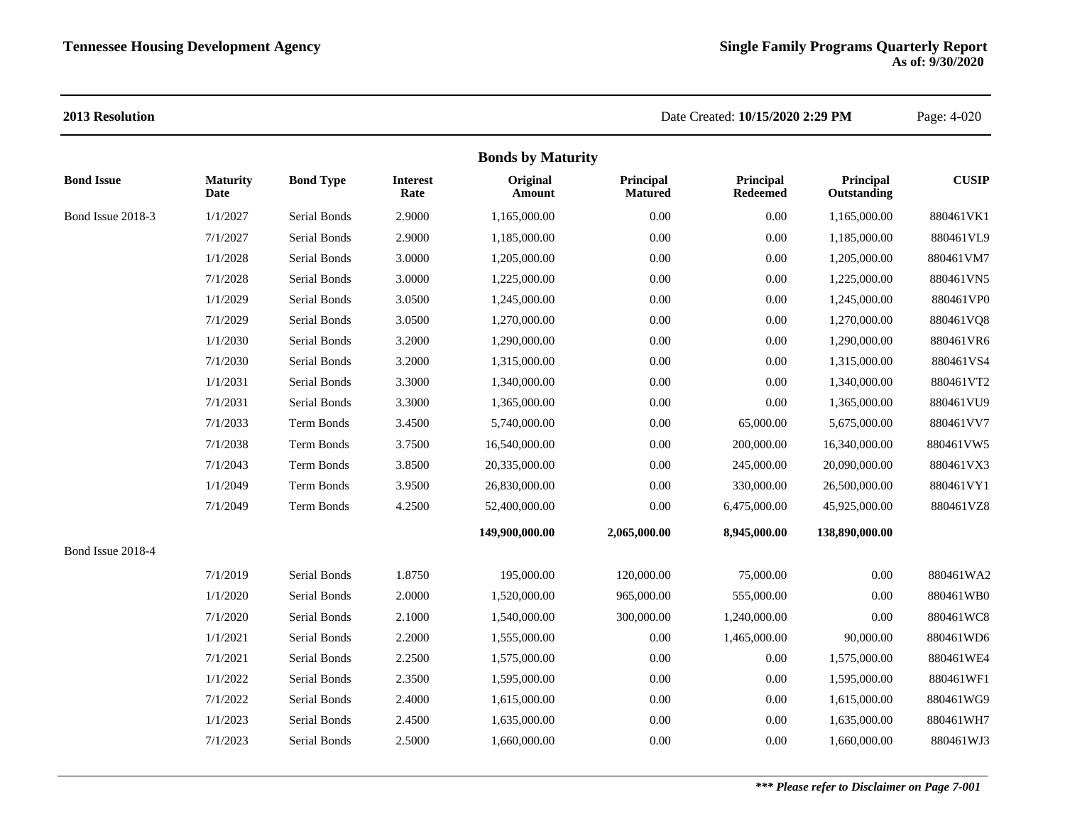**Tennessee Housing Development Agency**

**Single Family Programs Quarterly Report**
**As of: 9/30/2020**

**2013 Resolution**

Date Created: **10/15/2020 2:29 PM**

## Bonds by Maturity

| Bond Issue | Maturity Date | Bond Type | Interest Rate | Original Amount | Principal Matured | Principal Redeemed | Principal Outstanding | CUSIP |
|---|---|---|---|---|---|---|---|---|
| Bond Issue 2018-3 | 1/1/2027 | Serial Bonds | 2.9000 | 1,165,000.00 | 0.00 | 0.00 | 1,165,000.00 | 880461VK1 |
| | 7/1/2027 | Serial Bonds | 2.9000 | 1,185,000.00 | 0.00 | 0.00 | 1,185,000.00 | 880461VL9 |
| | 1/1/2028 | Serial Bonds | 3.0000 | 1,205,000.00 | 0.00 | 0.00 | 1,205,000.00 | 880461VM7 |
| | 7/1/2028 | Serial Bonds | 3.0000 | 1,225,000.00 | 0.00 | 0.00 | 1,225,000.00 | 880461VN5 |
| | 1/1/2029 | Serial Bonds | 3.0500 | 1,245,000.00 | 0.00 | 0.00 | 1,245,000.00 | 880461VP0 |
| | 7/1/2029 | Serial Bonds | 3.0500 | 1,270,000.00 | 0.00 | 0.00 | 1,270,000.00 | 880461VQ8 |
| | 1/1/2030 | Serial Bonds | 3.2000 | 1,290,000.00 | 0.00 | 0.00 | 1,290,000.00 | 880461VR6 |
| | 7/1/2030 | Serial Bonds | 3.2000 | 1,315,000.00 | 0.00 | 0.00 | 1,315,000.00 | 880461VS4 |
| | 1/1/2031 | Serial Bonds | 3.3000 | 1,340,000.00 | 0.00 | 0.00 | 1,340,000.00 | 880461VT2 |
| | 7/1/2031 | Serial Bonds | 3.3000 | 1,365,000.00 | 0.00 | 0.00 | 1,365,000.00 | 880461VU9 |
| | 7/1/2033 | Term Bonds | 3.4500 | 5,740,000.00 | 0.00 | 65,000.00 | 5,675,000.00 | 880461VV7 |
| | 7/1/2038 | Term Bonds | 3.7500 | 16,540,000.00 | 0.00 | 200,000.00 | 16,340,000.00 | 880461VW5 |
| | 7/1/2043 | Term Bonds | 3.8500 | 20,335,000.00 | 0.00 | 245,000.00 | 20,090,000.00 | 880461VX3 |
| | 1/1/2049 | Term Bonds | 3.9500 | 26,830,000.00 | 0.00 | 330,000.00 | 26,500,000.00 | 880461VY1 |
| | 7/1/2049 | Term Bonds | 4.2500 | 52,400,000.00 | 0.00 | 6,475,000.00 | 45,925,000.00 | 880461VZ8 |
| | | | | **149,900,000.00** | **2,065,000.00** | **8,945,000.00** | **138,890,000.00** | |
| Bond Issue 2018-4 | | | | | | | | |
| | 7/1/2019 | Serial Bonds | 1.8750 | 195,000.00 | 120,000.00 | 75,000.00 | 0.00 | 880461WA2 |
| | 1/1/2020 | Serial Bonds | 2.0000 | 1,520,000.00 | 965,000.00 | 555,000.00 | 0.00 | 880461WB0 |
| | 7/1/2020 | Serial Bonds | 2.1000 | 1,540,000.00 | 300,000.00 | 1,240,000.00 | 0.00 | 880461WC8 |
| | 1/1/2021 | Serial Bonds | 2.2000 | 1,555,000.00 | 0.00 | 1,465,000.00 | 90,000.00 | 880461WD6 |
| | 7/1/2021 | Serial Bonds | 2.2500 | 1,575,000.00 | 0.00 | 0.00 | 1,575,000.00 | 880461WE4 |
| | 1/1/2022 | Serial Bonds | 2.3500 | 1,595,000.00 | 0.00 | 0.00 | 1,595,000.00 | 880461WF1 |
| | 7/1/2022 | Serial Bonds | 2.4000 | 1,615,000.00 | 0.00 | 0.00 | 1,615,000.00 | 880461WG9 |
| | 1/1/2023 | Serial Bonds | 2.4500 | 1,635,000.00 | 0.00 | 0.00 | 1,635,000.00 | 880461WH7 |
| | 7/1/2023 | Serial Bonds | 2.5000 | 1,660,000.00 | 0.00 | 0.00 | 1,660,000.00 | 880461WJ3 |

***\*\*\* Please refer to Disclaimer on Page 7-001***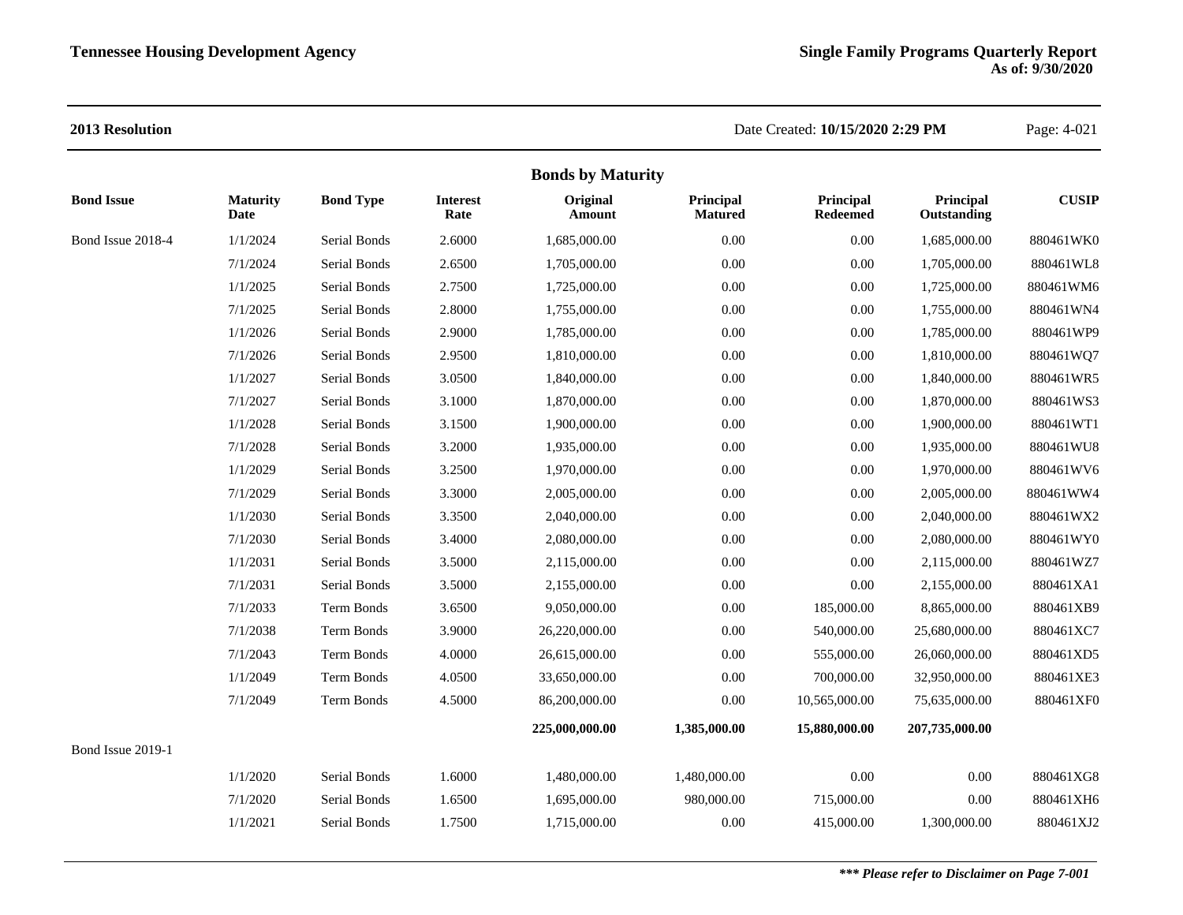**2013 Resolution** Date Created: **10/15/2020 2:29 PM**

## Bonds by Maturity

| Bond Issue | Maturity Date | Bond Type | Interest Rate | Original Amount | Principal Matured | Principal Redeemed | Principal Outstanding | CUSIP |
|---|---|---|---|---|---|---|---|---|
| Bond Issue 2018-4 | 1/1/2024 | Serial Bonds | 2.6000 | 1,685,000.00 | 0.00 | 0.00 | 1,685,000.00 | 880461WK0 |
| | 7/1/2024 | Serial Bonds | 2.6500 | 1,705,000.00 | 0.00 | 0.00 | 1,705,000.00 | 880461WL8 |
| | 1/1/2025 | Serial Bonds | 2.7500 | 1,725,000.00 | 0.00 | 0.00 | 1,725,000.00 | 880461WM6 |
| | 7/1/2025 | Serial Bonds | 2.8000 | 1,755,000.00 | 0.00 | 0.00 | 1,755,000.00 | 880461WN4 |
| | 1/1/2026 | Serial Bonds | 2.9000 | 1,785,000.00 | 0.00 | 0.00 | 1,785,000.00 | 880461WP9 |
| | 7/1/2026 | Serial Bonds | 2.9500 | 1,810,000.00 | 0.00 | 0.00 | 1,810,000.00 | 880461WQ7 |
| | 1/1/2027 | Serial Bonds | 3.0500 | 1,840,000.00 | 0.00 | 0.00 | 1,840,000.00 | 880461WR5 |
| | 7/1/2027 | Serial Bonds | 3.1000 | 1,870,000.00 | 0.00 | 0.00 | 1,870,000.00 | 880461WS3 |
| | 1/1/2028 | Serial Bonds | 3.1500 | 1,900,000.00 | 0.00 | 0.00 | 1,900,000.00 | 880461WT1 |
| | 7/1/2028 | Serial Bonds | 3.2000 | 1,935,000.00 | 0.00 | 0.00 | 1,935,000.00 | 880461WU8 |
| | 1/1/2029 | Serial Bonds | 3.2500 | 1,970,000.00 | 0.00 | 0.00 | 1,970,000.00 | 880461WV6 |
| | 7/1/2029 | Serial Bonds | 3.3000 | 2,005,000.00 | 0.00 | 0.00 | 2,005,000.00 | 880461WW4 |
| | 1/1/2030 | Serial Bonds | 3.3500 | 2,040,000.00 | 0.00 | 0.00 | 2,040,000.00 | 880461WX2 |
| | 7/1/2030 | Serial Bonds | 3.4000 | 2,080,000.00 | 0.00 | 0.00 | 2,080,000.00 | 880461WY0 |
| | 1/1/2031 | Serial Bonds | 3.5000 | 2,115,000.00 | 0.00 | 0.00 | 2,115,000.00 | 880461WZ7 |
| | 7/1/2031 | Serial Bonds | 3.5000 | 2,155,000.00 | 0.00 | 0.00 | 2,155,000.00 | 880461XA1 |
| | 7/1/2033 | Term Bonds | 3.6500 | 9,050,000.00 | 0.00 | 185,000.00 | 8,865,000.00 | 880461XB9 |
| | 7/1/2038 | Term Bonds | 3.9000 | 26,220,000.00 | 0.00 | 540,000.00 | 25,680,000.00 | 880461XC7 |
| | 7/1/2043 | Term Bonds | 4.0000 | 26,615,000.00 | 0.00 | 555,000.00 | 26,060,000.00 | 880461XD5 |
| | 1/1/2049 | Term Bonds | 4.0500 | 33,650,000.00 | 0.00 | 700,000.00 | 32,950,000.00 | 880461XE3 |
| | 7/1/2049 | Term Bonds | 4.5000 | 86,200,000.00 | 0.00 | 10,565,000.00 | 75,635,000.00 | 880461XF0 |
| | | | | **225,000,000.00** | **1,385,000.00** | **15,880,000.00** | **207,735,000.00** | |
| Bond Issue 2019-1 | | | | | | | | |
| | 1/1/2020 | Serial Bonds | 1.6000 | 1,480,000.00 | 1,480,000.00 | 0.00 | 0.00 | 880461XG8 |
| | 7/1/2020 | Serial Bonds | 1.6500 | 1,695,000.00 | 980,000.00 | 715,000.00 | 0.00 | 880461XH6 |
| | 1/1/2021 | Serial Bonds | 1.7500 | 1,715,000.00 | 0.00 | 415,000.00 | 1,300,000.00 | 880461XJ2 |

***\*\*\* Please refer to Disclaimer on Page 7-001***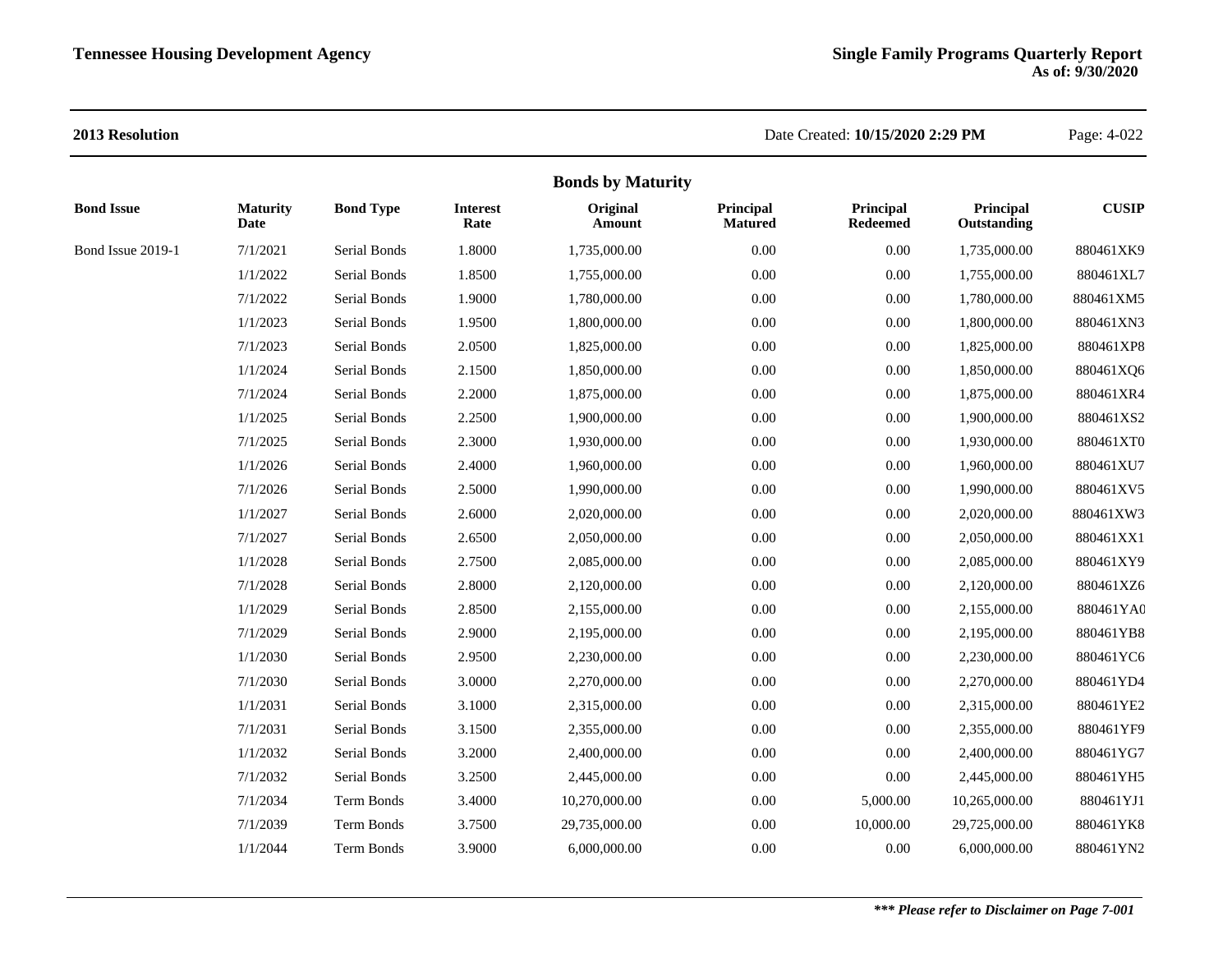**2013 Resolution**

Date Created: **10/15/2020 2:29 PM**

## Bonds by Maturity

| Bond Issue | Maturity Date | Bond Type | Interest Rate | Original Amount | Principal Matured | Principal Redeemed | Principal Outstanding | CUSIP |
|---|---|---|---|---|---|---|---|---|
| Bond Issue 2019-1 | 7/1/2021 | Serial Bonds | 1.8000 | 1,735,000.00 | 0.00 | 0.00 | 1,735,000.00 | 880461XK9 |
| | 1/1/2022 | Serial Bonds | 1.8500 | 1,755,000.00 | 0.00 | 0.00 | 1,755,000.00 | 880461XL7 |
| | 7/1/2022 | Serial Bonds | 1.9000 | 1,780,000.00 | 0.00 | 0.00 | 1,780,000.00 | 880461XM5 |
| | 1/1/2023 | Serial Bonds | 1.9500 | 1,800,000.00 | 0.00 | 0.00 | 1,800,000.00 | 880461XN3 |
| | 7/1/2023 | Serial Bonds | 2.0500 | 1,825,000.00 | 0.00 | 0.00 | 1,825,000.00 | 880461XP8 |
| | 1/1/2024 | Serial Bonds | 2.1500 | 1,850,000.00 | 0.00 | 0.00 | 1,850,000.00 | 880461XQ6 |
| | 7/1/2024 | Serial Bonds | 2.2000 | 1,875,000.00 | 0.00 | 0.00 | 1,875,000.00 | 880461XR4 |
| | 1/1/2025 | Serial Bonds | 2.2500 | 1,900,000.00 | 0.00 | 0.00 | 1,900,000.00 | 880461XS2 |
| | 7/1/2025 | Serial Bonds | 2.3000 | 1,930,000.00 | 0.00 | 0.00 | 1,930,000.00 | 880461XT0 |
| | 1/1/2026 | Serial Bonds | 2.4000 | 1,960,000.00 | 0.00 | 0.00 | 1,960,000.00 | 880461XU7 |
| | 7/1/2026 | Serial Bonds | 2.5000 | 1,990,000.00 | 0.00 | 0.00 | 1,990,000.00 | 880461XV5 |
| | 1/1/2027 | Serial Bonds | 2.6000 | 2,020,000.00 | 0.00 | 0.00 | 2,020,000.00 | 880461XW3 |
| | 7/1/2027 | Serial Bonds | 2.6500 | 2,050,000.00 | 0.00 | 0.00 | 2,050,000.00 | 880461XX1 |
| | 1/1/2028 | Serial Bonds | 2.7500 | 2,085,000.00 | 0.00 | 0.00 | 2,085,000.00 | 880461XY9 |
| | 7/1/2028 | Serial Bonds | 2.8000 | 2,120,000.00 | 0.00 | 0.00 | 2,120,000.00 | 880461XZ6 |
| | 1/1/2029 | Serial Bonds | 2.8500 | 2,155,000.00 | 0.00 | 0.00 | 2,155,000.00 | 880461YA0 |
| | 7/1/2029 | Serial Bonds | 2.9000 | 2,195,000.00 | 0.00 | 0.00 | 2,195,000.00 | 880461YB8 |
| | 1/1/2030 | Serial Bonds | 2.9500 | 2,230,000.00 | 0.00 | 0.00 | 2,230,000.00 | 880461YC6 |
| | 7/1/2030 | Serial Bonds | 3.0000 | 2,270,000.00 | 0.00 | 0.00 | 2,270,000.00 | 880461YD4 |
| | 1/1/2031 | Serial Bonds | 3.1000 | 2,315,000.00 | 0.00 | 0.00 | 2,315,000.00 | 880461YE2 |
| | 7/1/2031 | Serial Bonds | 3.1500 | 2,355,000.00 | 0.00 | 0.00 | 2,355,000.00 | 880461YF9 |
| | 1/1/2032 | Serial Bonds | 3.2000 | 2,400,000.00 | 0.00 | 0.00 | 2,400,000.00 | 880461YG7 |
| | 7/1/2032 | Serial Bonds | 3.2500 | 2,445,000.00 | 0.00 | 0.00 | 2,445,000.00 | 880461YH5 |
| | 7/1/2034 | Term Bonds | 3.4000 | 10,270,000.00 | 0.00 | 5,000.00 | 10,265,000.00 | 880461YJ1 |
| | 7/1/2039 | Term Bonds | 3.7500 | 29,735,000.00 | 0.00 | 10,000.00 | 29,725,000.00 | 880461YK8 |
| | 1/1/2044 | Term Bonds | 3.9000 | 6,000,000.00 | 0.00 | 0.00 | 6,000,000.00 | 880461YN2 |

***\*\*\* Please refer to Disclaimer on Page 7-001***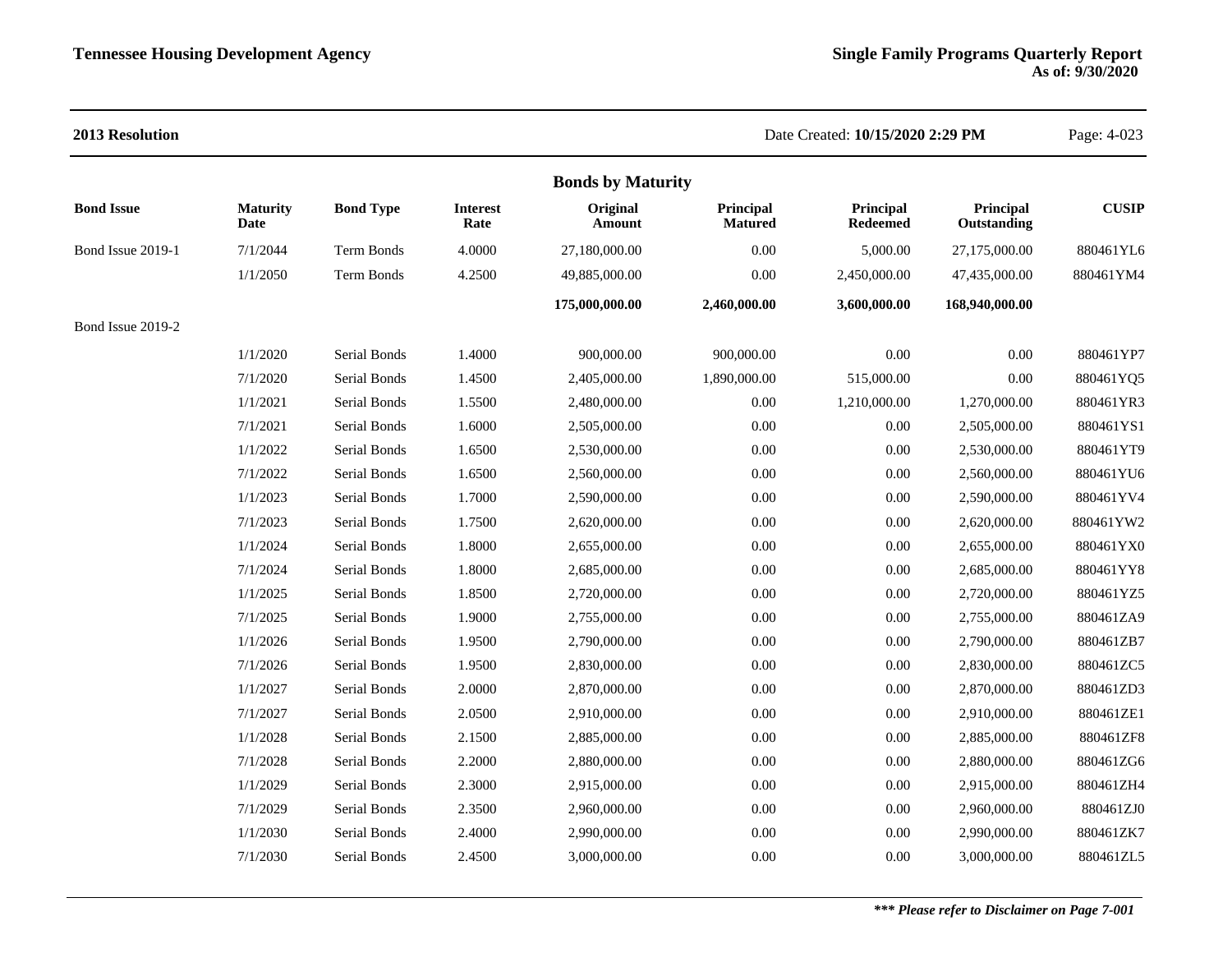**2013 Resolution**

## Bonds by Maturity

| Bond Issue | Maturity Date | Bond Type | Interest Rate | Original Amount | Principal Matured | Principal Redeemed | Principal Outstanding | CUSIP |
|---|---|---|---|---|---|---|---|---|
| Bond Issue 2019-1 | 7/1/2044 | Term Bonds | 4.0000 | 27,180,000.00 | 0.00 | 5,000.00 | 27,175,000.00 | 880461YL6 |
| | 1/1/2050 | Term Bonds | 4.2500 | 49,885,000.00 | 0.00 | 2,450,000.00 | 47,435,000.00 | 880461YM4 |
| | | | | **175,000,000.00** | **2,460,000.00** | **3,600,000.00** | **168,940,000.00** | |
| Bond Issue 2019-2 | | | | | | | | |
| | 1/1/2020 | Serial Bonds | 1.4000 | 900,000.00 | 900,000.00 | 0.00 | 0.00 | 880461YP7 |
| | 7/1/2020 | Serial Bonds | 1.4500 | 2,405,000.00 | 1,890,000.00 | 515,000.00 | 0.00 | 880461YQ5 |
| | 1/1/2021 | Serial Bonds | 1.5500 | 2,480,000.00 | 0.00 | 1,210,000.00 | 1,270,000.00 | 880461YR3 |
| | 7/1/2021 | Serial Bonds | 1.6000 | 2,505,000.00 | 0.00 | 0.00 | 2,505,000.00 | 880461YS1 |
| | 1/1/2022 | Serial Bonds | 1.6500 | 2,530,000.00 | 0.00 | 0.00 | 2,530,000.00 | 880461YT9 |
| | 7/1/2022 | Serial Bonds | 1.6500 | 2,560,000.00 | 0.00 | 0.00 | 2,560,000.00 | 880461YU6 |
| | 1/1/2023 | Serial Bonds | 1.7000 | 2,590,000.00 | 0.00 | 0.00 | 2,590,000.00 | 880461YV4 |
| | 7/1/2023 | Serial Bonds | 1.7500 | 2,620,000.00 | 0.00 | 0.00 | 2,620,000.00 | 880461YW2 |
| | 1/1/2024 | Serial Bonds | 1.8000 | 2,655,000.00 | 0.00 | 0.00 | 2,655,000.00 | 880461YX0 |
| | 7/1/2024 | Serial Bonds | 1.8000 | 2,685,000.00 | 0.00 | 0.00 | 2,685,000.00 | 880461YY8 |
| | 1/1/2025 | Serial Bonds | 1.8500 | 2,720,000.00 | 0.00 | 0.00 | 2,720,000.00 | 880461YZ5 |
| | 7/1/2025 | Serial Bonds | 1.9000 | 2,755,000.00 | 0.00 | 0.00 | 2,755,000.00 | 880461ZA9 |
| | 1/1/2026 | Serial Bonds | 1.9500 | 2,790,000.00 | 0.00 | 0.00 | 2,790,000.00 | 880461ZB7 |
| | 7/1/2026 | Serial Bonds | 1.9500 | 2,830,000.00 | 0.00 | 0.00 | 2,830,000.00 | 880461ZC5 |
| | 1/1/2027 | Serial Bonds | 2.0000 | 2,870,000.00 | 0.00 | 0.00 | 2,870,000.00 | 880461ZD3 |
| | 7/1/2027 | Serial Bonds | 2.0500 | 2,910,000.00 | 0.00 | 0.00 | 2,910,000.00 | 880461ZE1 |
| | 1/1/2028 | Serial Bonds | 2.1500 | 2,885,000.00 | 0.00 | 0.00 | 2,885,000.00 | 880461ZF8 |
| | 7/1/2028 | Serial Bonds | 2.2000 | 2,880,000.00 | 0.00 | 0.00 | 2,880,000.00 | 880461ZG6 |
| | 1/1/2029 | Serial Bonds | 2.3000 | 2,915,000.00 | 0.00 | 0.00 | 2,915,000.00 | 880461ZH4 |
| | 7/1/2029 | Serial Bonds | 2.3500 | 2,960,000.00 | 0.00 | 0.00 | 2,960,000.00 | 880461ZJ0 |
| | 1/1/2030 | Serial Bonds | 2.4000 | 2,990,000.00 | 0.00 | 0.00 | 2,990,000.00 | 880461ZK7 |
| | 7/1/2030 | Serial Bonds | 2.4500 | 3,000,000.00 | 0.00 | 0.00 | 3,000,000.00 | 880461ZL5 |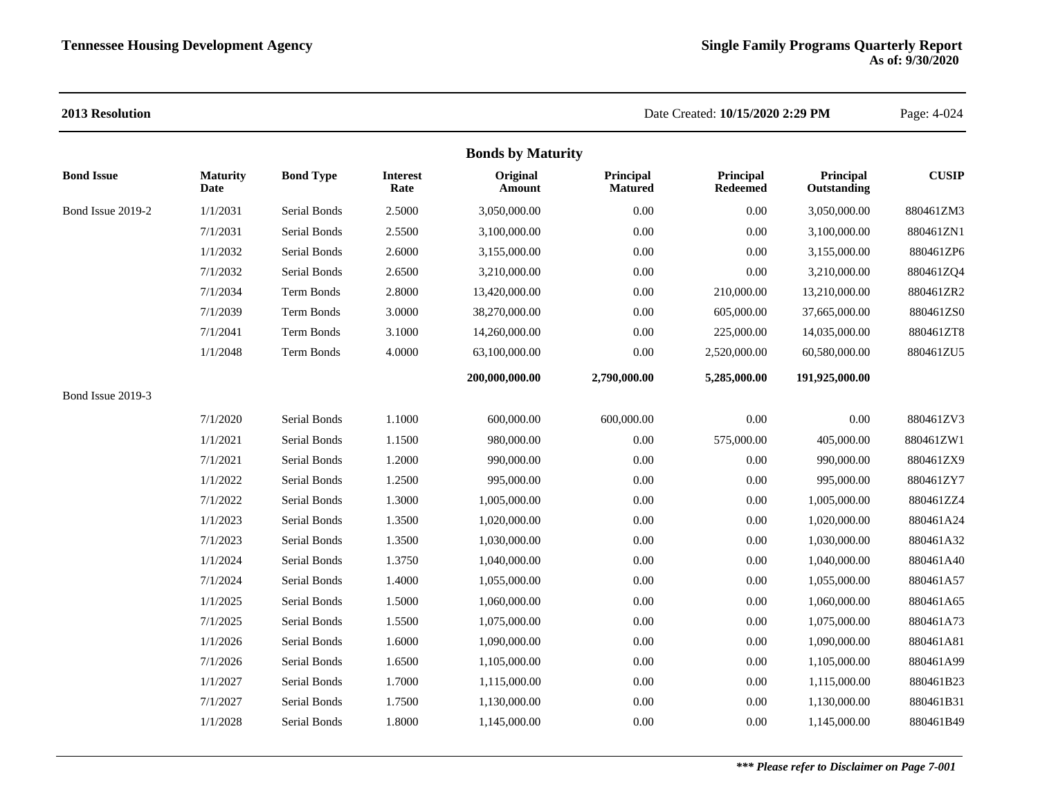**2013 Resolution** Date Created: **10/15/2020 2:29 PM**

## Bonds by Maturity

| Bond Issue | Maturity Date | Bond Type | Interest Rate | Original Amount | Principal Matured | Principal Redeemed | Principal Outstanding | CUSIP |
|---|---|---|---|---|---|---|---|---|
| Bond Issue 2019-2 | 1/1/2031 | Serial Bonds | 2.5000 | 3,050,000.00 | 0.00 | 0.00 | 3,050,000.00 | 880461ZM3 |
| | 7/1/2031 | Serial Bonds | 2.5500 | 3,100,000.00 | 0.00 | 0.00 | 3,100,000.00 | 880461ZN1 |
| | 1/1/2032 | Serial Bonds | 2.6000 | 3,155,000.00 | 0.00 | 0.00 | 3,155,000.00 | 880461ZP6 |
| | 7/1/2032 | Serial Bonds | 2.6500 | 3,210,000.00 | 0.00 | 0.00 | 3,210,000.00 | 880461ZQ4 |
| | 7/1/2034 | Term Bonds | 2.8000 | 13,420,000.00 | 0.00 | 210,000.00 | 13,210,000.00 | 880461ZR2 |
| | 7/1/2039 | Term Bonds | 3.0000 | 38,270,000.00 | 0.00 | 605,000.00 | 37,665,000.00 | 880461ZS0 |
| | 7/1/2041 | Term Bonds | 3.1000 | 14,260,000.00 | 0.00 | 225,000.00 | 14,035,000.00 | 880461ZT8 |
| | 1/1/2048 | Term Bonds | 4.0000 | 63,100,000.00 | 0.00 | 2,520,000.00 | 60,580,000.00 | 880461ZU5 |
| | | | | **200,000,000.00** | **2,790,000.00** | **5,285,000.00** | **191,925,000.00** | |
| Bond Issue 2019-3 | | | | | | | | |
| | 7/1/2020 | Serial Bonds | 1.1000 | 600,000.00 | 600,000.00 | 0.00 | 0.00 | 880461ZV3 |
| | 1/1/2021 | Serial Bonds | 1.1500 | 980,000.00 | 0.00 | 575,000.00 | 405,000.00 | 880461ZW1 |
| | 7/1/2021 | Serial Bonds | 1.2000 | 990,000.00 | 0.00 | 0.00 | 990,000.00 | 880461ZX9 |
| | 1/1/2022 | Serial Bonds | 1.2500 | 995,000.00 | 0.00 | 0.00 | 995,000.00 | 880461ZY7 |
| | 7/1/2022 | Serial Bonds | 1.3000 | 1,005,000.00 | 0.00 | 0.00 | 1,005,000.00 | 880461ZZ4 |
| | 1/1/2023 | Serial Bonds | 1.3500 | 1,020,000.00 | 0.00 | 0.00 | 1,020,000.00 | 880461A24 |
| | 7/1/2023 | Serial Bonds | 1.3500 | 1,030,000.00 | 0.00 | 0.00 | 1,030,000.00 | 880461A32 |
| | 1/1/2024 | Serial Bonds | 1.3750 | 1,040,000.00 | 0.00 | 0.00 | 1,040,000.00 | 880461A40 |
| | 7/1/2024 | Serial Bonds | 1.4000 | 1,055,000.00 | 0.00 | 0.00 | 1,055,000.00 | 880461A57 |
| | 1/1/2025 | Serial Bonds | 1.5000 | 1,060,000.00 | 0.00 | 0.00 | 1,060,000.00 | 880461A65 |
| | 7/1/2025 | Serial Bonds | 1.5500 | 1,075,000.00 | 0.00 | 0.00 | 1,075,000.00 | 880461A73 |
| | 1/1/2026 | Serial Bonds | 1.6000 | 1,090,000.00 | 0.00 | 0.00 | 1,090,000.00 | 880461A81 |
| | 7/1/2026 | Serial Bonds | 1.6500 | 1,105,000.00 | 0.00 | 0.00 | 1,105,000.00 | 880461A99 |
| | 1/1/2027 | Serial Bonds | 1.7000 | 1,115,000.00 | 0.00 | 0.00 | 1,115,000.00 | 880461B23 |
| | 7/1/2027 | Serial Bonds | 1.7500 | 1,130,000.00 | 0.00 | 0.00 | 1,130,000.00 | 880461B31 |
| | 1/1/2028 | Serial Bonds | 1.8000 | 1,145,000.00 | 0.00 | 0.00 | 1,145,000.00 | 880461B49 |

***\*\*\* Please refer to Disclaimer on Page 7-001***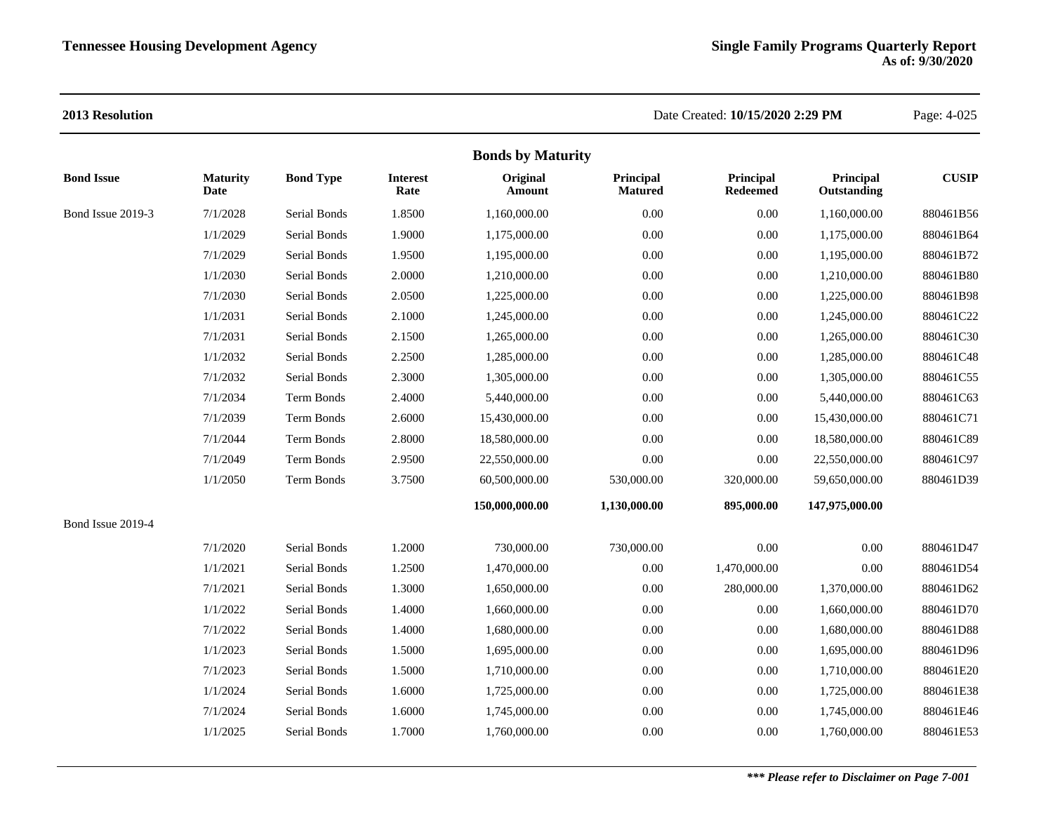**2013 Resolution**

Date Created: **10/15/2020 2:29 PM**

### Bonds by Maturity

| Bond Issue | Maturity Date | Bond Type | Interest Rate | Original Amount | Principal Matured | Principal Redeemed | Principal Outstanding | CUSIP |
|---|---|---|---|---|---|---|---|---|
| Bond Issue 2019-3 | 7/1/2028 | Serial Bonds | 1.8500 | 1,160,000.00 | 0.00 | 0.00 | 1,160,000.00 | 880461B56 |
| | 1/1/2029 | Serial Bonds | 1.9000 | 1,175,000.00 | 0.00 | 0.00 | 1,175,000.00 | 880461B64 |
| | 7/1/2029 | Serial Bonds | 1.9500 | 1,195,000.00 | 0.00 | 0.00 | 1,195,000.00 | 880461B72 |
| | 1/1/2030 | Serial Bonds | 2.0000 | 1,210,000.00 | 0.00 | 0.00 | 1,210,000.00 | 880461B80 |
| | 7/1/2030 | Serial Bonds | 2.0500 | 1,225,000.00 | 0.00 | 0.00 | 1,225,000.00 | 880461B98 |
| | 1/1/2031 | Serial Bonds | 2.1000 | 1,245,000.00 | 0.00 | 0.00 | 1,245,000.00 | 880461C22 |
| | 7/1/2031 | Serial Bonds | 2.1500 | 1,265,000.00 | 0.00 | 0.00 | 1,265,000.00 | 880461C30 |
| | 1/1/2032 | Serial Bonds | 2.2500 | 1,285,000.00 | 0.00 | 0.00 | 1,285,000.00 | 880461C48 |
| | 7/1/2032 | Serial Bonds | 2.3000 | 1,305,000.00 | 0.00 | 0.00 | 1,305,000.00 | 880461C55 |
| | 7/1/2034 | Term Bonds | 2.4000 | 5,440,000.00 | 0.00 | 0.00 | 5,440,000.00 | 880461C63 |
| | 7/1/2039 | Term Bonds | 2.6000 | 15,430,000.00 | 0.00 | 0.00 | 15,430,000.00 | 880461C71 |
| | 7/1/2044 | Term Bonds | 2.8000 | 18,580,000.00 | 0.00 | 0.00 | 18,580,000.00 | 880461C89 |
| | 7/1/2049 | Term Bonds | 2.9500 | 22,550,000.00 | 0.00 | 0.00 | 22,550,000.00 | 880461C97 |
| | 1/1/2050 | Term Bonds | 3.7500 | 60,500,000.00 | 530,000.00 | 320,000.00 | 59,650,000.00 | 880461D39 |
| | | | | **150,000,000.00** | **1,130,000.00** | **895,000.00** | **147,975,000.00** | |
| Bond Issue 2019-4 | | | | | | | | |
| | 7/1/2020 | Serial Bonds | 1.2000 | 730,000.00 | 730,000.00 | 0.00 | 0.00 | 880461D47 |
| | 1/1/2021 | Serial Bonds | 1.2500 | 1,470,000.00 | 0.00 | 1,470,000.00 | 0.00 | 880461D54 |
| | 7/1/2021 | Serial Bonds | 1.3000 | 1,650,000.00 | 0.00 | 280,000.00 | 1,370,000.00 | 880461D62 |
| | 1/1/2022 | Serial Bonds | 1.4000 | 1,660,000.00 | 0.00 | 0.00 | 1,660,000.00 | 880461D70 |
| | 7/1/2022 | Serial Bonds | 1.4000 | 1,680,000.00 | 0.00 | 0.00 | 1,680,000.00 | 880461D88 |
| | 1/1/2023 | Serial Bonds | 1.5000 | 1,695,000.00 | 0.00 | 0.00 | 1,695,000.00 | 880461D96 |
| | 7/1/2023 | Serial Bonds | 1.5000 | 1,710,000.00 | 0.00 | 0.00 | 1,710,000.00 | 880461E20 |
| | 1/1/2024 | Serial Bonds | 1.6000 | 1,725,000.00 | 0.00 | 0.00 | 1,725,000.00 | 880461E38 |
| | 7/1/2024 | Serial Bonds | 1.6000 | 1,745,000.00 | 0.00 | 0.00 | 1,745,000.00 | 880461E46 |
| | 1/1/2025 | Serial Bonds | 1.7000 | 1,760,000.00 | 0.00 | 0.00 | 1,760,000.00 | 880461E53 |

***\*\*\* Please refer to Disclaimer on Page 7-001***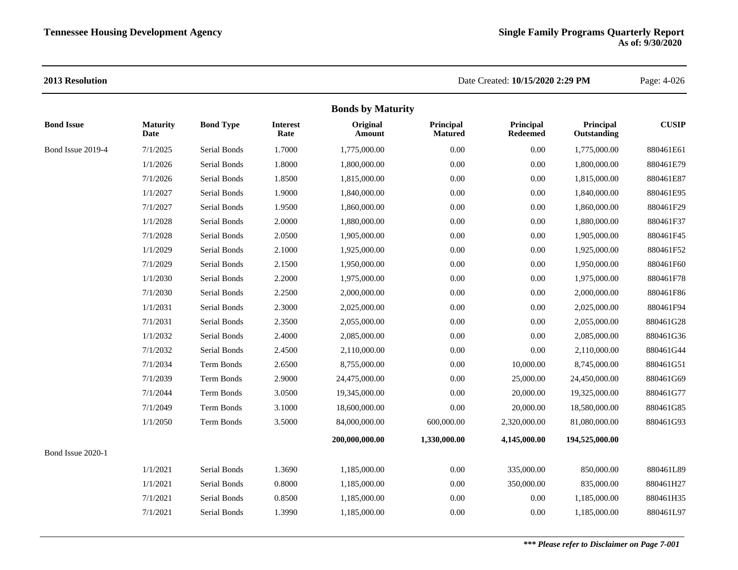**2013 Resolution**

Date Created: **10/15/2020 2:29 PM**

## Bonds by Maturity

| Bond Issue | Maturity Date | Bond Type | Interest Rate | Original Amount | Principal Matured | Principal Redeemed | Principal Outstanding | CUSIP |
|---|---|---|---|---|---|---|---|---|
| Bond Issue 2019-4 | 7/1/2025 | Serial Bonds | 1.7000 | 1,775,000.00 | 0.00 | 0.00 | 1,775,000.00 | 880461E61 |
| | 1/1/2026 | Serial Bonds | 1.8000 | 1,800,000.00 | 0.00 | 0.00 | 1,800,000.00 | 880461E79 |
| | 7/1/2026 | Serial Bonds | 1.8500 | 1,815,000.00 | 0.00 | 0.00 | 1,815,000.00 | 880461E87 |
| | 1/1/2027 | Serial Bonds | 1.9000 | 1,840,000.00 | 0.00 | 0.00 | 1,840,000.00 | 880461E95 |
| | 7/1/2027 | Serial Bonds | 1.9500 | 1,860,000.00 | 0.00 | 0.00 | 1,860,000.00 | 880461F29 |
| | 1/1/2028 | Serial Bonds | 2.0000 | 1,880,000.00 | 0.00 | 0.00 | 1,880,000.00 | 880461F37 |
| | 7/1/2028 | Serial Bonds | 2.0500 | 1,905,000.00 | 0.00 | 0.00 | 1,905,000.00 | 880461F45 |
| | 1/1/2029 | Serial Bonds | 2.1000 | 1,925,000.00 | 0.00 | 0.00 | 1,925,000.00 | 880461F52 |
| | 7/1/2029 | Serial Bonds | 2.1500 | 1,950,000.00 | 0.00 | 0.00 | 1,950,000.00 | 880461F60 |
| | 1/1/2030 | Serial Bonds | 2.2000 | 1,975,000.00 | 0.00 | 0.00 | 1,975,000.00 | 880461F78 |
| | 7/1/2030 | Serial Bonds | 2.2500 | 2,000,000.00 | 0.00 | 0.00 | 2,000,000.00 | 880461F86 |
| | 1/1/2031 | Serial Bonds | 2.3000 | 2,025,000.00 | 0.00 | 0.00 | 2,025,000.00 | 880461F94 |
| | 7/1/2031 | Serial Bonds | 2.3500 | 2,055,000.00 | 0.00 | 0.00 | 2,055,000.00 | 880461G28 |
| | 1/1/2032 | Serial Bonds | 2.4000 | 2,085,000.00 | 0.00 | 0.00 | 2,085,000.00 | 880461G36 |
| | 7/1/2032 | Serial Bonds | 2.4500 | 2,110,000.00 | 0.00 | 0.00 | 2,110,000.00 | 880461G44 |
| | 7/1/2034 | Term Bonds | 2.6500 | 8,755,000.00 | 0.00 | 10,000.00 | 8,745,000.00 | 880461G51 |
| | 7/1/2039 | Term Bonds | 2.9000 | 24,475,000.00 | 0.00 | 25,000.00 | 24,450,000.00 | 880461G69 |
| | 7/1/2044 | Term Bonds | 3.0500 | 19,345,000.00 | 0.00 | 20,000.00 | 19,325,000.00 | 880461G77 |
| | 7/1/2049 | Term Bonds | 3.1000 | 18,600,000.00 | 0.00 | 20,000.00 | 18,580,000.00 | 880461G85 |
| | 1/1/2050 | Term Bonds | 3.5000 | 84,000,000.00 | 600,000.00 | 2,320,000.00 | 81,080,000.00 | 880461G93 |
| | | | | **200,000,000.00** | **1,330,000.00** | **4,145,000.00** | **194,525,000.00** | |
| Bond Issue 2020-1 | | | | | | | | |
| | 1/1/2021 | Serial Bonds | 1.3690 | 1,185,000.00 | 0.00 | 335,000.00 | 850,000.00 | 880461L89 |
| | 1/1/2021 | Serial Bonds | 0.8000 | 1,185,000.00 | 0.00 | 350,000.00 | 835,000.00 | 880461H27 |
| | 7/1/2021 | Serial Bonds | 0.8500 | 1,185,000.00 | 0.00 | 0.00 | 1,185,000.00 | 880461H35 |
| | 7/1/2021 | Serial Bonds | 1.3990 | 1,185,000.00 | 0.00 | 0.00 | 1,185,000.00 | 880461L97 |

***\*\*\* Please refer to Disclaimer on Page 7-001***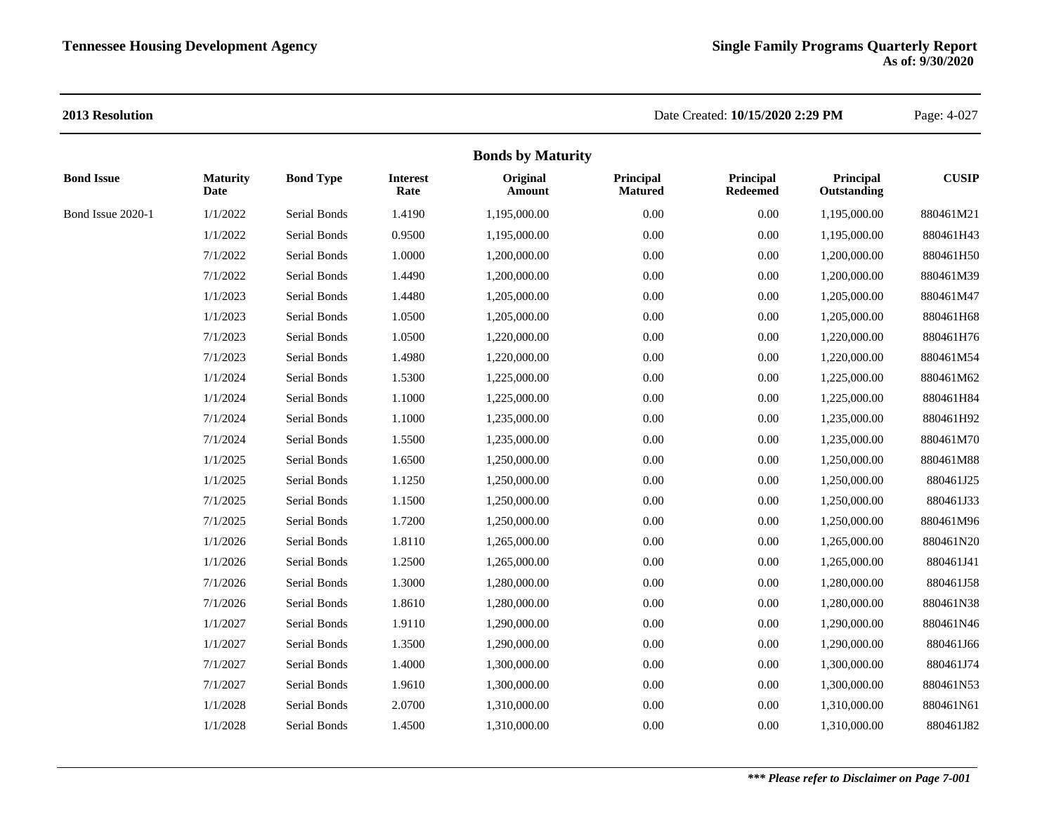**2013 Resolution** Date Created: **10/15/2020 2:29 PM**

## Bonds by Maturity

| Bond Issue | Maturity Date | Bond Type | Interest Rate | Original Amount | Principal Matured | Principal Redeemed | Principal Outstanding | CUSIP |
|---|---|---|---|---|---|---|---|---|
| Bond Issue 2020-1 | 1/1/2022 | Serial Bonds | 1.4190 | 1,195,000.00 | 0.00 | 0.00 | 1,195,000.00 | 880461M21 |
| | 1/1/2022 | Serial Bonds | 0.9500 | 1,195,000.00 | 0.00 | 0.00 | 1,195,000.00 | 880461H43 |
| | 7/1/2022 | Serial Bonds | 1.0000 | 1,200,000.00 | 0.00 | 0.00 | 1,200,000.00 | 880461H50 |
| | 7/1/2022 | Serial Bonds | 1.4490 | 1,200,000.00 | 0.00 | 0.00 | 1,200,000.00 | 880461M39 |
| | 1/1/2023 | Serial Bonds | 1.4480 | 1,205,000.00 | 0.00 | 0.00 | 1,205,000.00 | 880461M47 |
| | 1/1/2023 | Serial Bonds | 1.0500 | 1,205,000.00 | 0.00 | 0.00 | 1,205,000.00 | 880461H68 |
| | 7/1/2023 | Serial Bonds | 1.0500 | 1,220,000.00 | 0.00 | 0.00 | 1,220,000.00 | 880461H76 |
| | 7/1/2023 | Serial Bonds | 1.4980 | 1,220,000.00 | 0.00 | 0.00 | 1,220,000.00 | 880461M54 |
| | 1/1/2024 | Serial Bonds | 1.5300 | 1,225,000.00 | 0.00 | 0.00 | 1,225,000.00 | 880461M62 |
| | 1/1/2024 | Serial Bonds | 1.1000 | 1,225,000.00 | 0.00 | 0.00 | 1,225,000.00 | 880461H84 |
| | 7/1/2024 | Serial Bonds | 1.1000 | 1,235,000.00 | 0.00 | 0.00 | 1,235,000.00 | 880461H92 |
| | 7/1/2024 | Serial Bonds | 1.5500 | 1,235,000.00 | 0.00 | 0.00 | 1,235,000.00 | 880461M70 |
| | 1/1/2025 | Serial Bonds | 1.6500 | 1,250,000.00 | 0.00 | 0.00 | 1,250,000.00 | 880461M88 |
| | 1/1/2025 | Serial Bonds | 1.1250 | 1,250,000.00 | 0.00 | 0.00 | 1,250,000.00 | 880461J25 |
| | 7/1/2025 | Serial Bonds | 1.1500 | 1,250,000.00 | 0.00 | 0.00 | 1,250,000.00 | 880461J33 |
| | 7/1/2025 | Serial Bonds | 1.7200 | 1,250,000.00 | 0.00 | 0.00 | 1,250,000.00 | 880461M96 |
| | 1/1/2026 | Serial Bonds | 1.8110 | 1,265,000.00 | 0.00 | 0.00 | 1,265,000.00 | 880461N20 |
| | 1/1/2026 | Serial Bonds | 1.2500 | 1,265,000.00 | 0.00 | 0.00 | 1,265,000.00 | 880461J41 |
| | 7/1/2026 | Serial Bonds | 1.3000 | 1,280,000.00 | 0.00 | 0.00 | 1,280,000.00 | 880461J58 |
| | 7/1/2026 | Serial Bonds | 1.8610 | 1,280,000.00 | 0.00 | 0.00 | 1,280,000.00 | 880461N38 |
| | 1/1/2027 | Serial Bonds | 1.9110 | 1,290,000.00 | 0.00 | 0.00 | 1,290,000.00 | 880461N46 |
| | 1/1/2027 | Serial Bonds | 1.3500 | 1,290,000.00 | 0.00 | 0.00 | 1,290,000.00 | 880461J66 |
| | 7/1/2027 | Serial Bonds | 1.4000 | 1,300,000.00 | 0.00 | 0.00 | 1,300,000.00 | 880461J74 |
| | 7/1/2027 | Serial Bonds | 1.9610 | 1,300,000.00 | 0.00 | 0.00 | 1,300,000.00 | 880461N53 |
| | 1/1/2028 | Serial Bonds | 2.0700 | 1,310,000.00 | 0.00 | 0.00 | 1,310,000.00 | 880461N61 |
| | 1/1/2028 | Serial Bonds | 1.4500 | 1,310,000.00 | 0.00 | 0.00 | 1,310,000.00 | 880461J82 |

***\*\*\* Please refer to Disclaimer on Page 7-001***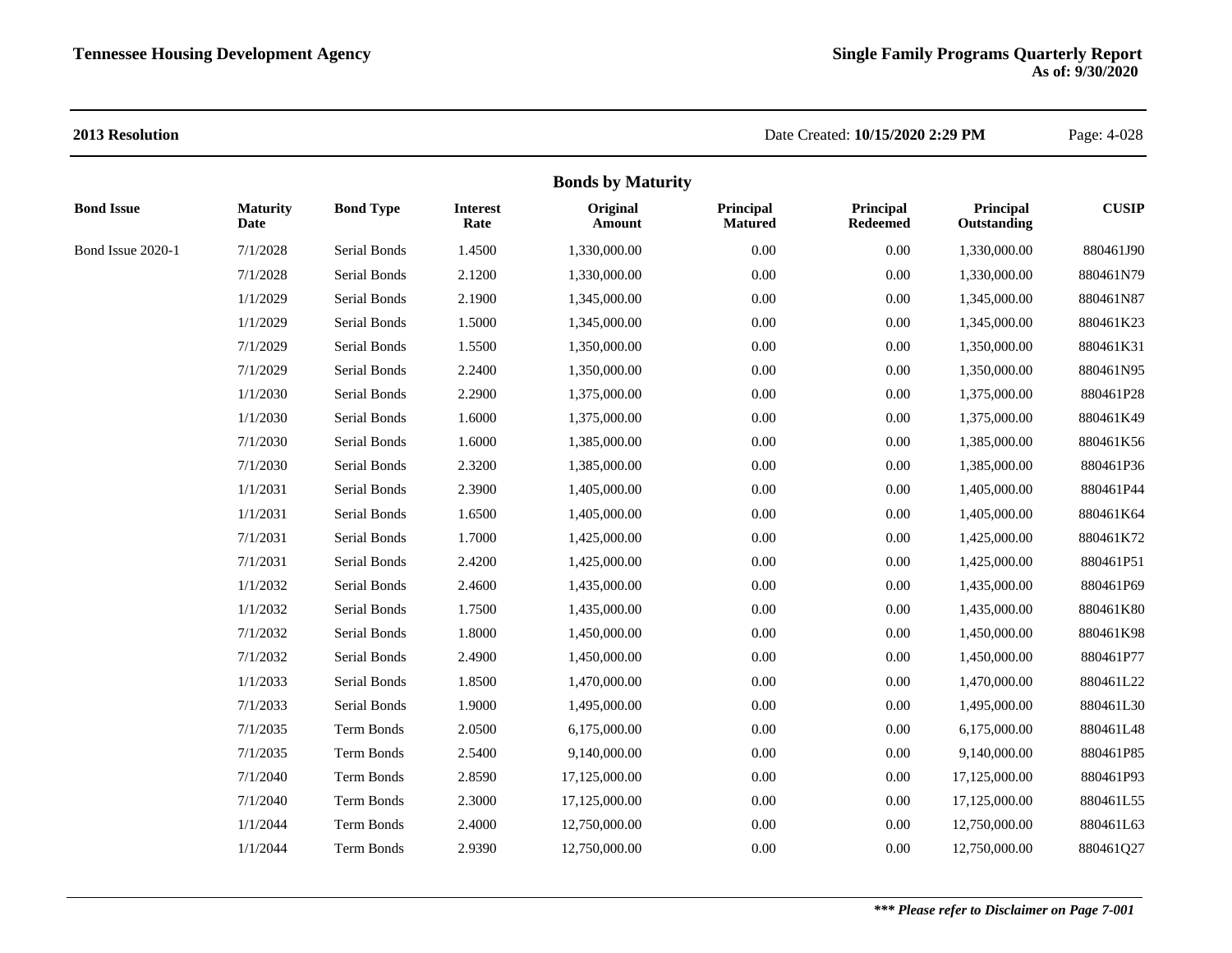**2013 Resolution**

Date Created: **10/15/2020 2:29 PM**

## Bonds by Maturity

| Bond Issue | Maturity Date | Bond Type | Interest Rate | Original Amount | Principal Matured | Principal Redeemed | Principal Outstanding | CUSIP |
|---|---|---|---|---|---|---|---|---|
| Bond Issue 2020-1 | 7/1/2028 | Serial Bonds | 1.4500 | 1,330,000.00 | 0.00 | 0.00 | 1,330,000.00 | 880461J90 |
| | 7/1/2028 | Serial Bonds | 2.1200 | 1,330,000.00 | 0.00 | 0.00 | 1,330,000.00 | 880461N79 |
| | 1/1/2029 | Serial Bonds | 2.1900 | 1,345,000.00 | 0.00 | 0.00 | 1,345,000.00 | 880461N87 |
| | 1/1/2029 | Serial Bonds | 1.5000 | 1,345,000.00 | 0.00 | 0.00 | 1,345,000.00 | 880461K23 |
| | 7/1/2029 | Serial Bonds | 1.5500 | 1,350,000.00 | 0.00 | 0.00 | 1,350,000.00 | 880461K31 |
| | 7/1/2029 | Serial Bonds | 2.2400 | 1,350,000.00 | 0.00 | 0.00 | 1,350,000.00 | 880461N95 |
| | 1/1/2030 | Serial Bonds | 2.2900 | 1,375,000.00 | 0.00 | 0.00 | 1,375,000.00 | 880461P28 |
| | 1/1/2030 | Serial Bonds | 1.6000 | 1,375,000.00 | 0.00 | 0.00 | 1,375,000.00 | 880461K49 |
| | 7/1/2030 | Serial Bonds | 1.6000 | 1,385,000.00 | 0.00 | 0.00 | 1,385,000.00 | 880461K56 |
| | 7/1/2030 | Serial Bonds | 2.3200 | 1,385,000.00 | 0.00 | 0.00 | 1,385,000.00 | 880461P36 |
| | 1/1/2031 | Serial Bonds | 2.3900 | 1,405,000.00 | 0.00 | 0.00 | 1,405,000.00 | 880461P44 |
| | 1/1/2031 | Serial Bonds | 1.6500 | 1,405,000.00 | 0.00 | 0.00 | 1,405,000.00 | 880461K64 |
| | 7/1/2031 | Serial Bonds | 1.7000 | 1,425,000.00 | 0.00 | 0.00 | 1,425,000.00 | 880461K72 |
| | 7/1/2031 | Serial Bonds | 2.4200 | 1,425,000.00 | 0.00 | 0.00 | 1,425,000.00 | 880461P51 |
| | 1/1/2032 | Serial Bonds | 2.4600 | 1,435,000.00 | 0.00 | 0.00 | 1,435,000.00 | 880461P69 |
| | 1/1/2032 | Serial Bonds | 1.7500 | 1,435,000.00 | 0.00 | 0.00 | 1,435,000.00 | 880461K80 |
| | 7/1/2032 | Serial Bonds | 1.8000 | 1,450,000.00 | 0.00 | 0.00 | 1,450,000.00 | 880461K98 |
| | 7/1/2032 | Serial Bonds | 2.4900 | 1,450,000.00 | 0.00 | 0.00 | 1,450,000.00 | 880461P77 |
| | 1/1/2033 | Serial Bonds | 1.8500 | 1,470,000.00 | 0.00 | 0.00 | 1,470,000.00 | 880461L22 |
| | 7/1/2033 | Serial Bonds | 1.9000 | 1,495,000.00 | 0.00 | 0.00 | 1,495,000.00 | 880461L30 |
| | 7/1/2035 | Term Bonds | 2.0500 | 6,175,000.00 | 0.00 | 0.00 | 6,175,000.00 | 880461L48 |
| | 7/1/2035 | Term Bonds | 2.5400 | 9,140,000.00 | 0.00 | 0.00 | 9,140,000.00 | 880461P85 |
| | 7/1/2040 | Term Bonds | 2.8590 | 17,125,000.00 | 0.00 | 0.00 | 17,125,000.00 | 880461P93 |
| | 7/1/2040 | Term Bonds | 2.3000 | 17,125,000.00 | 0.00 | 0.00 | 17,125,000.00 | 880461L55 |
| | 1/1/2044 | Term Bonds | 2.4000 | 12,750,000.00 | 0.00 | 0.00 | 12,750,000.00 | 880461L63 |
| | 1/1/2044 | Term Bonds | 2.9390 | 12,750,000.00 | 0.00 | 0.00 | 12,750,000.00 | 880461Q27 |

***\*\*\* Please refer to Disclaimer on Page 7-001***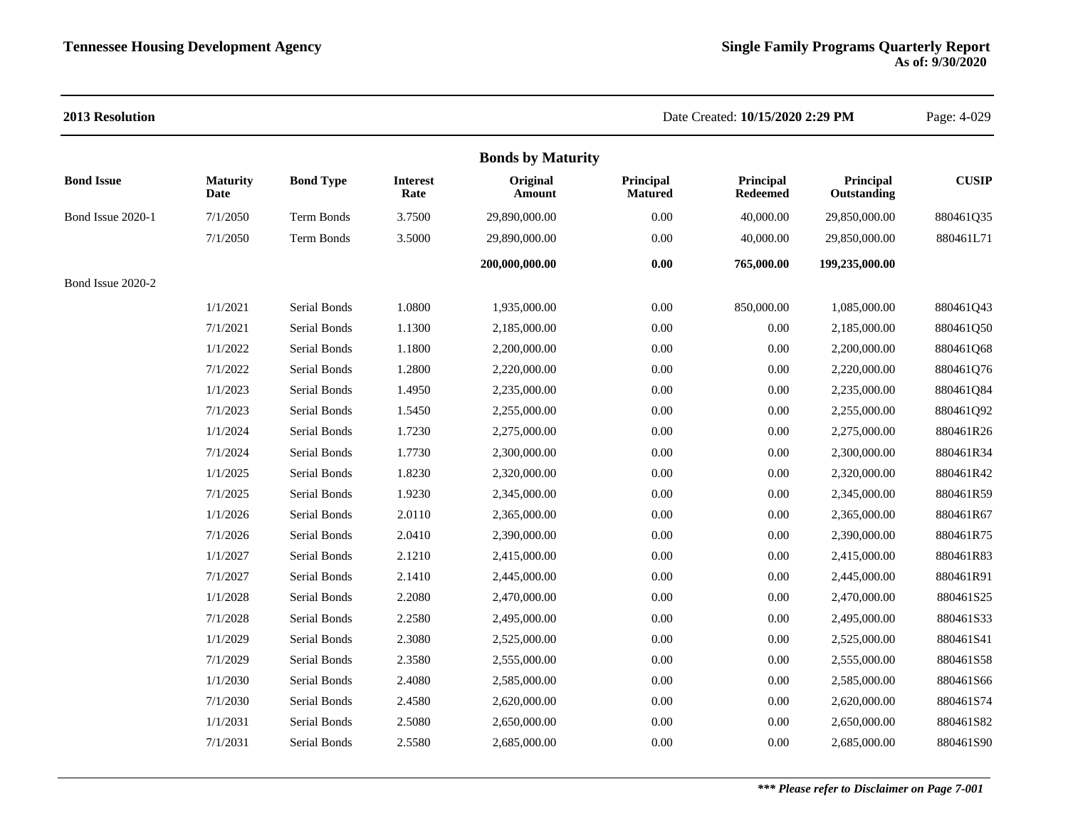**2013 Resolution** Date Created: **10/15/2020 2:29 PM**

## Bonds by Maturity

| Bond Issue | Maturity Date | Bond Type | Interest Rate | Original Amount | Principal Matured | Principal Redeemed | Principal Outstanding | CUSIP |
|---|---|---|---|---|---|---|---|---|
| Bond Issue 2020-1 | 7/1/2050 | Term Bonds | 3.7500 | 29,890,000.00 | 0.00 | 40,000.00 | 29,850,000.00 | 880461Q35 |
| | 7/1/2050 | Term Bonds | 3.5000 | 29,890,000.00 | 0.00 | 40,000.00 | 29,850,000.00 | 880461L71 |
| | | | | **200,000,000.00** | **0.00** | **765,000.00** | **199,235,000.00** | |
| Bond Issue 2020-2 | | | | | | | | |
| | 1/1/2021 | Serial Bonds | 1.0800 | 1,935,000.00 | 0.00 | 850,000.00 | 1,085,000.00 | 880461Q43 |
| | 7/1/2021 | Serial Bonds | 1.1300 | 2,185,000.00 | 0.00 | 0.00 | 2,185,000.00 | 880461Q50 |
| | 1/1/2022 | Serial Bonds | 1.1800 | 2,200,000.00 | 0.00 | 0.00 | 2,200,000.00 | 880461Q68 |
| | 7/1/2022 | Serial Bonds | 1.2800 | 2,220,000.00 | 0.00 | 0.00 | 2,220,000.00 | 880461Q76 |
| | 1/1/2023 | Serial Bonds | 1.4950 | 2,235,000.00 | 0.00 | 0.00 | 2,235,000.00 | 880461Q84 |
| | 7/1/2023 | Serial Bonds | 1.5450 | 2,255,000.00 | 0.00 | 0.00 | 2,255,000.00 | 880461Q92 |
| | 1/1/2024 | Serial Bonds | 1.7230 | 2,275,000.00 | 0.00 | 0.00 | 2,275,000.00 | 880461R26 |
| | 7/1/2024 | Serial Bonds | 1.7730 | 2,300,000.00 | 0.00 | 0.00 | 2,300,000.00 | 880461R34 |
| | 1/1/2025 | Serial Bonds | 1.8230 | 2,320,000.00 | 0.00 | 0.00 | 2,320,000.00 | 880461R42 |
| | 7/1/2025 | Serial Bonds | 1.9230 | 2,345,000.00 | 0.00 | 0.00 | 2,345,000.00 | 880461R59 |
| | 1/1/2026 | Serial Bonds | 2.0110 | 2,365,000.00 | 0.00 | 0.00 | 2,365,000.00 | 880461R67 |
| | 7/1/2026 | Serial Bonds | 2.0410 | 2,390,000.00 | 0.00 | 0.00 | 2,390,000.00 | 880461R75 |
| | 1/1/2027 | Serial Bonds | 2.1210 | 2,415,000.00 | 0.00 | 0.00 | 2,415,000.00 | 880461R83 |
| | 7/1/2027 | Serial Bonds | 2.1410 | 2,445,000.00 | 0.00 | 0.00 | 2,445,000.00 | 880461R91 |
| | 1/1/2028 | Serial Bonds | 2.2080 | 2,470,000.00 | 0.00 | 0.00 | 2,470,000.00 | 880461S25 |
| | 7/1/2028 | Serial Bonds | 2.2580 | 2,495,000.00 | 0.00 | 0.00 | 2,495,000.00 | 880461S33 |
| | 1/1/2029 | Serial Bonds | 2.3080 | 2,525,000.00 | 0.00 | 0.00 | 2,525,000.00 | 880461S41 |
| | 7/1/2029 | Serial Bonds | 2.3580 | 2,555,000.00 | 0.00 | 0.00 | 2,555,000.00 | 880461S58 |
| | 1/1/2030 | Serial Bonds | 2.4080 | 2,585,000.00 | 0.00 | 0.00 | 2,585,000.00 | 880461S66 |
| | 7/1/2030 | Serial Bonds | 2.4580 | 2,620,000.00 | 0.00 | 0.00 | 2,620,000.00 | 880461S74 |
| | 1/1/2031 | Serial Bonds | 2.5080 | 2,650,000.00 | 0.00 | 0.00 | 2,650,000.00 | 880461S82 |
| | 7/1/2031 | Serial Bonds | 2.5580 | 2,685,000.00 | 0.00 | 0.00 | 2,685,000.00 | 880461S90 |

***\*\*\* Please refer to Disclaimer on Page 7-001***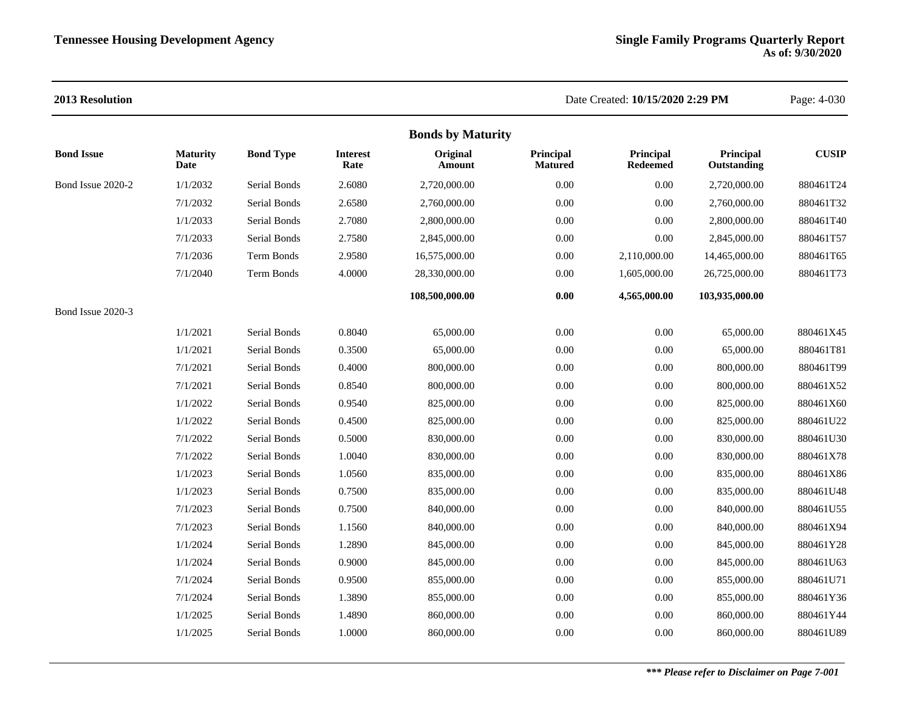**2013 Resolution**

Date Created: **10/15/2020 2:29 PM**

## Bonds by Maturity

| Bond Issue | Maturity Date | Bond Type | Interest Rate | Original Amount | Principal Matured | Principal Redeemed | Principal Outstanding | CUSIP |
|---|---|---|---|---|---|---|---|---|
| Bond Issue 2020-2 | 1/1/2032 | Serial Bonds | 2.6080 | 2,720,000.00 | 0.00 | 0.00 | 2,720,000.00 | 880461T24 |
| | 7/1/2032 | Serial Bonds | 2.6580 | 2,760,000.00 | 0.00 | 0.00 | 2,760,000.00 | 880461T32 |
| | 1/1/2033 | Serial Bonds | 2.7080 | 2,800,000.00 | 0.00 | 0.00 | 2,800,000.00 | 880461T40 |
| | 7/1/2033 | Serial Bonds | 2.7580 | 2,845,000.00 | 0.00 | 0.00 | 2,845,000.00 | 880461T57 |
| | 7/1/2036 | Term Bonds | 2.9580 | 16,575,000.00 | 0.00 | 2,110,000.00 | 14,465,000.00 | 880461T65 |
| | 7/1/2040 | Term Bonds | 4.0000 | 28,330,000.00 | 0.00 | 1,605,000.00 | 26,725,000.00 | 880461T73 |
| | | | | **108,500,000.00** | **0.00** | **4,565,000.00** | **103,935,000.00** | |
| Bond Issue 2020-3 | | | | | | | | |
| | 1/1/2021 | Serial Bonds | 0.8040 | 65,000.00 | 0.00 | 0.00 | 65,000.00 | 880461X45 |
| | 1/1/2021 | Serial Bonds | 0.3500 | 65,000.00 | 0.00 | 0.00 | 65,000.00 | 880461T81 |
| | 7/1/2021 | Serial Bonds | 0.4000 | 800,000.00 | 0.00 | 0.00 | 800,000.00 | 880461T99 |
| | 7/1/2021 | Serial Bonds | 0.8540 | 800,000.00 | 0.00 | 0.00 | 800,000.00 | 880461X52 |
| | 1/1/2022 | Serial Bonds | 0.9540 | 825,000.00 | 0.00 | 0.00 | 825,000.00 | 880461X60 |
| | 1/1/2022 | Serial Bonds | 0.4500 | 825,000.00 | 0.00 | 0.00 | 825,000.00 | 880461U22 |
| | 7/1/2022 | Serial Bonds | 0.5000 | 830,000.00 | 0.00 | 0.00 | 830,000.00 | 880461U30 |
| | 7/1/2022 | Serial Bonds | 1.0040 | 830,000.00 | 0.00 | 0.00 | 830,000.00 | 880461X78 |
| | 1/1/2023 | Serial Bonds | 1.0560 | 835,000.00 | 0.00 | 0.00 | 835,000.00 | 880461X86 |
| | 1/1/2023 | Serial Bonds | 0.7500 | 835,000.00 | 0.00 | 0.00 | 835,000.00 | 880461U48 |
| | 7/1/2023 | Serial Bonds | 0.7500 | 840,000.00 | 0.00 | 0.00 | 840,000.00 | 880461U55 |
| | 7/1/2023 | Serial Bonds | 1.1560 | 840,000.00 | 0.00 | 0.00 | 840,000.00 | 880461X94 |
| | 1/1/2024 | Serial Bonds | 1.2890 | 845,000.00 | 0.00 | 0.00 | 845,000.00 | 880461Y28 |
| | 1/1/2024 | Serial Bonds | 0.9000 | 845,000.00 | 0.00 | 0.00 | 845,000.00 | 880461U63 |
| | 7/1/2024 | Serial Bonds | 0.9500 | 855,000.00 | 0.00 | 0.00 | 855,000.00 | 880461U71 |
| | 7/1/2024 | Serial Bonds | 1.3890 | 855,000.00 | 0.00 | 0.00 | 855,000.00 | 880461Y36 |
| | 1/1/2025 | Serial Bonds | 1.4890 | 860,000.00 | 0.00 | 0.00 | 860,000.00 | 880461Y44 |
| | 1/1/2025 | Serial Bonds | 1.0000 | 860,000.00 | 0.00 | 0.00 | 860,000.00 | 880461U89 |

***\*\*\* Please refer to Disclaimer on Page 7-001***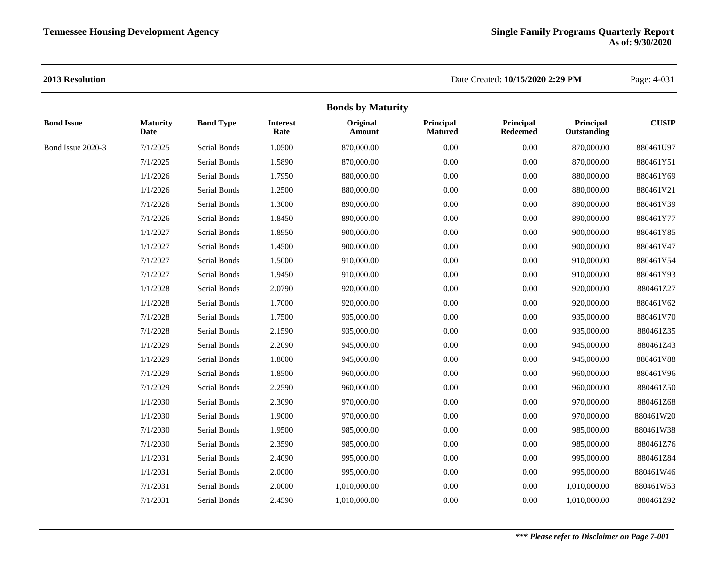**2013 Resolution** — Date Created: **10/15/2020 2:29 PM**

## Bonds by Maturity

| Bond Issue | Maturity Date | Bond Type | Interest Rate | Original Amount | Principal Matured | Principal Redeemed | Principal Outstanding | CUSIP |
|---|---|---|---|---|---|---|---|---|
| Bond Issue 2020-3 | 7/1/2025 | Serial Bonds | 1.0500 | 870,000.00 | 0.00 | 0.00 | 870,000.00 | 880461U97 |
| | 7/1/2025 | Serial Bonds | 1.5890 | 870,000.00 | 0.00 | 0.00 | 870,000.00 | 880461Y51 |
| | 1/1/2026 | Serial Bonds | 1.7950 | 880,000.00 | 0.00 | 0.00 | 880,000.00 | 880461Y69 |
| | 1/1/2026 | Serial Bonds | 1.2500 | 880,000.00 | 0.00 | 0.00 | 880,000.00 | 880461V21 |
| | 7/1/2026 | Serial Bonds | 1.3000 | 890,000.00 | 0.00 | 0.00 | 890,000.00 | 880461V39 |
| | 7/1/2026 | Serial Bonds | 1.8450 | 890,000.00 | 0.00 | 0.00 | 890,000.00 | 880461Y77 |
| | 1/1/2027 | Serial Bonds | 1.8950 | 900,000.00 | 0.00 | 0.00 | 900,000.00 | 880461Y85 |
| | 1/1/2027 | Serial Bonds | 1.4500 | 900,000.00 | 0.00 | 0.00 | 900,000.00 | 880461V47 |
| | 7/1/2027 | Serial Bonds | 1.5000 | 910,000.00 | 0.00 | 0.00 | 910,000.00 | 880461V54 |
| | 7/1/2027 | Serial Bonds | 1.9450 | 910,000.00 | 0.00 | 0.00 | 910,000.00 | 880461Y93 |
| | 1/1/2028 | Serial Bonds | 2.0790 | 920,000.00 | 0.00 | 0.00 | 920,000.00 | 880461Z27 |
| | 1/1/2028 | Serial Bonds | 1.7000 | 920,000.00 | 0.00 | 0.00 | 920,000.00 | 880461V62 |
| | 7/1/2028 | Serial Bonds | 1.7500 | 935,000.00 | 0.00 | 0.00 | 935,000.00 | 880461V70 |
| | 7/1/2028 | Serial Bonds | 2.1590 | 935,000.00 | 0.00 | 0.00 | 935,000.00 | 880461Z35 |
| | 1/1/2029 | Serial Bonds | 2.2090 | 945,000.00 | 0.00 | 0.00 | 945,000.00 | 880461Z43 |
| | 1/1/2029 | Serial Bonds | 1.8000 | 945,000.00 | 0.00 | 0.00 | 945,000.00 | 880461V88 |
| | 7/1/2029 | Serial Bonds | 1.8500 | 960,000.00 | 0.00 | 0.00 | 960,000.00 | 880461V96 |
| | 7/1/2029 | Serial Bonds | 2.2590 | 960,000.00 | 0.00 | 0.00 | 960,000.00 | 880461Z50 |
| | 1/1/2030 | Serial Bonds | 2.3090 | 970,000.00 | 0.00 | 0.00 | 970,000.00 | 880461Z68 |
| | 1/1/2030 | Serial Bonds | 1.9000 | 970,000.00 | 0.00 | 0.00 | 970,000.00 | 880461W20 |
| | 7/1/2030 | Serial Bonds | 1.9500 | 985,000.00 | 0.00 | 0.00 | 985,000.00 | 880461W38 |
| | 7/1/2030 | Serial Bonds | 2.3590 | 985,000.00 | 0.00 | 0.00 | 985,000.00 | 880461Z76 |
| | 1/1/2031 | Serial Bonds | 2.4090 | 995,000.00 | 0.00 | 0.00 | 995,000.00 | 880461Z84 |
| | 1/1/2031 | Serial Bonds | 2.0000 | 995,000.00 | 0.00 | 0.00 | 995,000.00 | 880461W46 |
| | 7/1/2031 | Serial Bonds | 2.0000 | 1,010,000.00 | 0.00 | 0.00 | 1,010,000.00 | 880461W53 |
| | 7/1/2031 | Serial Bonds | 2.4590 | 1,010,000.00 | 0.00 | 0.00 | 1,010,000.00 | 880461Z92 |

*** Please refer to Disclaimer on Page 7-001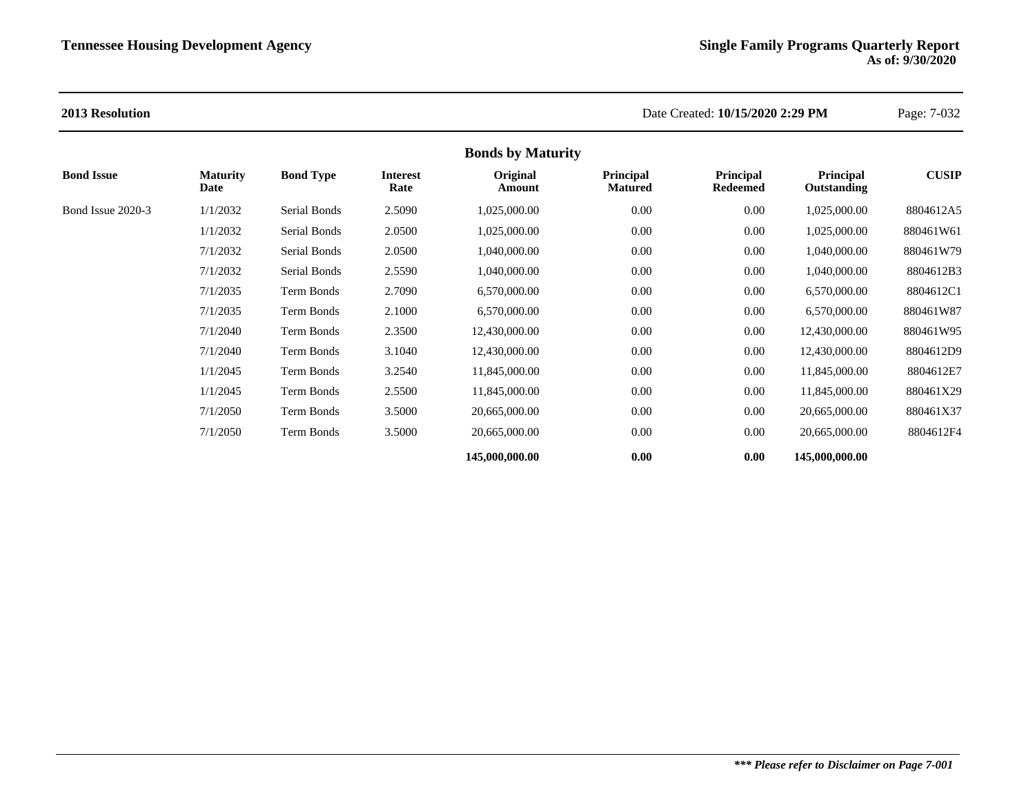**2013 Resolution**

Date Created: **10/15/2020 2:29 PM**

## Bonds by Maturity

| Bond Issue | Maturity Date | Bond Type | Interest Rate | Original Amount | Principal Matured | Principal Redeemed | Principal Outstanding | CUSIP |
|---|---|---|---|---|---|---|---|---|
| Bond Issue 2020-3 | 1/1/2032 | Serial Bonds | 2.5090 | 1,025,000.00 | 0.00 | 0.00 | 1,025,000.00 | 8804612A5 |
| | 1/1/2032 | Serial Bonds | 2.0500 | 1,025,000.00 | 0.00 | 0.00 | 1,025,000.00 | 880461W61 |
| | 7/1/2032 | Serial Bonds | 2.0500 | 1,040,000.00 | 0.00 | 0.00 | 1,040,000.00 | 880461W79 |
| | 7/1/2032 | Serial Bonds | 2.5590 | 1,040,000.00 | 0.00 | 0.00 | 1,040,000.00 | 8804612B3 |
| | 7/1/2035 | Term Bonds | 2.7090 | 6,570,000.00 | 0.00 | 0.00 | 6,570,000.00 | 8804612C1 |
| | 7/1/2035 | Term Bonds | 2.1000 | 6,570,000.00 | 0.00 | 0.00 | 6,570,000.00 | 880461W87 |
| | 7/1/2040 | Term Bonds | 2.3500 | 12,430,000.00 | 0.00 | 0.00 | 12,430,000.00 | 880461W95 |
| | 7/1/2040 | Term Bonds | 3.1040 | 12,430,000.00 | 0.00 | 0.00 | 12,430,000.00 | 8804612D9 |
| | 1/1/2045 | Term Bonds | 3.2540 | 11,845,000.00 | 0.00 | 0.00 | 11,845,000.00 | 8804612E7 |
| | 1/1/2045 | Term Bonds | 2.5500 | 11,845,000.00 | 0.00 | 0.00 | 11,845,000.00 | 880461X29 |
| | 7/1/2050 | Term Bonds | 3.5000 | 20,665,000.00 | 0.00 | 0.00 | 20,665,000.00 | 880461X37 |
| | 7/1/2050 | Term Bonds | 3.5000 | 20,665,000.00 | 0.00 | 0.00 | 20,665,000.00 | 8804612F4 |
| | | | | **145,000,000.00** | **0.00** | **0.00** | **145,000,000.00** | |

***\*\*\* Please refer to Disclaimer on Page 7-001***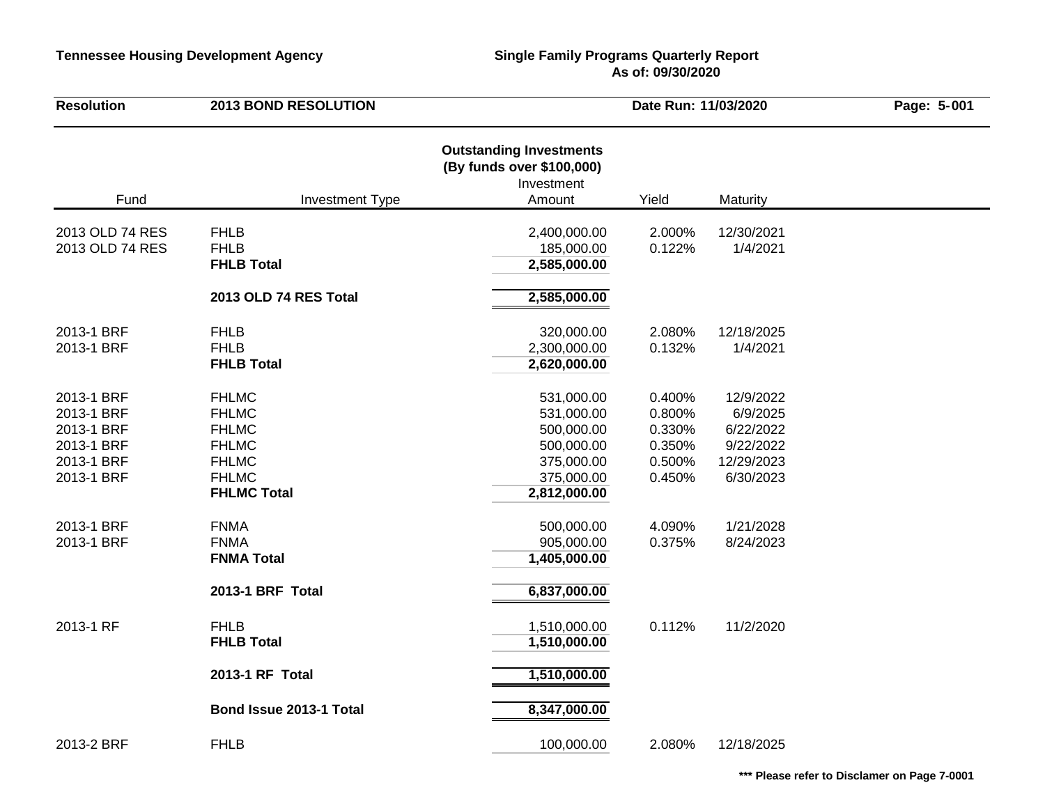**Tennessee Housing Development Agency**

**Single Family Programs Quarterly Report**
**As of: 09/30/2020**

**Resolution** **2013 BOND RESOLUTION** **Date Run: 11/03/2020**

## Outstanding Investments
**(By funds over $100,000)**

| Fund | Investment Type | Investment Amount | Yield | Maturity |
|---|---|---|---|---|
| 2013 OLD 74 RES | FHLB | 2,400,000.00 | 2.000% | 12/30/2021 |
| 2013 OLD 74 RES | FHLB | 185,000.00 | 0.122% | 1/4/2021 |
| | **FHLB Total** | **2,585,000.00** | | |
| | **2013 OLD 74 RES Total** | **2,585,000.00** | | |
| 2013-1 BRF | FHLB | 320,000.00 | 2.080% | 12/18/2025 |
| 2013-1 BRF | FHLB | 2,300,000.00 | 0.132% | 1/4/2021 |
| | **FHLB Total** | **2,620,000.00** | | |
| 2013-1 BRF | FHLMC | 531,000.00 | 0.400% | 12/9/2022 |
| 2013-1 BRF | FHLMC | 531,000.00 | 0.800% | 6/9/2025 |
| 2013-1 BRF | FHLMC | 500,000.00 | 0.330% | 6/22/2022 |
| 2013-1 BRF | FHLMC | 500,000.00 | 0.350% | 9/22/2022 |
| 2013-1 BRF | FHLMC | 375,000.00 | 0.500% | 12/29/2023 |
| 2013-1 BRF | FHLMC | 375,000.00 | 0.450% | 6/30/2023 |
| | **FHLMC Total** | **2,812,000.00** | | |
| 2013-1 BRF | FNMA | 500,000.00 | 4.090% | 1/21/2028 |
| 2013-1 BRF | FNMA | 905,000.00 | 0.375% | 8/24/2023 |
| | **FNMA Total** | **1,405,000.00** | | |
| | **2013-1 BRF Total** | **6,837,000.00** | | |
| 2013-1 RF | FHLB | 1,510,000.00 | 0.112% | 11/2/2020 |
| | **FHLB Total** | **1,510,000.00** | | |
| | **2013-1 RF Total** | **1,510,000.00** | | |
| | **Bond Issue 2013-1 Total** | **8,347,000.00** | | |
| 2013-2 BRF | FHLB | 100,000.00 | 2.080% | 12/18/2025 |

**\*\*\* Please refer to Disclamer on Page 7-0001**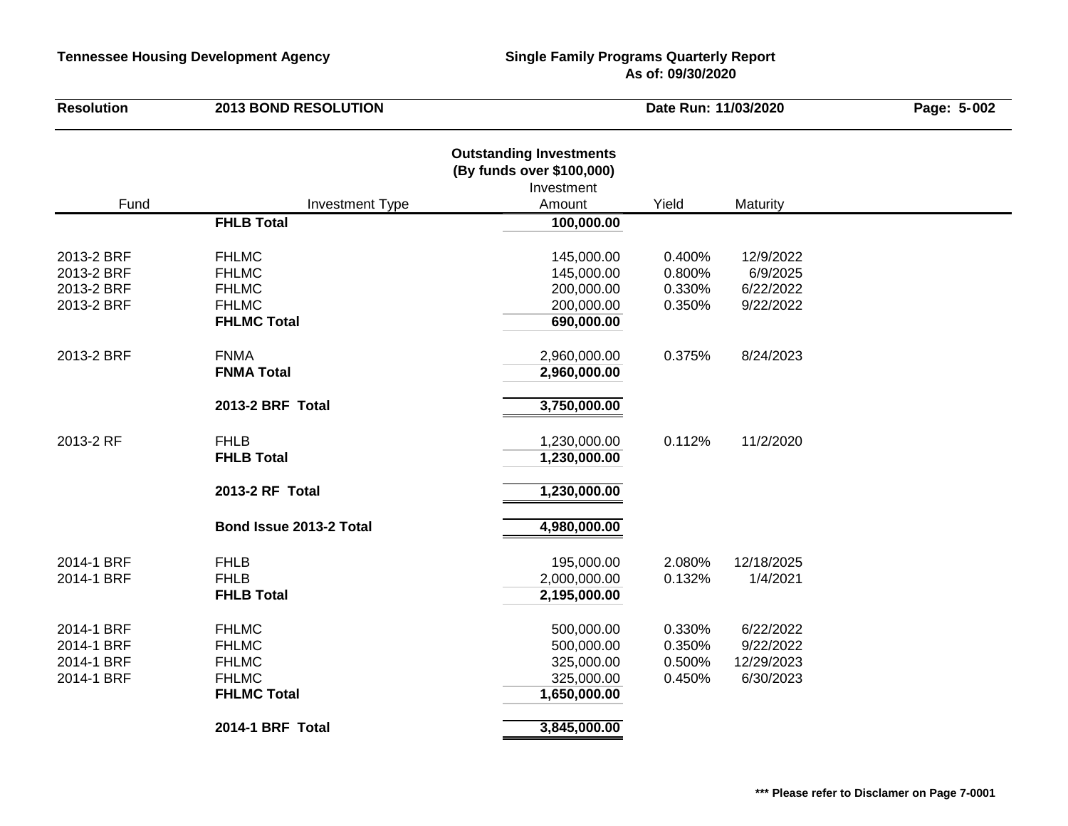**Resolution** **2013 BOND RESOLUTION**

## Outstanding Investments
### (By funds over $100,000)

| Fund | Investment Type | Investment Amount | Yield | Maturity |
|---|---|---|---|---|
| | **FHLB Total** | **100,000.00** | | |
| 2013-2 BRF | FHLMC | 145,000.00 | 0.400% | 12/9/2022 |
| 2013-2 BRF | FHLMC | 145,000.00 | 0.800% | 6/9/2025 |
| 2013-2 BRF | FHLMC | 200,000.00 | 0.330% | 6/22/2022 |
| 2013-2 BRF | FHLMC | 200,000.00 | 0.350% | 9/22/2022 |
| | **FHLMC Total** | **690,000.00** | | |
| 2013-2 BRF | FNMA | 2,960,000.00 | 0.375% | 8/24/2023 |
| | **FNMA Total** | **2,960,000.00** | | |
| | **2013-2 BRF Total** | **3,750,000.00** | | |
| 2013-2 RF | FHLB | 1,230,000.00 | 0.112% | 11/2/2020 |
| | **FHLB Total** | **1,230,000.00** | | |
| | **2013-2 RF Total** | **1,230,000.00** | | |
| | **Bond Issue 2013-2 Total** | **4,980,000.00** | | |
| 2014-1 BRF | FHLB | 195,000.00 | 2.080% | 12/18/2025 |
| 2014-1 BRF | FHLB | 2,000,000.00 | 0.132% | 1/4/2021 |
| | **FHLB Total** | **2,195,000.00** | | |
| 2014-1 BRF | FHLMC | 500,000.00 | 0.330% | 6/22/2022 |
| 2014-1 BRF | FHLMC | 500,000.00 | 0.350% | 9/22/2022 |
| 2014-1 BRF | FHLMC | 325,000.00 | 0.500% | 12/29/2023 |
| 2014-1 BRF | FHLMC | 325,000.00 | 0.450% | 6/30/2023 |
| | **FHLMC Total** | **1,650,000.00** | | |
| | **2014-1 BRF Total** | **3,845,000.00** | | |

**\*\*\* Please refer to Disclamer on Page 7-0001**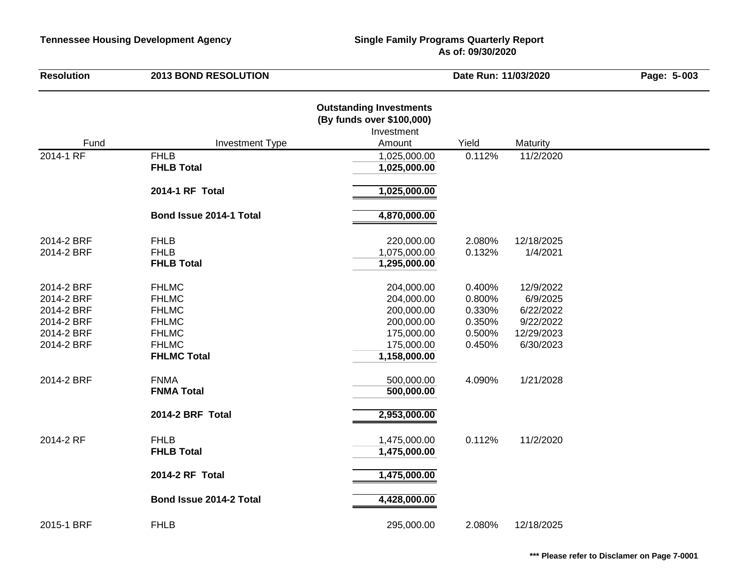**Tennessee Housing Development Agency** **Single Family Programs Quarterly Report**
**As of: 09/30/2020**

**Resolution** **2013 BOND RESOLUTION** **Date Run: 11/03/2020**

## Outstanding Investments
### (By funds over $100,000)

| Fund | Investment Type | Investment Amount | Yield | Maturity |
|---|---|---|---|---|
| 2014-1 RF | FHLB | 1,025,000.00 | 0.112% | 11/2/2020 |
| | **FHLB Total** | **1,025,000.00** | | |
| | **2014-1 RF Total** | **1,025,000.00** | | |
| | **Bond Issue 2014-1 Total** | **4,870,000.00** | | |
| 2014-2 BRF | FHLB | 220,000.00 | 2.080% | 12/18/2025 |
| 2014-2 BRF | FHLB | 1,075,000.00 | 0.132% | 1/4/2021 |
| | **FHLB Total** | **1,295,000.00** | | |
| 2014-2 BRF | FHLMC | 204,000.00 | 0.400% | 12/9/2022 |
| 2014-2 BRF | FHLMC | 204,000.00 | 0.800% | 6/9/2025 |
| 2014-2 BRF | FHLMC | 200,000.00 | 0.330% | 6/22/2022 |
| 2014-2 BRF | FHLMC | 200,000.00 | 0.350% | 9/22/2022 |
| 2014-2 BRF | FHLMC | 175,000.00 | 0.500% | 12/29/2023 |
| 2014-2 BRF | FHLMC | 175,000.00 | 0.450% | 6/30/2023 |
| | **FHLMC Total** | **1,158,000.00** | | |
| 2014-2 BRF | FNMA | 500,000.00 | 4.090% | 1/21/2028 |
| | **FNMA Total** | **500,000.00** | | |
| | **2014-2 BRF Total** | **2,953,000.00** | | |
| 2014-2 RF | FHLB | 1,475,000.00 | 0.112% | 11/2/2020 |
| | **FHLB Total** | **1,475,000.00** | | |
| | **2014-2 RF Total** | **1,475,000.00** | | |
| | **Bond Issue 2014-2 Total** | **4,428,000.00** | | |
| 2015-1 BRF | FHLB | 295,000.00 | 2.080% | 12/18/2025 |

**\*\*\* Please refer to Disclamer on Page 7-0001**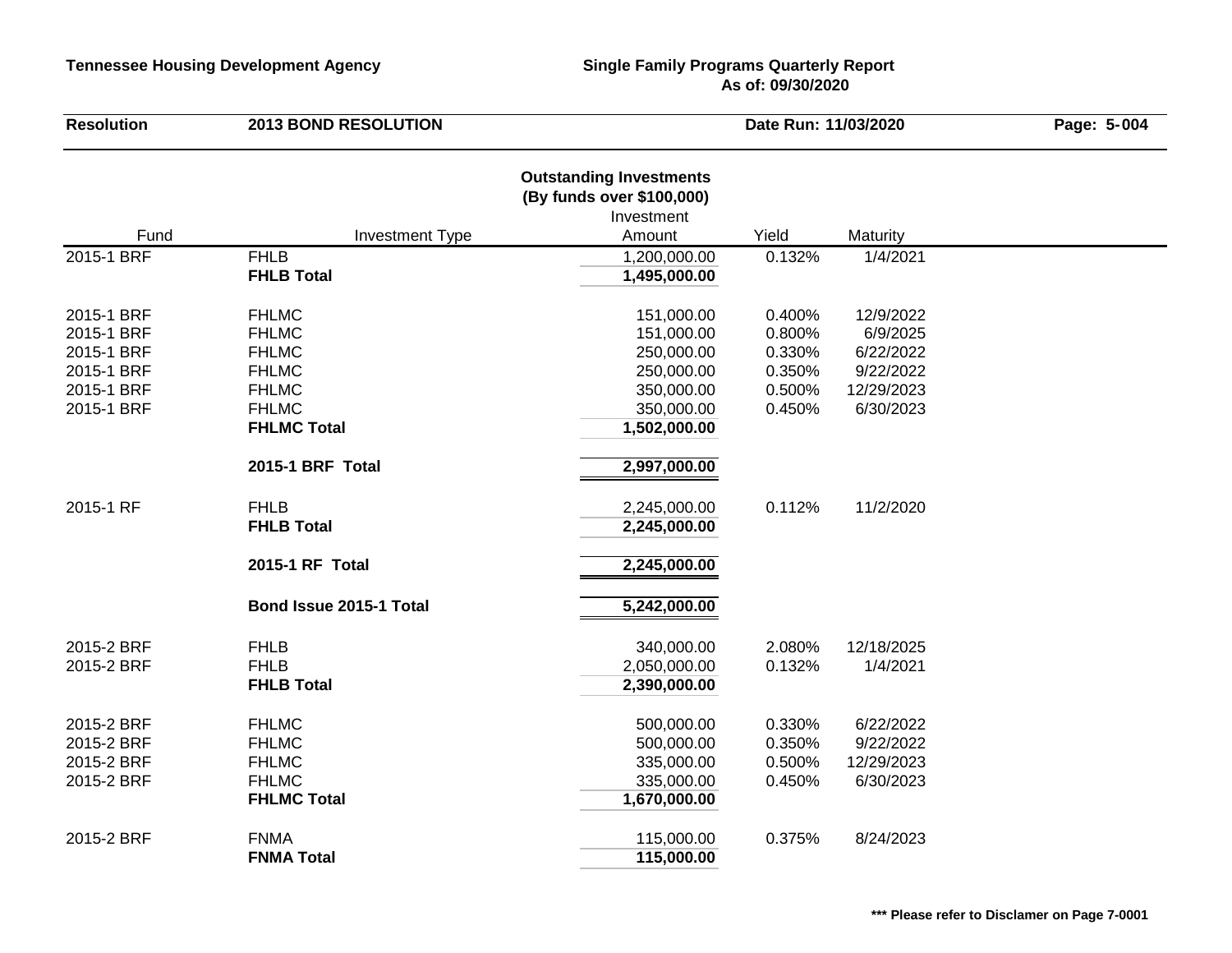**Tennessee Housing Development Agency**

**Single Family Programs Quarterly Report**
**As of: 09/30/2020**

| **Resolution** | **2013 BOND RESOLUTION** | **Date Run: 11/03/2020** |
|---|---|---|

## Outstanding Investments
### (By funds over $100,000)

| Fund | Investment Type | Investment Amount | Yield | Maturity |
|---|---|---|---|---|
| 2015-1 BRF | FHLB | 1,200,000.00 | 0.132% | 1/4/2021 |
| | **FHLB Total** | **1,495,000.00** | | |
| 2015-1 BRF | FHLMC | 151,000.00 | 0.400% | 12/9/2022 |
| 2015-1 BRF | FHLMC | 151,000.00 | 0.800% | 6/9/2025 |
| 2015-1 BRF | FHLMC | 250,000.00 | 0.330% | 6/22/2022 |
| 2015-1 BRF | FHLMC | 250,000.00 | 0.350% | 9/22/2022 |
| 2015-1 BRF | FHLMC | 350,000.00 | 0.500% | 12/29/2023 |
| 2015-1 BRF | FHLMC | 350,000.00 | 0.450% | 6/30/2023 |
| | **FHLMC Total** | **1,502,000.00** | | |
| | **2015-1 BRF Total** | **2,997,000.00** | | |
| 2015-1 RF | FHLB | 2,245,000.00 | 0.112% | 11/2/2020 |
| | **FHLB Total** | **2,245,000.00** | | |
| | **2015-1 RF Total** | **2,245,000.00** | | |
| | **Bond Issue 2015-1 Total** | **5,242,000.00** | | |
| 2015-2 BRF | FHLB | 340,000.00 | 2.080% | 12/18/2025 |
| 2015-2 BRF | FHLB | 2,050,000.00 | 0.132% | 1/4/2021 |
| | **FHLB Total** | **2,390,000.00** | | |
| 2015-2 BRF | FHLMC | 500,000.00 | 0.330% | 6/22/2022 |
| 2015-2 BRF | FHLMC | 500,000.00 | 0.350% | 9/22/2022 |
| 2015-2 BRF | FHLMC | 335,000.00 | 0.500% | 12/29/2023 |
| 2015-2 BRF | FHLMC | 335,000.00 | 0.450% | 6/30/2023 |
| | **FHLMC Total** | **1,670,000.00** | | |
| 2015-2 BRF | FNMA | 115,000.00 | 0.375% | 8/24/2023 |
| | **FNMA Total** | **115,000.00** | | |

**\*\*\* Please refer to Disclamer on Page 7-0001**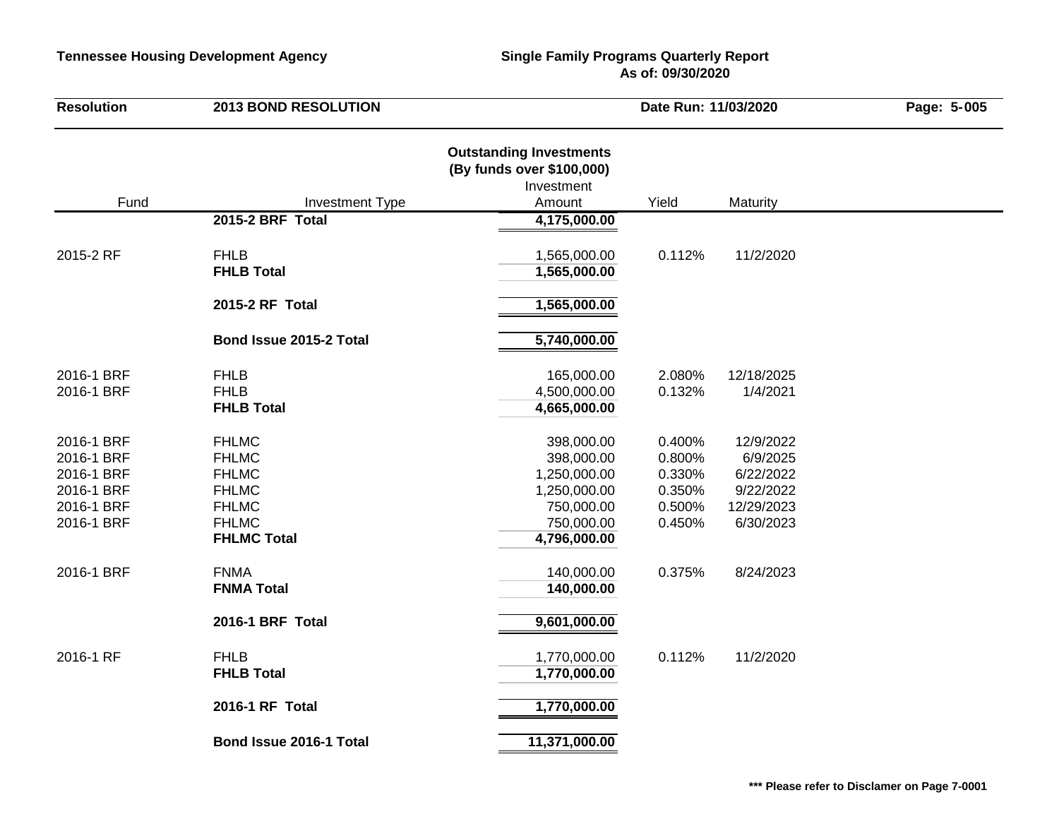**Tennessee Housing Development Agency**

**Single Family Programs Quarterly Report**
**As of: 09/30/2020**

**Resolution** **2013 BOND RESOLUTION**

**Date Run: 11/03/2020**

### Outstanding Investments
### (By funds over $100,000)

| Fund | Investment Type | Investment Amount | Yield | Maturity |
|---|---|---|---|---|
| | **2015-2 BRF Total** | **4,175,000.00** | | |
| 2015-2 RF | FHLB | 1,565,000.00 | 0.112% | 11/2/2020 |
| | **FHLB Total** | **1,565,000.00** | | |
| | **2015-2 RF Total** | **1,565,000.00** | | |
| | **Bond Issue 2015-2 Total** | **5,740,000.00** | | |
| 2016-1 BRF | FHLB | 165,000.00 | 2.080% | 12/18/2025 |
| 2016-1 BRF | FHLB | 4,500,000.00 | 0.132% | 1/4/2021 |
| | **FHLB Total** | **4,665,000.00** | | |
| 2016-1 BRF | FHLMC | 398,000.00 | 0.400% | 12/9/2022 |
| 2016-1 BRF | FHLMC | 398,000.00 | 0.800% | 6/9/2025 |
| 2016-1 BRF | FHLMC | 1,250,000.00 | 0.330% | 6/22/2022 |
| 2016-1 BRF | FHLMC | 1,250,000.00 | 0.350% | 9/22/2022 |
| 2016-1 BRF | FHLMC | 750,000.00 | 0.500% | 12/29/2023 |
| 2016-1 BRF | FHLMC | 750,000.00 | 0.450% | 6/30/2023 |
| | **FHLMC Total** | **4,796,000.00** | | |
| 2016-1 BRF | FNMA | 140,000.00 | 0.375% | 8/24/2023 |
| | **FNMA Total** | **140,000.00** | | |
| | **2016-1 BRF Total** | **9,601,000.00** | | |
| 2016-1 RF | FHLB | 1,770,000.00 | 0.112% | 11/2/2020 |
| | **FHLB Total** | **1,770,000.00** | | |
| | **2016-1 RF Total** | **1,770,000.00** | | |
| | **Bond Issue 2016-1 Total** | **11,371,000.00** | | |

**\*\*\* Please refer to Disclamer on Page 7-0001**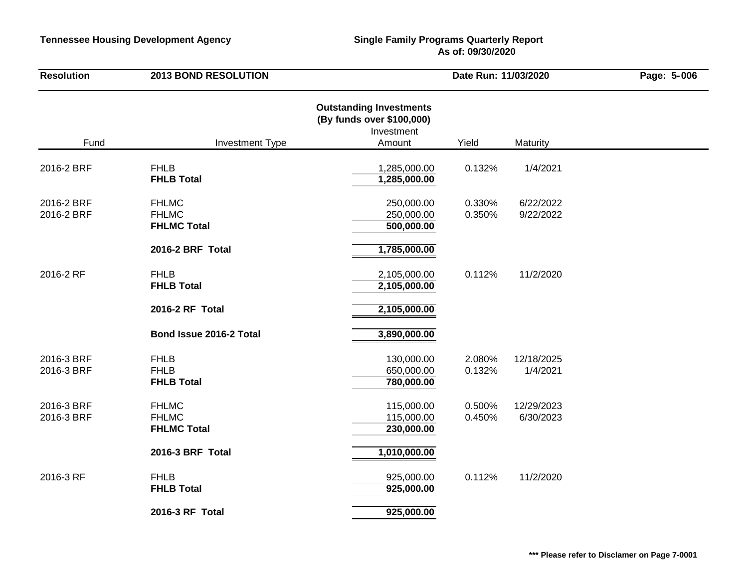**Tennessee Housing Development Agency**

**Single Family Programs Quarterly Report**
**As of: 09/30/2020**

**Resolution** **2013 BOND RESOLUTION** **Date Run: 11/03/2020**

## Outstanding Investments
### (By funds over $100,000)

| Fund | Investment Type | Investment Amount | Yield | Maturity |
|---|---|---|---|---|
| 2016-2 BRF | FHLB | 1,285,000.00 | 0.132% | 1/4/2021 |
| | **FHLB Total** | **1,285,000.00** | | |
| 2016-2 BRF | FHLMC | 250,000.00 | 0.330% | 6/22/2022 |
| 2016-2 BRF | FHLMC | 250,000.00 | 0.350% | 9/22/2022 |
| | **FHLMC Total** | **500,000.00** | | |
| | **2016-2 BRF Total** | **1,785,000.00** | | |
| 2016-2 RF | FHLB | 2,105,000.00 | 0.112% | 11/2/2020 |
| | **FHLB Total** | **2,105,000.00** | | |
| | **2016-2 RF Total** | **2,105,000.00** | | |
| | **Bond Issue 2016-2 Total** | **3,890,000.00** | | |
| 2016-3 BRF | FHLB | 130,000.00 | 2.080% | 12/18/2025 |
| 2016-3 BRF | FHLB | 650,000.00 | 0.132% | 1/4/2021 |
| | **FHLB Total** | **780,000.00** | | |
| 2016-3 BRF | FHLMC | 115,000.00 | 0.500% | 12/29/2023 |
| 2016-3 BRF | FHLMC | 115,000.00 | 0.450% | 6/30/2023 |
| | **FHLMC Total** | **230,000.00** | | |
| | **2016-3 BRF Total** | **1,010,000.00** | | |
| 2016-3 RF | FHLB | 925,000.00 | 0.112% | 11/2/2020 |
| | **FHLB Total** | **925,000.00** | | |
| | **2016-3 RF Total** | **925,000.00** | | |

**\*\*\* Please refer to Disclamer on Page 7-0001**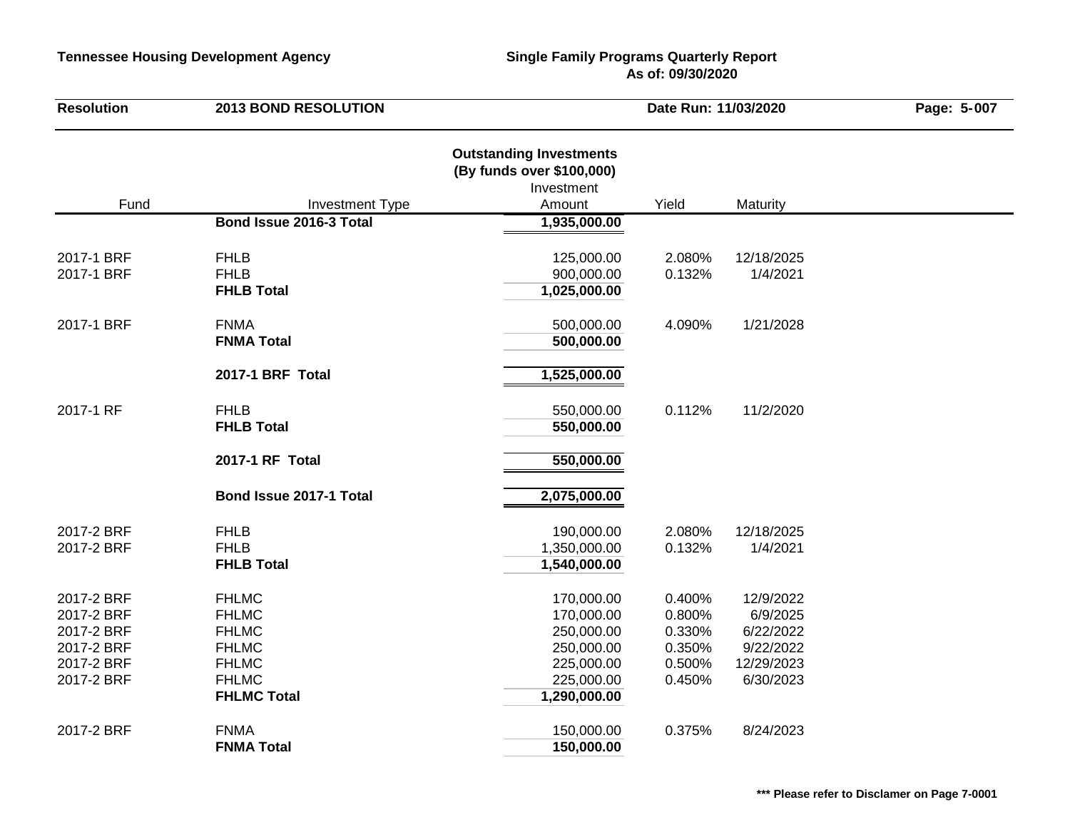**Tennessee Housing Development Agency** — **Single Family Programs Quarterly Report**
**As of: 09/30/2020**

| Resolution | 2013 BOND RESOLUTION | Date Run: 11/03/2020 |
|---|---|---|

### Outstanding Investments
### (By funds over $100,000)

| Fund | Investment Type | Investment Amount | Yield | Maturity |
|---|---|---|---|---|
| | **Bond Issue 2016-3 Total** | **1,935,000.00** | | |
| 2017-1 BRF | FHLB | 125,000.00 | 2.080% | 12/18/2025 |
| 2017-1 BRF | FHLB | 900,000.00 | 0.132% | 1/4/2021 |
| | **FHLB Total** | **1,025,000.00** | | |
| 2017-1 BRF | FNMA | 500,000.00 | 4.090% | 1/21/2028 |
| | **FNMA Total** | **500,000.00** | | |
| | **2017-1 BRF Total** | **1,525,000.00** | | |
| 2017-1 RF | FHLB | 550,000.00 | 0.112% | 11/2/2020 |
| | **FHLB Total** | **550,000.00** | | |
| | **2017-1 RF Total** | **550,000.00** | | |
| | **Bond Issue 2017-1 Total** | **2,075,000.00** | | |
| 2017-2 BRF | FHLB | 190,000.00 | 2.080% | 12/18/2025 |
| 2017-2 BRF | FHLB | 1,350,000.00 | 0.132% | 1/4/2021 |
| | **FHLB Total** | **1,540,000.00** | | |
| 2017-2 BRF | FHLMC | 170,000.00 | 0.400% | 12/9/2022 |
| 2017-2 BRF | FHLMC | 170,000.00 | 0.800% | 6/9/2025 |
| 2017-2 BRF | FHLMC | 250,000.00 | 0.330% | 6/22/2022 |
| 2017-2 BRF | FHLMC | 250,000.00 | 0.350% | 9/22/2022 |
| 2017-2 BRF | FHLMC | 225,000.00 | 0.500% | 12/29/2023 |
| 2017-2 BRF | FHLMC | 225,000.00 | 0.450% | 6/30/2023 |
| | **FHLMC Total** | **1,290,000.00** | | |
| 2017-2 BRF | FNMA | 150,000.00 | 0.375% | 8/24/2023 |
| | **FNMA Total** | **150,000.00** | | |

**\*\*\* Please refer to Disclamer on Page 7-0001**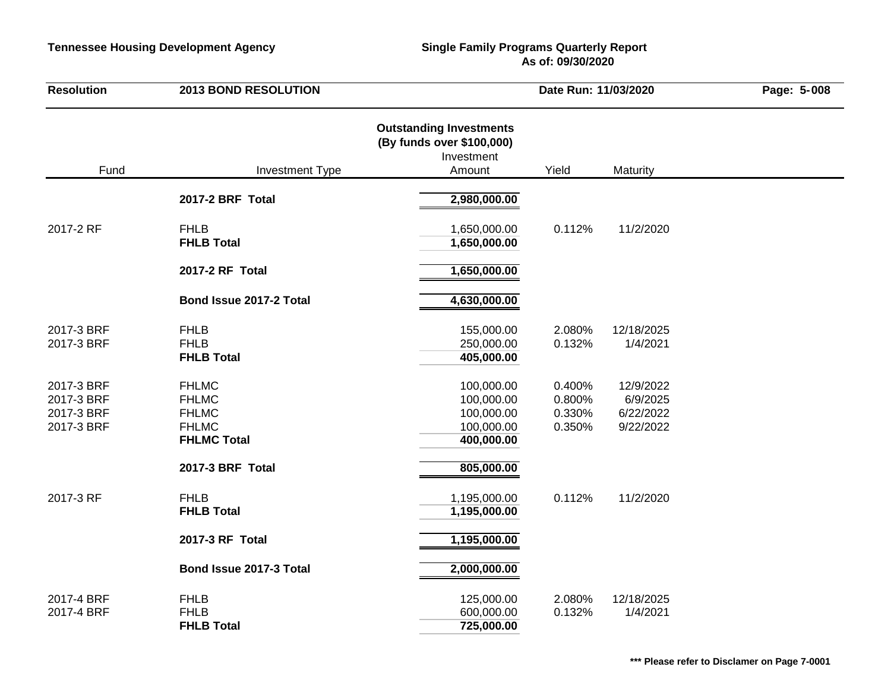**Tennessee Housing Development Agency** | **Single Family Programs Quarterly Report**
**As of: 09/30/2020**

**Resolution** **2013 BOND RESOLUTION** | **Date Run: 11/03/2020**

## Outstanding Investments
**(By funds over $100,000)**

| Fund | Investment Type | Investment Amount | Yield | Maturity |
|---|---|---|---|---|
| | **2017-2 BRF Total** | **2,980,000.00** | | |
| 2017-2 RF | FHLB | 1,650,000.00 | 0.112% | 11/2/2020 |
| | **FHLB Total** | **1,650,000.00** | | |
| | **2017-2 RF Total** | **1,650,000.00** | | |
| | **Bond Issue 2017-2 Total** | **4,630,000.00** | | |
| 2017-3 BRF | FHLB | 155,000.00 | 2.080% | 12/18/2025 |
| 2017-3 BRF | FHLB | 250,000.00 | 0.132% | 1/4/2021 |
| | **FHLB Total** | **405,000.00** | | |
| 2017-3 BRF | FHLMC | 100,000.00 | 0.400% | 12/9/2022 |
| 2017-3 BRF | FHLMC | 100,000.00 | 0.800% | 6/9/2025 |
| 2017-3 BRF | FHLMC | 100,000.00 | 0.330% | 6/22/2022 |
| 2017-3 BRF | FHLMC | 100,000.00 | 0.350% | 9/22/2022 |
| | **FHLMC Total** | **400,000.00** | | |
| | **2017-3 BRF Total** | **805,000.00** | | |
| 2017-3 RF | FHLB | 1,195,000.00 | 0.112% | 11/2/2020 |
| | **FHLB Total** | **1,195,000.00** | | |
| | **2017-3 RF Total** | **1,195,000.00** | | |
| | **Bond Issue 2017-3 Total** | **2,000,000.00** | | |
| 2017-4 BRF | FHLB | 125,000.00 | 2.080% | 12/18/2025 |
| 2017-4 BRF | FHLB | 600,000.00 | 0.132% | 1/4/2021 |
| | **FHLB Total** | **725,000.00** | | |

**\*\*\* Please refer to Disclamer on Page 7-0001**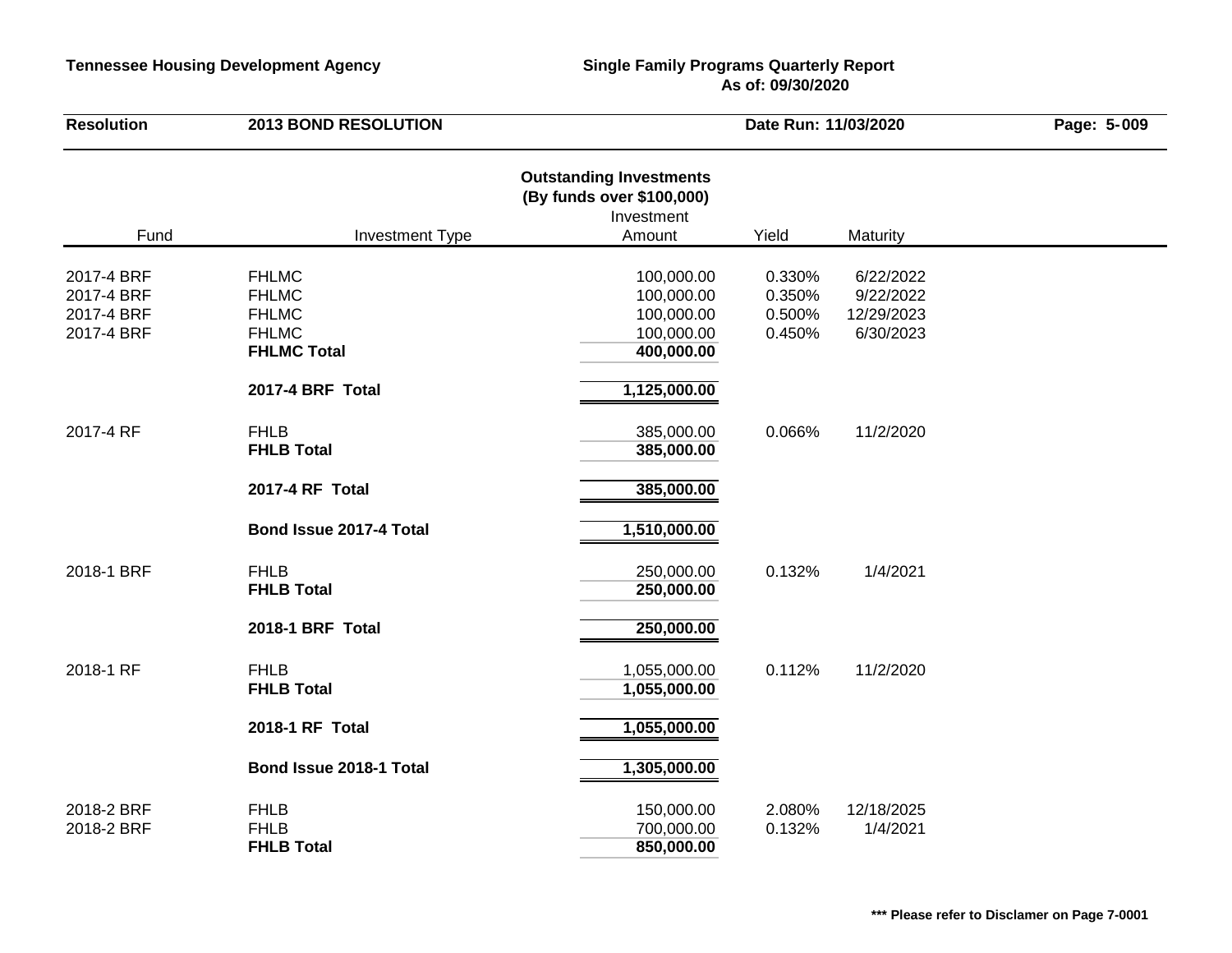**Tennessee Housing Development Agency** — **Single Family Programs Quarterly Report**
**As of: 09/30/2020**

**Resolution** — **2013 BOND RESOLUTION** — **Date Run: 11/03/2020**

## Outstanding Investments
### (By funds over $100,000)

| Fund | Investment Type | Investment Amount | Yield | Maturity |
|---|---|---|---|---|
| 2017-4 BRF | FHLMC | 100,000.00 | 0.330% | 6/22/2022 |
| 2017-4 BRF | FHLMC | 100,000.00 | 0.350% | 9/22/2022 |
| 2017-4 BRF | FHLMC | 100,000.00 | 0.500% | 12/29/2023 |
| 2017-4 BRF | FHLMC | 100,000.00 | 0.450% | 6/30/2023 |
| | **FHLMC Total** | **400,000.00** | | |
| | **2017-4 BRF Total** | **1,125,000.00** | | |
| 2017-4 RF | FHLB | 385,000.00 | 0.066% | 11/2/2020 |
| | **FHLB Total** | **385,000.00** | | |
| | **2017-4 RF Total** | **385,000.00** | | |
| | **Bond Issue 2017-4 Total** | **1,510,000.00** | | |
| 2018-1 BRF | FHLB | 250,000.00 | 0.132% | 1/4/2021 |
| | **FHLB Total** | **250,000.00** | | |
| | **2018-1 BRF Total** | **250,000.00** | | |
| 2018-1 RF | FHLB | 1,055,000.00 | 0.112% | 11/2/2020 |
| | **FHLB Total** | **1,055,000.00** | | |
| | **2018-1 RF Total** | **1,055,000.00** | | |
| | **Bond Issue 2018-1 Total** | **1,305,000.00** | | |
| 2018-2 BRF | FHLB | 150,000.00 | 2.080% | 12/18/2025 |
| 2018-2 BRF | FHLB | 700,000.00 | 0.132% | 1/4/2021 |
| | **FHLB Total** | **850,000.00** | | |

**\*\*\* Please refer to Disclamer on Page 7-0001**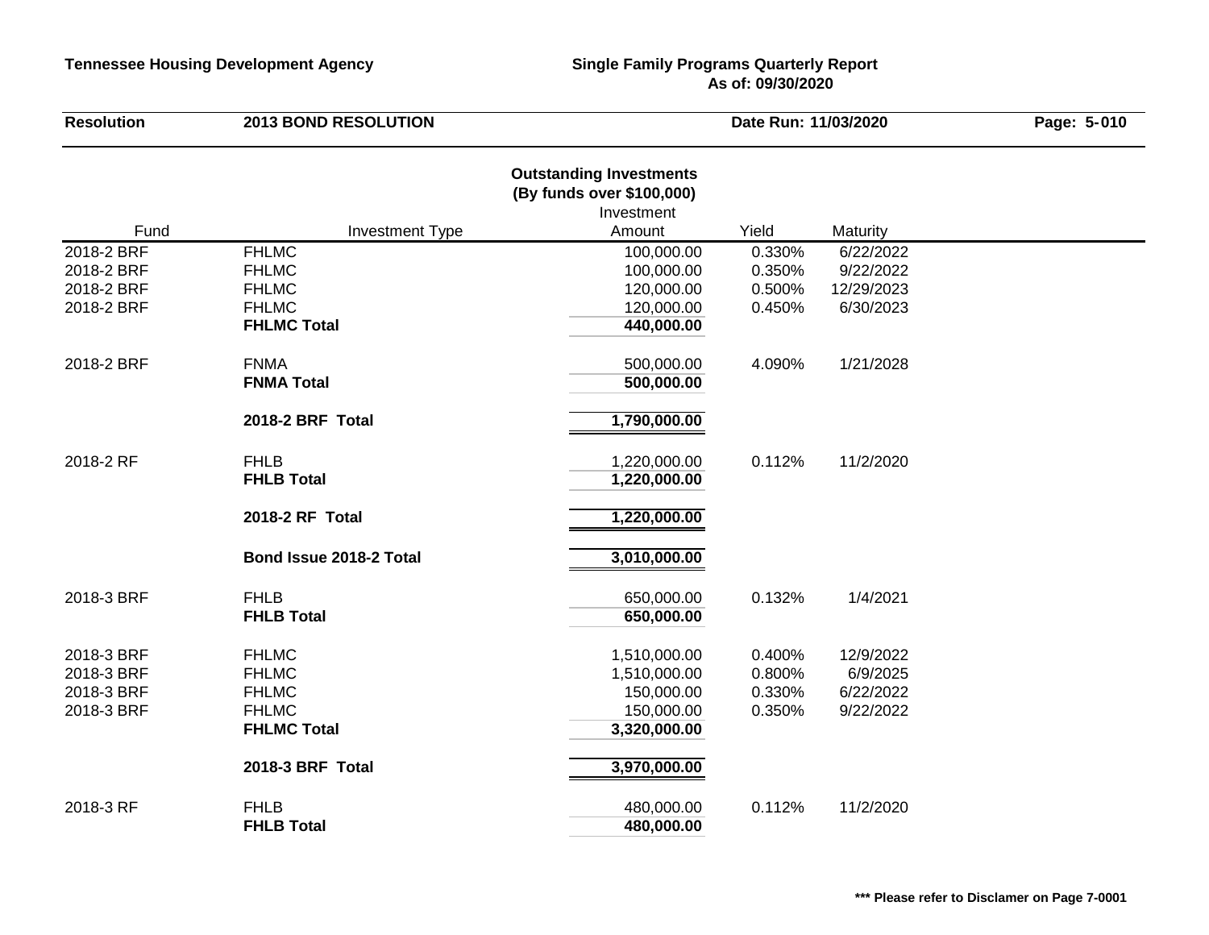**Tennessee Housing Development Agency**

**Single Family Programs Quarterly Report**
**As of: 09/30/2020**

**Resolution** **2013 BOND RESOLUTION**

**Date Run: 11/03/2020**

## Outstanding Investments
**(By funds over $100,000)**

| Fund | Investment Type | Investment Amount | Yield | Maturity |
|---|---|---|---|---|
| 2018-2 BRF | FHLMC | 100,000.00 | 0.330% | 6/22/2022 |
| 2018-2 BRF | FHLMC | 100,000.00 | 0.350% | 9/22/2022 |
| 2018-2 BRF | FHLMC | 120,000.00 | 0.500% | 12/29/2023 |
| 2018-2 BRF | FHLMC | 120,000.00 | 0.450% | 6/30/2023 |
| | **FHLMC Total** | **440,000.00** | | |
| 2018-2 BRF | FNMA | 500,000.00 | 4.090% | 1/21/2028 |
| | **FNMA Total** | **500,000.00** | | |
| | **2018-2 BRF Total** | **1,790,000.00** | | |
| 2018-2 RF | FHLB | 1,220,000.00 | 0.112% | 11/2/2020 |
| | **FHLB Total** | **1,220,000.00** | | |
| | **2018-2 RF Total** | **1,220,000.00** | | |
| | **Bond Issue 2018-2 Total** | **3,010,000.00** | | |
| 2018-3 BRF | FHLB | 650,000.00 | 0.132% | 1/4/2021 |
| | **FHLB Total** | **650,000.00** | | |
| 2018-3 BRF | FHLMC | 1,510,000.00 | 0.400% | 12/9/2022 |
| 2018-3 BRF | FHLMC | 1,510,000.00 | 0.800% | 6/9/2025 |
| 2018-3 BRF | FHLMC | 150,000.00 | 0.330% | 6/22/2022 |
| 2018-3 BRF | FHLMC | 150,000.00 | 0.350% | 9/22/2022 |
| | **FHLMC Total** | **3,320,000.00** | | |
| | **2018-3 BRF Total** | **3,970,000.00** | | |
| 2018-3 RF | FHLB | 480,000.00 | 0.112% | 11/2/2020 |
| | **FHLB Total** | **480,000.00** | | |

**\*\*\* Please refer to Disclamer on Page 7-0001**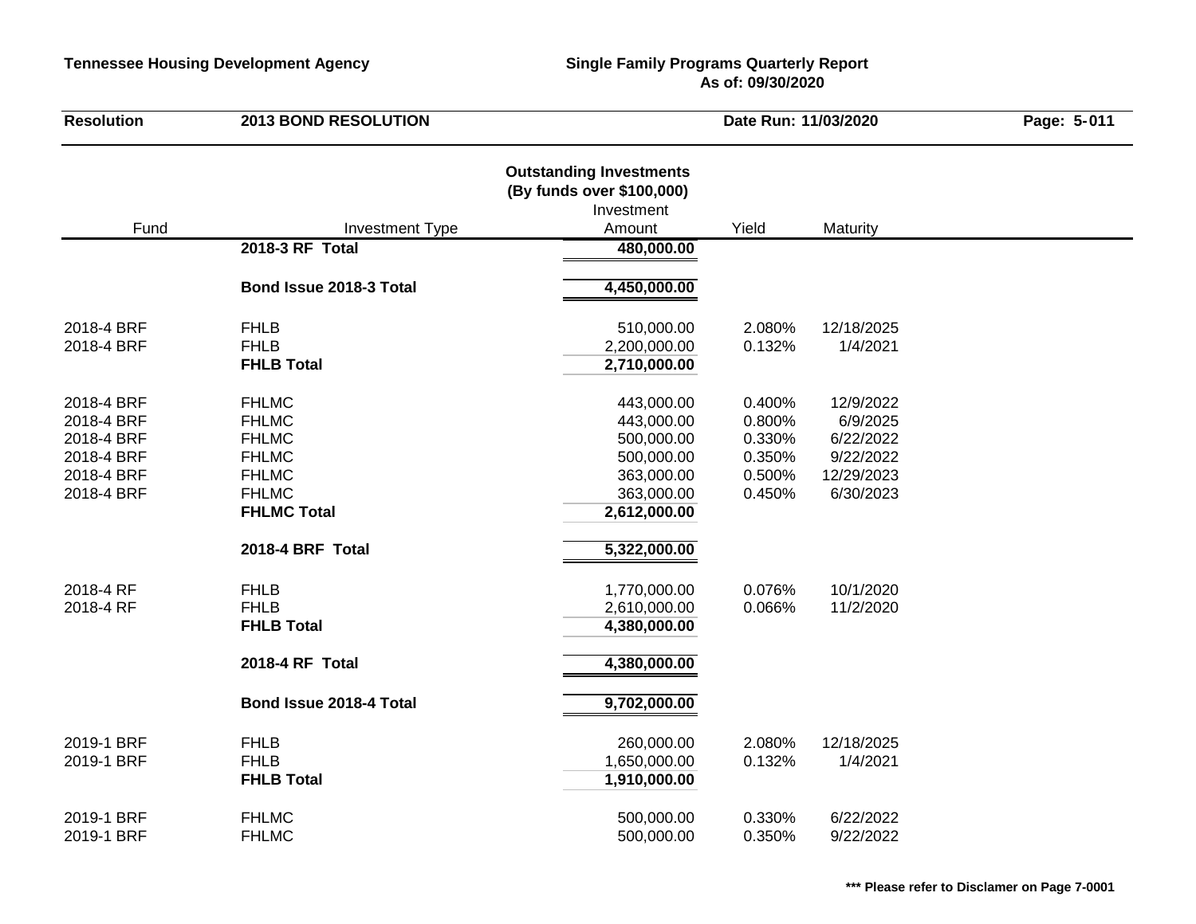**Tennessee Housing Development Agency**

**Single Family Programs Quarterly Report**
**As of: 09/30/2020**

| **Resolution** | **2013 BOND RESOLUTION** | **Date Run: 11/03/2020** |
|---|---|---|

## Outstanding Investments
### (By funds over $100,000)

| Fund | Investment Type | Investment Amount | Yield | Maturity |
|---|---|---|---|---|
| | **2018-3 RF Total** | **480,000.00** | | |
| | **Bond Issue 2018-3 Total** | **4,450,000.00** | | |
| 2018-4 BRF | FHLB | 510,000.00 | 2.080% | 12/18/2025 |
| 2018-4 BRF | FHLB | 2,200,000.00 | 0.132% | 1/4/2021 |
| | **FHLB Total** | **2,710,000.00** | | |
| 2018-4 BRF | FHLMC | 443,000.00 | 0.400% | 12/9/2022 |
| 2018-4 BRF | FHLMC | 443,000.00 | 0.800% | 6/9/2025 |
| 2018-4 BRF | FHLMC | 500,000.00 | 0.330% | 6/22/2022 |
| 2018-4 BRF | FHLMC | 500,000.00 | 0.350% | 9/22/2022 |
| 2018-4 BRF | FHLMC | 363,000.00 | 0.500% | 12/29/2023 |
| 2018-4 BRF | FHLMC | 363,000.00 | 0.450% | 6/30/2023 |
| | **FHLMC Total** | **2,612,000.00** | | |
| | **2018-4 BRF Total** | **5,322,000.00** | | |
| 2018-4 RF | FHLB | 1,770,000.00 | 0.076% | 10/1/2020 |
| 2018-4 RF | FHLB | 2,610,000.00 | 0.066% | 11/2/2020 |
| | **FHLB Total** | **4,380,000.00** | | |
| | **2018-4 RF Total** | **4,380,000.00** | | |
| | **Bond Issue 2018-4 Total** | **9,702,000.00** | | |
| 2019-1 BRF | FHLB | 260,000.00 | 2.080% | 12/18/2025 |
| 2019-1 BRF | FHLB | 1,650,000.00 | 0.132% | 1/4/2021 |
| | **FHLB Total** | **1,910,000.00** | | |
| 2019-1 BRF | FHLMC | 500,000.00 | 0.330% | 6/22/2022 |
| 2019-1 BRF | FHLMC | 500,000.00 | 0.350% | 9/22/2022 |

**\*\*\* Please refer to Disclamer on Page 7-0001**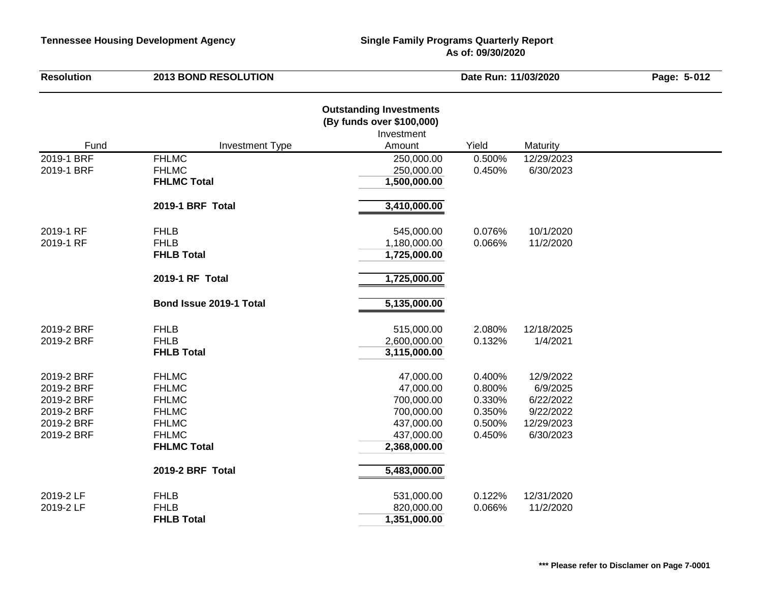**Tennessee Housing Development Agency** — **Single Family Programs Quarterly Report**
**As of: 09/30/2020**

**Resolution** — **2013 BOND RESOLUTION** — **Date Run: 11/03/2020**

## Outstanding Investments
### (By funds over $100,000)

| Fund | Investment Type | Investment Amount | Yield | Maturity |
|---|---|---|---|---|
| 2019-1 BRF | FHLMC | 250,000.00 | 0.500% | 12/29/2023 |
| 2019-1 BRF | FHLMC | 250,000.00 | 0.450% | 6/30/2023 |
| | **FHLMC Total** | **1,500,000.00** | | |
| | **2019-1 BRF Total** | **3,410,000.00** | | |
| 2019-1 RF | FHLB | 545,000.00 | 0.076% | 10/1/2020 |
| 2019-1 RF | FHLB | 1,180,000.00 | 0.066% | 11/2/2020 |
| | **FHLB Total** | **1,725,000.00** | | |
| | **2019-1 RF Total** | **1,725,000.00** | | |
| | **Bond Issue 2019-1 Total** | **5,135,000.00** | | |
| 2019-2 BRF | FHLB | 515,000.00 | 2.080% | 12/18/2025 |
| 2019-2 BRF | FHLB | 2,600,000.00 | 0.132% | 1/4/2021 |
| | **FHLB Total** | **3,115,000.00** | | |
| 2019-2 BRF | FHLMC | 47,000.00 | 0.400% | 12/9/2022 |
| 2019-2 BRF | FHLMC | 47,000.00 | 0.800% | 6/9/2025 |
| 2019-2 BRF | FHLMC | 700,000.00 | 0.330% | 6/22/2022 |
| 2019-2 BRF | FHLMC | 700,000.00 | 0.350% | 9/22/2022 |
| 2019-2 BRF | FHLMC | 437,000.00 | 0.500% | 12/29/2023 |
| 2019-2 BRF | FHLMC | 437,000.00 | 0.450% | 6/30/2023 |
| | **FHLMC Total** | **2,368,000.00** | | |
| | **2019-2 BRF Total** | **5,483,000.00** | | |
| 2019-2 LF | FHLB | 531,000.00 | 0.122% | 12/31/2020 |
| 2019-2 LF | FHLB | 820,000.00 | 0.066% | 11/2/2020 |
| | **FHLB Total** | **1,351,000.00** | | |

**\*\*\* Please refer to Disclamer on Page 7-0001**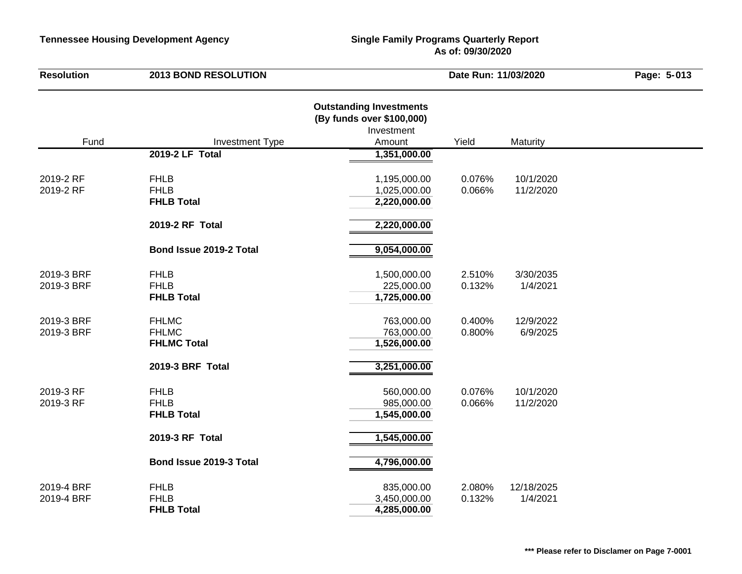**Tennessee Housing Development Agency** **Single Family Programs Quarterly Report**
**As of: 09/30/2020**

| Resolution | 2013 BOND RESOLUTION | Date Run: 11/03/2020 |
|---|---|---|

### Outstanding Investments
### (By funds over $100,000)

| Fund | Investment Type | Investment Amount | Yield | Maturity |
|---|---|---|---|---|
| | **2019-2 LF Total** | **1,351,000.00** | | |
| 2019-2 RF | FHLB | 1,195,000.00 | 0.076% | 10/1/2020 |
| 2019-2 RF | FHLB | 1,025,000.00 | 0.066% | 11/2/2020 |
| | **FHLB Total** | **2,220,000.00** | | |
| | **2019-2 RF Total** | **2,220,000.00** | | |
| | **Bond Issue 2019-2 Total** | **9,054,000.00** | | |
| 2019-3 BRF | FHLB | 1,500,000.00 | 2.510% | 3/30/2035 |
| 2019-3 BRF | FHLB | 225,000.00 | 0.132% | 1/4/2021 |
| | **FHLB Total** | **1,725,000.00** | | |
| 2019-3 BRF | FHLMC | 763,000.00 | 0.400% | 12/9/2022 |
| 2019-3 BRF | FHLMC | 763,000.00 | 0.800% | 6/9/2025 |
| | **FHLMC Total** | **1,526,000.00** | | |
| | **2019-3 BRF Total** | **3,251,000.00** | | |
| 2019-3 RF | FHLB | 560,000.00 | 0.076% | 10/1/2020 |
| 2019-3 RF | FHLB | 985,000.00 | 0.066% | 11/2/2020 |
| | **FHLB Total** | **1,545,000.00** | | |
| | **2019-3 RF Total** | **1,545,000.00** | | |
| | **Bond Issue 2019-3 Total** | **4,796,000.00** | | |
| 2019-4 BRF | FHLB | 835,000.00 | 2.080% | 12/18/2025 |
| 2019-4 BRF | FHLB | 3,450,000.00 | 0.132% | 1/4/2021 |
| | **FHLB Total** | **4,285,000.00** | | |

**\*\*\* Please refer to Disclamer on Page 7-0001**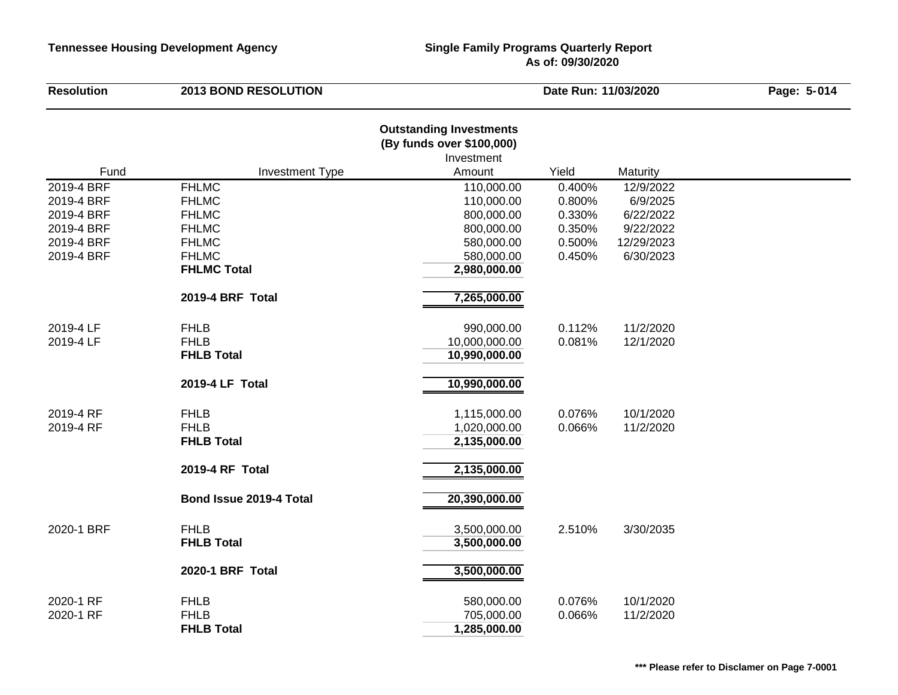**Tennessee Housing Development Agency** | **Single Family Programs Quarterly Report**
**As of: 09/30/2020**

**Resolution** **2013 BOND RESOLUTION** **Date Run: 11/03/2020**

## Outstanding Investments
### (By funds over $100,000)

| Fund | Investment Type | Investment Amount | Yield | Maturity |
|---|---|---|---|---|
| 2019-4 BRF | FHLMC | 110,000.00 | 0.400% | 12/9/2022 |
| 2019-4 BRF | FHLMC | 110,000.00 | 0.800% | 6/9/2025 |
| 2019-4 BRF | FHLMC | 800,000.00 | 0.330% | 6/22/2022 |
| 2019-4 BRF | FHLMC | 800,000.00 | 0.350% | 9/22/2022 |
| 2019-4 BRF | FHLMC | 580,000.00 | 0.500% | 12/29/2023 |
| 2019-4 BRF | FHLMC | 580,000.00 | 0.450% | 6/30/2023 |
| | **FHLMC Total** | **2,980,000.00** | | |
| | **2019-4 BRF Total** | **7,265,000.00** | | |
| 2019-4 LF | FHLB | 990,000.00 | 0.112% | 11/2/2020 |
| 2019-4 LF | FHLB | 10,000,000.00 | 0.081% | 12/1/2020 |
| | **FHLB Total** | **10,990,000.00** | | |
| | **2019-4 LF Total** | **10,990,000.00** | | |
| 2019-4 RF | FHLB | 1,115,000.00 | 0.076% | 10/1/2020 |
| 2019-4 RF | FHLB | 1,020,000.00 | 0.066% | 11/2/2020 |
| | **FHLB Total** | **2,135,000.00** | | |
| | **2019-4 RF Total** | **2,135,000.00** | | |
| | **Bond Issue 2019-4 Total** | **20,390,000.00** | | |
| 2020-1 BRF | FHLB | 3,500,000.00 | 2.510% | 3/30/2035 |
| | **FHLB Total** | **3,500,000.00** | | |
| | **2020-1 BRF Total** | **3,500,000.00** | | |
| 2020-1 RF | FHLB | 580,000.00 | 0.076% | 10/1/2020 |
| 2020-1 RF | FHLB | 705,000.00 | 0.066% | 11/2/2020 |
| | **FHLB Total** | **1,285,000.00** | | |

**\*\*\* Please refer to Disclamer on Page 7-0001**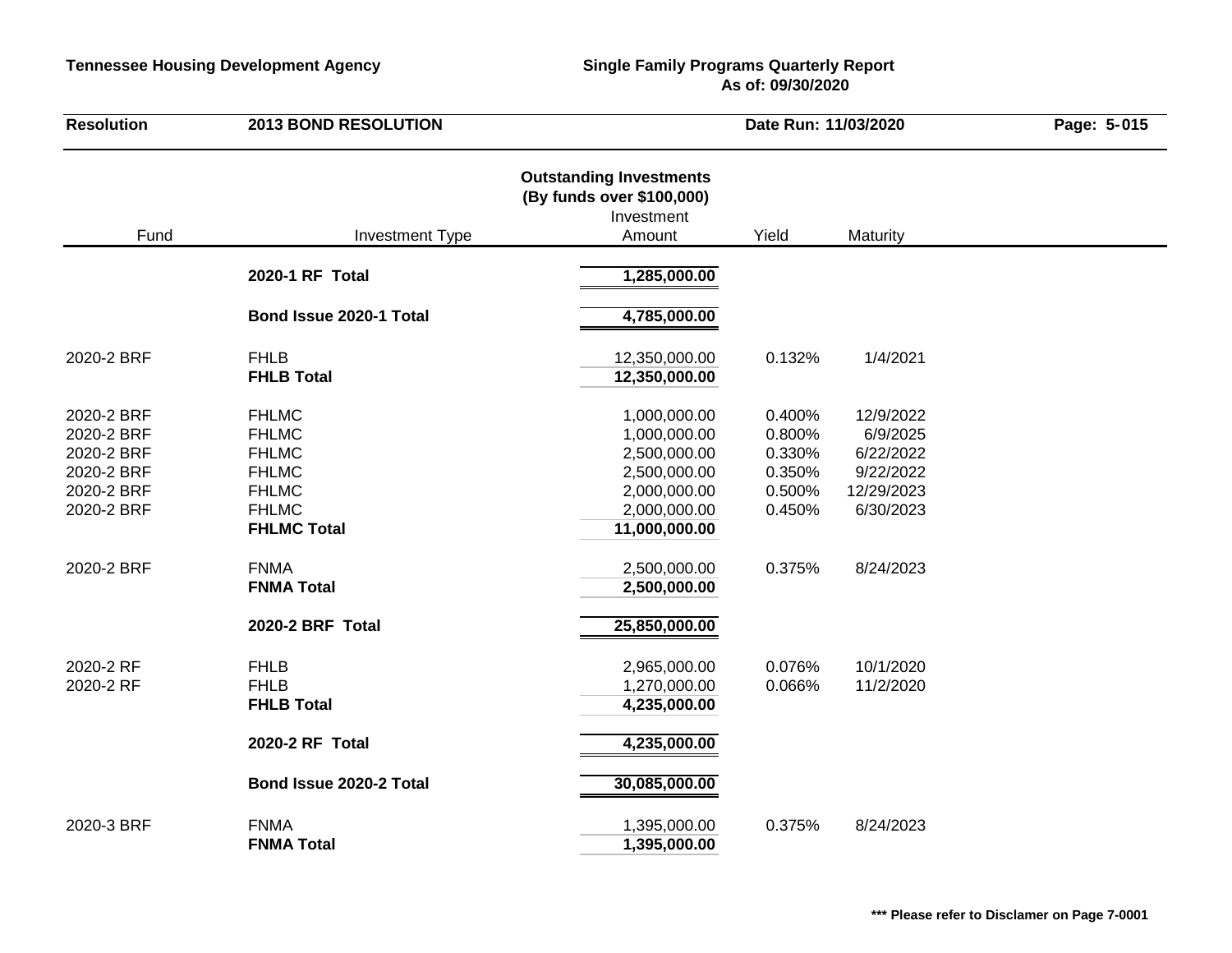**Tennessee Housing Development Agency** | **Single Family Programs Quarterly Report**
**As of: 09/30/2020**

| **Resolution** | **2013 BOND RESOLUTION** | **Date Run: 11/03/2020** | **Page: 5-015** |
|---|---|---|---|

### Outstanding Investments
### (By funds over $100,000)

| Fund | Investment Type | Investment Amount | Yield | Maturity |
|---|---|---|---|---|
| | **2020-1 RF Total** | **1,285,000.00** | | |
| | **Bond Issue 2020-1 Total** | **4,785,000.00** | | |
| 2020-2 BRF | FHLB | 12,350,000.00 | 0.132% | 1/4/2021 |
| | **FHLB Total** | **12,350,000.00** | | |
| 2020-2 BRF | FHLMC | 1,000,000.00 | 0.400% | 12/9/2022 |
| 2020-2 BRF | FHLMC | 1,000,000.00 | 0.800% | 6/9/2025 |
| 2020-2 BRF | FHLMC | 2,500,000.00 | 0.330% | 6/22/2022 |
| 2020-2 BRF | FHLMC | 2,500,000.00 | 0.350% | 9/22/2022 |
| 2020-2 BRF | FHLMC | 2,000,000.00 | 0.500% | 12/29/2023 |
| 2020-2 BRF | FHLMC | 2,000,000.00 | 0.450% | 6/30/2023 |
| | **FHLMC Total** | **11,000,000.00** | | |
| 2020-2 BRF | FNMA | 2,500,000.00 | 0.375% | 8/24/2023 |
| | **FNMA Total** | **2,500,000.00** | | |
| | **2020-2 BRF Total** | **25,850,000.00** | | |
| 2020-2 RF | FHLB | 2,965,000.00 | 0.076% | 10/1/2020 |
| 2020-2 RF | FHLB | 1,270,000.00 | 0.066% | 11/2/2020 |
| | **FHLB Total** | **4,235,000.00** | | |
| | **2020-2 RF Total** | **4,235,000.00** | | |
| | **Bond Issue 2020-2 Total** | **30,085,000.00** | | |
| 2020-3 BRF | FNMA | 1,395,000.00 | 0.375% | 8/24/2023 |
| | **FNMA Total** | **1,395,000.00** | | |

**\*\*\* Please refer to Disclamer on Page 7-0001**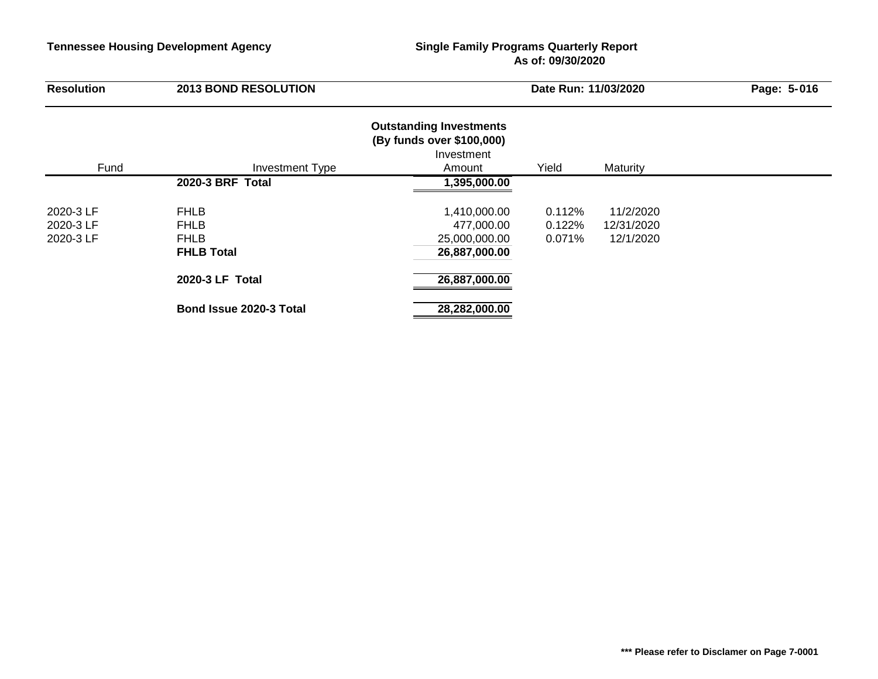**Tennessee Housing Development Agency**

**Single Family Programs Quarterly Report**
**As of: 09/30/2020**

| Resolution | 2013 BOND RESOLUTION | Date Run: 11/03/2020 |
|---|---|---|

## Outstanding Investments
### (By funds over $100,000)

| Fund | Investment Type | Investment Amount | Yield | Maturity |
|---|---|---|---|---|
| | **2020-3 BRF Total** | **1,395,000.00** | | |
| 2020-3 LF | FHLB | 1,410,000.00 | 0.112% | 11/2/2020 |
| 2020-3 LF | FHLB | 477,000.00 | 0.122% | 12/31/2020 |
| 2020-3 LF | FHLB | 25,000,000.00 | 0.071% | 12/1/2020 |
| | **FHLB Total** | **26,887,000.00** | | |
| | **2020-3 LF Total** | **26,887,000.00** | | |
| | **Bond Issue 2020-3 Total** | **28,282,000.00** | | |

**\*\*\* Please refer to Disclamer on Page 7-0001**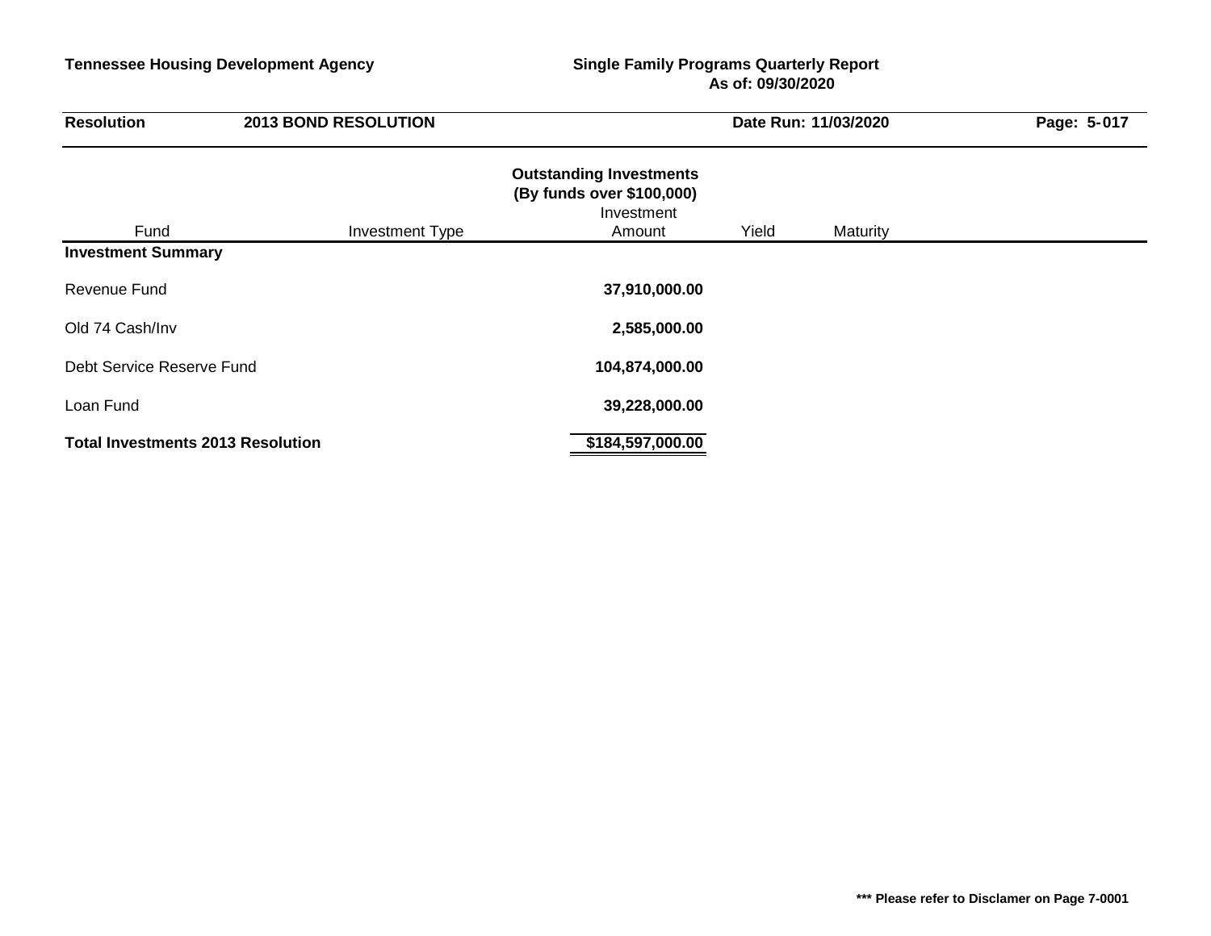**Tennessee Housing Development Agency** | **Single Family Programs Quarterly Report**
**As of: 09/30/2020**

**Resolution** **2013 BOND RESOLUTION** **Date Run: 11/03/2020** **Page: 5-017**

## Outstanding Investments
### (By funds over $100,000)

| Fund | Investment Type | Investment Amount | Yield | Maturity |
|---|---|---|---|---|
| **Investment Summary** | | | | |
| Revenue Fund | | **37,910,000.00** | | |
| Old 74 Cash/Inv | | **2,585,000.00** | | |
| Debt Service Reserve Fund | | **104,874,000.00** | | |
| Loan Fund | | **39,228,000.00** | | |
| **Total Investments 2013 Resolution** | | **$184,597,000.00** | | |

**\*\*\* Please refer to Disclamer on Page 7-0001**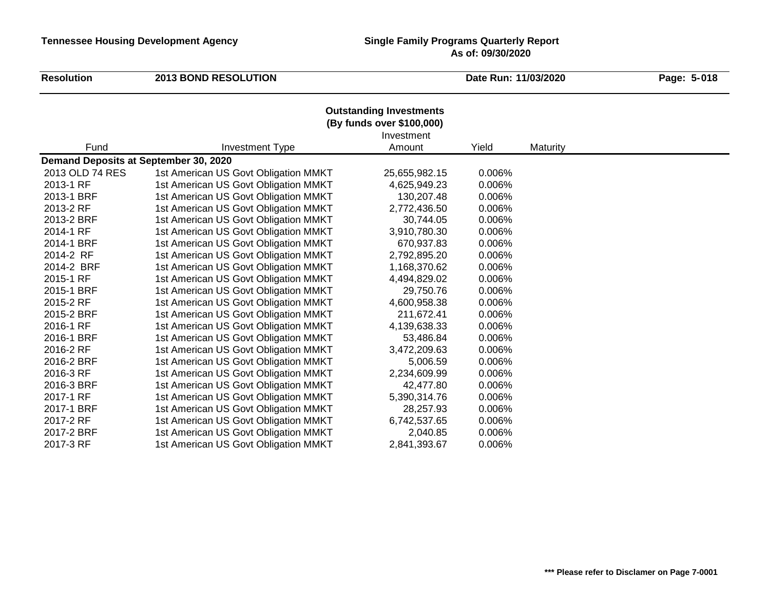**Tennessee Housing Development Agency**

**Single Family Programs Quarterly Report**
**As of: 09/30/2020**

| **Resolution** | **2013 BOND RESOLUTION** | **Date Run: 11/03/2020** |
|---|---|---|

## Outstanding Investments
### (By funds over $100,000)

| Fund | Investment Type | Investment Amount | Yield | Maturity |
|---|---|---|---|---|
| **Demand Deposits at September 30, 2020** | | | | |
| 2013 OLD 74 RES | 1st American US Govt Obligation MMKT | 25,655,982.15 | 0.006% | |
| 2013-1 RF | 1st American US Govt Obligation MMKT | 4,625,949.23 | 0.006% | |
| 2013-1 BRF | 1st American US Govt Obligation MMKT | 130,207.48 | 0.006% | |
| 2013-2 RF | 1st American US Govt Obligation MMKT | 2,772,436.50 | 0.006% | |
| 2013-2 BRF | 1st American US Govt Obligation MMKT | 30,744.05 | 0.006% | |
| 2014-1 RF | 1st American US Govt Obligation MMKT | 3,910,780.30 | 0.006% | |
| 2014-1 BRF | 1st American US Govt Obligation MMKT | 670,937.83 | 0.006% | |
| 2014-2 RF | 1st American US Govt Obligation MMKT | 2,792,895.20 | 0.006% | |
| 2014-2 BRF | 1st American US Govt Obligation MMKT | 1,168,370.62 | 0.006% | |
| 2015-1 RF | 1st American US Govt Obligation MMKT | 4,494,829.02 | 0.006% | |
| 2015-1 BRF | 1st American US Govt Obligation MMKT | 29,750.76 | 0.006% | |
| 2015-2 RF | 1st American US Govt Obligation MMKT | 4,600,958.38 | 0.006% | |
| 2015-2 BRF | 1st American US Govt Obligation MMKT | 211,672.41 | 0.006% | |
| 2016-1 RF | 1st American US Govt Obligation MMKT | 4,139,638.33 | 0.006% | |
| 2016-1 BRF | 1st American US Govt Obligation MMKT | 53,486.84 | 0.006% | |
| 2016-2 RF | 1st American US Govt Obligation MMKT | 3,472,209.63 | 0.006% | |
| 2016-2 BRF | 1st American US Govt Obligation MMKT | 5,006.59 | 0.006% | |
| 2016-3 RF | 1st American US Govt Obligation MMKT | 2,234,609.99 | 0.006% | |
| 2016-3 BRF | 1st American US Govt Obligation MMKT | 42,477.80 | 0.006% | |
| 2017-1 RF | 1st American US Govt Obligation MMKT | 5,390,314.76 | 0.006% | |
| 2017-1 BRF | 1st American US Govt Obligation MMKT | 28,257.93 | 0.006% | |
| 2017-2 RF | 1st American US Govt Obligation MMKT | 6,742,537.65 | 0.006% | |
| 2017-2 BRF | 1st American US Govt Obligation MMKT | 2,040.85 | 0.006% | |
| 2017-3 RF | 1st American US Govt Obligation MMKT | 2,841,393.67 | 0.006% | |

**\*\*\* Please refer to Disclamer on Page 7-0001**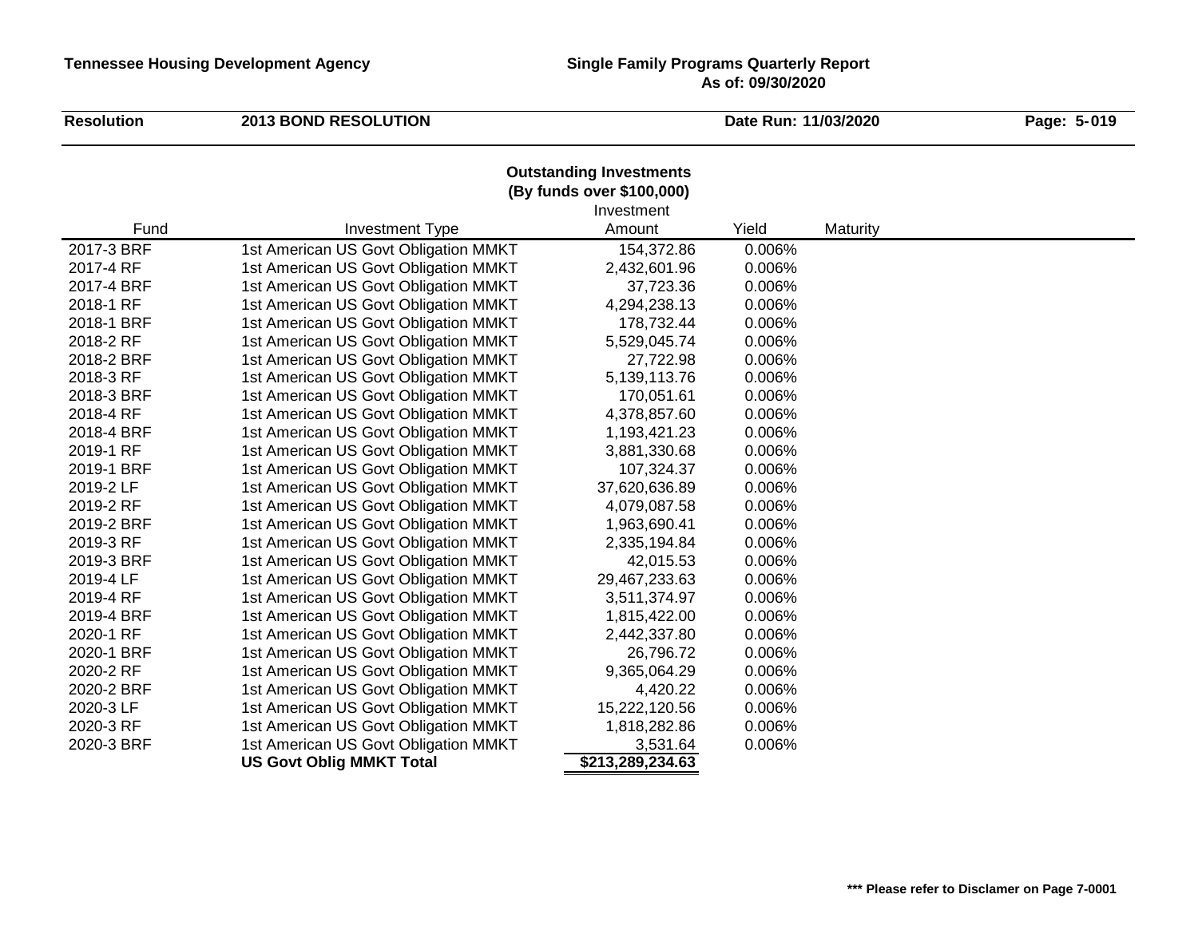**Tennessee Housing Development Agency**

**Single Family Programs Quarterly Report**
**As of: 09/30/2020**

| **Resolution** | **2013 BOND RESOLUTION** | **Date Run: 11/03/2020** |
|---|---|---|

## Outstanding Investments
### (By funds over $100,000)

| Fund | Investment Type | Investment Amount | Yield | Maturity |
|---|---|---|---|---|
| 2017-3 BRF | 1st American US Govt Obligation MMKT | 154,372.86 | 0.006% | |
| 2017-4 RF | 1st American US Govt Obligation MMKT | 2,432,601.96 | 0.006% | |
| 2017-4 BRF | 1st American US Govt Obligation MMKT | 37,723.36 | 0.006% | |
| 2018-1 RF | 1st American US Govt Obligation MMKT | 4,294,238.13 | 0.006% | |
| 2018-1 BRF | 1st American US Govt Obligation MMKT | 178,732.44 | 0.006% | |
| 2018-2 RF | 1st American US Govt Obligation MMKT | 5,529,045.74 | 0.006% | |
| 2018-2 BRF | 1st American US Govt Obligation MMKT | 27,722.98 | 0.006% | |
| 2018-3 RF | 1st American US Govt Obligation MMKT | 5,139,113.76 | 0.006% | |
| 2018-3 BRF | 1st American US Govt Obligation MMKT | 170,051.61 | 0.006% | |
| 2018-4 RF | 1st American US Govt Obligation MMKT | 4,378,857.60 | 0.006% | |
| 2018-4 BRF | 1st American US Govt Obligation MMKT | 1,193,421.23 | 0.006% | |
| 2019-1 RF | 1st American US Govt Obligation MMKT | 3,881,330.68 | 0.006% | |
| 2019-1 BRF | 1st American US Govt Obligation MMKT | 107,324.37 | 0.006% | |
| 2019-2 LF | 1st American US Govt Obligation MMKT | 37,620,636.89 | 0.006% | |
| 2019-2 RF | 1st American US Govt Obligation MMKT | 4,079,087.58 | 0.006% | |
| 2019-2 BRF | 1st American US Govt Obligation MMKT | 1,963,690.41 | 0.006% | |
| 2019-3 RF | 1st American US Govt Obligation MMKT | 2,335,194.84 | 0.006% | |
| 2019-3 BRF | 1st American US Govt Obligation MMKT | 42,015.53 | 0.006% | |
| 2019-4 LF | 1st American US Govt Obligation MMKT | 29,467,233.63 | 0.006% | |
| 2019-4 RF | 1st American US Govt Obligation MMKT | 3,511,374.97 | 0.006% | |
| 2019-4 BRF | 1st American US Govt Obligation MMKT | 1,815,422.00 | 0.006% | |
| 2020-1 RF | 1st American US Govt Obligation MMKT | 2,442,337.80 | 0.006% | |
| 2020-1 BRF | 1st American US Govt Obligation MMKT | 26,796.72 | 0.006% | |
| 2020-2 RF | 1st American US Govt Obligation MMKT | 9,365,064.29 | 0.006% | |
| 2020-2 BRF | 1st American US Govt Obligation MMKT | 4,420.22 | 0.006% | |
| 2020-3 LF | 1st American US Govt Obligation MMKT | 15,222,120.56 | 0.006% | |
| 2020-3 RF | 1st American US Govt Obligation MMKT | 1,818,282.86 | 0.006% | |
| 2020-3 BRF | 1st American US Govt Obligation MMKT | 3,531.64 | 0.006% | |
| | **US Govt Oblig MMKT Total** | **$213,289,234.63** | | |

**\*\*\* Please refer to Disclamer on Page 7-0001**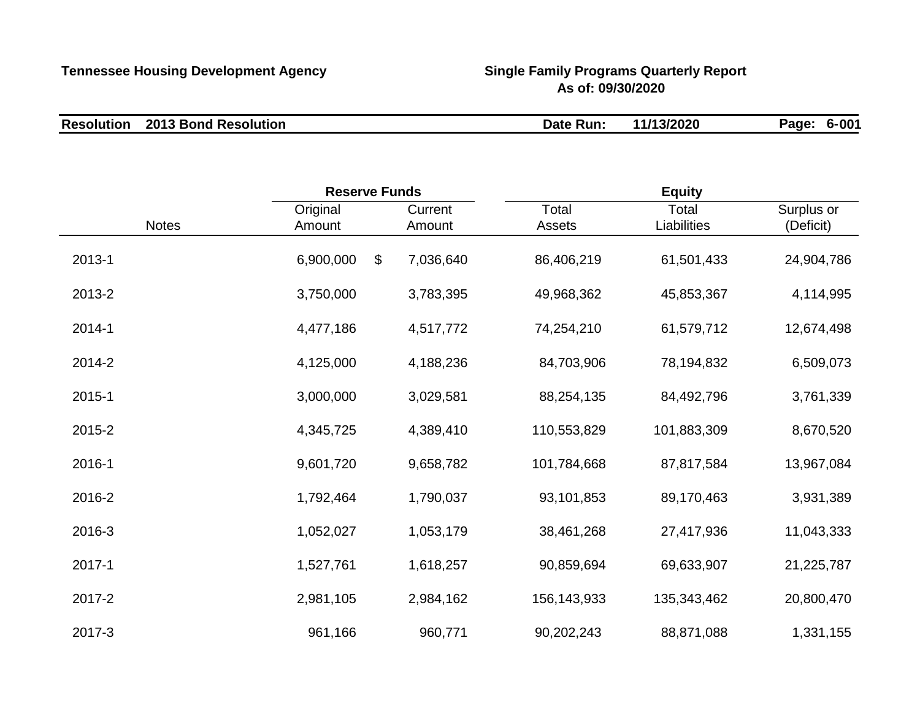**Tennessee Housing Development Agency**

**Single Family Programs Quarterly Report**
**As of: 09/30/2020**

**Resolution 2013 Bond Resolution** **Date Run: 11/13/2020**

| | Reserve Funds | | Equity | | |
|---|---|---|---|---|---|
| Notes | Original Amount | Current Amount | Total Assets | Total Liabilities | Surplus or (Deficit) |
| 2013-1 | 6,900,000 | $ 7,036,640 | 86,406,219 | 61,501,433 | 24,904,786 |
| 2013-2 | 3,750,000 | 3,783,395 | 49,968,362 | 45,853,367 | 4,114,995 |
| 2014-1 | 4,477,186 | 4,517,772 | 74,254,210 | 61,579,712 | 12,674,498 |
| 2014-2 | 4,125,000 | 4,188,236 | 84,703,906 | 78,194,832 | 6,509,073 |
| 2015-1 | 3,000,000 | 3,029,581 | 88,254,135 | 84,492,796 | 3,761,339 |
| 2015-2 | 4,345,725 | 4,389,410 | 110,553,829 | 101,883,309 | 8,670,520 |
| 2016-1 | 9,601,720 | 9,658,782 | 101,784,668 | 87,817,584 | 13,967,084 |
| 2016-2 | 1,792,464 | 1,790,037 | 93,101,853 | 89,170,463 | 3,931,389 |
| 2016-3 | 1,052,027 | 1,053,179 | 38,461,268 | 27,417,936 | 11,043,333 |
| 2017-1 | 1,527,761 | 1,618,257 | 90,859,694 | 69,633,907 | 21,225,787 |
| 2017-2 | 2,981,105 | 2,984,162 | 156,143,933 | 135,343,462 | 20,800,470 |
| 2017-3 | 961,166 | 960,771 | 90,202,243 | 88,871,088 | 1,331,155 |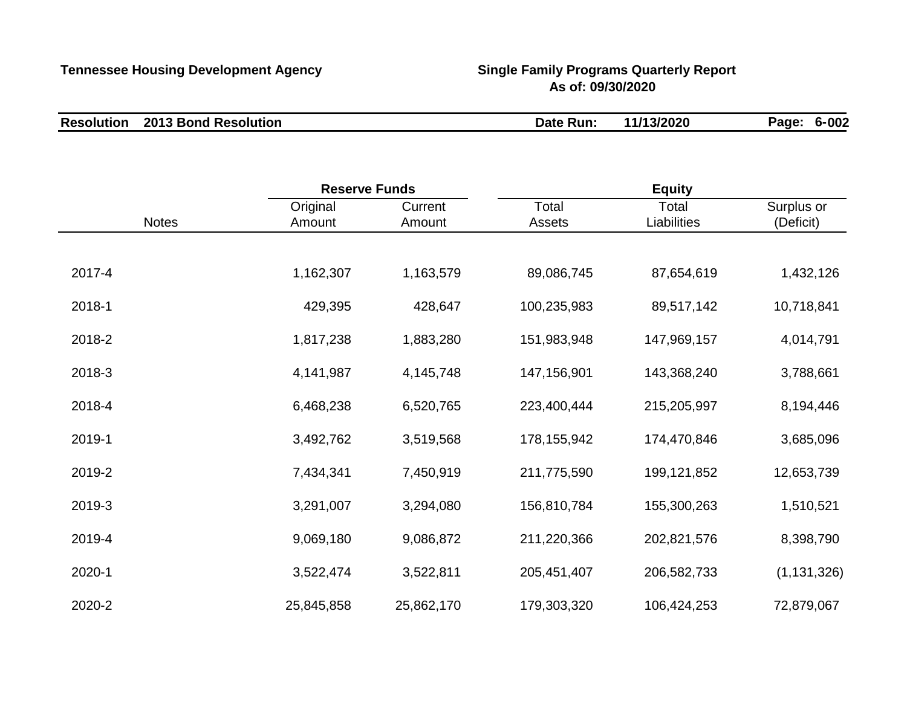**Tennessee Housing Development Agency**

**Single Family Programs Quarterly Report**
**As of: 09/30/2020**

**Resolution 2013 Bond Resolution** | **Date Run: 11/13/2020** | **Page: 6-002**

| Notes | Reserve Funds | | Equity | | |
|---|---|---|---|---|---|
| | Original Amount | Current Amount | Total Assets | Total Liabilities | Surplus or (Deficit) |
| 2017-4 | 1,162,307 | 1,163,579 | 89,086,745 | 87,654,619 | 1,432,126 |
| 2018-1 | 429,395 | 428,647 | 100,235,983 | 89,517,142 | 10,718,841 |
| 2018-2 | 1,817,238 | 1,883,280 | 151,983,948 | 147,969,157 | 4,014,791 |
| 2018-3 | 4,141,987 | 4,145,748 | 147,156,901 | 143,368,240 | 3,788,661 |
| 2018-4 | 6,468,238 | 6,520,765 | 223,400,444 | 215,205,997 | 8,194,446 |
| 2019-1 | 3,492,762 | 3,519,568 | 178,155,942 | 174,470,846 | 3,685,096 |
| 2019-2 | 7,434,341 | 7,450,919 | 211,775,590 | 199,121,852 | 12,653,739 |
| 2019-3 | 3,291,007 | 3,294,080 | 156,810,784 | 155,300,263 | 1,510,521 |
| 2019-4 | 9,069,180 | 9,086,872 | 211,220,366 | 202,821,576 | 8,398,790 |
| 2020-1 | 3,522,474 | 3,522,811 | 205,451,407 | 206,582,733 | (1,131,326) |
| 2020-2 | 25,845,858 | 25,862,170 | 179,303,320 | 106,424,253 | 72,879,067 |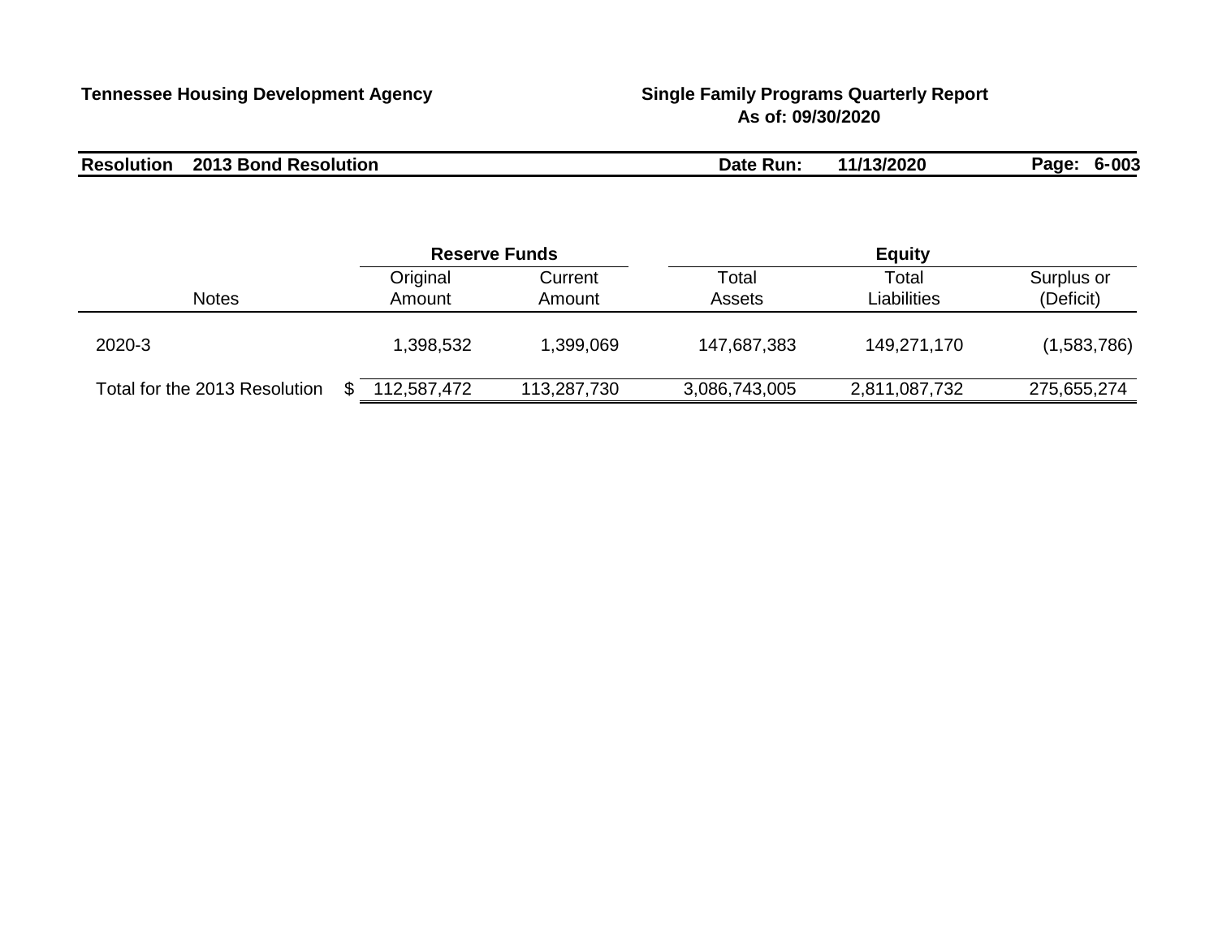**Tennessee Housing Development Agency** **Single Family Programs Quarterly Report**
**As of: 09/30/2020**

**Resolution 2013 Bond Resolution** **Date Run: 11/13/2020** **Page: 6-003**

| | | Reserve Funds | | Equity | | |
|---|---|---|---|---|---|---|
| Notes | | Original Amount | Current Amount | Total Assets | Total Liabilities | Surplus or (Deficit) |
| 2020-3 | | 1,398,532 | 1,399,069 | 147,687,383 | 149,271,170 | (1,583,786) |
| Total for the 2013 Resolution | $ | 112,587,472 | 113,287,730 | 3,086,743,005 | 2,811,087,732 | 275,655,274 |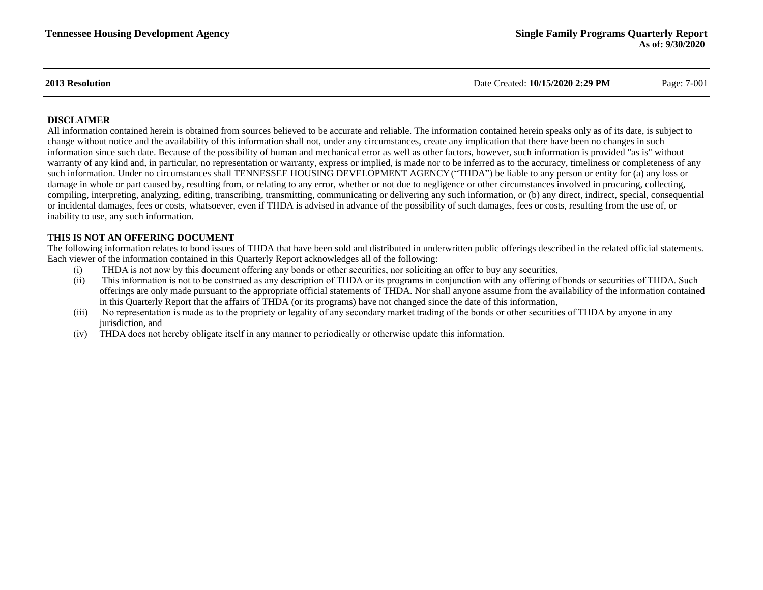**2013 Resolution** Date Created: **10/15/2020 2:29 PM**

## DISCLAIMER

All information contained herein is obtained from sources believed to be accurate and reliable. The information contained herein speaks only as of its date, is subject to change without notice and the availability of this information shall not, under any circumstances, create any implication that there have been no changes in such information since such date. Because of the possibility of human and mechanical error as well as other factors, however, such information is provided "as is" without warranty of any kind and, in particular, no representation or warranty, express or implied, is made nor to be inferred as to the accuracy, timeliness or completeness of any such information. Under no circumstances shall TENNESSEE HOUSING DEVELOPMENT AGENCY ("THDA") be liable to any person or entity for (a) any loss or damage in whole or part caused by, resulting from, or relating to any error, whether or not due to negligence or other circumstances involved in procuring, collecting, compiling, interpreting, analyzing, editing, transcribing, transmitting, communicating or delivering any such information, or (b) any direct, indirect, special, consequential or incidental damages, fees or costs, whatsoever, even if THDA is advised in advance of the possibility of such damages, fees or costs, resulting from the use of, or inability to use, any such information.

## THIS IS NOT AN OFFERING DOCUMENT

The following information relates to bond issues of THDA that have been sold and distributed in underwritten public offerings described in the related official statements. Each viewer of the information contained in this Quarterly Report acknowledges all of the following:

- (i) THDA is not now by this document offering any bonds or other securities, nor soliciting an offer to buy any securities,
- (ii) This information is not to be construed as any description of THDA or its programs in conjunction with any offering of bonds or securities of THDA. Such offerings are only made pursuant to the appropriate official statements of THDA. Nor shall anyone assume from the availability of the information contained in this Quarterly Report that the affairs of THDA (or its programs) have not changed since the date of this information,
- (iii) No representation is made as to the propriety or legality of any secondary market trading of the bonds or other securities of THDA by anyone in any jurisdiction, and
- (iv) THDA does not hereby obligate itself in any manner to periodically or otherwise update this information.